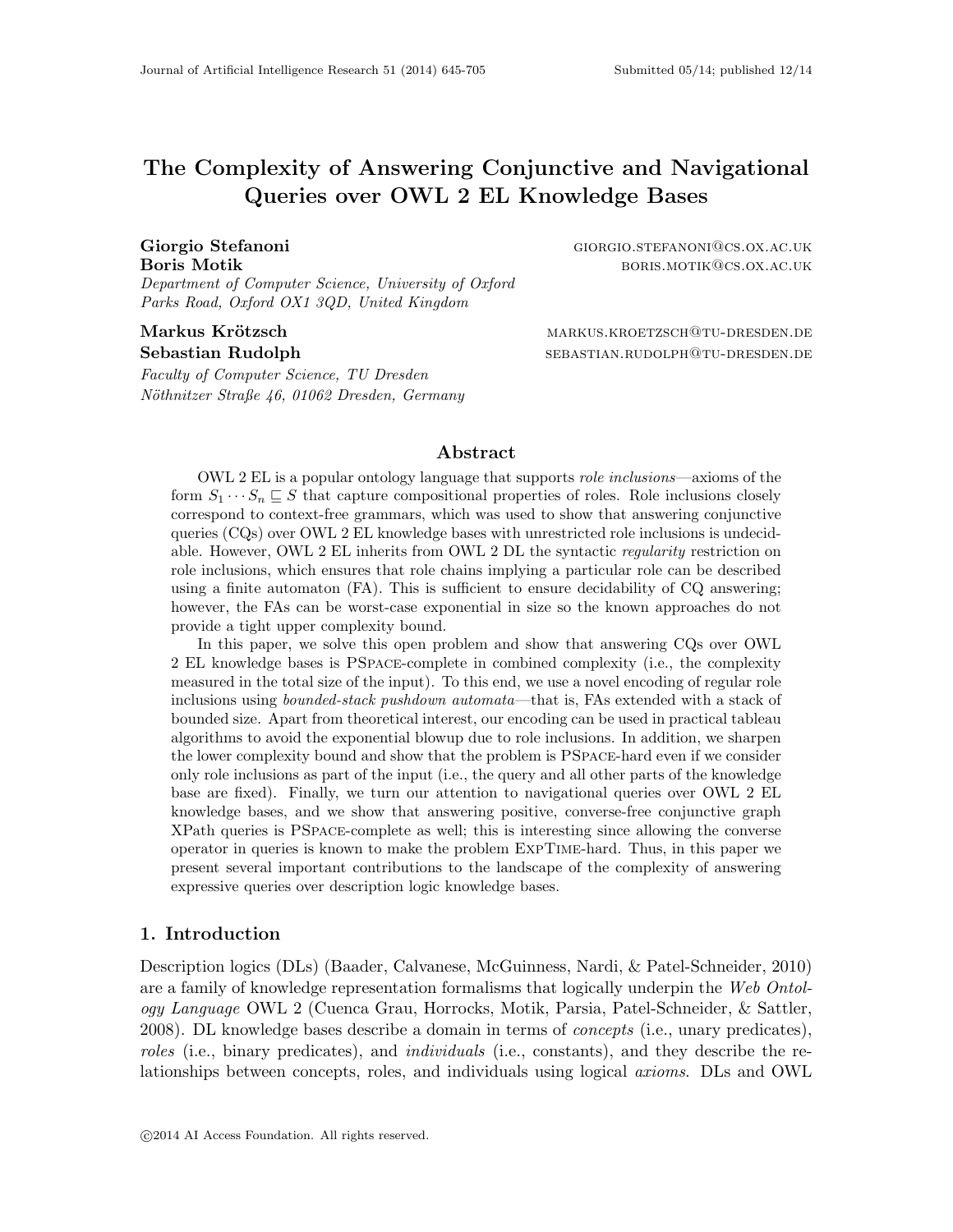# The Complexity of Answering Conjunctive and Navigational Queries over OWL 2 EL Knowledge Bases

**Giorgio Stefanoni** giorgio.stefanoni@cs.ox.ac.uk
**Boris Motik** boris.motik@cs.ox.ac.uk
*Department of Computer Science, University of Oxford*
*Parks Road, Oxford OX1 3QD, United Kingdom*

**Markus Krötzsch** markus.kroetzsch@tu-dresden.de
**Sebastian Rudolph** sebastian.rudolph@tu-dresden.de
*Faculty of Computer Science, TU Dresden*
*Nöthnitzer Straße 46, 01062 Dresden, Germany*

## Abstract

OWL 2 EL is a popular ontology language that supports *role inclusions*—axioms of the form $S_1 \cdots S_n \sqsubseteq S$ that capture compositional properties of roles. Role inclusions closely correspond to context-free grammars, which was used to show that answering conjunctive queries (CQs) over OWL 2 EL knowledge bases with unrestricted role inclusions is undecidable. However, OWL 2 EL inherits from OWL 2 DL the syntactic *regularity* restriction on role inclusions, which ensures that role chains implying a particular role can be described using a finite automaton (FA). This is sufficient to ensure decidability of CQ answering; however, the FAs can be worst-case exponential in size so the known approaches do not provide a tight upper complexity bound.

In this paper, we solve this open problem and show that answering CQs over OWL 2 EL knowledge bases is PSpace-complete in combined complexity (i.e., the complexity measured in the total size of the input). To this end, we use a novel encoding of regular role inclusions using *bounded-stack pushdown automata*—that is, FAs extended with a stack of bounded size. Apart from theoretical interest, our encoding can be used in practical tableau algorithms to avoid the exponential blowup due to role inclusions. In addition, we sharpen the lower complexity bound and show that the problem is PSpace-hard even if we consider only role inclusions as part of the input (i.e., the query and all other parts of the knowledge base are fixed). Finally, we turn our attention to navigational queries over OWL 2 EL knowledge bases, and we show that answering positive, converse-free conjunctive graph XPath queries is PSpace-complete as well; this is interesting since allowing the converse operator in queries is known to make the problem ExpTime-hard. Thus, in this paper we present several important contributions to the landscape of the complexity of answering expressive queries over description logic knowledge bases.

## 1. Introduction

Description logics (DLs) (Baader, Calvanese, McGuinness, Nardi, & Patel-Schneider, 2010) are a family of knowledge representation formalisms that logically underpin the *Web Ontology Language* OWL 2 (Cuenca Grau, Horrocks, Motik, Parsia, Patel-Schneider, & Sattler, 2008). DL knowledge bases describe a domain in terms of *concepts* (i.e., unary predicates), *roles* (i.e., binary predicates), and *individuals* (i.e., constants), and they describe the relationships between concepts, roles, and individuals using logical *axioms*. DLs and OWL

©2014 AI Access Foundation. All rights reserved.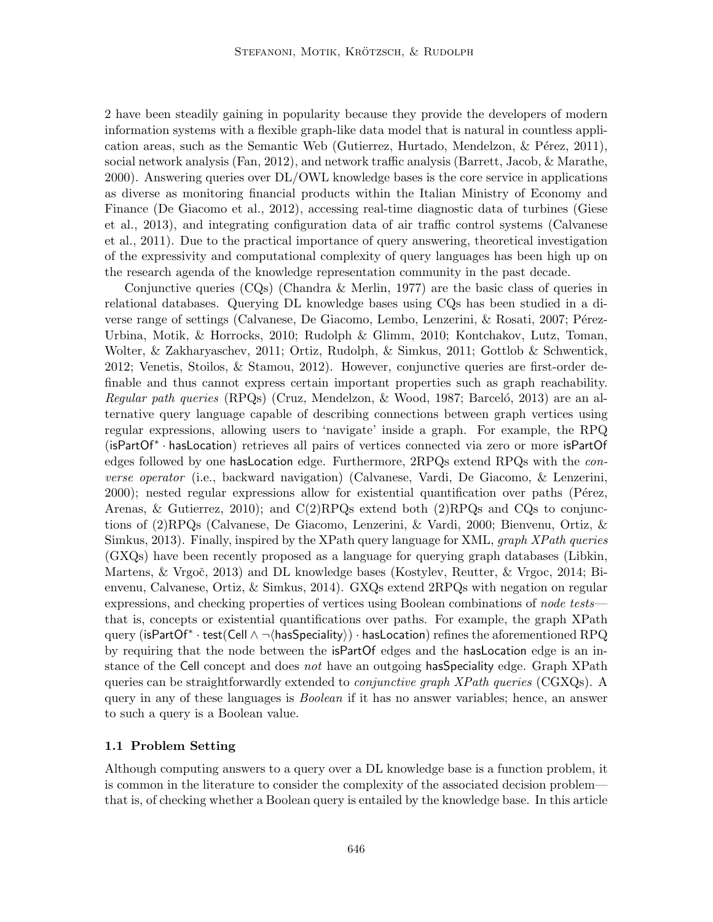2 have been steadily gaining in popularity because they provide the developers of modern information systems with a flexible graph-like data model that is natural in countless application areas, such as the Semantic Web (Gutierrez, Hurtado, Mendelzon, & Pérez, 2011), social network analysis (Fan, 2012), and network traffic analysis (Barrett, Jacob, & Marathe, 2000). Answering queries over DL/OWL knowledge bases is the core service in applications as diverse as monitoring financial products within the Italian Ministry of Economy and Finance (De Giacomo et al., 2012), accessing real-time diagnostic data of turbines (Giese et al., 2013), and integrating configuration data of air traffic control systems (Calvanese et al., 2011). Due to the practical importance of query answering, theoretical investigation of the expressivity and computational complexity of query languages has been high up on the research agenda of the knowledge representation community in the past decade.

Conjunctive queries (CQs) (Chandra & Merlin, 1977) are the basic class of queries in relational databases. Querying DL knowledge bases using CQs has been studied in a diverse range of settings (Calvanese, De Giacomo, Lembo, Lenzerini, & Rosati, 2007; Pérez-Urbina, Motik, & Horrocks, 2010; Rudolph & Glimm, 2010; Kontchakov, Lutz, Toman, Wolter, & Zakharyaschev, 2011; Ortiz, Rudolph, & Simkus, 2011; Gottlob & Schwentick, 2012; Venetis, Stoilos, & Stamou, 2012). However, conjunctive queries are first-order definable and thus cannot express certain important properties such as graph reachability. *Regular path queries* (RPQs) (Cruz, Mendelzon, & Wood, 1987; Barceló, 2013) are an alternative query language capable of describing connections between graph vertices using regular expressions, allowing users to 'navigate' inside a graph. For example, the RPQ $(\mathsf{isPartOf}^* \cdot \mathsf{hasLocation})$ retrieves all pairs of vertices connected via zero or more $\mathsf{isPartOf}$ edges followed by one $\mathsf{hasLocation}$ edge. Furthermore, 2RPQs extend RPQs with the *converse operator* (i.e., backward navigation) (Calvanese, Vardi, De Giacomo, & Lenzerini, 2000); nested regular expressions allow for existential quantification over paths (Pérez, Arenas, & Gutierrez, 2010); and C(2)RPQs extend both (2)RPQs and CQs to conjunctions of (2)RPQs (Calvanese, De Giacomo, Lenzerini, & Vardi, 2000; Bienvenu, Ortiz, & Simkus, 2013). Finally, inspired by the XPath query language for XML, *graph XPath queries* (GXQs) have been recently proposed as a language for querying graph databases (Libkin, Martens, & Vrgoč, 2013) and DL knowledge bases (Kostylev, Reutter, & Vrgoc, 2014; Bienvenu, Calvanese, Ortiz, & Simkus, 2014). GXQs extend 2RPQs with negation on regular expressions, and checking properties of vertices using Boolean combinations of *node tests*—that is, concepts or existential quantifications over paths. For example, the graph XPath query $(\mathsf{isPartOf}^* \cdot \mathsf{test}(\mathsf{Cell} \wedge \neg\langle\mathsf{hasSpeciality}\rangle) \cdot \mathsf{hasLocation})$ refines the aforementioned RPQ by requiring that the node between the $\mathsf{isPartOf}$ edges and the $\mathsf{hasLocation}$ edge is an instance of the $\mathsf{Cell}$ concept and does *not* have an outgoing $\mathsf{hasSpeciality}$ edge. Graph XPath queries can be straightforwardly extended to *conjunctive graph XPath queries* (CGXQs). A query in any of these languages is *Boolean* if it has no answer variables; hence, an answer to such a query is a Boolean value.

### 1.1 Problem Setting

Although computing answers to a query over a DL knowledge base is a function problem, it is common in the literature to consider the complexity of the associated decision problem—that is, of checking whether a Boolean query is entailed by the knowledge base. In this article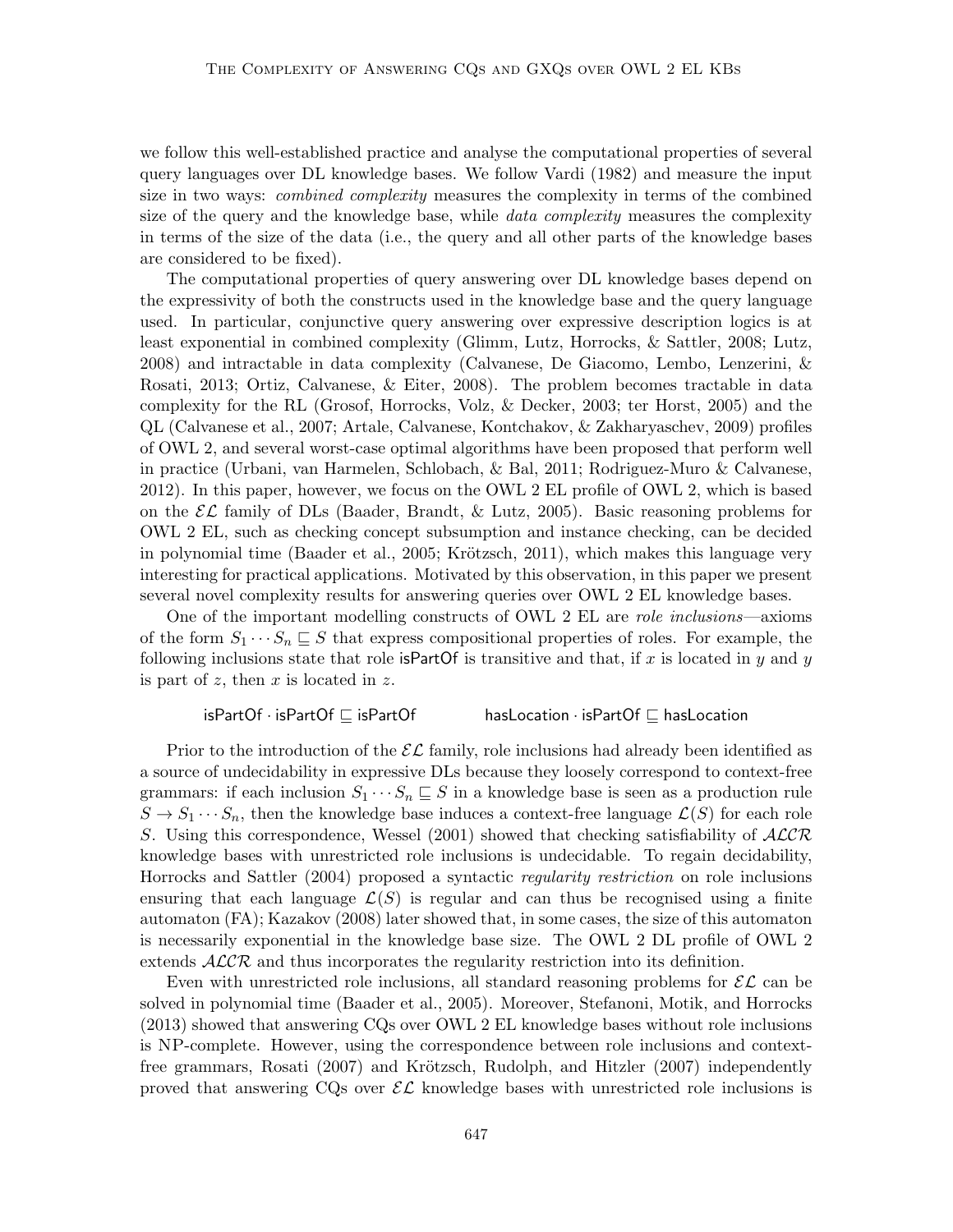we follow this well-established practice and analyse the computational properties of several query languages over DL knowledge bases. We follow Vardi (1982) and measure the input size in two ways: *combined complexity* measures the complexity in terms of the combined size of the query and the knowledge base, while *data complexity* measures the complexity in terms of the size of the data (i.e., the query and all other parts of the knowledge bases are considered to be fixed).

The computational properties of query answering over DL knowledge bases depend on the expressivity of both the constructs used in the knowledge base and the query language used. In particular, conjunctive query answering over expressive description logics is at least exponential in combined complexity (Glimm, Lutz, Horrocks, & Sattler, 2008; Lutz, 2008) and intractable in data complexity (Calvanese, De Giacomo, Lembo, Lenzerini, & Rosati, 2013; Ortiz, Calvanese, & Eiter, 2008). The problem becomes tractable in data complexity for the RL (Grosof, Horrocks, Volz, & Decker, 2003; ter Horst, 2005) and the QL (Calvanese et al., 2007; Artale, Calvanese, Kontchakov, & Zakharyaschev, 2009) profiles of OWL 2, and several worst-case optimal algorithms have been proposed that perform well in practice (Urbani, van Harmelen, Schlobach, & Bal, 2011; Rodriguez-Muro & Calvanese, 2012). In this paper, however, we focus on the OWL 2 EL profile of OWL 2, which is based on the $\mathcal{EL}$ family of DLs (Baader, Brandt, & Lutz, 2005). Basic reasoning problems for OWL 2 EL, such as checking concept subsumption and instance checking, can be decided in polynomial time (Baader et al., 2005; Krötzsch, 2011), which makes this language very interesting for practical applications. Motivated by this observation, in this paper we present several novel complexity results for answering queries over OWL 2 EL knowledge bases.

One of the important modelling constructs of OWL 2 EL are *role inclusions*—axioms of the form $S_1 \cdots S_n \sqsubseteq S$ that express compositional properties of roles. For example, the following inclusions state that role $\mathsf{isPartOf}$ is transitive and that, if $x$ is located in $y$ and $y$ is part of $z$, then $x$ is located in $z$.

$$\mathsf{isPartOf} \cdot \mathsf{isPartOf} \sqsubseteq \mathsf{isPartOf} \qquad\qquad \mathsf{hasLocation} \cdot \mathsf{isPartOf} \sqsubseteq \mathsf{hasLocation}$$

Prior to the introduction of the $\mathcal{EL}$ family, role inclusions had already been identified as a source of undecidability in expressive DLs because they loosely correspond to context-free grammars: if each inclusion $S_1 \cdots S_n \sqsubseteq S$ in a knowledge base is seen as a production rule $S \to S_1 \cdots S_n$, then the knowledge base induces a context-free language $\mathcal{L}(S)$ for each role $S$. Using this correspondence, Wessel (2001) showed that checking satisfiability of $\mathcal{ALCR}$ knowledge bases with unrestricted role inclusions is undecidable. To regain decidability, Horrocks and Sattler (2004) proposed a syntactic *regularity restriction* on role inclusions ensuring that each language $\mathcal{L}(S)$ is regular and can thus be recognised using a finite automaton (FA); Kazakov (2008) later showed that, in some cases, the size of this automaton is necessarily exponential in the knowledge base size. The OWL 2 DL profile of OWL 2 extends $\mathcal{ALCR}$ and thus incorporates the regularity restriction into its definition.

Even with unrestricted role inclusions, all standard reasoning problems for $\mathcal{EL}$ can be solved in polynomial time (Baader et al., 2005). Moreover, Stefanoni, Motik, and Horrocks (2013) showed that answering CQs over OWL 2 EL knowledge bases without role inclusions is NP-complete. However, using the correspondence between role inclusions and context-free grammars, Rosati (2007) and Krötzsch, Rudolph, and Hitzler (2007) independently proved that answering CQs over $\mathcal{EL}$ knowledge bases with unrestricted role inclusions is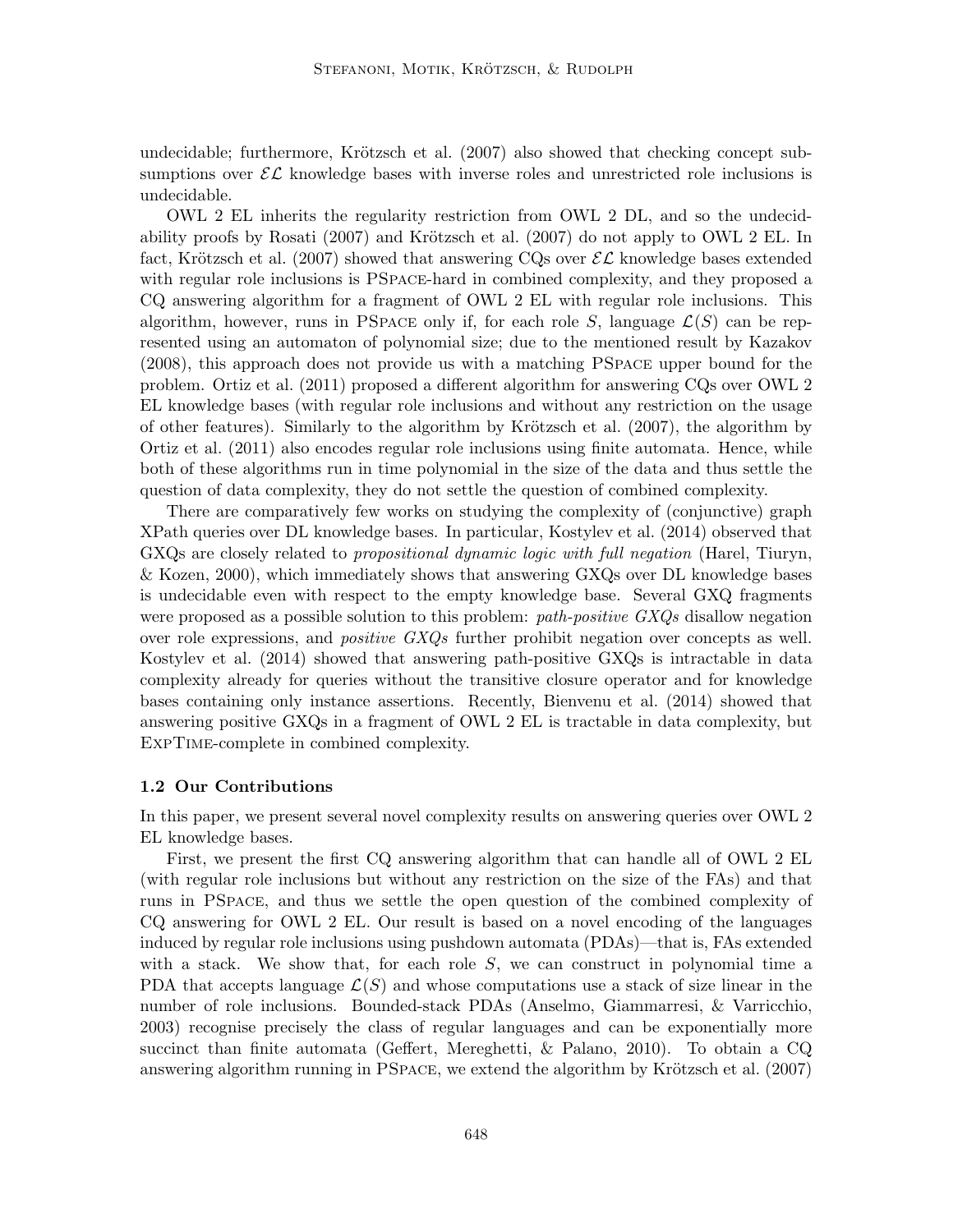undecidable; furthermore, Krötzsch et al. (2007) also showed that checking concept subsumptions over $\mathcal{EL}$ knowledge bases with inverse roles and unrestricted role inclusions is undecidable.

OWL 2 EL inherits the regularity restriction from OWL 2 DL, and so the undecidability proofs by Rosati (2007) and Krötzsch et al. (2007) do not apply to OWL 2 EL. In fact, Krötzsch et al. (2007) showed that answering CQs over $\mathcal{EL}$ knowledge bases extended with regular role inclusions is PSpace-hard in combined complexity, and they proposed a CQ answering algorithm for a fragment of OWL 2 EL with regular role inclusions. This algorithm, however, runs in PSpace only if, for each role $S$, language $\mathcal{L}(S)$ can be represented using an automaton of polynomial size; due to the mentioned result by Kazakov (2008), this approach does not provide us with a matching PSpace upper bound for the problem. Ortiz et al. (2011) proposed a different algorithm for answering CQs over OWL 2 EL knowledge bases (with regular role inclusions and without any restriction on the usage of other features). Similarly to the algorithm by Krötzsch et al. (2007), the algorithm by Ortiz et al. (2011) also encodes regular role inclusions using finite automata. Hence, while both of these algorithms run in time polynomial in the size of the data and thus settle the question of data complexity, they do not settle the question of combined complexity.

There are comparatively few works on studying the complexity of (conjunctive) graph XPath queries over DL knowledge bases. In particular, Kostylev et al. (2014) observed that GXQs are closely related to *propositional dynamic logic with full negation* (Harel, Tiuryn, & Kozen, 2000), which immediately shows that answering GXQs over DL knowledge bases is undecidable even with respect to the empty knowledge base. Several GXQ fragments were proposed as a possible solution to this problem: *path-positive GXQs* disallow negation over role expressions, and *positive GXQs* further prohibit negation over concepts as well. Kostylev et al. (2014) showed that answering path-positive GXQs is intractable in data complexity already for queries without the transitive closure operator and for knowledge bases containing only instance assertions. Recently, Bienvenu et al. (2014) showed that answering positive GXQs in a fragment of OWL 2 EL is tractable in data complexity, but ExpTime-complete in combined complexity.

### 1.2 Our Contributions

In this paper, we present several novel complexity results on answering queries over OWL 2 EL knowledge bases.

First, we present the first CQ answering algorithm that can handle all of OWL 2 EL (with regular role inclusions but without any restriction on the size of the FAs) and that runs in PSpace, and thus we settle the open question of the combined complexity of CQ answering for OWL 2 EL. Our result is based on a novel encoding of the languages induced by regular role inclusions using pushdown automata (PDAs)—that is, FAs extended with a stack. We show that, for each role $S$, we can construct in polynomial time a PDA that accepts language $\mathcal{L}(S)$ and whose computations use a stack of size linear in the number of role inclusions. Bounded-stack PDAs (Anselmo, Giammarresi, & Varricchio, 2003) recognise precisely the class of regular languages and can be exponentially more succinct than finite automata (Geffert, Mereghetti, & Palano, 2010). To obtain a CQ answering algorithm running in PSpace, we extend the algorithm by Krötzsch et al. (2007)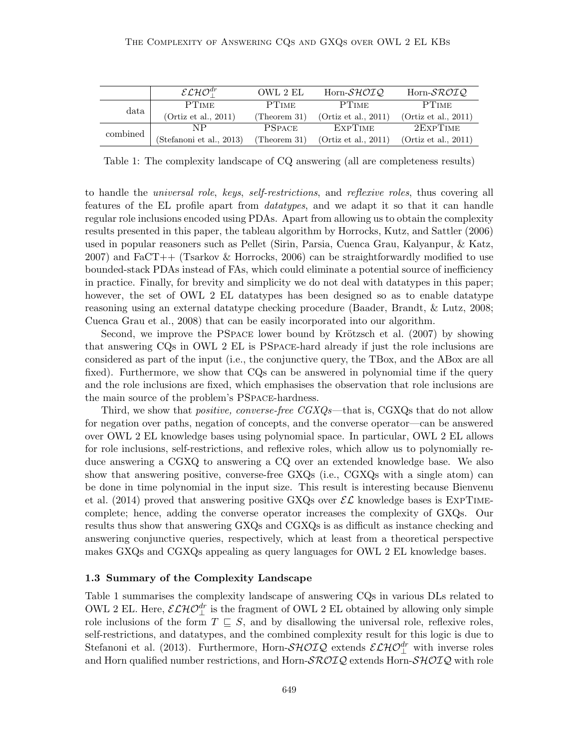| | $\mathcal{ELHO}^{dr}_{\bot}$ | OWL 2 EL | Horn-$\mathcal{SHOIQ}$ | Horn-$\mathcal{SROIQ}$ |
|---|---|---|---|---|
| data | PTime (Ortiz et al., 2011) | PTime (Theorem 31) | PTime (Ortiz et al., 2011) | PTime (Ortiz et al., 2011) |
| combined | NP (Stefanoni et al., 2013) | PSpace (Theorem 31) | ExpTime (Ortiz et al., 2011) | 2ExpTime (Ortiz et al., 2011) |

Table 1: The complexity landscape of CQ answering (all are completeness results)

to handle the *universal role*, *keys*, *self-restrictions*, and *reflexive roles*, thus covering all features of the EL profile apart from *datatypes*, and we adapt it so that it can handle regular role inclusions encoded using PDAs. Apart from allowing us to obtain the complexity results presented in this paper, the tableau algorithm by Horrocks, Kutz, and Sattler (2006) used in popular reasoners such as Pellet (Sirin, Parsia, Cuenca Grau, Kalyanpur, & Katz, 2007) and FaCT++ (Tsarkov & Horrocks, 2006) can be straightforwardly modified to use bounded-stack PDAs instead of FAs, which could eliminate a potential source of inefficiency in practice. Finally, for brevity and simplicity we do not deal with datatypes in this paper; however, the set of OWL 2 EL datatypes has been designed so as to enable datatype reasoning using an external datatype checking procedure (Baader, Brandt, & Lutz, 2008; Cuenca Grau et al., 2008) that can be easily incorporated into our algorithm.

Second, we improve the PSpace lower bound by Krötzsch et al. (2007) by showing that answering CQs in OWL 2 EL is PSpace-hard already if just the role inclusions are considered as part of the input (i.e., the conjunctive query, the TBox, and the ABox are all fixed). Furthermore, we show that CQs can be answered in polynomial time if the query and the role inclusions are fixed, which emphasises the observation that role inclusions are the main source of the problem's PSpace-hardness.

Third, we show that *positive, converse-free CGXQs*—that is, CGXQs that do not allow for negation over paths, negation of concepts, and the converse operator—can be answered over OWL 2 EL knowledge bases using polynomial space. In particular, OWL 2 EL allows for role inclusions, self-restrictions, and reflexive roles, which allow us to polynomially reduce answering a CGXQ to answering a CQ over an extended knowledge base. We also show that answering positive, converse-free GXQs (i.e., CGXQs with a single atom) can be done in time polynomial in the input size. This result is interesting because Bienvenu et al. (2014) proved that answering positive GXQs over $\mathcal{EL}$ knowledge bases is ExpTime-complete; hence, adding the converse operator increases the complexity of GXQs. Our results thus show that answering GXQs and CGXQs is as difficult as instance checking and answering conjunctive queries, respectively, which at least from a theoretical perspective makes GXQs and CGXQs appealing as query languages for OWL 2 EL knowledge bases.

### 1.3 Summary of the Complexity Landscape

Table 1 summarises the complexity landscape of answering CQs in various DLs related to OWL 2 EL. Here, $\mathcal{ELHO}^{dr}_{\bot}$ is the fragment of OWL 2 EL obtained by allowing only simple role inclusions of the form $T \sqsubseteq S$, and by disallowing the universal role, reflexive roles, self-restrictions, and datatypes, and the combined complexity result for this logic is due to Stefanoni et al. (2013). Furthermore, Horn-$\mathcal{SHOIQ}$ extends $\mathcal{ELHO}^{dr}_{\bot}$ with inverse roles and Horn qualified number restrictions, and Horn-$\mathcal{SROIQ}$ extends Horn-$\mathcal{SHOIQ}$ with role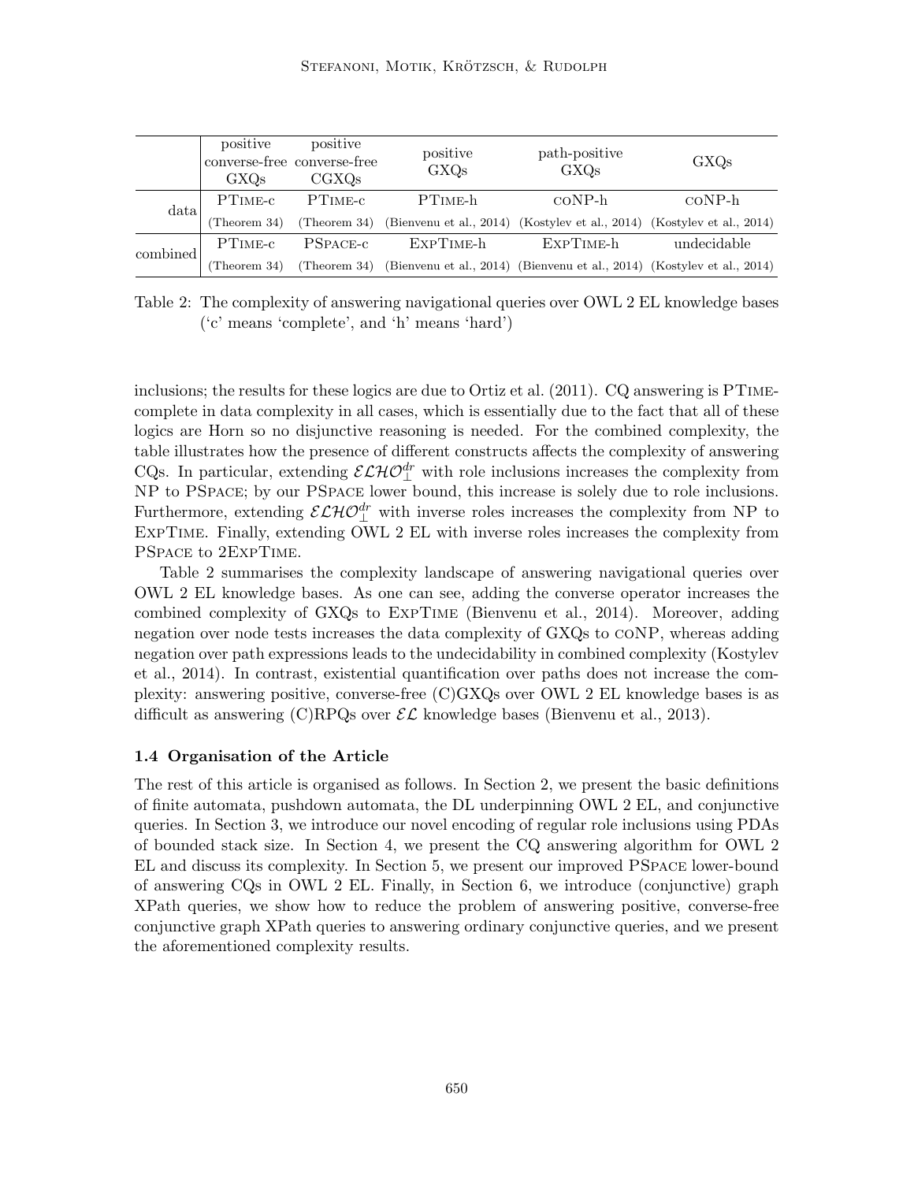|  | positive converse-free GXQs | positive converse-free CGXQs | positive GXQs | path-positive GXQs | GXQs |
|---|---|---|---|---|---|
| data | PTime-c | PTime-c | PTime-h | coNP-h | coNP-h |
|  | (Theorem 34) | (Theorem 34) | (Bienvenu et al., 2014) | (Kostylev et al., 2014) | (Kostylev et al., 2014) |
| combined | PTime-c | PSpace-c | ExpTime-h | ExpTime-h | undecidable |
|  | (Theorem 34) | (Theorem 34) | (Bienvenu et al., 2014) | (Bienvenu et al., 2014) | (Kostylev et al., 2014) |

Table 2: The complexity of answering navigational queries over OWL 2 EL knowledge bases ('c' means 'complete', and 'h' means 'hard')

inclusions; the results for these logics are due to Ortiz et al. (2011). CQ answering is PTime-complete in data complexity in all cases, which is essentially due to the fact that all of these logics are Horn so no disjunctive reasoning is needed. For the combined complexity, the table illustrates how the presence of different constructs affects the complexity of answering CQs. In particular, extending $\mathcal{ELHO}_{\bot}^{dr}$ with role inclusions increases the complexity from NP to PSpace; by our PSpace lower bound, this increase is solely due to role inclusions. Furthermore, extending $\mathcal{ELHO}_{\bot}^{dr}$ with inverse roles increases the complexity from NP to ExpTime. Finally, extending OWL 2 EL with inverse roles increases the complexity from PSpace to 2ExpTime.

Table 2 summarises the complexity landscape of answering navigational queries over OWL 2 EL knowledge bases. As one can see, adding the converse operator increases the combined complexity of GXQs to ExpTime (Bienvenu et al., 2014). Moreover, adding negation over node tests increases the data complexity of GXQs to coNP, whereas adding negation over path expressions leads to the undecidability in combined complexity (Kostylev et al., 2014). In contrast, existential quantification over paths does not increase the complexity: answering positive, converse-free (C)GXQs over OWL 2 EL knowledge bases is as difficult as answering (C)RPQs over $\mathcal{EL}$ knowledge bases (Bienvenu et al., 2013).

### 1.4 Organisation of the Article

The rest of this article is organised as follows. In Section 2, we present the basic definitions of finite automata, pushdown automata, the DL underpinning OWL 2 EL, and conjunctive queries. In Section 3, we introduce our novel encoding of regular role inclusions using PDAs of bounded stack size. In Section 4, we present the CQ answering algorithm for OWL 2 EL and discuss its complexity. In Section 5, we present our improved PSpace lower-bound of answering CQs in OWL 2 EL. Finally, in Section 6, we introduce (conjunctive) graph XPath queries, we show how to reduce the problem of answering positive, converse-free conjunctive graph XPath queries to answering ordinary conjunctive queries, and we present the aforementioned complexity results.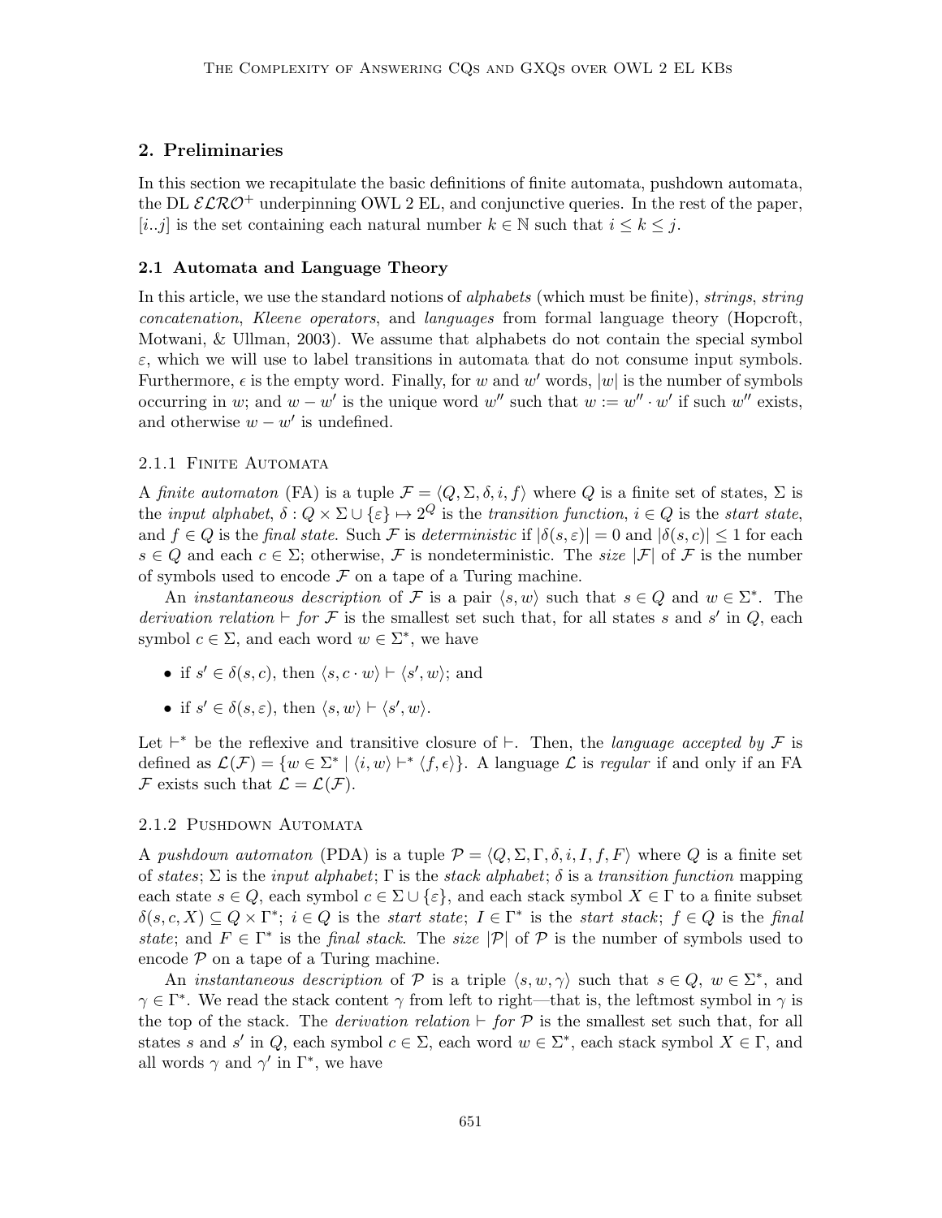## 2. Preliminaries

In this section we recapitulate the basic definitions of finite automata, pushdown automata, the DL $\mathcal{ELRO}^+$ underpinning OWL 2 EL, and conjunctive queries. In the rest of the paper, $[i..j]$ is the set containing each natural number $k \in \mathbb{N}$ such that $i \leq k \leq j$.

### 2.1 Automata and Language Theory

In this article, we use the standard notions of *alphabets* (which must be finite), *strings*, *string concatenation*, *Kleene operators*, and *languages* from formal language theory (Hopcroft, Motwani, & Ullman, 2003). We assume that alphabets do not contain the special symbol $\varepsilon$, which we will use to label transitions in automata that do not consume input symbols. Furthermore, $\epsilon$ is the empty word. Finally, for $w$ and $w'$ words, $|w|$ is the number of symbols occurring in $w$; and $w - w'$ is the unique word $w''$ such that $w := w'' \cdot w'$ if such $w''$ exists, and otherwise $w - w'$ is undefined.

#### 2.1.1 Finite Automata

A *finite automaton* (FA) is a tuple $\mathcal{F} = \langle Q, \Sigma, \delta, i, f \rangle$ where $Q$ is a finite set of states, $\Sigma$ is the *input alphabet*, $\delta : Q \times \Sigma \cup \{\varepsilon\} \mapsto 2^Q$ is the *transition function*, $i \in Q$ is the *start state*, and $f \in Q$ is the *final state*. Such $\mathcal{F}$ is *deterministic* if $|\delta(s, \varepsilon)| = 0$ and $|\delta(s, c)| \leq 1$ for each $s \in Q$ and each $c \in \Sigma$; otherwise, $\mathcal{F}$ is nondeterministic. The *size* $|\mathcal{F}|$ of $\mathcal{F}$ is the number of symbols used to encode $\mathcal{F}$ on a tape of a Turing machine.

An *instantaneous description* of $\mathcal{F}$ is a pair $\langle s, w \rangle$ such that $s \in Q$ and $w \in \Sigma^*$. The *derivation relation* $\vdash$ *for* $\mathcal{F}$ is the smallest set such that, for all states $s$ and $s'$ in $Q$, each symbol $c \in \Sigma$, and each word $w \in \Sigma^*$, we have

- if $s' \in \delta(s, c)$, then $\langle s, c \cdot w \rangle \vdash \langle s', w \rangle$; and
- if $s' \in \delta(s, \varepsilon)$, then $\langle s, w \rangle \vdash \langle s', w \rangle$.

Let $\vdash^*$ be the reflexive and transitive closure of $\vdash$. Then, the *language accepted by* $\mathcal{F}$ is defined as $\mathcal{L}(\mathcal{F}) = \{w \in \Sigma^* \mid \langle i, w \rangle \vdash^* \langle f, \epsilon \rangle\}$. A language $\mathcal{L}$ is *regular* if and only if an FA $\mathcal{F}$ exists such that $\mathcal{L} = \mathcal{L}(\mathcal{F})$.

#### 2.1.2 Pushdown Automata

A *pushdown automaton* (PDA) is a tuple $\mathcal{P} = \langle Q, \Sigma, \Gamma, \delta, i, I, f, F \rangle$ where $Q$ is a finite set of *states*; $\Sigma$ is the *input alphabet*; $\Gamma$ is the *stack alphabet*; $\delta$ is a *transition function* mapping each state $s \in Q$, each symbol $c \in \Sigma \cup \{\varepsilon\}$, and each stack symbol $X \in \Gamma$ to a finite subset $\delta(s, c, X) \subseteq Q \times \Gamma^*$; $i \in Q$ is the *start state*; $I \in \Gamma^*$ is the *start stack*; $f \in Q$ is the *final state*; and $F \in \Gamma^*$ is the *final stack*. The *size* $|\mathcal{P}|$ of $\mathcal{P}$ is the number of symbols used to encode $\mathcal{P}$ on a tape of a Turing machine.

An *instantaneous description* of $\mathcal{P}$ is a triple $\langle s, w, \gamma \rangle$ such that $s \in Q$, $w \in \Sigma^*$, and $\gamma \in \Gamma^*$. We read the stack content $\gamma$ from left to right—that is, the leftmost symbol in $\gamma$ is the top of the stack. The *derivation relation* $\vdash$ *for* $\mathcal{P}$ is the smallest set such that, for all states $s$ and $s'$ in $Q$, each symbol $c \in \Sigma$, each word $w \in \Sigma^*$, each stack symbol $X \in \Gamma$, and all words $\gamma$ and $\gamma'$ in $\Gamma^*$, we have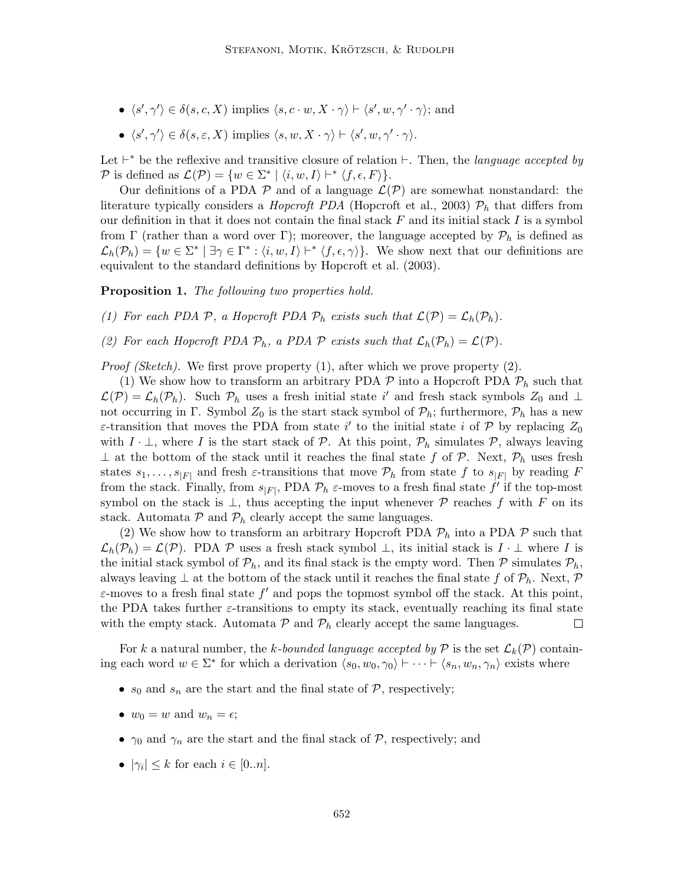- $\langle s', \gamma' \rangle \in \delta(s, c, X)$ implies $\langle s, c \cdot w, X \cdot \gamma \rangle \vdash \langle s', w, \gamma' \cdot \gamma \rangle$; and
- $\langle s', \gamma' \rangle \in \delta(s, \varepsilon, X)$ implies $\langle s, w, X \cdot \gamma \rangle \vdash \langle s', w, \gamma' \cdot \gamma \rangle$.

Let $\vdash^*$ be the reflexive and transitive closure of relation $\vdash$. Then, the *language accepted by* $\mathcal{P}$ is defined as $\mathcal{L}(\mathcal{P}) = \{w \in \Sigma^* \mid \langle i, w, I \rangle \vdash^* \langle f, \epsilon, F \rangle\}$.

Our definitions of a PDA $\mathcal{P}$ and of a language $\mathcal{L}(\mathcal{P})$ are somewhat nonstandard: the literature typically considers a *Hopcroft PDA* (Hopcroft et al., 2003) $\mathcal{P}_h$ that differs from our definition in that it does not contain the final stack $F$ and its initial stack $I$ is a symbol from $\Gamma$ (rather than a word over $\Gamma$); moreover, the language accepted by $\mathcal{P}_h$ is defined as $\mathcal{L}_h(\mathcal{P}_h) = \{w \in \Sigma^* \mid \exists \gamma \in \Gamma^* : \langle i, w, I \rangle \vdash^* \langle f, \epsilon, \gamma \rangle\}$. We show next that our definitions are equivalent to the standard definitions by Hopcroft et al. (2003).

**Proposition 1.** *The following two properties hold.*

*(1) For each PDA $\mathcal{P}$, a Hopcroft PDA $\mathcal{P}_h$ exists such that $\mathcal{L}(\mathcal{P}) = \mathcal{L}_h(\mathcal{P}_h)$.*

*(2) For each Hopcroft PDA $\mathcal{P}_h$, a PDA $\mathcal{P}$ exists such that $\mathcal{L}_h(\mathcal{P}_h) = \mathcal{L}(\mathcal{P})$.*

*Proof (Sketch).* We first prove property (1), after which we prove property (2).

(1) We show how to transform an arbitrary PDA $\mathcal{P}$ into a Hopcroft PDA $\mathcal{P}_h$ such that $\mathcal{L}(\mathcal{P}) = \mathcal{L}_h(\mathcal{P}_h)$. Such $\mathcal{P}_h$ uses a fresh initial state $i'$ and fresh stack symbols $Z_0$ and $\perp$ not occurring in $\Gamma$. Symbol $Z_0$ is the start stack symbol of $\mathcal{P}_h$; furthermore, $\mathcal{P}_h$ has a new $\varepsilon$-transition that moves the PDA from state $i'$ to the initial state $i$ of $\mathcal{P}$ by replacing $Z_0$ with $I \cdot \perp$, where $I$ is the start stack of $\mathcal{P}$. At this point, $\mathcal{P}_h$ simulates $\mathcal{P}$, always leaving $\perp$ at the bottom of the stack until it reaches the final state $f$ of $\mathcal{P}$. Next, $\mathcal{P}_h$ uses fresh states $s_1, \ldots, s_{|F|}$ and fresh $\varepsilon$-transitions that move $\mathcal{P}_h$ from state $f$ to $s_{|F|}$ by reading $F$ from the stack. Finally, from $s_{|F|}$, PDA $\mathcal{P}_h$ $\varepsilon$-moves to a fresh final state $f'$ if the top-most symbol on the stack is $\perp$, thus accepting the input whenever $\mathcal{P}$ reaches $f$ with $F$ on its stack. Automata $\mathcal{P}$ and $\mathcal{P}_h$ clearly accept the same languages.

(2) We show how to transform an arbitrary Hopcroft PDA $\mathcal{P}_h$ into a PDA $\mathcal{P}$ such that $\mathcal{L}_h(\mathcal{P}_h) = \mathcal{L}(\mathcal{P})$. PDA $\mathcal{P}$ uses a fresh stack symbol $\perp$, its initial stack is $I \cdot \perp$ where $I$ is the initial stack symbol of $\mathcal{P}_h$, and its final stack is the empty word. Then $\mathcal{P}$ simulates $\mathcal{P}_h$, always leaving $\perp$ at the bottom of the stack until it reaches the final state $f$ of $\mathcal{P}_h$. Next, $\mathcal{P}$ $\varepsilon$-moves to a fresh final state $f'$ and pops the topmost symbol off the stack. At this point, the PDA takes further $\varepsilon$-transitions to empty its stack, eventually reaching its final state with the empty stack. Automata $\mathcal{P}$ and $\mathcal{P}_h$ clearly accept the same languages. $\square$

For $k$ a natural number, the *$k$-bounded language accepted by* $\mathcal{P}$ is the set $\mathcal{L}_k(\mathcal{P})$ containing each word $w \in \Sigma^*$ for which a derivation $\langle s_0, w_0, \gamma_0 \rangle \vdash \cdots \vdash \langle s_n, w_n, \gamma_n \rangle$ exists where

- $s_0$ and $s_n$ are the start and the final state of $\mathcal{P}$, respectively;
- $w_0 = w$ and $w_n = \epsilon$;
- $\gamma_0$ and $\gamma_n$ are the start and the final stack of $\mathcal{P}$, respectively; and
- $|\gamma_i| \leq k$ for each $i \in [0..n]$.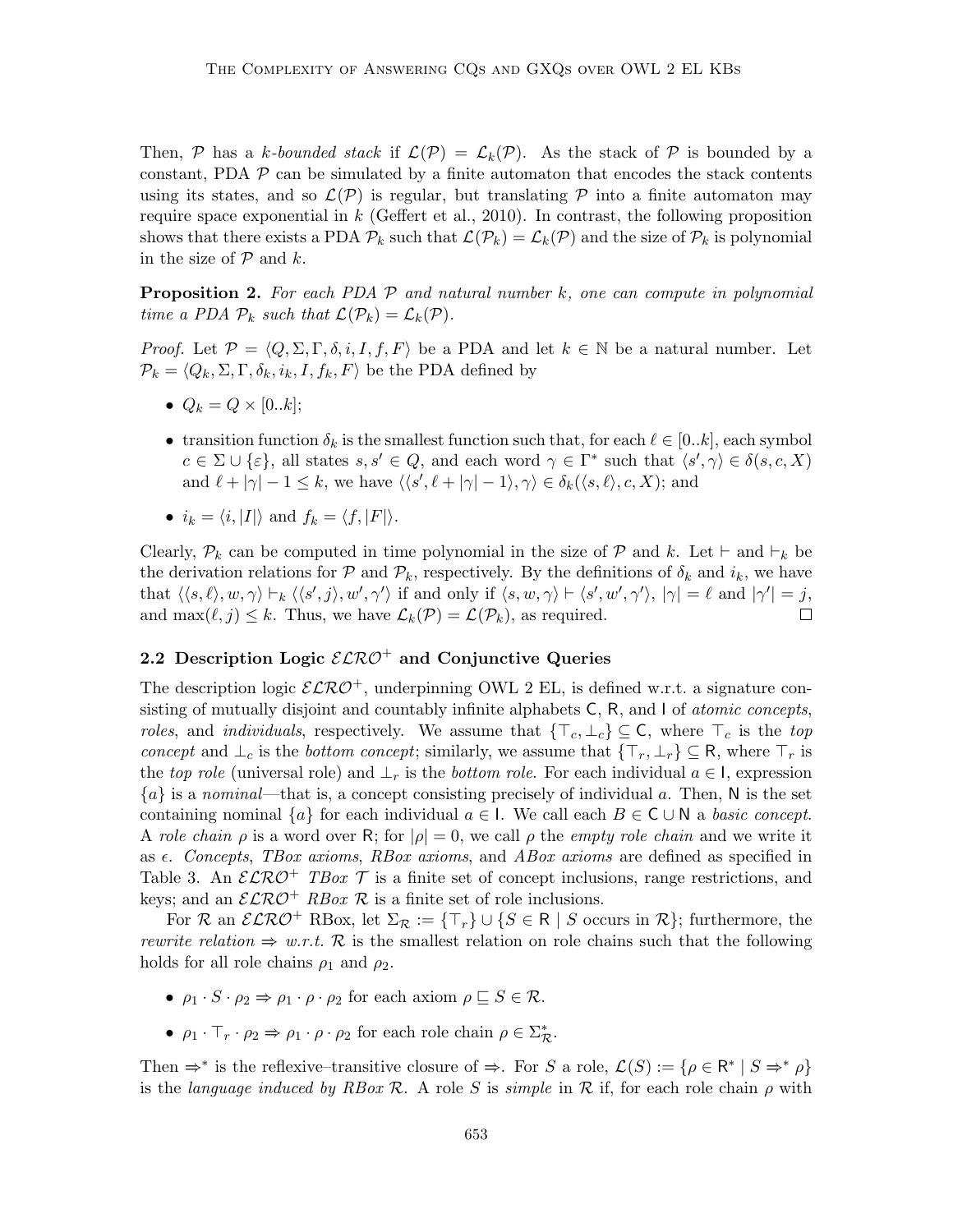Then, $\mathcal{P}$ has a *k-bounded stack* if $\mathcal{L}(\mathcal{P}) = \mathcal{L}_k(\mathcal{P})$. As the stack of $\mathcal{P}$ is bounded by a constant, PDA $\mathcal{P}$ can be simulated by a finite automaton that encodes the stack contents using its states, and so $\mathcal{L}(\mathcal{P})$ is regular, but translating $\mathcal{P}$ into a finite automaton may require space exponential in $k$ (Geffert et al., 2010). In contrast, the following proposition shows that there exists a PDA $\mathcal{P}_k$ such that $\mathcal{L}(\mathcal{P}_k) = \mathcal{L}_k(\mathcal{P})$ and the size of $\mathcal{P}_k$ is polynomial in the size of $\mathcal{P}$ and $k$.

**Proposition 2.** *For each PDA $\mathcal{P}$ and natural number $k$, one can compute in polynomial time a PDA $\mathcal{P}_k$ such that $\mathcal{L}(\mathcal{P}_k) = \mathcal{L}_k(\mathcal{P})$.*

*Proof.* Let $\mathcal{P} = \langle Q, \Sigma, \Gamma, \delta, i, I, f, F\rangle$ be a PDA and let $k \in \mathbb{N}$ be a natural number. Let $\mathcal{P}_k = \langle Q_k, \Sigma, \Gamma, \delta_k, i_k, I, f_k, F\rangle$ be the PDA defined by

- $Q_k = Q \times [0..k]$;
- transition function $\delta_k$ is the smallest function such that, for each $\ell \in [0..k]$, each symbol $c \in \Sigma \cup \{\varepsilon\}$, all states $s, s' \in Q$, and each word $\gamma \in \Gamma^*$ such that $\langle s', \gamma\rangle \in \delta(s, c, X)$ and $\ell + |\gamma| - 1 \leq k$, we have $\langle\langle s', \ell + |\gamma| - 1\rangle, \gamma\rangle \in \delta_k(\langle s, \ell\rangle, c, X)$; and
- $i_k = \langle i, |I|\rangle$ and $f_k = \langle f, |F|\rangle$.

Clearly, $\mathcal{P}_k$ can be computed in time polynomial in the size of $\mathcal{P}$ and $k$. Let $\vdash$ and $\vdash_k$ be the derivation relations for $\mathcal{P}$ and $\mathcal{P}_k$, respectively. By the definitions of $\delta_k$ and $i_k$, we have that $\langle\langle s, \ell\rangle, w, \gamma\rangle \vdash_k \langle\langle s', j\rangle, w', \gamma'\rangle$ if and only if $\langle s, w, \gamma\rangle \vdash \langle s', w', \gamma'\rangle$, $|\gamma| = \ell$ and $|\gamma'| = j$, and $\max(\ell, j) \leq k$. Thus, we have $\mathcal{L}_k(\mathcal{P}) = \mathcal{L}(\mathcal{P}_k)$, as required. $\square$

### 2.2 Description Logic $\mathcal{ELRO}^+$ and Conjunctive Queries

The description logic $\mathcal{ELRO}^+$, underpinning OWL 2 EL, is defined w.r.t. a signature consisting of mutually disjoint and countably infinite alphabets $\mathsf{C}$, $\mathsf{R}$, and $\mathsf{I}$ of *atomic concepts*, *roles*, and *individuals*, respectively. We assume that $\{\top_c, \bot_c\} \subseteq \mathsf{C}$, where $\top_c$ is the *top concept* and $\bot_c$ is the *bottom concept*; similarly, we assume that $\{\top_r, \bot_r\} \subseteq \mathsf{R}$, where $\top_r$ is the *top role* (universal role) and $\bot_r$ is the *bottom role*. For each individual $a \in \mathsf{I}$, expression $\{a\}$ is a *nominal*—that is, a concept consisting precisely of individual $a$. Then, $\mathsf{N}$ is the set containing nominal $\{a\}$ for each individual $a \in \mathsf{I}$. We call each $B \in \mathsf{C} \cup \mathsf{N}$ a *basic concept*. A *role chain* $\rho$ is a word over $\mathsf{R}$; for $|\rho| = 0$, we call $\rho$ the *empty role chain* and we write it as $\epsilon$. *Concepts*, *TBox axioms*, *RBox axioms*, and *ABox axioms* are defined as specified in Table 3. An $\mathcal{ELRO}^+$ *TBox* $\mathcal{T}$ is a finite set of concept inclusions, range restrictions, and keys; and an $\mathcal{ELRO}^+$ *RBox* $\mathcal{R}$ is a finite set of role inclusions.

For $\mathcal{R}$ an $\mathcal{ELRO}^+$ RBox, let $\Sigma_{\mathcal{R}} := \{\top_r\} \cup \{S \in \mathsf{R} \mid S \text{ occurs in } \mathcal{R}\}$; furthermore, the *rewrite relation* $\Rightarrow$ *w.r.t.* $\mathcal{R}$ is the smallest relation on role chains such that the following holds for all role chains $\rho_1$ and $\rho_2$.

- $\rho_1 \cdot S \cdot \rho_2 \Rightarrow \rho_1 \cdot \rho \cdot \rho_2$ for each axiom $\rho \sqsubseteq S \in \mathcal{R}$.
- $\rho_1 \cdot \top_r \cdot \rho_2 \Rightarrow \rho_1 \cdot \rho \cdot \rho_2$ for each role chain $\rho \in \Sigma_{\mathcal{R}}^*$.

Then $\Rightarrow^*$ is the reflexive–transitive closure of $\Rightarrow$. For $S$ a role, $\mathcal{L}(S) := \{\rho \in \mathsf{R}^* \mid S \Rightarrow^* \rho\}$ is the *language induced by RBox* $\mathcal{R}$. A role $S$ is *simple* in $\mathcal{R}$ if, for each role chain $\rho$ with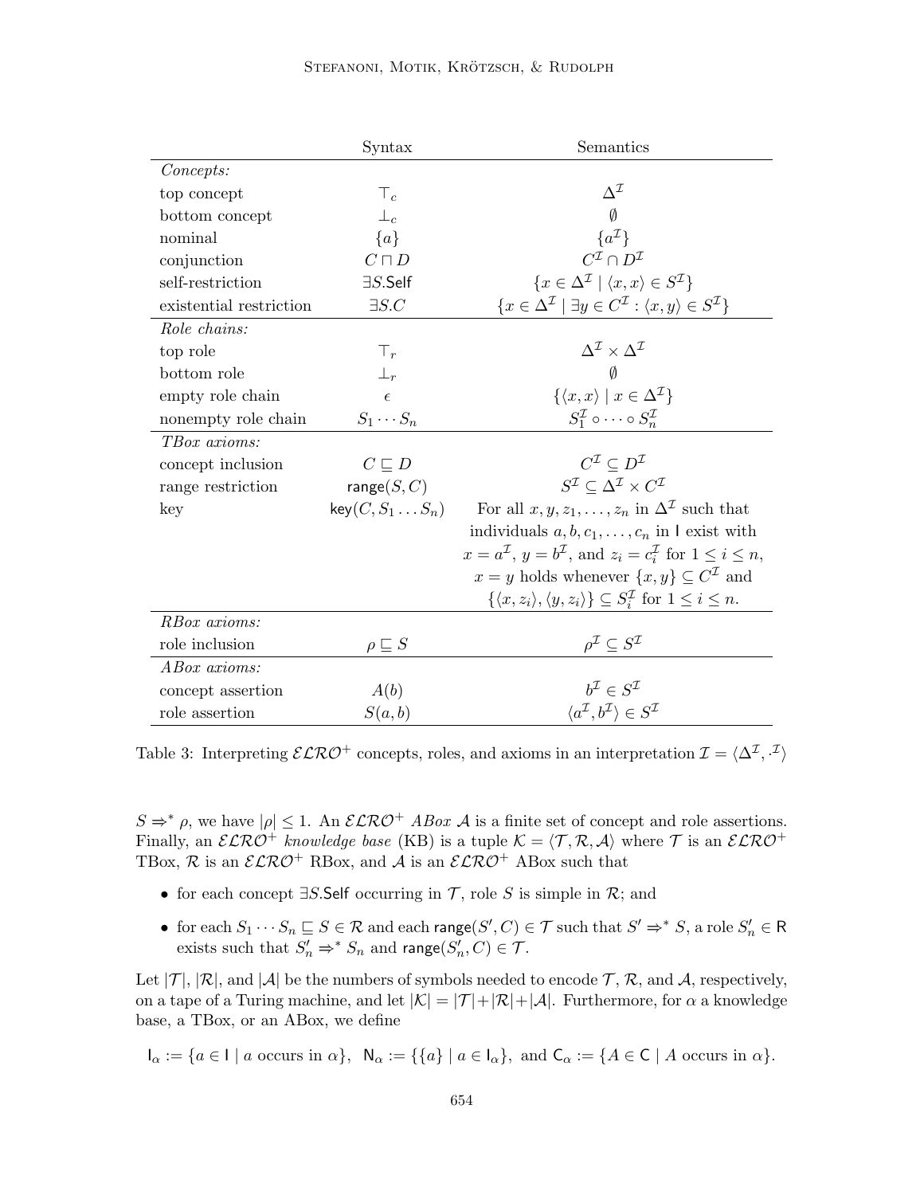| | Syntax | Semantics |
|---|---|---|
| *Concepts:* | | |
| top concept | $\top_c$ | $\Delta^\mathcal{I}$ |
| bottom concept | $\bot_c$ | $\emptyset$ |
| nominal | $\{a\}$ | $\{a^\mathcal{I}\}$ |
| conjunction | $C \sqcap D$ | $C^\mathcal{I} \cap D^\mathcal{I}$ |
| self-restriction | $\exists S.\mathsf{Self}$ | $\{x \in \Delta^\mathcal{I} \mid \langle x, x\rangle \in S^\mathcal{I}\}$ |
| existential restriction | $\exists S.C$ | $\{x \in \Delta^\mathcal{I} \mid \exists y \in C^\mathcal{I} : \langle x, y\rangle \in S^\mathcal{I}\}$ |
| *Role chains:* | | |
| top role | $\top_r$ | $\Delta^\mathcal{I} \times \Delta^\mathcal{I}$ |
| bottom role | $\bot_r$ | $\emptyset$ |
| empty role chain | $\epsilon$ | $\{\langle x, x\rangle \mid x \in \Delta^\mathcal{I}\}$ |
| nonempty role chain | $S_1 \cdots S_n$ | $S_1^\mathcal{I} \circ \cdots \circ S_n^\mathcal{I}$ |
| *TBox axioms:* | | |
| concept inclusion | $C \sqsubseteq D$ | $C^\mathcal{I} \subseteq D^\mathcal{I}$ |
| range restriction | $\mathsf{range}(S, C)$ | $S^\mathcal{I} \subseteq \Delta^\mathcal{I} \times C^\mathcal{I}$ |
| key | $\mathsf{key}(C, S_1 \ldots S_n)$ | For all $x, y, z_1, \ldots, z_n$ in $\Delta^\mathcal{I}$ such that individuals $a, b, c_1, \ldots, c_n$ in $\mathsf{I}$ exist with $x = a^\mathcal{I}$, $y = b^\mathcal{I}$, and $z_i = c_i^\mathcal{I}$ for $1 \leq i \leq n$, $x = y$ holds whenever $\{x, y\} \subseteq C^\mathcal{I}$ and $\{\langle x, z_i\rangle, \langle y, z_i\rangle\} \subseteq S_i^\mathcal{I}$ for $1 \leq i \leq n$. |
| *RBox axioms:* | | |
| role inclusion | $\rho \sqsubseteq S$ | $\rho^\mathcal{I} \subseteq S^\mathcal{I}$ |
| *ABox axioms:* | | |
| concept assertion | $A(b)$ | $b^\mathcal{I} \in S^\mathcal{I}$ |
| role assertion | $S(a, b)$ | $\langle a^\mathcal{I}, b^\mathcal{I}\rangle \in S^\mathcal{I}$ |

Table 3: Interpreting $\mathcal{ELRO}^+$ concepts, roles, and axioms in an interpretation $\mathcal{I} = \langle \Delta^\mathcal{I}, \cdot^\mathcal{I}\rangle$

$S \Rightarrow^* \rho$, we have $|\rho| \leq 1$. An $\mathcal{ELRO}^+$ *ABox* $\mathcal{A}$ is a finite set of concept and role assertions. Finally, an $\mathcal{ELRO}^+$ *knowledge base* (KB) is a tuple $\mathcal{K} = \langle \mathcal{T}, \mathcal{R}, \mathcal{A}\rangle$ where $\mathcal{T}$ is an $\mathcal{ELRO}^+$ TBox, $\mathcal{R}$ is an $\mathcal{ELRO}^+$ RBox, and $\mathcal{A}$ is an $\mathcal{ELRO}^+$ ABox such that

- for each concept $\exists S.\mathsf{Self}$ occurring in $\mathcal{T}$, role $S$ is simple in $\mathcal{R}$; and
- for each $S_1 \cdots S_n \sqsubseteq S \in \mathcal{R}$ and each $\mathsf{range}(S', C) \in \mathcal{T}$ such that $S' \Rightarrow^* S$, a role $S'_n \in \mathsf{R}$ exists such that $S'_n \Rightarrow^* S_n$ and $\mathsf{range}(S'_n, C) \in \mathcal{T}$.

Let $|\mathcal{T}|$, $|\mathcal{R}|$, and $|\mathcal{A}|$ be the numbers of symbols needed to encode $\mathcal{T}$, $\mathcal{R}$, and $\mathcal{A}$, respectively, on a tape of a Turing machine, and let $|\mathcal{K}| = |\mathcal{T}| + |\mathcal{R}| + |\mathcal{A}|$. Furthermore, for $\alpha$ a knowledge base, a TBox, or an ABox, we define

$$\mathsf{I}_\alpha := \{a \in \mathsf{I} \mid a \text{ occurs in } \alpha\},\ \ \mathsf{N}_\alpha := \{\{a\} \mid a \in \mathsf{I}_\alpha\},\ \text{and}\ \mathsf{C}_\alpha := \{A \in \mathsf{C} \mid A \text{ occurs in } \alpha\}.$$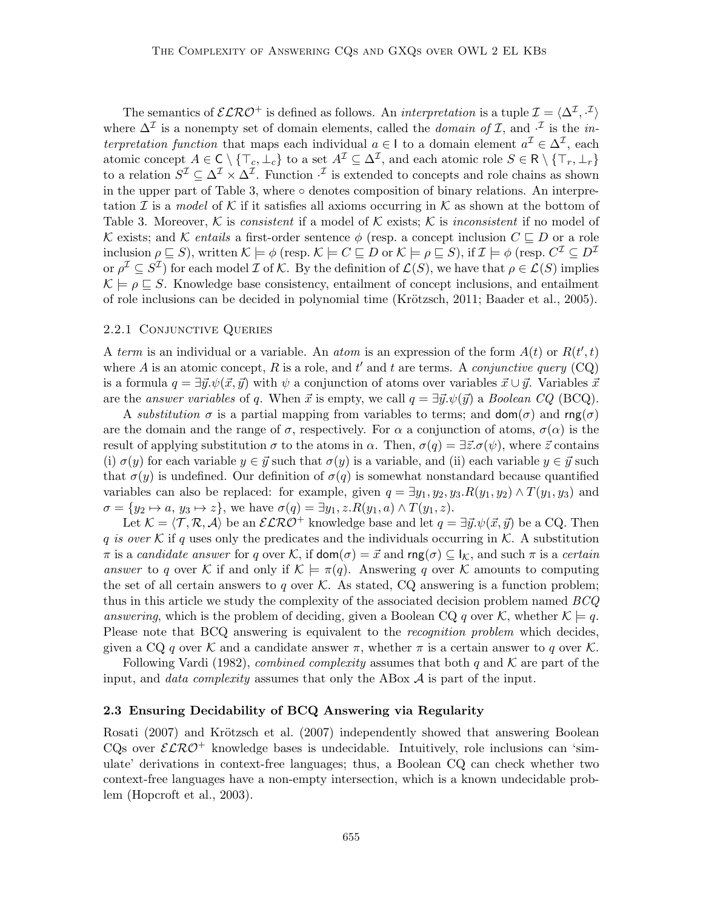The semantics of $\mathcal{ELRO}^+$ is defined as follows. An *interpretation* is a tuple $\mathcal{I} = \langle \Delta^\mathcal{I}, \cdot^\mathcal{I} \rangle$ where $\Delta^\mathcal{I}$ is a nonempty set of domain elements, called the *domain of* $\mathcal{I}$, and $\cdot^\mathcal{I}$ is the *interpretation function* that maps each individual $a \in \mathsf{I}$ to a domain element $a^\mathcal{I} \in \Delta^\mathcal{I}$, each atomic concept $A \in \mathsf{C} \setminus \{\top_c, \bot_c\}$ to a set $A^\mathcal{I} \subseteq \Delta^\mathcal{I}$, and each atomic role $S \in \mathsf{R} \setminus \{\top_r, \bot_r\}$ to a relation $S^\mathcal{I} \subseteq \Delta^\mathcal{I} \times \Delta^\mathcal{I}$. Function $\cdot^\mathcal{I}$ is extended to concepts and role chains as shown in the upper part of Table 3, where $\circ$ denotes composition of binary relations. An interpretation $\mathcal{I}$ is a *model* of $\mathcal{K}$ if it satisfies all axioms occurring in $\mathcal{K}$ as shown at the bottom of Table 3. Moreover, $\mathcal{K}$ is *consistent* if a model of $\mathcal{K}$ exists; $\mathcal{K}$ is *inconsistent* if no model of $\mathcal{K}$ exists; and $\mathcal{K}$ *entails* a first-order sentence $\phi$ (resp. a concept inclusion $C \sqsubseteq D$ or a role inclusion $\rho \sqsubseteq S$), written $\mathcal{K} \models \phi$ (resp. $\mathcal{K} \models C \sqsubseteq D$ or $\mathcal{K} \models \rho \sqsubseteq S$), if $\mathcal{I} \models \phi$ (resp. $C^\mathcal{I} \subseteq D^\mathcal{I}$ or $\rho^\mathcal{I} \subseteq S^\mathcal{I}$) for each model $\mathcal{I}$ of $\mathcal{K}$. By the definition of $\mathcal{L}(S)$, we have that $\rho \in \mathcal{L}(S)$ implies $\mathcal{K} \models \rho \sqsubseteq S$. Knowledge base consistency, entailment of concept inclusions, and entailment of role inclusions can be decided in polynomial time (Krötzsch, 2011; Baader et al., 2005).

#### 2.2.1 Conjunctive Queries

A *term* is an individual or a variable. An *atom* is an expression of the form $A(t)$ or $R(t', t)$ where $A$ is an atomic concept, $R$ is a role, and $t'$ and $t$ are terms. A *conjunctive query* (CQ) is a formula $q = \exists \vec{y}.\psi(\vec{x}, \vec{y})$ with $\psi$ a conjunction of atoms over variables $\vec{x} \cup \vec{y}$. Variables $\vec{x}$ are the *answer variables* of $q$. When $\vec{x}$ is empty, we call $q = \exists \vec{y}.\psi(\vec{y})$ a *Boolean CQ* (BCQ).

A *substitution* $\sigma$ is a partial mapping from variables to terms; and $\mathsf{dom}(\sigma)$ and $\mathsf{rng}(\sigma)$ are the domain and the range of $\sigma$, respectively. For $\alpha$ a conjunction of atoms, $\sigma(\alpha)$ is the result of applying substitution $\sigma$ to the atoms in $\alpha$. Then, $\sigma(q) = \exists \vec{z}.\sigma(\psi)$, where $\vec{z}$ contains (i) $\sigma(y)$ for each variable $y \in \vec{y}$ such that $\sigma(y)$ is a variable, and (ii) each variable $y \in \vec{y}$ such that $\sigma(y)$ is undefined. Our definition of $\sigma(q)$ is somewhat nonstandard because quantified variables can also be replaced: for example, given $q = \exists y_1, y_2, y_3.R(y_1, y_2) \wedge T(y_1, y_3)$ and $\sigma = \{y_2 \mapsto a,\, y_3 \mapsto z\}$, we have $\sigma(q) = \exists y_1, z.R(y_1, a) \wedge T(y_1, z)$.

Let $\mathcal{K} = \langle \mathcal{T}, \mathcal{R}, \mathcal{A} \rangle$ be an $\mathcal{ELRO}^+$ knowledge base and let $q = \exists \vec{y}.\psi(\vec{x}, \vec{y})$ be a CQ. Then $q$ *is over* $\mathcal{K}$ if $q$ uses only the predicates and the individuals occurring in $\mathcal{K}$. A substitution $\pi$ is a *candidate answer* for $q$ over $\mathcal{K}$, if $\mathsf{dom}(\sigma) = \vec{x}$ and $\mathsf{rng}(\sigma) \subseteq \mathsf{I}_\mathcal{K}$, and such $\pi$ is a *certain answer* to $q$ over $\mathcal{K}$ if and only if $\mathcal{K} \models \pi(q)$. Answering $q$ over $\mathcal{K}$ amounts to computing the set of all certain answers to $q$ over $\mathcal{K}$. As stated, CQ answering is a function problem; thus in this article we study the complexity of the associated decision problem named *BCQ answering*, which is the problem of deciding, given a Boolean CQ $q$ over $\mathcal{K}$, whether $\mathcal{K} \models q$. Please note that BCQ answering is equivalent to the *recognition problem* which decides, given a CQ $q$ over $\mathcal{K}$ and a candidate answer $\pi$, whether $\pi$ is a certain answer to $q$ over $\mathcal{K}$.

Following Vardi (1982), *combined complexity* assumes that both $q$ and $\mathcal{K}$ are part of the input, and *data complexity* assumes that only the ABox $\mathcal{A}$ is part of the input.

### 2.3 Ensuring Decidability of BCQ Answering via Regularity

Rosati (2007) and Krötzsch et al. (2007) independently showed that answering Boolean CQs over $\mathcal{ELRO}^+$ knowledge bases is undecidable. Intuitively, role inclusions can 'simulate' derivations in context-free languages; thus, a Boolean CQ can check whether two context-free languages have a non-empty intersection, which is a known undecidable problem (Hopcroft et al., 2003).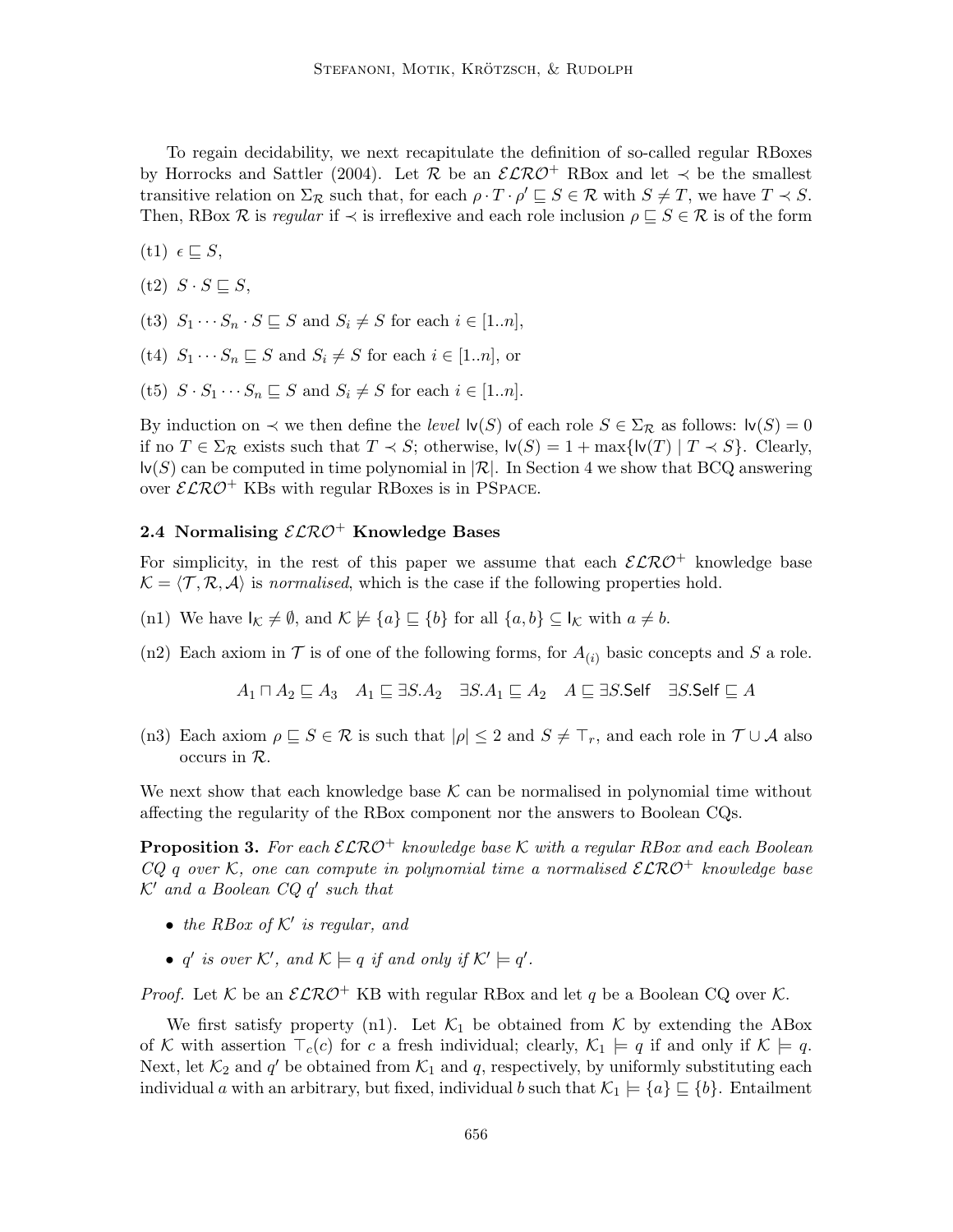To regain decidability, we next recapitulate the definition of so-called regular RBoxes by Horrocks and Sattler (2004). Let $\mathcal{R}$ be an $\mathcal{ELRO}^+$ RBox and let $\prec$ be the smallest transitive relation on $\Sigma_\mathcal{R}$ such that, for each $\rho \cdot T \cdot \rho' \sqsubseteq S \in \mathcal{R}$ with $S \neq T$, we have $T \prec S$. Then, RBox $\mathcal{R}$ is *regular* if $\prec$ is irreflexive and each role inclusion $\rho \sqsubseteq S \in \mathcal{R}$ is of the form

(t1) $\epsilon \sqsubseteq S$,

(t2) $S \cdot S \sqsubseteq S$,

(t3) $S_1 \cdots S_n \cdot S \sqsubseteq S$ and $S_i \neq S$ for each $i \in [1..n]$,

(t4) $S_1 \cdots S_n \sqsubseteq S$ and $S_i \neq S$ for each $i \in [1..n]$, or

(t5) $S \cdot S_1 \cdots S_n \sqsubseteq S$ and $S_i \neq S$ for each $i \in [1..n]$.

By induction on $\prec$ we then define the *level* $\mathsf{lv}(S)$ of each role $S \in \Sigma_\mathcal{R}$ as follows: $\mathsf{lv}(S) = 0$ if no $T \in \Sigma_\mathcal{R}$ exists such that $T \prec S$; otherwise, $\mathsf{lv}(S) = 1 + \max\{\mathsf{lv}(T) \mid T \prec S\}$. Clearly, $\mathsf{lv}(S)$ can be computed in time polynomial in $|\mathcal{R}|$. In Section 4 we show that BCQ answering over $\mathcal{ELRO}^+$ KBs with regular RBoxes is in PSpace.

### 2.4 Normalising $\mathcal{ELRO}^+$ Knowledge Bases

For simplicity, in the rest of this paper we assume that each $\mathcal{ELRO}^+$ knowledge base $\mathcal{K} = \langle \mathcal{T}, \mathcal{R}, \mathcal{A} \rangle$ is *normalised*, which is the case if the following properties hold.

(n1) We have $\mathsf{I}_\mathcal{K} \neq \emptyset$, and $\mathcal{K} \not\models \{a\} \sqsubseteq \{b\}$ for all $\{a, b\} \subseteq \mathsf{I}_\mathcal{K}$ with $a \neq b$.

(n2) Each axiom in $\mathcal{T}$ is of one of the following forms, for $A_{(i)}$ basic concepts and $S$ a role.

$$A_1 \sqcap A_2 \sqsubseteq A_3 \quad A_1 \sqsubseteq \exists S.A_2 \quad \exists S.A_1 \sqsubseteq A_2 \quad A \sqsubseteq \exists S.\mathsf{Self} \quad \exists S.\mathsf{Self} \sqsubseteq A$$

(n3) Each axiom $\rho \sqsubseteq S \in \mathcal{R}$ is such that $|\rho| \leq 2$ and $S \neq \top_r$, and each role in $\mathcal{T} \cup \mathcal{A}$ also occurs in $\mathcal{R}$.

We next show that each knowledge base $\mathcal{K}$ can be normalised in polynomial time without affecting the regularity of the RBox component nor the answers to Boolean CQs.

**Proposition 3.** *For each $\mathcal{ELRO}^+$ knowledge base $\mathcal{K}$ with a regular RBox and each Boolean CQ $q$ over $\mathcal{K}$, one can compute in polynomial time a normalised $\mathcal{ELRO}^+$ knowledge base $\mathcal{K}'$ and a Boolean CQ $q'$ such that*

- *the RBox of $\mathcal{K}'$ is regular, and*
- *$q'$ is over $\mathcal{K}'$, and $\mathcal{K} \models q$ if and only if $\mathcal{K}' \models q'$.*

*Proof.* Let $\mathcal{K}$ be an $\mathcal{ELRO}^+$ KB with regular RBox and let $q$ be a Boolean CQ over $\mathcal{K}$.

We first satisfy property (n1). Let $\mathcal{K}_1$ be obtained from $\mathcal{K}$ by extending the ABox of $\mathcal{K}$ with assertion $\top_c(c)$ for $c$ a fresh individual; clearly, $\mathcal{K}_1 \models q$ if and only if $\mathcal{K} \models q$. Next, let $\mathcal{K}_2$ and $q'$ be obtained from $\mathcal{K}_1$ and $q$, respectively, by uniformly substituting each individual $a$ with an arbitrary, but fixed, individual $b$ such that $\mathcal{K}_1 \models \{a\} \sqsubseteq \{b\}$. Entailment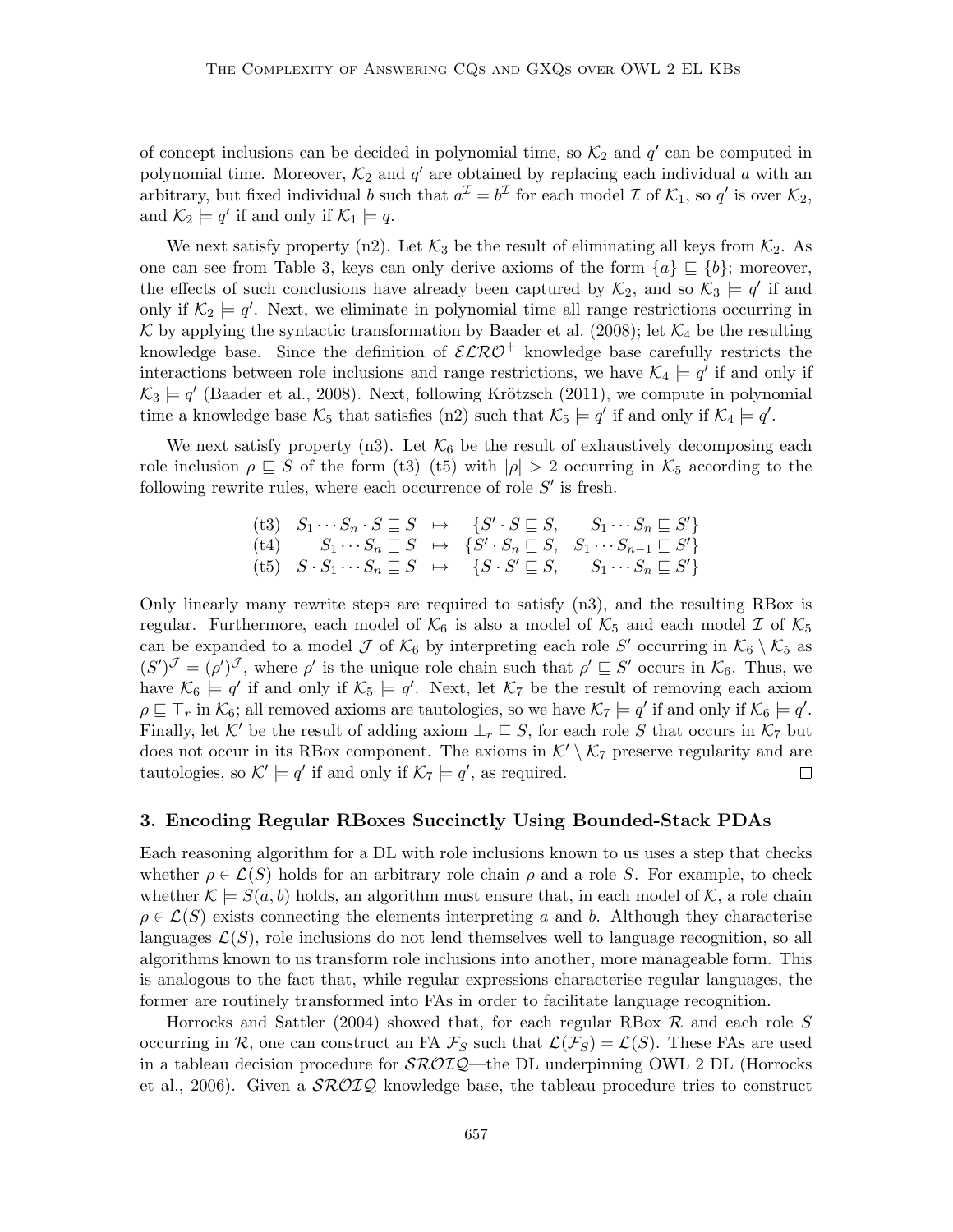of concept inclusions can be decided in polynomial time, so $\mathcal{K}_2$ and $q'$ can be computed in polynomial time. Moreover, $\mathcal{K}_2$ and $q'$ are obtained by replacing each individual $a$ with an arbitrary, but fixed individual $b$ such that $a^{\mathcal{I}} = b^{\mathcal{I}}$ for each model $\mathcal{I}$ of $\mathcal{K}_1$, so $q'$ is over $\mathcal{K}_2$, and $\mathcal{K}_2 \models q'$ if and only if $\mathcal{K}_1 \models q$.

We next satisfy property (n2). Let $\mathcal{K}_3$ be the result of eliminating all keys from $\mathcal{K}_2$. As one can see from Table 3, keys can only derive axioms of the form $\{a\} \sqsubseteq \{b\}$; moreover, the effects of such conclusions have already been captured by $\mathcal{K}_2$, and so $\mathcal{K}_3 \models q'$ if and only if $\mathcal{K}_2 \models q'$. Next, we eliminate in polynomial time all range restrictions occurring in $\mathcal{K}$ by applying the syntactic transformation by Baader et al. (2008); let $\mathcal{K}_4$ be the resulting knowledge base. Since the definition of $\mathcal{ELRO}^+$ knowledge base carefully restricts the interactions between role inclusions and range restrictions, we have $\mathcal{K}_4 \models q'$ if and only if $\mathcal{K}_3 \models q'$ (Baader et al., 2008). Next, following Krötzsch (2011), we compute in polynomial time a knowledge base $\mathcal{K}_5$ that satisfies (n2) such that $\mathcal{K}_5 \models q'$ if and only if $\mathcal{K}_4 \models q'$.

We next satisfy property (n3). Let $\mathcal{K}_6$ be the result of exhaustively decomposing each role inclusion $\rho \sqsubseteq S$ of the form (t3)–(t5) with $|\rho| > 2$ occurring in $\mathcal{K}_5$ according to the following rewrite rules, where each occurrence of role $S'$ is fresh.

$$
\begin{array}{llll}
\text{(t3)} & S_1 \cdots S_n \cdot S \sqsubseteq S & \mapsto & \{S' \cdot S \sqsubseteq S, \quad S_1 \cdots S_n \sqsubseteq S'\} \\
\text{(t4)} & S_1 \cdots S_n \sqsubseteq S & \mapsto & \{S' \cdot S_n \sqsubseteq S, \quad S_1 \cdots S_{n-1} \sqsubseteq S'\} \\
\text{(t5)} & S \cdot S_1 \cdots S_n \sqsubseteq S & \mapsto & \{S \cdot S' \sqsubseteq S, \quad S_1 \cdots S_n \sqsubseteq S'\}
\end{array}
$$

Only linearly many rewrite steps are required to satisfy (n3), and the resulting RBox is regular. Furthermore, each model of $\mathcal{K}_6$ is also a model of $\mathcal{K}_5$ and each model $\mathcal{I}$ of $\mathcal{K}_5$ can be expanded to a model $\mathcal{J}$ of $\mathcal{K}_6$ by interpreting each role $S'$ occurring in $\mathcal{K}_6 \setminus \mathcal{K}_5$ as $(S')^{\mathcal{J}} = (\rho')^{\mathcal{J}}$, where $\rho'$ is the unique role chain such that $\rho' \sqsubseteq S'$ occurs in $\mathcal{K}_6$. Thus, we have $\mathcal{K}_6 \models q'$ if and only if $\mathcal{K}_5 \models q'$. Next, let $\mathcal{K}_7$ be the result of removing each axiom $\rho \sqsubseteq \top_r$ in $\mathcal{K}_6$; all removed axioms are tautologies, so we have $\mathcal{K}_7 \models q'$ if and only if $\mathcal{K}_6 \models q'$. Finally, let $\mathcal{K}'$ be the result of adding axiom $\bot_r \sqsubseteq S$, for each role $S$ that occurs in $\mathcal{K}_7$ but does not occur in its RBox component. The axioms in $\mathcal{K}' \setminus \mathcal{K}_7$ preserve regularity and are tautologies, so $\mathcal{K}' \models q'$ if and only if $\mathcal{K}_7 \models q'$, as required. □

## 3. Encoding Regular RBoxes Succinctly Using Bounded-Stack PDAs

Each reasoning algorithm for a DL with role inclusions known to us uses a step that checks whether $\rho \in \mathcal{L}(S)$ holds for an arbitrary role chain $\rho$ and a role $S$. For example, to check whether $\mathcal{K} \models S(a, b)$ holds, an algorithm must ensure that, in each model of $\mathcal{K}$, a role chain $\rho \in \mathcal{L}(S)$ exists connecting the elements interpreting $a$ and $b$. Although they characterise languages $\mathcal{L}(S)$, role inclusions do not lend themselves well to language recognition, so all algorithms known to us transform role inclusions into another, more manageable form. This is analogous to the fact that, while regular expressions characterise regular languages, the former are routinely transformed into FAs in order to facilitate language recognition.

Horrocks and Sattler (2004) showed that, for each regular RBox $\mathcal{R}$ and each role $S$ occurring in $\mathcal{R}$, one can construct an FA $\mathcal{F}_S$ such that $\mathcal{L}(\mathcal{F}_S) = \mathcal{L}(S)$. These FAs are used in a tableau decision procedure for $\mathcal{SROIQ}$—the DL underpinning OWL 2 DL (Horrocks et al., 2006). Given a $\mathcal{SROIQ}$ knowledge base, the tableau procedure tries to construct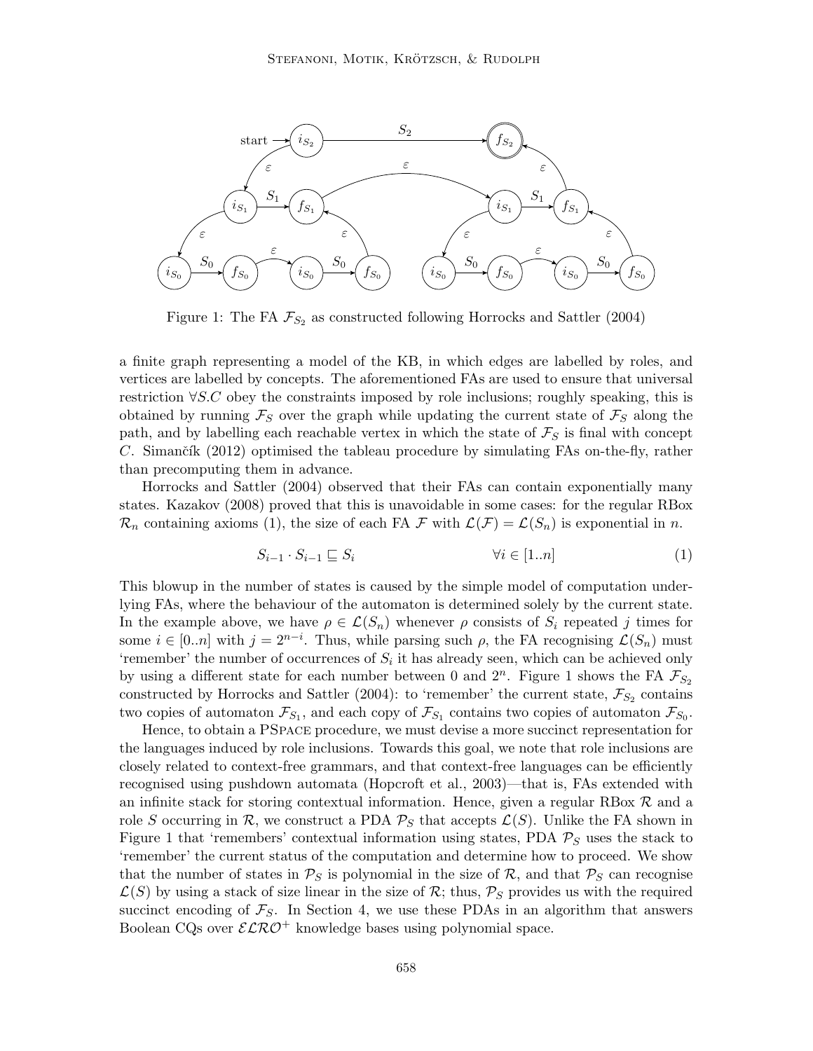Figure 1: The FA $\mathcal{F}_{S_2}$ as constructed following Horrocks and Sattler (2004)

a finite graph representing a model of the KB, in which edges are labelled by roles, and vertices are labelled by concepts. The aforementioned FAs are used to ensure that universal restriction $\forall S.C$ obey the constraints imposed by role inclusions; roughly speaking, this is obtained by running $\mathcal{F}_S$ over the graph while updating the current state of $\mathcal{F}_S$ along the path, and by labelling each reachable vertex in which the state of $\mathcal{F}_S$ is final with concept $C$. Simančík (2012) optimised the tableau procedure by simulating FAs on-the-fly, rather than precomputing them in advance.

Horrocks and Sattler (2004) observed that their FAs can contain exponentially many states. Kazakov (2008) proved that this is unavoidable in some cases: for the regular RBox $\mathcal{R}_n$ containing axioms (1), the size of each FA $\mathcal{F}$ with $\mathcal{L}(\mathcal{F}) = \mathcal{L}(S_n)$ is exponential in $n$.

$$S_{i-1} \cdot S_{i-1} \sqsubseteq S_i \qquad\qquad \forall i \in [1..n] \tag{1}$$

This blowup in the number of states is caused by the simple model of computation underlying FAs, where the behaviour of the automaton is determined solely by the current state. In the example above, we have $\rho \in \mathcal{L}(S_n)$ whenever $\rho$ consists of $S_i$ repeated $j$ times for some $i \in [0..n]$ with $j = 2^{n-i}$. Thus, while parsing such $\rho$, the FA recognising $\mathcal{L}(S_n)$ must 'remember' the number of occurrences of $S_i$ it has already seen, which can be achieved only by using a different state for each number between 0 and $2^n$. Figure 1 shows the FA $\mathcal{F}_{S_2}$ constructed by Horrocks and Sattler (2004): to 'remember' the current state, $\mathcal{F}_{S_2}$ contains two copies of automaton $\mathcal{F}_{S_1}$, and each copy of $\mathcal{F}_{S_1}$ contains two copies of automaton $\mathcal{F}_{S_0}$.

Hence, to obtain a PSpace procedure, we must devise a more succinct representation for the languages induced by role inclusions. Towards this goal, we note that role inclusions are closely related to context-free grammars, and that context-free languages can be efficiently recognised using pushdown automata (Hopcroft et al., 2003)—that is, FAs extended with an infinite stack for storing contextual information. Hence, given a regular RBox $\mathcal{R}$ and a role $S$ occurring in $\mathcal{R}$, we construct a PDA $\mathcal{P}_S$ that accepts $\mathcal{L}(S)$. Unlike the FA shown in Figure 1 that 'remembers' contextual information using states, PDA $\mathcal{P}_S$ uses the stack to 'remember' the current status of the computation and determine how to proceed. We show that the number of states in $\mathcal{P}_S$ is polynomial in the size of $\mathcal{R}$, and that $\mathcal{P}_S$ can recognise $\mathcal{L}(S)$ by using a stack of size linear in the size of $\mathcal{R}$; thus, $\mathcal{P}_S$ provides us with the required succinct encoding of $\mathcal{F}_S$. In Section 4, we use these PDAs in an algorithm that answers Boolean CQs over $\mathcal{ELRO}^+$ knowledge bases using polynomial space.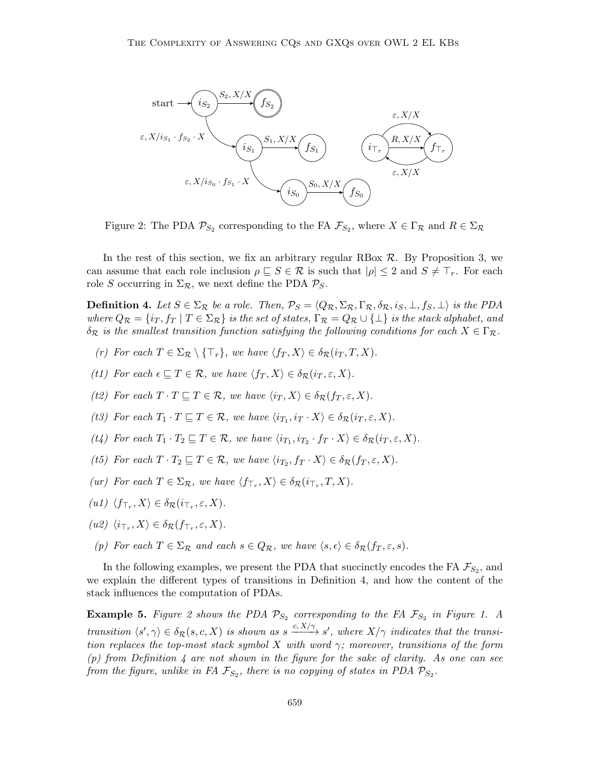Figure 2: The PDA $\mathcal{P}_{S_2}$ corresponding to the FA $\mathcal{F}_{S_2}$, where $X \in \Gamma_\mathcal{R}$ and $R \in \Sigma_\mathcal{R}$

In the rest of this section, we fix an arbitrary regular RBox $\mathcal{R}$. By Proposition 3, we can assume that each role inclusion $\rho \sqsubseteq S \in \mathcal{R}$ is such that $|\rho| \leq 2$ and $S \neq \top_r$. For each role $S$ occurring in $\Sigma_\mathcal{R}$, we next define the PDA $\mathcal{P}_S$.

**Definition 4.** *Let $S \in \Sigma_\mathcal{R}$ be a role. Then, $\mathcal{P}_S = \langle Q_\mathcal{R}, \Sigma_\mathcal{R}, \Gamma_\mathcal{R}, \delta_\mathcal{R}, i_S, \bot, f_S, \bot \rangle$ is the PDA where $Q_\mathcal{R} = \{i_T, f_T \mid T \in \Sigma_\mathcal{R}\}$ is the set of states, $\Gamma_\mathcal{R} = Q_\mathcal{R} \cup \{\bot\}$ is the stack alphabet, and $\delta_\mathcal{R}$ is the smallest transition function satisfying the following conditions for each $X \in \Gamma_\mathcal{R}$.*

*(r) For each $T \in \Sigma_\mathcal{R} \setminus \{\top_r\}$, we have $\langle f_T, X \rangle \in \delta_\mathcal{R}(i_T, T, X)$.*

*(t1) For each $\epsilon \sqsubseteq T \in \mathcal{R}$, we have $\langle f_T, X \rangle \in \delta_\mathcal{R}(i_T, \varepsilon, X)$.*

*(t2) For each $T \cdot T \sqsubseteq T \in \mathcal{R}$, we have $\langle i_T, X \rangle \in \delta_\mathcal{R}(f_T, \varepsilon, X)$.*

*(t3) For each $T_1 \cdot T \sqsubseteq T \in \mathcal{R}$, we have $\langle i_{T_1}, i_T \cdot X \rangle \in \delta_\mathcal{R}(i_T, \varepsilon, X)$.*

*(t4) For each $T_1 \cdot T_2 \sqsubseteq T \in \mathcal{R}$, we have $\langle i_{T_1}, i_{T_2} \cdot f_T \cdot X \rangle \in \delta_\mathcal{R}(i_T, \varepsilon, X)$.*

*(t5) For each $T \cdot T_2 \sqsubseteq T \in \mathcal{R}$, we have $\langle i_{T_2}, f_T \cdot X \rangle \in \delta_\mathcal{R}(f_T, \varepsilon, X)$.*

*(ur) For each $T \in \Sigma_\mathcal{R}$, we have $\langle f_{\top_r}, X \rangle \in \delta_\mathcal{R}(i_{\top_r}, T, X)$.*

*(u1) $\langle f_{\top_r}, X \rangle \in \delta_\mathcal{R}(i_{\top_r}, \varepsilon, X)$.*

*(u2) $\langle i_{\top_r}, X \rangle \in \delta_\mathcal{R}(f_{\top_r}, \varepsilon, X)$.*

*(p) For each $T \in \Sigma_\mathcal{R}$ and each $s \in Q_\mathcal{R}$, we have $\langle s, \epsilon \rangle \in \delta_\mathcal{R}(f_T, \varepsilon, s)$.*

In the following examples, we present the PDA that succinctly encodes the FA $\mathcal{F}_{S_2}$, and we explain the different types of transitions in Definition 4, and how the content of the stack influences the computation of PDAs.

**Example 5.** *Figure 2 shows the PDA $\mathcal{P}_{S_2}$ corresponding to the FA $\mathcal{F}_{S_2}$ in Figure 1. A transition $\langle s', \gamma \rangle \in \delta_\mathcal{R}(s, c, X)$ is shown as $s \xrightarrow{c,\, X/\gamma} s'$, where $X/\gamma$ indicates that the transition replaces the top-most stack symbol $X$ with word $\gamma$; moreover, transitions of the form (p) from Definition 4 are not shown in the figure for the sake of clarity. As one can see from the figure, unlike in FA $\mathcal{F}_{S_2}$, there is no copying of states in PDA $\mathcal{P}_{S_2}$.*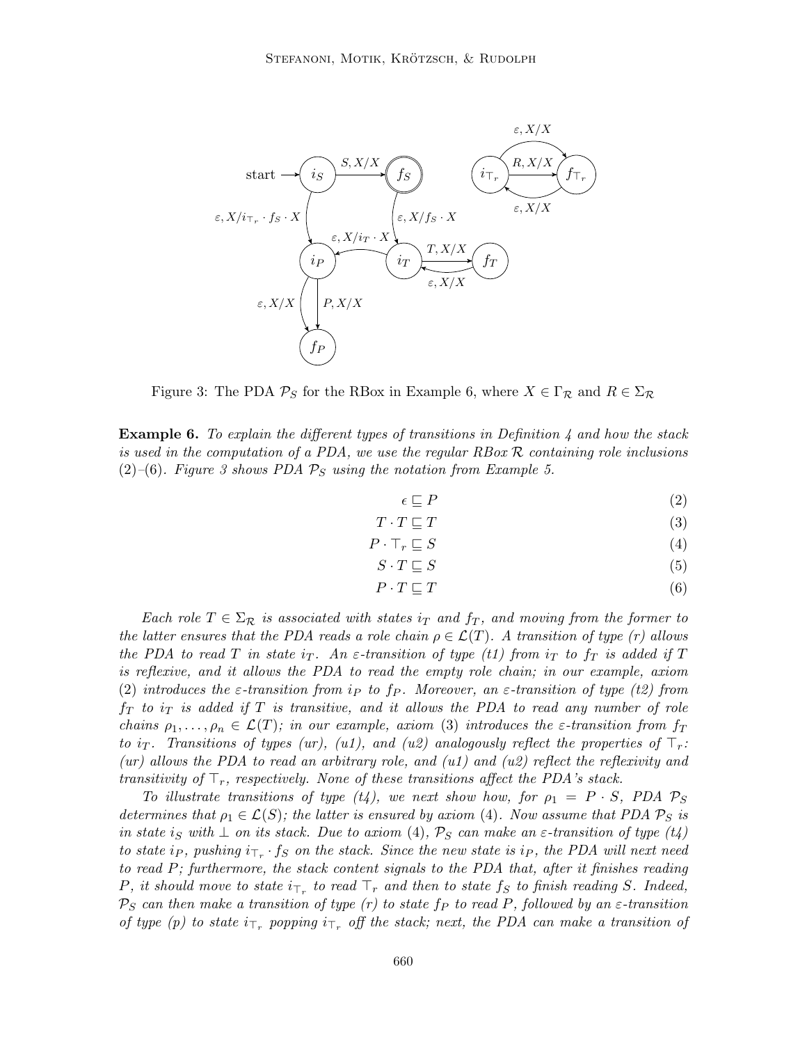Figure 3: The PDA $\mathcal{P}_S$ for the RBox in Example 6, where $X \in \Gamma_\mathcal{R}$ and $R \in \Sigma_\mathcal{R}$

**Example 6.** *To explain the different types of transitions in Definition 4 and how the stack is used in the computation of a PDA, we use the regular RBox $\mathcal{R}$ containing role inclusions (2)–(6). Figure 3 shows PDA $\mathcal{P}_S$ using the notation from Example 5.*

$$\epsilon \sqsubseteq P \tag{2}$$

$$T \cdot T \sqsubseteq T \tag{3}$$

$$P \cdot \top_r \sqsubseteq S \tag{4}$$

$$S \cdot T \sqsubseteq S \tag{5}$$

$$P \cdot T \sqsubseteq T \tag{6}$$

*Each role $T \in \Sigma_\mathcal{R}$ is associated with states $i_T$ and $f_T$, and moving from the former to the latter ensures that the PDA reads a role chain $\rho \in \mathcal{L}(T)$. A transition of type (r) allows the PDA to read $T$ in state $i_T$. An $\varepsilon$-transition of type (t1) from $i_T$ to $f_T$ is added if $T$ is reflexive, and it allows the PDA to read the empty role chain; in our example, axiom (2) introduces the $\varepsilon$-transition from $i_P$ to $f_P$. Moreover, an $\varepsilon$-transition of type (t2) from $f_T$ to $i_T$ is added if $T$ is transitive, and it allows the PDA to read any number of role chains $\rho_1, \ldots, \rho_n \in \mathcal{L}(T)$; in our example, axiom (3) introduces the $\varepsilon$-transition from $f_T$ to $i_T$. Transitions of types (ur), (u1), and (u2) analogously reflect the properties of $\top_r$: (ur) allows the PDA to read an arbitrary role, and (u1) and (u2) reflect the reflexivity and transitivity of $\top_r$, respectively. None of these transitions affect the PDA's stack.*

*To illustrate transitions of type (t4), we next show how, for $\rho_1 = P \cdot S$, PDA $\mathcal{P}_S$ determines that $\rho_1 \in \mathcal{L}(S)$; the latter is ensured by axiom (4). Now assume that PDA $\mathcal{P}_S$ is in state $i_S$ with $\perp$ on its stack. Due to axiom (4), $\mathcal{P}_S$ can make an $\varepsilon$-transition of type (t4) to state $i_P$, pushing $i_{\top_r} \cdot f_S$ on the stack. Since the new state is $i_P$, the PDA will next need to read $P$; furthermore, the stack content signals to the PDA that, after it finishes reading $P$, it should move to state $i_{\top_r}$ to read $\top_r$ and then to state $f_S$ to finish reading $S$. Indeed, $\mathcal{P}_S$ can then make a transition of type (r) to state $f_P$ to read $P$, followed by an $\varepsilon$-transition of type (p) to state $i_{\top_r}$ popping $i_{\top_r}$ off the stack; next, the PDA can make a transition of*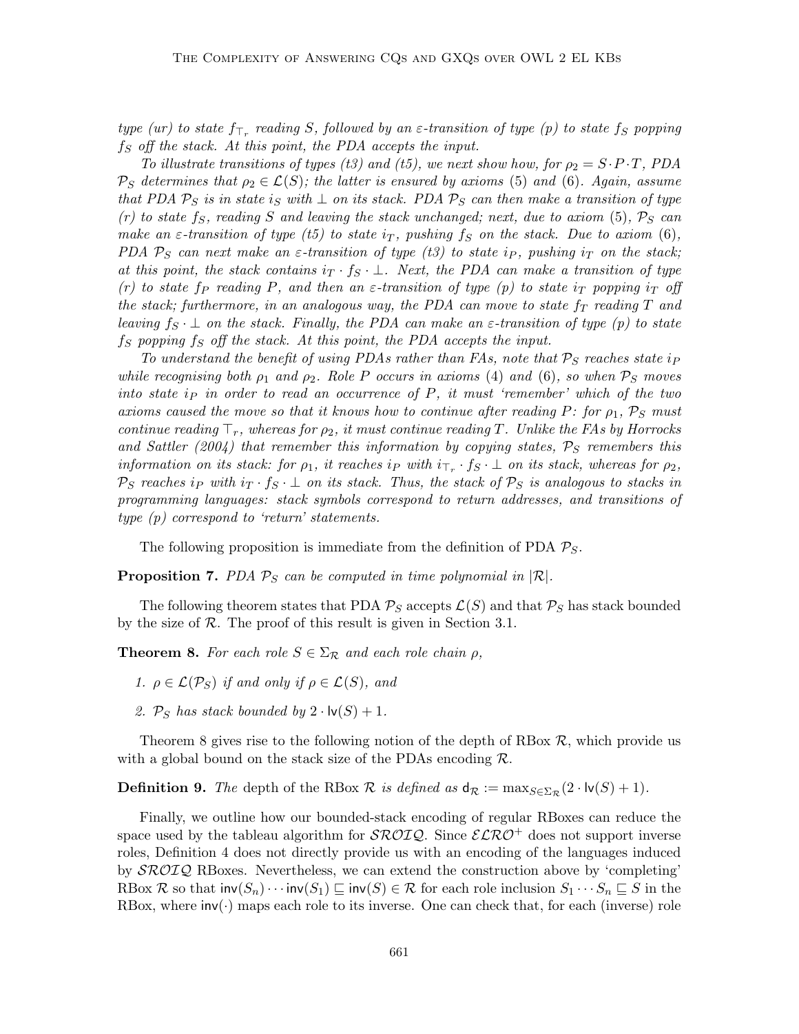*type (ur) to state $f_{\top_r}$ reading $S$, followed by an $\varepsilon$-transition of type (p) to state $f_S$ popping $f_S$ off the stack. At this point, the PDA accepts the input.*

*To illustrate transitions of types (t3) and (t5), we next show how, for $\rho_2 = S \cdot P \cdot T$, PDA $\mathcal{P}_S$ determines that $\rho_2 \in \mathcal{L}(S)$; the latter is ensured by axioms (5) and (6). Again, assume that PDA $\mathcal{P}_S$ is in state $i_S$ with $\perp$ on its stack. PDA $\mathcal{P}_S$ can then make a transition of type (r) to state $f_S$, reading $S$ and leaving the stack unchanged; next, due to axiom (5), $\mathcal{P}_S$ can make an $\varepsilon$-transition of type (t5) to state $i_T$, pushing $f_S$ on the stack. Due to axiom (6), PDA $\mathcal{P}_S$ can next make an $\varepsilon$-transition of type (t3) to state $i_P$, pushing $i_T$ on the stack; at this point, the stack contains $i_T \cdot f_S \cdot \perp$. Next, the PDA can make a transition of type (r) to state $f_P$ reading $P$, and then an $\varepsilon$-transition of type (p) to state $i_T$ popping $i_T$ off the stack; furthermore, in an analogous way, the PDA can move to state $f_T$ reading $T$ and leaving $f_S \cdot \perp$ on the stack. Finally, the PDA can make an $\varepsilon$-transition of type (p) to state $f_S$ popping $f_S$ off the stack. At this point, the PDA accepts the input.*

*To understand the benefit of using PDAs rather than FAs, note that $\mathcal{P}_S$ reaches state $i_P$ while recognising both $\rho_1$ and $\rho_2$. Role $P$ occurs in axioms (4) and (6), so when $\mathcal{P}_S$ moves into state $i_P$ in order to read an occurrence of $P$, it must 'remember' which of the two axioms caused the move so that it knows how to continue after reading $P$: for $\rho_1$, $\mathcal{P}_S$ must continue reading $\top_r$, whereas for $\rho_2$, it must continue reading $T$. Unlike the FAs by Horrocks and Sattler (2004) that remember this information by copying states, $\mathcal{P}_S$ remembers this information on its stack: for $\rho_1$, it reaches $i_P$ with $i_{\top_r} \cdot f_S \cdot \perp$ on its stack, whereas for $\rho_2$, $\mathcal{P}_S$ reaches $i_P$ with $i_T \cdot f_S \cdot \perp$ on its stack. Thus, the stack of $\mathcal{P}_S$ is analogous to stacks in programming languages: stack symbols correspond to return addresses, and transitions of type (p) correspond to 'return' statements.*

The following proposition is immediate from the definition of PDA $\mathcal{P}_S$.

**Proposition 7.** *PDA $\mathcal{P}_S$ can be computed in time polynomial in $|\mathcal{R}|$.*

The following theorem states that PDA $\mathcal{P}_S$ accepts $\mathcal{L}(S)$ and that $\mathcal{P}_S$ has stack bounded by the size of $\mathcal{R}$. The proof of this result is given in Section 3.1.

**Theorem 8.** *For each role $S \in \Sigma_{\mathcal{R}}$ and each role chain $\rho$,*

1. *$\rho \in \mathcal{L}(\mathcal{P}_S)$ if and only if $\rho \in \mathcal{L}(S)$, and*
2. *$\mathcal{P}_S$ has stack bounded by $2 \cdot \mathsf{lv}(S) + 1$.*

Theorem 8 gives rise to the following notion of the depth of RBox $\mathcal{R}$, which provide us with a global bound on the stack size of the PDAs encoding $\mathcal{R}$.

**Definition 9.** *The* depth of the RBox $\mathcal{R}$ *is defined as* $\mathsf{d}_{\mathcal{R}} := \max_{S \in \Sigma_{\mathcal{R}}}(2 \cdot \mathsf{lv}(S) + 1)$.

Finally, we outline how our bounded-stack encoding of regular RBoxes can reduce the space used by the tableau algorithm for $\mathcal{SROIQ}$. Since $\mathcal{ELRO}^+$ does not support inverse roles, Definition 4 does not directly provide us with an encoding of the languages induced by $\mathcal{SROIQ}$ RBoxes. Nevertheless, we can extend the construction above by 'completing' RBox $\mathcal{R}$ so that $\mathsf{inv}(S_n) \cdots \mathsf{inv}(S_1) \sqsubseteq \mathsf{inv}(S) \in \mathcal{R}$ for each role inclusion $S_1 \cdots S_n \sqsubseteq S$ in the RBox, where $\mathsf{inv}(\cdot)$ maps each role to its inverse. One can check that, for each (inverse) role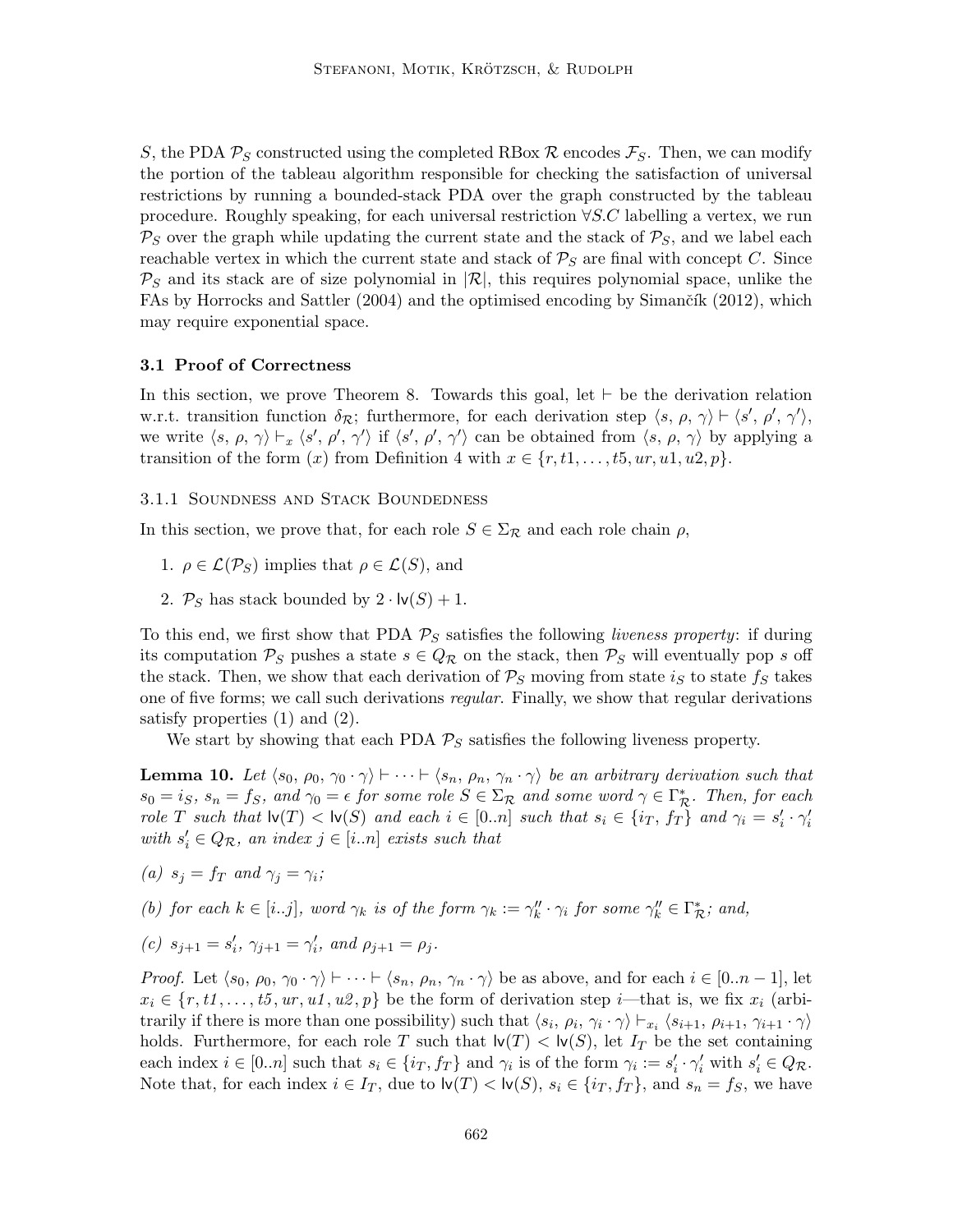$S$, the PDA $\mathcal{P}_S$ constructed using the completed RBox $\mathcal{R}$ encodes $\mathcal{F}_S$. Then, we can modify the portion of the tableau algorithm responsible for checking the satisfaction of universal restrictions by running a bounded-stack PDA over the graph constructed by the tableau procedure. Roughly speaking, for each universal restriction $\forall S.C$ labelling a vertex, we run $\mathcal{P}_S$ over the graph while updating the current state and the stack of $\mathcal{P}_S$, and we label each reachable vertex in which the current state and stack of $\mathcal{P}_S$ are final with concept $C$. Since $\mathcal{P}_S$ and its stack are of size polynomial in $|\mathcal{R}|$, this requires polynomial space, unlike the FAs by Horrocks and Sattler (2004) and the optimised encoding by Simančík (2012), which may require exponential space.

### 3.1 Proof of Correctness

In this section, we prove Theorem 8. Towards this goal, let $\vdash$ be the derivation relation w.r.t. transition function $\delta_{\mathcal{R}}$; furthermore, for each derivation step $\langle s, \rho, \gamma\rangle \vdash \langle s', \rho', \gamma'\rangle$, we write $\langle s, \rho, \gamma\rangle \vdash_x \langle s', \rho', \gamma'\rangle$ if $\langle s', \rho', \gamma'\rangle$ can be obtained from $\langle s, \rho, \gamma\rangle$ by applying a transition of the form $(x)$ from Definition 4 with $x \in \{r, t1, \dots, t5, ur, u1, u2, p\}$.

#### 3.1.1 Soundness and Stack Boundedness

In this section, we prove that, for each role $S \in \Sigma_{\mathcal{R}}$ and each role chain $\rho$,

1. $\rho \in \mathcal{L}(\mathcal{P}_S)$ implies that $\rho \in \mathcal{L}(S)$, and
2. $\mathcal{P}_S$ has stack bounded by $2 \cdot \mathsf{lv}(S) + 1$.

To this end, we first show that PDA $\mathcal{P}_S$ satisfies the following *liveness property*: if during its computation $\mathcal{P}_S$ pushes a state $s \in Q_{\mathcal{R}}$ on the stack, then $\mathcal{P}_S$ will eventually pop $s$ off the stack. Then, we show that each derivation of $\mathcal{P}_S$ moving from state $i_S$ to state $f_S$ takes one of five forms; we call such derivations *regular*. Finally, we show that regular derivations satisfy properties (1) and (2).

We start by showing that each PDA $\mathcal{P}_S$ satisfies the following liveness property.

**Lemma 10.** *Let $\langle s_0, \rho_0, \gamma_0 \cdot \gamma\rangle \vdash \cdots \vdash \langle s_n, \rho_n, \gamma_n \cdot \gamma\rangle$ be an arbitrary derivation such that $s_0 = i_S$, $s_n = f_S$, and $\gamma_0 = \epsilon$ for some role $S \in \Sigma_{\mathcal{R}}$ and some word $\gamma \in \Gamma_{\mathcal{R}}^*$. Then, for each role $T$ such that $\mathsf{lv}(T) < \mathsf{lv}(S)$ and each $i \in [0..n]$ such that $s_i \in \{i_T, f_T\}$ and $\gamma_i = s_i' \cdot \gamma_i'$ with $s_i' \in Q_{\mathcal{R}}$, an index $j \in [i..n]$ exists such that*

*(a) $s_j = f_T$ and $\gamma_j = \gamma_i$;*

*(b) for each $k \in [i..j]$, word $\gamma_k$ is of the form $\gamma_k := \gamma_k'' \cdot \gamma_i$ for some $\gamma_k'' \in \Gamma_{\mathcal{R}}^*$; and,*

*(c) $s_{j+1} = s_i'$, $\gamma_{j+1} = \gamma_i'$, and $\rho_{j+1} = \rho_j$.*

*Proof.* Let $\langle s_0, \rho_0, \gamma_0 \cdot \gamma\rangle \vdash \cdots \vdash \langle s_n, \rho_n, \gamma_n \cdot \gamma\rangle$ be as above, and for each $i \in [0..n-1]$, let $x_i \in \{r, t1, \dots, t5, ur, u1, u2, p\}$ be the form of derivation step $i$—that is, we fix $x_i$ (arbitrarily if there is more than one possibility) such that $\langle s_i, \rho_i, \gamma_i \cdot \gamma\rangle \vdash_{x_i} \langle s_{i+1}, \rho_{i+1}, \gamma_{i+1} \cdot \gamma\rangle$ holds. Furthermore, for each role $T$ such that $\mathsf{lv}(T) < \mathsf{lv}(S)$, let $I_T$ be the set containing each index $i \in [0..n]$ such that $s_i \in \{i_T, f_T\}$ and $\gamma_i$ is of the form $\gamma_i := s_i' \cdot \gamma_i'$ with $s_i' \in Q_{\mathcal{R}}$. Note that, for each index $i \in I_T$, due to $\mathsf{lv}(T) < \mathsf{lv}(S)$, $s_i \in \{i_T, f_T\}$, and $s_n = f_S$, we have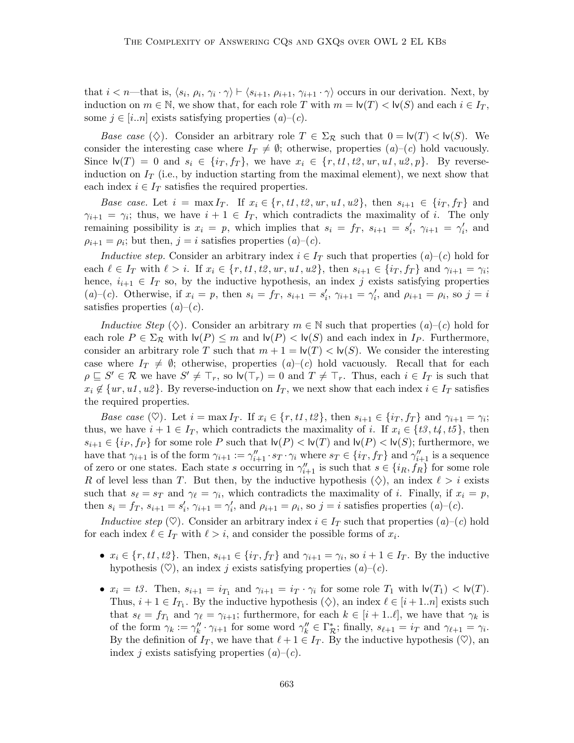that $i < n$—that is, $\langle s_i,\, \rho_i,\, \gamma_i \cdot \gamma\rangle \vdash \langle s_{i+1},\, \rho_{i+1},\, \gamma_{i+1} \cdot \gamma\rangle$ occurs in our derivation. Next, by induction on $m \in \mathbb{N}$, we show that, for each role $T$ with $m = \mathsf{lv}(T) < \mathsf{lv}(S)$ and each $i \in I_T$, some $j \in [i..n]$ exists satisfying properties $(a)$–$(c)$.

*Base case* ($\diamondsuit$). Consider an arbitrary role $T \in \Sigma_\mathcal{R}$ such that $0 = \mathsf{lv}(T) < \mathsf{lv}(S)$. We consider the interesting case where $I_T \neq \emptyset$; otherwise, properties $(a)$–$(c)$ hold vacuously. Since $\mathsf{lv}(T) = 0$ and $s_i \in \{i_T, f_T\}$, we have $x_i \in \{r, t1, t2, ur, u1, u2, p\}$. By reverse-induction on $I_T$ (i.e., by induction starting from the maximal element), we next show that each index $i \in I_T$ satisfies the required properties.

*Base case.* Let $i = \max I_T$. If $x_i \in \{r, t1, t2, ur, u1, u2\}$, then $s_{i+1} \in \{i_T, f_T\}$ and $\gamma_{i+1} = \gamma_i$; thus, we have $i + 1 \in I_T$, which contradicts the maximality of $i$. The only remaining possibility is $x_i = p$, which implies that $s_i = f_T$, $s_{i+1} = s'_i$, $\gamma_{i+1} = \gamma'_i$, and $\rho_{i+1} = \rho_i$; but then, $j = i$ satisfies properties $(a)$–$(c)$.

*Inductive step.* Consider an arbitrary index $i \in I_T$ such that properties $(a)$–$(c)$ hold for each $\ell \in I_T$ with $\ell > i$. If $x_i \in \{r, t1, t2, ur, u1, u2\}$, then $s_{i+1} \in \{i_T, f_T\}$ and $\gamma_{i+1} = \gamma_i$; hence, $i_{i+1} \in I_T$ so, by the inductive hypothesis, an index $j$ exists satisfying properties $(a)$–$(c)$. Otherwise, if $x_i = p$, then $s_i = f_T$, $s_{i+1} = s'_i$, $\gamma_{i+1} = \gamma'_i$, and $\rho_{i+1} = \rho_i$, so $j = i$ satisfies properties $(a)$–$(c)$.

*Inductive Step* ($\diamondsuit$). Consider an arbitrary $m \in \mathbb{N}$ such that properties $(a)$–$(c)$ hold for each role $P \in \Sigma_\mathcal{R}$ with $\mathsf{lv}(P) \leq m$ and $\mathsf{lv}(P) < \mathsf{lv}(S)$ and each index in $I_P$. Furthermore, consider an arbitrary role $T$ such that $m + 1 = \mathsf{lv}(T) < \mathsf{lv}(S)$. We consider the interesting case where $I_T \neq \emptyset$; otherwise, properties $(a)$–$(c)$ hold vacuously. Recall that for each $\rho \sqsubseteq S' \in \mathcal{R}$ we have $S' \neq \top_r$, so $\mathsf{lv}(\top_r) = 0$ and $T \neq \top_r$. Thus, each $i \in I_T$ is such that $x_i \notin \{ur, u1, u2\}$. By reverse-induction on $I_T$, we next show that each index $i \in I_T$ satisfies the required properties.

*Base case* ($\heartsuit$). Let $i = \max I_T$. If $x_i \in \{r, t1, t2\}$, then $s_{i+1} \in \{i_T, f_T\}$ and $\gamma_{i+1} = \gamma_i$; thus, we have $i + 1 \in I_T$, which contradicts the maximality of $i$. If $x_i \in \{t3, t4, t5\}$, then $s_{i+1} \in \{i_P, f_P\}$ for some role $P$ such that $\mathsf{lv}(P) < \mathsf{lv}(T)$ and $\mathsf{lv}(P) < \mathsf{lv}(S)$; furthermore, we have that $\gamma_{i+1}$ is of the form $\gamma_{i+1} := \gamma''_{i+1} \cdot s_T \cdot \gamma_i$ where $s_T \in \{i_T, f_T\}$ and $\gamma''_{i+1}$ is a sequence of zero or one states. Each state $s$ occurring in $\gamma''_{i+1}$ is such that $s \in \{i_R, f_R\}$ for some role $R$ of level less than $T$. But then, by the inductive hypothesis ($\diamondsuit$), an index $\ell > i$ exists such that $s_\ell = s_T$ and $\gamma_\ell = \gamma_i$, which contradicts the maximality of $i$. Finally, if $x_i = p$, then $s_i = f_T$, $s_{i+1} = s'_i$, $\gamma_{i+1} = \gamma'_i$, and $\rho_{i+1} = \rho_i$, so $j = i$ satisfies properties $(a)$–$(c)$.

*Inductive step* ($\heartsuit$). Consider an arbitrary index $i \in I_T$ such that properties $(a)$–$(c)$ hold for each index $\ell \in I_T$ with $\ell > i$, and consider the possible forms of $x_i$.

- $x_i \in \{r, t1, t2\}$. Then, $s_{i+1} \in \{i_T, f_T\}$ and $\gamma_{i+1} = \gamma_i$, so $i + 1 \in I_T$. By the inductive hypothesis ($\heartsuit$), an index $j$ exists satisfying properties $(a)$–$(c)$.
- $x_i = t3$. Then, $s_{i+1} = i_{T_1}$ and $\gamma_{i+1} = i_T \cdot \gamma_i$ for some role $T_1$ with $\mathsf{lv}(T_1) < \mathsf{lv}(T)$. Thus, $i + 1 \in I_{T_1}$. By the inductive hypothesis ($\diamondsuit$), an index $\ell \in [i+1..n]$ exists such that $s_\ell = f_{T_1}$ and $\gamma_\ell = \gamma_{i+1}$; furthermore, for each $k \in [i+1..\ell]$, we have that $\gamma_k$ is of the form $\gamma_k := \gamma''_k \cdot \gamma_{i+1}$ for some word $\gamma''_k \in \Gamma^*_\mathcal{R}$; finally, $s_{\ell+1} = i_T$ and $\gamma_{\ell+1} = \gamma_i$. By the definition of $I_T$, we have that $\ell + 1 \in I_T$. By the inductive hypothesis ($\heartsuit$), an index $j$ exists satisfying properties $(a)$–$(c)$.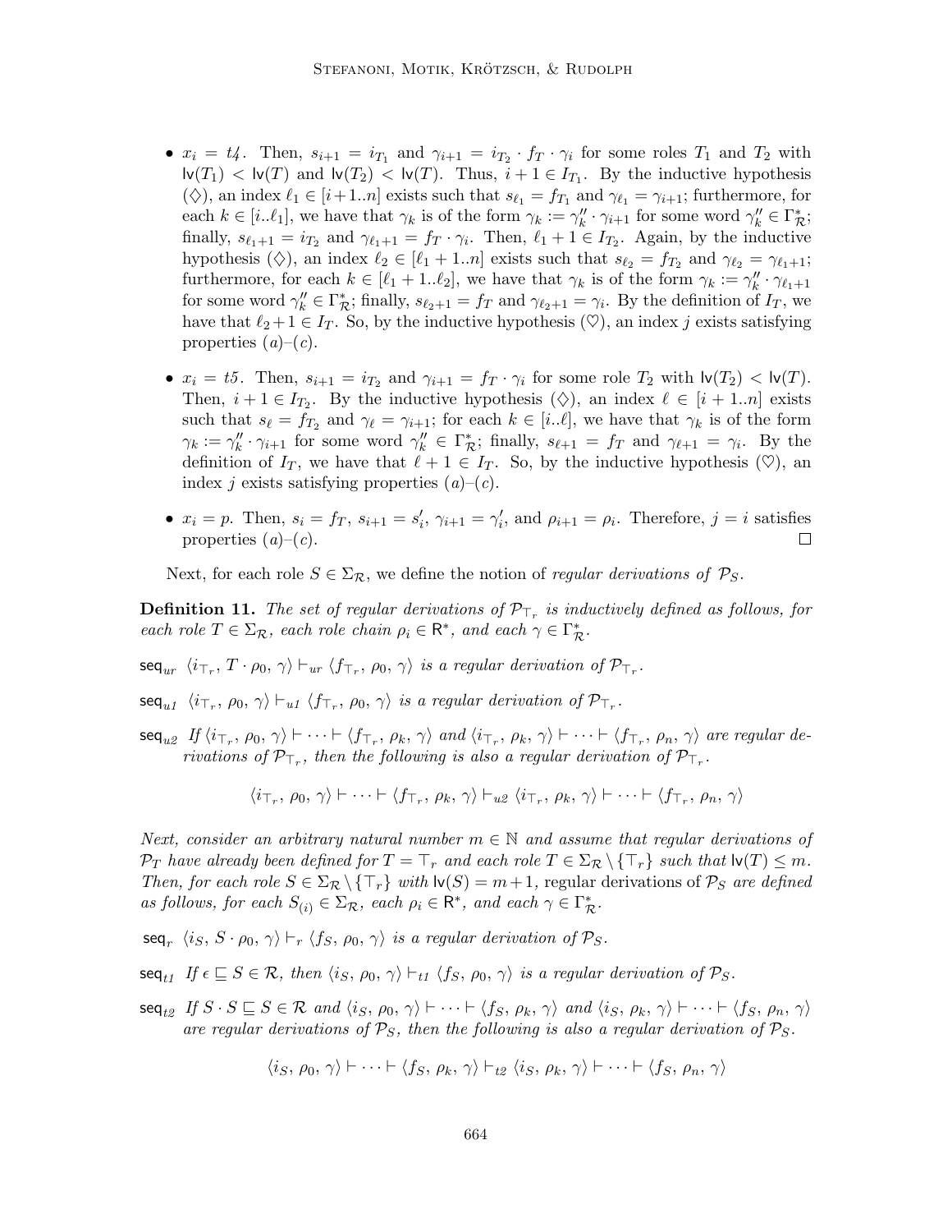- $x_i = t4$. Then, $s_{i+1} = i_{T_1}$ and $\gamma_{i+1} = i_{T_2} \cdot f_T \cdot \gamma_i$ for some roles $T_1$ and $T_2$ with $\mathsf{lv}(T_1) < \mathsf{lv}(T)$ and $\mathsf{lv}(T_2) < \mathsf{lv}(T)$. Thus, $i+1 \in I_{T_1}$. By the inductive hypothesis ($\diamondsuit$), an index $\ell_1 \in [i+1..n]$ exists such that $s_{\ell_1} = f_{T_1}$ and $\gamma_{\ell_1} = \gamma_{i+1}$; furthermore, for each $k \in [i..\ell_1]$, we have that $\gamma_k$ is of the form $\gamma_k := \gamma''_k \cdot \gamma_{i+1}$ for some word $\gamma''_k \in \Gamma^*_{\mathcal{R}}$; finally, $s_{\ell_1+1} = i_{T_2}$ and $\gamma_{\ell_1+1} = f_T \cdot \gamma_i$. Then, $\ell_1 + 1 \in I_{T_2}$. Again, by the inductive hypothesis ($\diamondsuit$), an index $\ell_2 \in [\ell_1+1..n]$ exists such that $s_{\ell_2} = f_{T_2}$ and $\gamma_{\ell_2} = \gamma_{\ell_1+1}$; furthermore, for each $k \in [\ell_1+1..\ell_2]$, we have that $\gamma_k$ is of the form $\gamma_k := \gamma''_k \cdot \gamma_{\ell_1+1}$ for some word $\gamma''_k \in \Gamma^*_{\mathcal{R}}$; finally, $s_{\ell_2+1} = f_T$ and $\gamma_{\ell_2+1} = \gamma_i$. By the definition of $I_T$, we have that $\ell_2+1 \in I_T$. So, by the inductive hypothesis ($\heartsuit$), an index $j$ exists satisfying properties $(a)$–$(c)$.

- $x_i = t5$. Then, $s_{i+1} = i_{T_2}$ and $\gamma_{i+1} = f_T \cdot \gamma_i$ for some role $T_2$ with $\mathsf{lv}(T_2) < \mathsf{lv}(T)$. Then, $i+1 \in I_{T_2}$. By the inductive hypothesis ($\diamondsuit$), an index $\ell \in [i+1..n]$ exists such that $s_\ell = f_{T_2}$ and $\gamma_\ell = \gamma_{i+1}$; for each $k \in [i..\ell]$, we have that $\gamma_k$ is of the form $\gamma_k := \gamma''_k \cdot \gamma_{i+1}$ for some word $\gamma''_k \in \Gamma^*_{\mathcal{R}}$; finally, $s_{\ell+1} = f_T$ and $\gamma_{\ell+1} = \gamma_i$. By the definition of $I_T$, we have that $\ell+1 \in I_T$. So, by the inductive hypothesis ($\heartsuit$), an index $j$ exists satisfying properties $(a)$–$(c)$.

- $x_i = p$. Then, $s_i = f_T$, $s_{i+1} = s'_i$, $\gamma_{i+1} = \gamma'_i$, and $\rho_{i+1} = \rho_i$. Therefore, $j = i$ satisfies properties $(a)$–$(c)$. $\square$

Next, for each role $S \in \Sigma_{\mathcal{R}}$, we define the notion of *regular derivations of* $\mathcal{P}_S$.

**Definition 11.** *The set of regular derivations of $\mathcal{P}_{\top_r}$ is inductively defined as follows, for each role $T \in \Sigma_{\mathcal{R}}$, each role chain $\rho_i \in \mathsf{R}^*$, and each $\gamma \in \Gamma^*_{\mathcal{R}}$.*

$\mathsf{seq}_{ur}$ $\langle i_{\top_r},\, T \cdot \rho_0,\, \gamma\rangle \vdash_{ur} \langle f_{\top_r},\, \rho_0,\, \gamma\rangle$ *is a regular derivation of $\mathcal{P}_{\top_r}$.*

$\mathsf{seq}_{u1}$ $\langle i_{\top_r},\, \rho_0,\, \gamma\rangle \vdash_{u1} \langle f_{\top_r},\, \rho_0,\, \gamma\rangle$ *is a regular derivation of $\mathcal{P}_{\top_r}$.*

$\mathsf{seq}_{u2}$ *If $\langle i_{\top_r},\, \rho_0,\, \gamma\rangle \vdash \cdots \vdash \langle f_{\top_r},\, \rho_k,\, \gamma\rangle$ and $\langle i_{\top_r},\, \rho_k,\, \gamma\rangle \vdash \cdots \vdash \langle f_{\top_r},\, \rho_n,\, \gamma\rangle$ are regular derivations of $\mathcal{P}_{\top_r}$, then the following is also a regular derivation of $\mathcal{P}_{\top_r}$.*

$$\langle i_{\top_r},\, \rho_0,\, \gamma\rangle \vdash \cdots \vdash \langle f_{\top_r},\, \rho_k,\, \gamma\rangle \vdash_{u2} \langle i_{\top_r},\, \rho_k,\, \gamma\rangle \vdash \cdots \vdash \langle f_{\top_r},\, \rho_n,\, \gamma\rangle$$

*Next, consider an arbitrary natural number $m \in \mathbb{N}$ and assume that regular derivations of $\mathcal{P}_T$ have already been defined for $T = \top_r$ and each role $T \in \Sigma_{\mathcal{R}} \setminus \{\top_r\}$ such that $\mathsf{lv}(T) \leq m$. Then, for each role $S \in \Sigma_{\mathcal{R}} \setminus \{\top_r\}$ with $\mathsf{lv}(S) = m+1$,* regular derivations of $\mathcal{P}_S$ *are defined as follows, for each $S_{(i)} \in \Sigma_{\mathcal{R}}$, each $\rho_i \in \mathsf{R}^*$, and each $\gamma \in \Gamma^*_{\mathcal{R}}$.*

$\mathsf{seq}_r$ $\langle i_S,\, S \cdot \rho_0,\, \gamma\rangle \vdash_r \langle f_S,\, \rho_0,\, \gamma\rangle$ *is a regular derivation of $\mathcal{P}_S$.*

$\mathsf{seq}_{t1}$ *If $\epsilon \sqsubseteq S \in \mathcal{R}$, then $\langle i_S,\, \rho_0,\, \gamma\rangle \vdash_{t1} \langle f_S,\, \rho_0,\, \gamma\rangle$ is a regular derivation of $\mathcal{P}_S$.*

$\mathsf{seq}_{t2}$ *If $S \cdot S \sqsubseteq S \in \mathcal{R}$ and $\langle i_S,\, \rho_0,\, \gamma\rangle \vdash \cdots \vdash \langle f_S,\, \rho_k,\, \gamma\rangle$ and $\langle i_S,\, \rho_k,\, \gamma\rangle \vdash \cdots \vdash \langle f_S,\, \rho_n,\, \gamma\rangle$ are regular derivations of $\mathcal{P}_S$, then the following is also a regular derivation of $\mathcal{P}_S$.*

$$\langle i_S,\, \rho_0,\, \gamma\rangle \vdash \cdots \vdash \langle f_S,\, \rho_k,\, \gamma\rangle \vdash_{t2} \langle i_S,\, \rho_k,\, \gamma\rangle \vdash \cdots \vdash \langle f_S,\, \rho_n,\, \gamma\rangle$$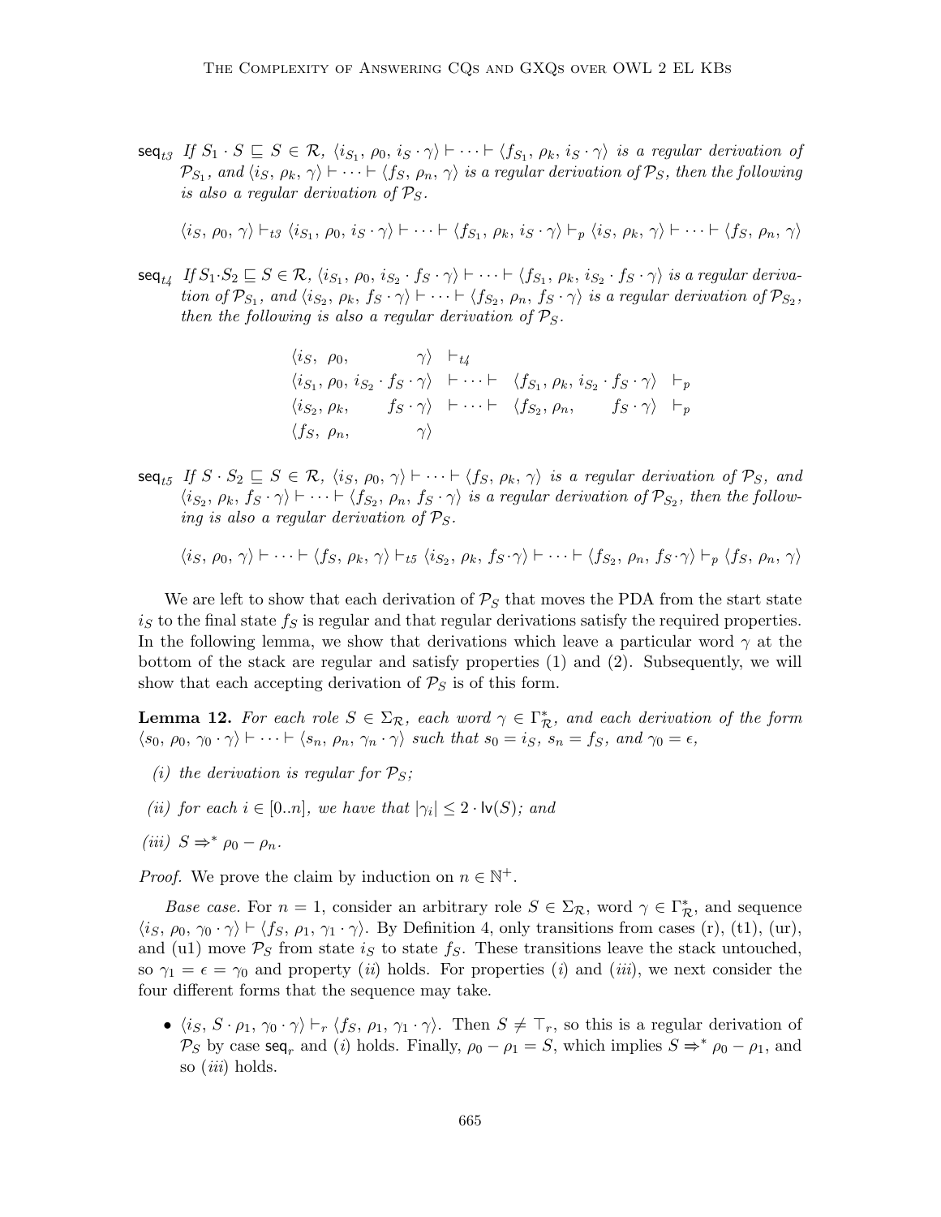$\mathsf{seq}_{t3}$ *If* $S_1 \cdot S \sqsubseteq S \in \mathcal{R}$*,* $\langle i_{S_1},\, \rho_0,\, i_S \cdot \gamma\rangle \vdash \cdots \vdash \langle f_{S_1},\, \rho_k,\, i_S \cdot \gamma\rangle$ *is a regular derivation of* $\mathcal{P}_{S_1}$*, and* $\langle i_S,\, \rho_k,\, \gamma\rangle \vdash \cdots \vdash \langle f_S,\, \rho_n,\, \gamma\rangle$ *is a regular derivation of* $\mathcal{P}_S$*, then the following is also a regular derivation of* $\mathcal{P}_S$*.*

$$\langle i_S,\, \rho_0,\, \gamma\rangle \vdash_{t3} \langle i_{S_1},\, \rho_0,\, i_S \cdot \gamma\rangle \vdash \cdots \vdash \langle f_{S_1},\, \rho_k,\, i_S \cdot \gamma\rangle \vdash_p \langle i_S,\, \rho_k,\, \gamma\rangle \vdash \cdots \vdash \langle f_S,\, \rho_n,\, \gamma\rangle$$

$\mathsf{seq}_{t4}$ *If* $S_1 \cdot S_2 \sqsubseteq S \in \mathcal{R}$*,* $\langle i_{S_1},\, \rho_0,\, i_{S_2} \cdot f_S \cdot \gamma\rangle \vdash \cdots \vdash \langle f_{S_1},\, \rho_k,\, i_{S_2} \cdot f_S \cdot \gamma\rangle$ *is a regular derivation of* $\mathcal{P}_{S_1}$*, and* $\langle i_{S_2},\, \rho_k,\, f_S \cdot \gamma\rangle \vdash \cdots \vdash \langle f_{S_2},\, \rho_n,\, f_S \cdot \gamma\rangle$ *is a regular derivation of* $\mathcal{P}_{S_2}$*, then the following is also a regular derivation of* $\mathcal{P}_S$*.*

$$\begin{array}{llll}
\langle i_S,\ \rho_0, & \gamma\rangle & \vdash_{t4} & \\
\langle i_{S_1}, \rho_0,\ i_{S_2} \cdot f_S \cdot \gamma\rangle & \vdash \cdots \vdash & \langle f_{S_1}, \rho_k,\ i_{S_2} \cdot f_S \cdot \gamma\rangle & \vdash_p \\
\langle i_{S_2}, \rho_k, \quad f_S \cdot \gamma\rangle & \vdash \cdots \vdash & \langle f_{S_2}, \rho_n, \quad f_S \cdot \gamma\rangle & \vdash_p \\
\langle f_S,\ \rho_n, & \gamma\rangle & &
\end{array}$$

$\mathsf{seq}_{t5}$ *If* $S \cdot S_2 \sqsubseteq S \in \mathcal{R}$*,* $\langle i_S,\, \rho_0,\, \gamma\rangle \vdash \cdots \vdash \langle f_S,\, \rho_k,\, \gamma\rangle$ *is a regular derivation of* $\mathcal{P}_S$*, and* $\langle i_{S_2},\, \rho_k,\, f_S \cdot \gamma\rangle \vdash \cdots \vdash \langle f_{S_2},\, \rho_n,\, f_S \cdot \gamma\rangle$ *is a regular derivation of* $\mathcal{P}_{S_2}$*, then the following is also a regular derivation of* $\mathcal{P}_S$*.*

$$\langle i_S,\, \rho_0,\, \gamma\rangle \vdash \cdots \vdash \langle f_S,\, \rho_k,\, \gamma\rangle \vdash_{t5} \langle i_{S_2},\, \rho_k,\, f_S \cdot \gamma\rangle \vdash \cdots \vdash \langle f_{S_2},\, \rho_n,\, f_S \cdot \gamma\rangle \vdash_p \langle f_S,\, \rho_n,\, \gamma\rangle$$

We are left to show that each derivation of $\mathcal{P}_S$ that moves the PDA from the start state $i_S$ to the final state $f_S$ is regular and that regular derivations satisfy the required properties. In the following lemma, we show that derivations which leave a particular word $\gamma$ at the bottom of the stack are regular and satisfy properties (1) and (2). Subsequently, we will show that each accepting derivation of $\mathcal{P}_S$ is of this form.

**Lemma 12.** *For each role* $S \in \Sigma_{\mathcal{R}}$*, each word* $\gamma \in \Gamma^*_{\mathcal{R}}$*, and each derivation of the form* $\langle s_0,\, \rho_0,\, \gamma_0 \cdot \gamma\rangle \vdash \cdots \vdash \langle s_n,\, \rho_n,\, \gamma_n \cdot \gamma\rangle$ *such that* $s_0 = i_S$*,* $s_n = f_S$*, and* $\gamma_0 = \epsilon$*,*

*(i) the derivation is regular for* $\mathcal{P}_S$*;*

*(ii) for each* $i \in [0..n]$*, we have that* $|\gamma_i| \leq 2 \cdot \mathsf{lv}(S)$*; and*

*(iii)* $S \Rightarrow^* \rho_0 - \rho_n$*.*

*Proof.* We prove the claim by induction on $n \in \mathbb{N}^+$.

*Base case.* For $n = 1$, consider an arbitrary role $S \in \Sigma_{\mathcal{R}}$, word $\gamma \in \Gamma^*_{\mathcal{R}}$, and sequence $\langle i_S,\, \rho_0,\, \gamma_0 \cdot \gamma\rangle \vdash \langle f_S,\, \rho_1,\, \gamma_1 \cdot \gamma\rangle$. By Definition 4, only transitions from cases (r), (t1), (ur), and (u1) move $\mathcal{P}_S$ from state $i_S$ to state $f_S$. These transitions leave the stack untouched, so $\gamma_1 = \epsilon = \gamma_0$ and property (*ii*) holds. For properties (*i*) and (*iii*), we next consider the four different forms that the sequence may take.

- $\langle i_S,\, S \cdot \rho_1,\, \gamma_0 \cdot \gamma\rangle \vdash_r \langle f_S,\, \rho_1,\, \gamma_1 \cdot \gamma\rangle$. Then $S \neq \top_r$, so this is a regular derivation of $\mathcal{P}_S$ by case $\mathsf{seq}_r$ and (*i*) holds. Finally, $\rho_0 - \rho_1 = S$, which implies $S \Rightarrow^* \rho_0 - \rho_1$, and so (*iii*) holds.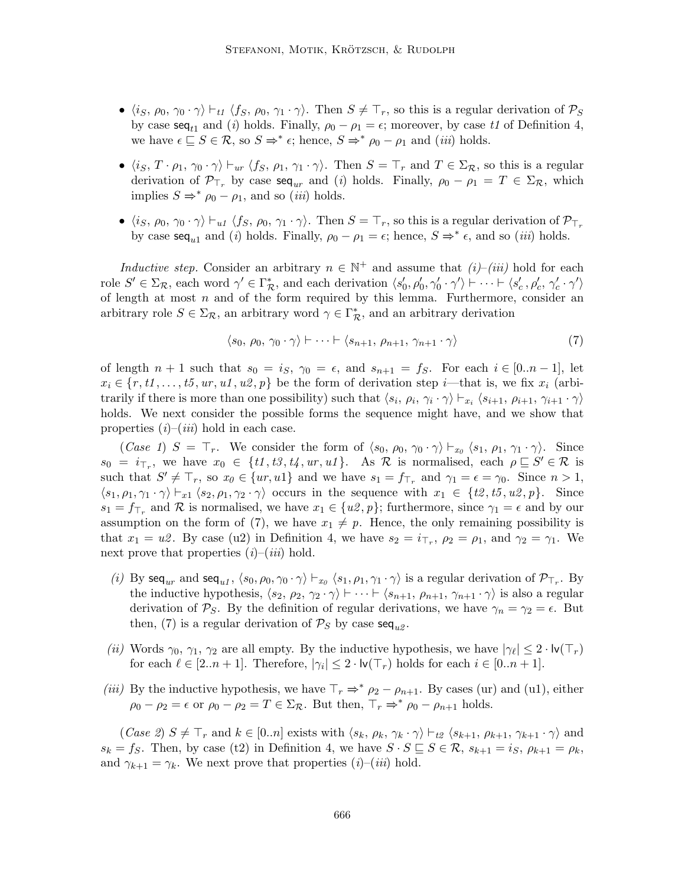- $\langle i_S,\, \rho_0,\, \gamma_0 \cdot \gamma \rangle \vdash_{t1} \langle f_S,\, \rho_0,\, \gamma_1 \cdot \gamma \rangle$. Then $S \neq \top_r$, so this is a regular derivation of $\mathcal{P}_S$ by case $\mathsf{seq}_{t1}$ and $(i)$ holds. Finally, $\rho_0 - \rho_1 = \epsilon$; moreover, by case $t1$ of Definition 4, we have $\epsilon \sqsubseteq S \in \mathcal{R}$, so $S \Rightarrow^* \epsilon$; hence, $S \Rightarrow^* \rho_0 - \rho_1$ and $(iii)$ holds.

- $\langle i_S,\, T \cdot \rho_1,\, \gamma_0 \cdot \gamma \rangle \vdash_{ur} \langle f_S,\, \rho_1,\, \gamma_1 \cdot \gamma \rangle$. Then $S = \top_r$ and $T \in \Sigma_\mathcal{R}$, so this is a regular derivation of $\mathcal{P}_{\top_r}$ by case $\mathsf{seq}_{ur}$ and $(i)$ holds. Finally, $\rho_0 - \rho_1 = T \in \Sigma_\mathcal{R}$, which implies $S \Rightarrow^* \rho_0 - \rho_1$, and so $(iii)$ holds.

- $\langle i_S,\, \rho_0,\, \gamma_0 \cdot \gamma \rangle \vdash_{u1} \langle f_S,\, \rho_0,\, \gamma_1 \cdot \gamma \rangle$. Then $S = \top_r$, so this is a regular derivation of $\mathcal{P}_{\top_r}$ by case $\mathsf{seq}_{u1}$ and $(i)$ holds. Finally, $\rho_0 - \rho_1 = \epsilon$; hence, $S \Rightarrow^* \epsilon$, and so $(iii)$ holds.

*Inductive step.* Consider an arbitrary $n \in \mathbb{N}^+$ and assume that *(i)–(iii)* hold for each role $S' \in \Sigma_\mathcal{R}$, each word $\gamma' \in \Gamma_\mathcal{R}^*$, and each derivation $\langle s'_0, \rho'_0, \gamma'_0 \cdot \gamma' \rangle \vdash \cdots \vdash \langle s'_c, \rho'_c, \gamma'_c \cdot \gamma' \rangle$ of length at most $n$ and of the form required by this lemma. Furthermore, consider an arbitrary role $S \in \Sigma_\mathcal{R}$, an arbitrary word $\gamma \in \Gamma_\mathcal{R}^*$, and an arbitrary derivation

$$\langle s_0,\, \rho_0,\, \gamma_0 \cdot \gamma \rangle \vdash \cdots \vdash \langle s_{n+1},\, \rho_{n+1},\, \gamma_{n+1} \cdot \gamma \rangle \tag{7}$$

of length $n+1$ such that $s_0 = i_S$, $\gamma_0 = \epsilon$, and $s_{n+1} = f_S$. For each $i \in [0..n-1]$, let $x_i \in \{r, t1, \ldots, t5, ur, u1, u2, p\}$ be the form of derivation step $i$—that is, we fix $x_i$ (arbitrarily if there is more than one possibility) such that $\langle s_i,\, \rho_i,\, \gamma_i \cdot \gamma \rangle \vdash_{x_i} \langle s_{i+1},\, \rho_{i+1},\, \gamma_{i+1} \cdot \gamma \rangle$ holds. We next consider the possible forms the sequence might have, and we show that properties $(i)$–$(iii)$ hold in each case.

(*Case 1*) $S = \top_r$. We consider the form of $\langle s_0, \rho_0, \gamma_0 \cdot \gamma \rangle \vdash_{x_0} \langle s_1, \rho_1, \gamma_1 \cdot \gamma \rangle$. Since $s_0 = i_{\top_r}$, we have $x_0 \in \{t1, t3, t4, ur, u1\}$. As $\mathcal{R}$ is normalised, each $\rho \sqsubseteq S' \in \mathcal{R}$ is such that $S' \neq \top_r$, so $x_0 \in \{ur, u1\}$ and we have $s_1 = f_{\top_r}$ and $\gamma_1 = \epsilon = \gamma_0$. Since $n > 1$, $\langle s_1, \rho_1, \gamma_1 \cdot \gamma \rangle \vdash_{x1} \langle s_2, \rho_1, \gamma_2 \cdot \gamma \rangle$ occurs in the sequence with $x_1 \in \{t2, t5, u2, p\}$. Since $s_1 = f_{\top_r}$ and $\mathcal{R}$ is normalised, we have $x_1 \in \{u2, p\}$; furthermore, since $\gamma_1 = \epsilon$ and by our assumption on the form of (7), we have $x_1 \neq p$. Hence, the only remaining possibility is that $x_1 = u2$. By case (u2) in Definition 4, we have $s_2 = i_{\top_r}$, $\rho_2 = \rho_1$, and $\gamma_2 = \gamma_1$. We next prove that properties $(i)$–$(iii)$ hold.

*(i)* By $\mathsf{seq}_{ur}$ and $\mathsf{seq}_{u1}$, $\langle s_0, \rho_0, \gamma_0 \cdot \gamma \rangle \vdash_{x_0} \langle s_1, \rho_1, \gamma_1 \cdot \gamma \rangle$ is a regular derivation of $\mathcal{P}_{\top_r}$. By the inductive hypothesis, $\langle s_2,\, \rho_2,\, \gamma_2 \cdot \gamma \rangle \vdash \cdots \vdash \langle s_{n+1},\, \rho_{n+1},\, \gamma_{n+1} \cdot \gamma \rangle$ is also a regular derivation of $\mathcal{P}_S$. By the definition of regular derivations, we have $\gamma_n = \gamma_2 = \epsilon$. But then, (7) is a regular derivation of $\mathcal{P}_S$ by case $\mathsf{seq}_{u2}$.

*(ii)* Words $\gamma_0$, $\gamma_1$, $\gamma_2$ are all empty. By the inductive hypothesis, we have $|\gamma_\ell| \leq 2 \cdot \mathsf{lv}(\top_r)$ for each $\ell \in [2..n+1]$. Therefore, $|\gamma_i| \leq 2 \cdot \mathsf{lv}(\top_r)$ holds for each $i \in [0..n+1]$.

*(iii)* By the inductive hypothesis, we have $\top_r \Rightarrow^* \rho_2 - \rho_{n+1}$. By cases (ur) and (u1), either $\rho_0 - \rho_2 = \epsilon$ or $\rho_0 - \rho_2 = T \in \Sigma_\mathcal{R}$. But then, $\top_r \Rightarrow^* \rho_0 - \rho_{n+1}$ holds.

(*Case 2*) $S \neq \top_r$ and $k \in [0..n]$ exists with $\langle s_k,\, \rho_k,\, \gamma_k \cdot \gamma \rangle \vdash_{t2} \langle s_{k+1},\, \rho_{k+1},\, \gamma_{k+1} \cdot \gamma \rangle$ and $s_k = f_S$. Then, by case (t2) in Definition 4, we have $S \cdot S \sqsubseteq S \in \mathcal{R}$, $s_{k+1} = i_S$, $\rho_{k+1} = \rho_k$, and $\gamma_{k+1} = \gamma_k$. We next prove that properties $(i)$–$(iii)$ hold.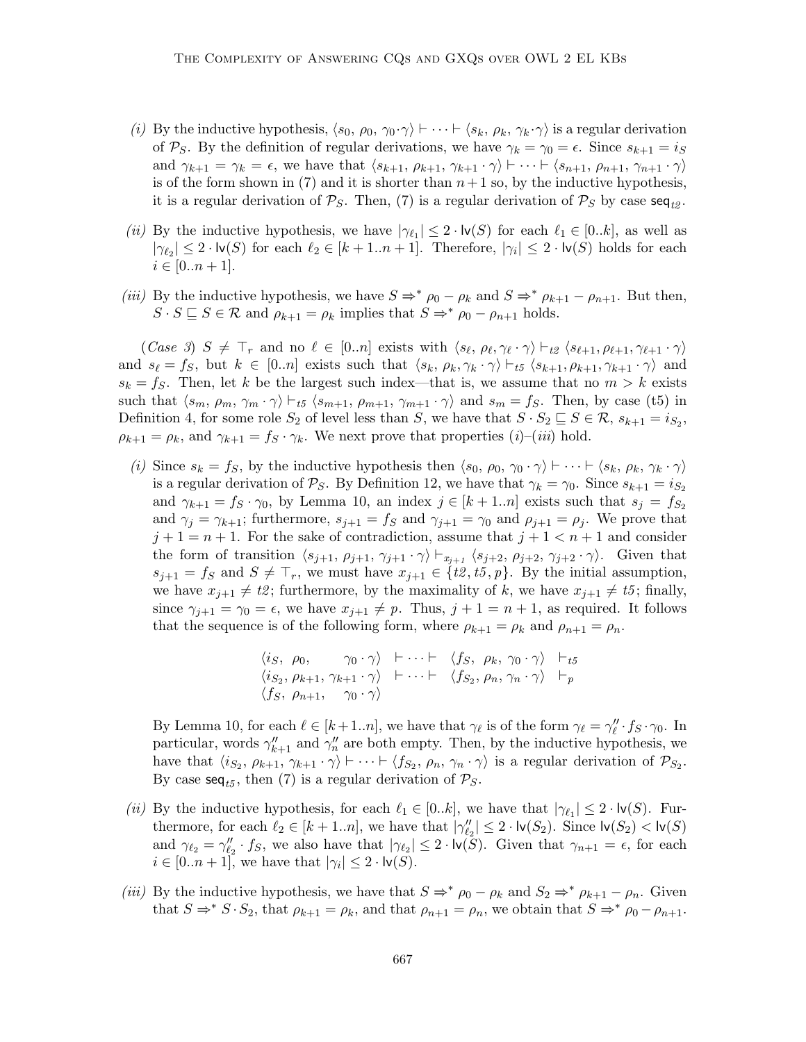(i) By the inductive hypothesis, $\langle s_0,\, \rho_0,\, \gamma_0 \cdot \gamma\rangle \vdash \cdots \vdash \langle s_k,\, \rho_k,\, \gamma_k \cdot \gamma\rangle$ is a regular derivation of $\mathcal{P}_S$. By the definition of regular derivations, we have $\gamma_k = \gamma_0 = \epsilon$. Since $s_{k+1} = i_S$ and $\gamma_{k+1} = \gamma_k = \epsilon$, we have that $\langle s_{k+1},\, \rho_{k+1},\, \gamma_{k+1} \cdot \gamma\rangle \vdash \cdots \vdash \langle s_{n+1},\, \rho_{n+1},\, \gamma_{n+1} \cdot \gamma\rangle$ is of the form shown in (7) and it is shorter than $n+1$ so, by the inductive hypothesis, it is a regular derivation of $\mathcal{P}_S$. Then, (7) is a regular derivation of $\mathcal{P}_S$ by case $\mathsf{seq}_{t2}$.

(ii) By the inductive hypothesis, we have $|\gamma_{\ell_1}| \leq 2 \cdot \mathsf{lv}(S)$ for each $\ell_1 \in [0..k]$, as well as $|\gamma_{\ell_2}| \leq 2 \cdot \mathsf{lv}(S)$ for each $\ell_2 \in [k+1..n+1]$. Therefore, $|\gamma_i| \leq 2 \cdot \mathsf{lv}(S)$ holds for each $i \in [0..n+1]$.

(iii) By the inductive hypothesis, we have $S \Rightarrow^* \rho_0 - \rho_k$ and $S \Rightarrow^* \rho_{k+1} - \rho_{n+1}$. But then, $S \cdot S \sqsubseteq S \in \mathcal{R}$ and $\rho_{k+1} = \rho_k$ implies that $S \Rightarrow^* \rho_0 - \rho_{n+1}$ holds.

(*Case 3*) $S \neq \top_r$ and no $\ell \in [0..n]$ exists with $\langle s_\ell, \rho_\ell, \gamma_\ell \cdot \gamma\rangle \vdash_{t2} \langle s_{\ell+1}, \rho_{\ell+1}, \gamma_{\ell+1} \cdot \gamma\rangle$ and $s_\ell = f_S$, but $k \in [0..n]$ exists such that $\langle s_k, \rho_k, \gamma_k \cdot \gamma\rangle \vdash_{t5} \langle s_{k+1}, \rho_{k+1}, \gamma_{k+1} \cdot \gamma\rangle$ and $s_k = f_S$. Then, let $k$ be the largest such index—that is, we assume that no $m > k$ exists such that $\langle s_m,\, \rho_m,\, \gamma_m \cdot \gamma\rangle \vdash_{t5} \langle s_{m+1},\, \rho_{m+1},\, \gamma_{m+1} \cdot \gamma\rangle$ and $s_m = f_S$. Then, by case (t5) in Definition 4, for some role $S_2$ of level less than $S$, we have that $S \cdot S_2 \sqsubseteq S \in \mathcal{R}$, $s_{k+1} = i_{S_2}$, $\rho_{k+1} = \rho_k$, and $\gamma_{k+1} = f_S \cdot \gamma_k$. We next prove that properties (i)–(iii) hold.

(i) Since $s_k = f_S$, by the inductive hypothesis then $\langle s_0,\, \rho_0,\, \gamma_0 \cdot \gamma\rangle \vdash \cdots \vdash \langle s_k,\, \rho_k,\, \gamma_k \cdot \gamma\rangle$ is a regular derivation of $\mathcal{P}_S$. By Definition 12, we have that $\gamma_k = \gamma_0$. Since $s_{k+1} = i_{S_2}$ and $\gamma_{k+1} = f_S \cdot \gamma_0$, by Lemma 10, an index $j \in [k+1..n]$ exists such that $s_j = f_{S_2}$ and $\gamma_j = \gamma_{k+1}$; furthermore, $s_{j+1} = f_S$ and $\gamma_{j+1} = \gamma_0$ and $\rho_{j+1} = \rho_j$. We prove that $j+1 = n+1$. For the sake of contradiction, assume that $j+1 < n+1$ and consider the form of transition $\langle s_{j+1},\, \rho_{j+1},\, \gamma_{j+1} \cdot \gamma\rangle \vdash_{x_{j+1}} \langle s_{j+2},\, \rho_{j+2},\, \gamma_{j+2} \cdot \gamma\rangle$. Given that $s_{j+1} = f_S$ and $S \neq \top_r$, we must have $x_{j+1} \in \{t2, t5, p\}$. By the initial assumption, we have $x_{j+1} \neq t2$; furthermore, by the maximality of $k$, we have $x_{j+1} \neq t5$; finally, since $\gamma_{j+1} = \gamma_0 = \epsilon$, we have $x_{j+1} \neq p$. Thus, $j+1 = n+1$, as required. It follows that the sequence is of the following form, where $\rho_{k+1} = \rho_k$ and $\rho_{n+1} = \rho_n$.

$$
\begin{array}{llll}
\langle i_S,\ \rho_0, & \gamma_0 \cdot \gamma\rangle & \vdash \cdots \vdash & \langle f_S,\ \rho_k,\ \gamma_0 \cdot \gamma\rangle \ \vdash_{t5} \\
\langle i_{S_2},\ \rho_{k+1}, & \gamma_{k+1} \cdot \gamma\rangle & \vdash \cdots \vdash & \langle f_{S_2},\ \rho_n,\ \gamma_n \cdot \gamma\rangle \ \vdash_{p} \\
\langle f_S,\ \rho_{n+1}, & \gamma_0 \cdot \gamma\rangle & &
\end{array}
$$

By Lemma 10, for each $\ell \in [k+1..n]$, we have that $\gamma_\ell$ is of the form $\gamma_\ell = \gamma''_\ell \cdot f_S \cdot \gamma_0$. In particular, words $\gamma''_{k+1}$ and $\gamma''_n$ are both empty. Then, by the inductive hypothesis, we have that $\langle i_{S_2},\, \rho_{k+1},\, \gamma_{k+1} \cdot \gamma\rangle \vdash \cdots \vdash \langle f_{S_2},\, \rho_n,\, \gamma_n \cdot \gamma\rangle$ is a regular derivation of $\mathcal{P}_{S_2}$. By case $\mathsf{seq}_{t5}$, then (7) is a regular derivation of $\mathcal{P}_S$.

(ii) By the inductive hypothesis, for each $\ell_1 \in [0..k]$, we have that $|\gamma_{\ell_1}| \leq 2 \cdot \mathsf{lv}(S)$. Furthermore, for each $\ell_2 \in [k+1..n]$, we have that $|\gamma''_{\ell_2}| \leq 2 \cdot \mathsf{lv}(S_2)$. Since $\mathsf{lv}(S_2) < \mathsf{lv}(S)$ and $\gamma_{\ell_2} = \gamma''_{\ell_2} \cdot f_S$, we also have that $|\gamma_{\ell_2}| \leq 2 \cdot \mathsf{lv}(S)$. Given that $\gamma_{n+1} = \epsilon$, for each $i \in [0..n+1]$, we have that $|\gamma_i| \leq 2 \cdot \mathsf{lv}(S)$.

(iii) By the inductive hypothesis, we have that $S \Rightarrow^* \rho_0 - \rho_k$ and $S_2 \Rightarrow^* \rho_{k+1} - \rho_n$. Given that $S \Rightarrow^* S \cdot S_2$, that $\rho_{k+1} = \rho_k$, and that $\rho_{n+1} = \rho_n$, we obtain that $S \Rightarrow^* \rho_0 - \rho_{n+1}$.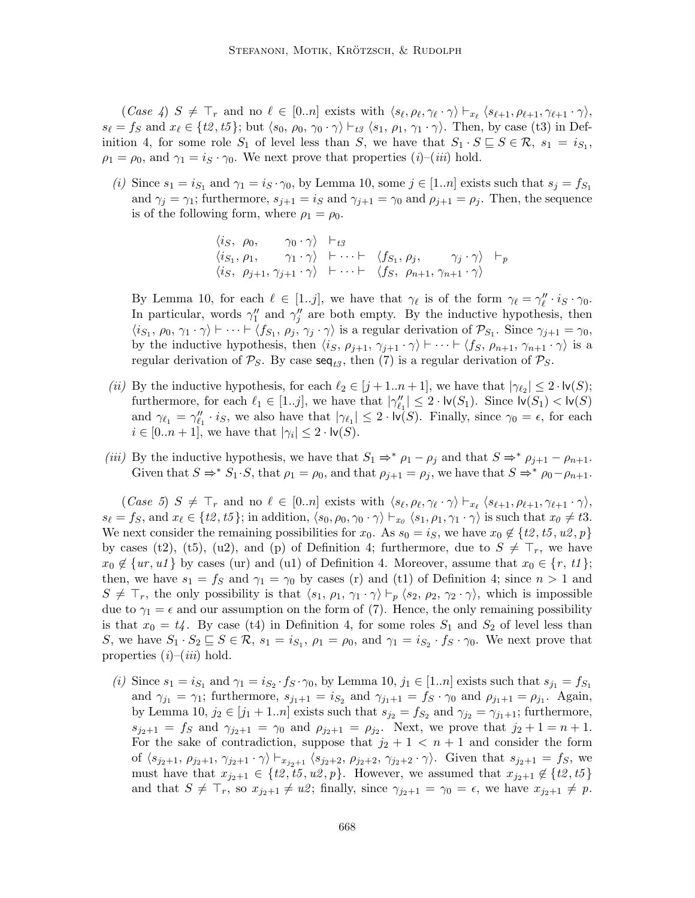(*Case 4*) $S \neq \top_r$ and no $\ell \in [0..n]$ exists with $\langle s_\ell, \rho_\ell, \gamma_\ell \cdot \gamma \rangle \vdash_{x_\ell} \langle s_{\ell+1}, \rho_{\ell+1}, \gamma_{\ell+1} \cdot \gamma \rangle$, $s_\ell = f_S$ and $x_\ell \in \{t2, t5\}$; but $\langle s_0, \rho_0, \gamma_0 \cdot \gamma \rangle \vdash_{t3} \langle s_1, \rho_1, \gamma_1 \cdot \gamma \rangle$. Then, by case (t3) in Definition 4, for some role $S_1$ of level less than $S$, we have that $S_1 \cdot S \sqsubseteq S \in \mathcal{R}$, $s_1 = i_{S_1}$, $\rho_1 = \rho_0$, and $\gamma_1 = i_S \cdot \gamma_0$. We next prove that properties (*i*)–(*iii*) hold.

(*i*) Since $s_1 = i_{S_1}$ and $\gamma_1 = i_S \cdot \gamma_0$, by Lemma 10, some $j \in [1..n]$ exists such that $s_j = f_{S_1}$ and $\gamma_j = \gamma_1$; furthermore, $s_{j+1} = i_S$ and $\gamma_{j+1} = \gamma_0$ and $\rho_{j+1} = \rho_j$. Then, the sequence is of the following form, where $\rho_1 = \rho_0$.

$$
\begin{array}{llll}
\langle i_S, \rho_0, & \gamma_0 \cdot \gamma \rangle & \vdash_{t3} & \\
\langle i_{S_1}, \rho_1, & \gamma_1 \cdot \gamma \rangle & \vdash \cdots \vdash & \langle f_{S_1}, \rho_j, \quad \gamma_j \cdot \gamma \rangle \ \vdash_p \\
\langle i_S, \rho_{j+1}, & \gamma_{j+1} \cdot \gamma \rangle & \vdash \cdots \vdash & \langle f_S, \rho_{n+1}, \gamma_{n+1} \cdot \gamma \rangle
\end{array}
$$

By Lemma 10, for each $\ell \in [1..j]$, we have that $\gamma_\ell$ is of the form $\gamma_\ell = \gamma''_\ell \cdot i_S \cdot \gamma_0$. In particular, words $\gamma''_1$ and $\gamma''_j$ are both empty. By the inductive hypothesis, then $\langle i_{S_1}, \rho_0, \gamma_1 \cdot \gamma \rangle \vdash \cdots \vdash \langle f_{S_1}, \rho_j, \gamma_j \cdot \gamma \rangle$ is a regular derivation of $\mathcal{P}_{S_1}$. Since $\gamma_{j+1} = \gamma_0$, by the inductive hypothesis, then $\langle i_S, \rho_{j+1}, \gamma_{j+1} \cdot \gamma \rangle \vdash \cdots \vdash \langle f_S, \rho_{n+1}, \gamma_{n+1} \cdot \gamma \rangle$ is a regular derivation of $\mathcal{P}_S$. By case $\mathsf{seq}_{t3}$, then (7) is a regular derivation of $\mathcal{P}_S$.

(*ii*) By the inductive hypothesis, for each $\ell_2 \in [j+1..n+1]$, we have that $|\gamma_{\ell_2}| \leq 2 \cdot \mathsf{lv}(S)$; furthermore, for each $\ell_1 \in [1..j]$, we have that $|\gamma''_{\ell_1}| \leq 2 \cdot \mathsf{lv}(S_1)$. Since $\mathsf{lv}(S_1) < \mathsf{lv}(S)$ and $\gamma_{\ell_1} = \gamma''_{\ell_1} \cdot i_S$, we also have that $|\gamma_{\ell_1}| \leq 2 \cdot \mathsf{lv}(S)$. Finally, since $\gamma_0 = \epsilon$, for each $i \in [0..n+1]$, we have that $|\gamma_i| \leq 2 \cdot \mathsf{lv}(S)$.

(*iii*) By the inductive hypothesis, we have that $S_1 \Rightarrow^* \rho_1 - \rho_j$ and that $S \Rightarrow^* \rho_{j+1} - \rho_{n+1}$. Given that $S \Rightarrow^* S_1 \cdot S$, that $\rho_1 = \rho_0$, and that $\rho_{j+1} = \rho_j$, we have that $S \Rightarrow^* \rho_0 - \rho_{n+1}$.

(*Case 5*) $S \neq \top_r$ and no $\ell \in [0..n]$ exists with $\langle s_\ell, \rho_\ell, \gamma_\ell \cdot \gamma \rangle \vdash_{x_\ell} \langle s_{\ell+1}, \rho_{\ell+1}, \gamma_{\ell+1} \cdot \gamma \rangle$, $s_\ell = f_S$, and $x_\ell \in \{t2, t5\}$; in addition, $\langle s_0, \rho_0, \gamma_0 \cdot \gamma \rangle \vdash_{x_0} \langle s_1, \rho_1, \gamma_1 \cdot \gamma \rangle$ is such that $x_0 \neq t3$. We next consider the remaining possibilities for $x_0$. As $s_0 = i_S$, we have $x_0 \notin \{t2, t5, u2, p\}$ by cases (t2), (t5), (u2), and (p) of Definition 4; furthermore, due to $S \neq \top_r$, we have $x_0 \notin \{ur, u1\}$ by cases (ur) and (u1) of Definition 4. Moreover, assume that $x_0 \in \{r, t1\}$; then, we have $s_1 = f_S$ and $\gamma_1 = \gamma_0$ by cases (r) and (t1) of Definition 4; since $n > 1$ and $S \neq \top_r$, the only possibility is that $\langle s_1, \rho_1, \gamma_1 \cdot \gamma \rangle \vdash_p \langle s_2, \rho_2, \gamma_2 \cdot \gamma \rangle$, which is impossible due to $\gamma_1 = \epsilon$ and our assumption on the form of (7). Hence, the only remaining possibility is that $x_0 = t4$. By case (t4) in Definition 4, for some roles $S_1$ and $S_2$ of level less than $S$, we have $S_1 \cdot S_2 \sqsubseteq S \in \mathcal{R}$, $s_1 = i_{S_1}$, $\rho_1 = \rho_0$, and $\gamma_1 = i_{S_2} \cdot f_S \cdot \gamma_0$. We next prove that properties (*i*)–(*iii*) hold.

(*i*) Since $s_1 = i_{S_1}$ and $\gamma_1 = i_{S_2} \cdot f_S \cdot \gamma_0$, by Lemma 10, $j_1 \in [1..n]$ exists such that $s_{j_1} = f_{S_1}$ and $\gamma_{j_1} = \gamma_1$; furthermore, $s_{j_1+1} = i_{S_2}$ and $\gamma_{j_1+1} = f_S \cdot \gamma_0$ and $\rho_{j_1+1} = \rho_{j_1}$. Again, by Lemma 10, $j_2 \in [j_1+1..n]$ exists such that $s_{j_2} = f_{S_2}$ and $\gamma_{j_2} = \gamma_{j_1+1}$; furthermore, $s_{j_2+1} = f_S$ and $\gamma_{j_2+1} = \gamma_0$ and $\rho_{j_2+1} = \rho_{j_2}$. Next, we prove that $j_2 + 1 = n + 1$. For the sake of contradiction, suppose that $j_2 + 1 < n + 1$ and consider the form of $\langle s_{j_2+1}, \rho_{j_2+1}, \gamma_{j_2+1} \cdot \gamma \rangle \vdash_{x_{j_2+1}} \langle s_{j_2+2}, \rho_{j_2+2}, \gamma_{j_2+2} \cdot \gamma \rangle$. Given that $s_{j_2+1} = f_S$, we must have that $x_{j_2+1} \in \{t2, t5, u2, p\}$. However, we assumed that $x_{j_2+1} \notin \{t2, t5\}$ and that $S \neq \top_r$, so $x_{j_2+1} \neq u2$; finally, since $\gamma_{j_2+1} = \gamma_0 = \epsilon$, we have $x_{j_2+1} \neq p$.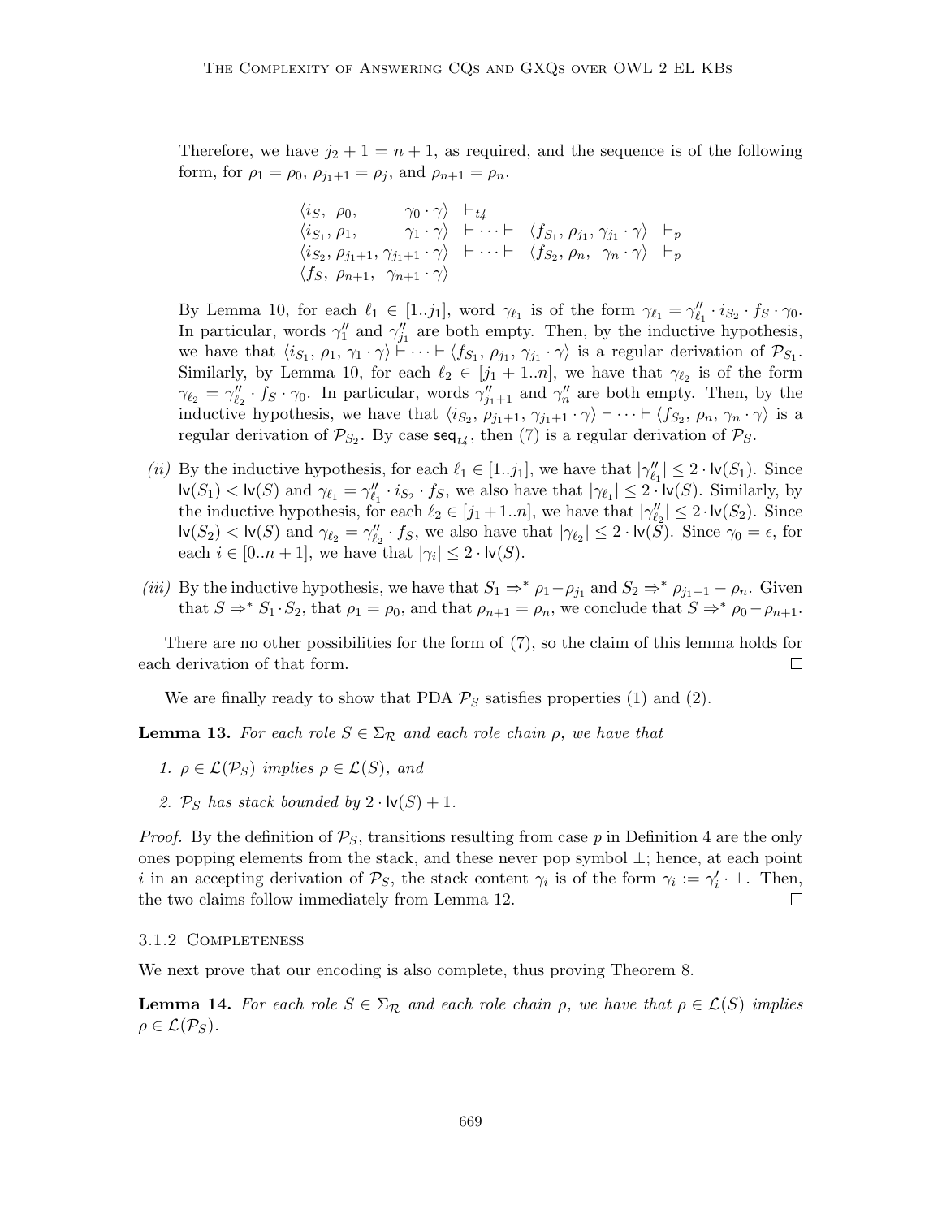Therefore, we have $j_2 + 1 = n + 1$, as required, and the sequence is of the following form, for $\rho_1 = \rho_0$, $\rho_{j_1+1} = \rho_j$, and $\rho_{n+1} = \rho_n$.

$$
\begin{array}{llll}
\langle i_S,\ \rho_0, & \gamma_0 \cdot \gamma\rangle & \vdash_{t4} & \\
\langle i_{S_1}, \rho_1, & \gamma_1 \cdot \gamma\rangle & \vdash \cdots \vdash & \langle f_{S_1}, \rho_{j_1}, \gamma_{j_1} \cdot \gamma\rangle \ \vdash_p \\
\langle i_{S_2}, \rho_{j_1+1}, & \gamma_{j_1+1} \cdot \gamma\rangle & \vdash \cdots \vdash & \langle f_{S_2}, \rho_n,\ \gamma_n \cdot \gamma\rangle \ \vdash_p \\
\langle f_S,\ \rho_{n+1}, & \gamma_{n+1} \cdot \gamma\rangle & &
\end{array}
$$

By Lemma 10, for each $\ell_1 \in [1..j_1]$, word $\gamma_{\ell_1}$ is of the form $\gamma_{\ell_1} = \gamma''_{\ell_1} \cdot i_{S_2} \cdot f_S \cdot \gamma_0$. In particular, words $\gamma''_1$ and $\gamma''_{j_1}$ are both empty. Then, by the inductive hypothesis, we have that $\langle i_{S_1}, \rho_1, \gamma_1 \cdot \gamma\rangle \vdash \cdots \vdash \langle f_{S_1}, \rho_{j_1}, \gamma_{j_1} \cdot \gamma\rangle$ is a regular derivation of $\mathcal{P}_{S_1}$. Similarly, by Lemma 10, for each $\ell_2 \in [j_1 + 1..n]$, we have that $\gamma_{\ell_2}$ is of the form $\gamma_{\ell_2} = \gamma''_{\ell_2} \cdot f_S \cdot \gamma_0$. In particular, words $\gamma''_{j_1+1}$ and $\gamma''_n$ are both empty. Then, by the inductive hypothesis, we have that $\langle i_{S_2}, \rho_{j_1+1}, \gamma_{j_1+1} \cdot \gamma\rangle \vdash \cdots \vdash \langle f_{S_2}, \rho_n, \gamma_n \cdot \gamma\rangle$ is a regular derivation of $\mathcal{P}_{S_2}$. By case $\mathsf{seq}_{t4}$, then (7) is a regular derivation of $\mathcal{P}_S$.

*(ii)* By the inductive hypothesis, for each $\ell_1 \in [1..j_1]$, we have that $|\gamma''_{\ell_1}| \leq 2 \cdot \mathsf{lv}(S_1)$. Since $\mathsf{lv}(S_1) < \mathsf{lv}(S)$ and $\gamma_{\ell_1} = \gamma''_{\ell_1} \cdot i_{S_2} \cdot f_S$, we also have that $|\gamma_{\ell_1}| \leq 2 \cdot \mathsf{lv}(S)$. Similarly, by the inductive hypothesis, for each $\ell_2 \in [j_1 + 1..n]$, we have that $|\gamma''_{\ell_2}| \leq 2 \cdot \mathsf{lv}(S_2)$. Since $\mathsf{lv}(S_2) < \mathsf{lv}(S)$ and $\gamma_{\ell_2} = \gamma''_{\ell_2} \cdot f_S$, we also have that $|\gamma_{\ell_2}| \leq 2 \cdot \mathsf{lv}(S)$. Since $\gamma_0 = \epsilon$, for each $i \in [0..n + 1]$, we have that $|\gamma_i| \leq 2 \cdot \mathsf{lv}(S)$.

*(iii)* By the inductive hypothesis, we have that $S_1 \Rightarrow^* \rho_1 - \rho_{j_1}$ and $S_2 \Rightarrow^* \rho_{j_1+1} - \rho_n$. Given that $S \Rightarrow^* S_1 \cdot S_2$, that $\rho_1 = \rho_0$, and that $\rho_{n+1} = \rho_n$, we conclude that $S \Rightarrow^* \rho_0 - \rho_{n+1}$.

There are no other possibilities for the form of (7), so the claim of this lemma holds for each derivation of that form. □

We are finally ready to show that PDA $\mathcal{P}_S$ satisfies properties (1) and (2).

**Lemma 13.** *For each role $S \in \Sigma_\mathcal{R}$ and each role chain $\rho$, we have that*

1. *$\rho \in \mathcal{L}(\mathcal{P}_S)$ implies $\rho \in \mathcal{L}(S)$, and*
2. *$\mathcal{P}_S$ has stack bounded by $2 \cdot \mathsf{lv}(S) + 1$.*

*Proof.* By the definition of $\mathcal{P}_S$, transitions resulting from case $p$ in Definition 4 are the only ones popping elements from the stack, and these never pop symbol $\perp$; hence, at each point $i$ in an accepting derivation of $\mathcal{P}_S$, the stack content $\gamma_i$ is of the form $\gamma_i := \gamma'_i \cdot \perp$. Then, the two claims follow immediately from Lemma 12. □

### 3.1.2 Completeness

We next prove that our encoding is also complete, thus proving Theorem 8.

**Lemma 14.** *For each role $S \in \Sigma_\mathcal{R}$ and each role chain $\rho$, we have that $\rho \in \mathcal{L}(S)$ implies $\rho \in \mathcal{L}(\mathcal{P}_S)$.*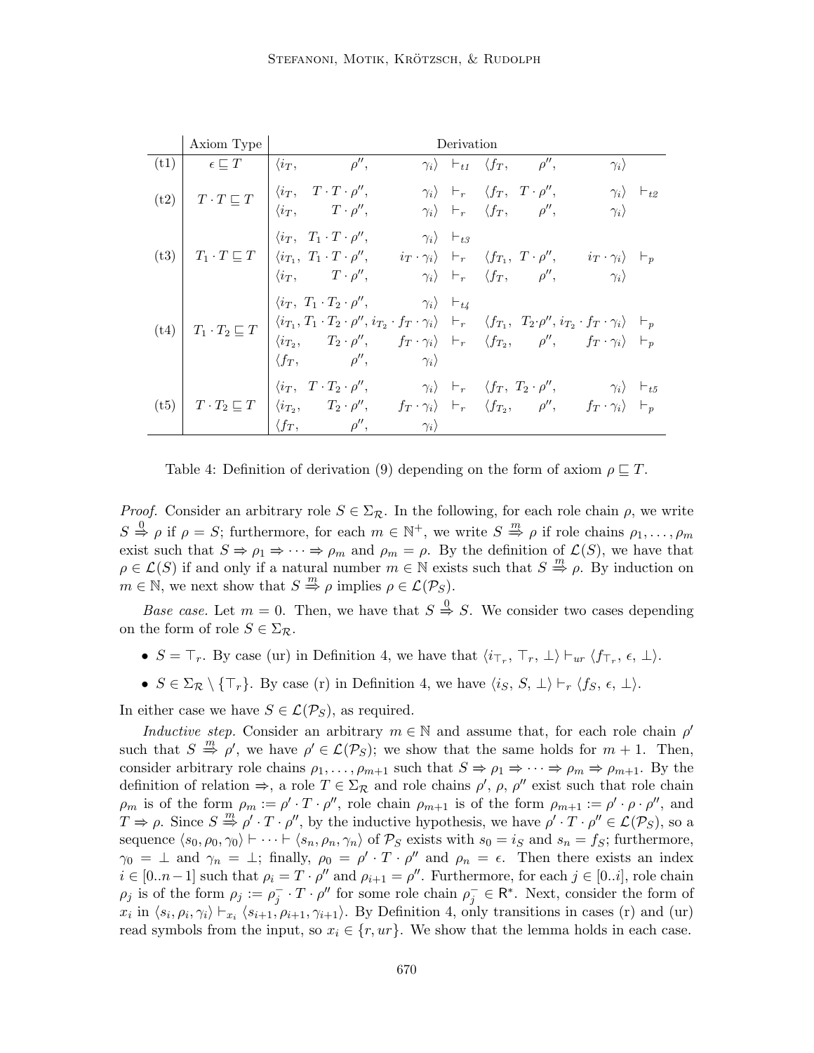| | Axiom Type | Derivation |
|---|---|---|
| (t1) | $\epsilon \sqsubseteq T$ | $\langle i_T,\ \rho'',\ \gamma_i\rangle \vdash_{t1} \langle f_T,\ \rho'',\ \gamma_i\rangle$ |
| (t2) | $T \cdot T \sqsubseteq T$ | $\langle i_T,\ T \cdot T \cdot \rho'',\ \gamma_i\rangle \vdash_r \langle f_T,\ T \cdot \rho'',\ \gamma_i\rangle \vdash_{t2}$ <br> $\langle i_T,\ T \cdot \rho'',\ \gamma_i\rangle \vdash_r \langle f_T,\ \rho'',\ \gamma_i\rangle$ |
| (t3) | $T_1 \cdot T \sqsubseteq T$ | $\langle i_T,\ T_1 \cdot T \cdot \rho'',\ \gamma_i\rangle \vdash_{t3}$ <br> $\langle i_{T_1},\ T_1 \cdot T \cdot \rho'',\ i_T \cdot \gamma_i\rangle \vdash_r \langle f_{T_1},\ T \cdot \rho'',\ i_T \cdot \gamma_i\rangle \vdash_p$ <br> $\langle i_T,\ T \cdot \rho'',\ \gamma_i\rangle \vdash_r \langle f_T,\ \rho'',\ \gamma_i\rangle$ |
| (t4) | $T_1 \cdot T_2 \sqsubseteq T$ | $\langle i_T,\ T_1 \cdot T_2 \cdot \rho'',\ \gamma_i\rangle \vdash_{t4}$ <br> $\langle i_{T_1}, T_1 \cdot T_2 \cdot \rho'', i_{T_2} \cdot f_T \cdot \gamma_i\rangle \vdash_r \langle f_{T_1},\ T_2 \cdot \rho'', i_{T_2} \cdot f_T \cdot \gamma_i\rangle \vdash_p$ <br> $\langle i_{T_2},\ T_2 \cdot \rho'',\ f_T \cdot \gamma_i\rangle \vdash_r \langle f_{T_2},\ \rho'',\ f_T \cdot \gamma_i\rangle \vdash_p$ <br> $\langle f_T,\ \rho'',\ \gamma_i\rangle$ |
| (t5) | $T \cdot T_2 \sqsubseteq T$ | $\langle i_T,\ T \cdot T_2 \cdot \rho'',\ \gamma_i\rangle \vdash_r \langle f_T,\ T_2 \cdot \rho'',\ \gamma_i\rangle \vdash_{t5}$ <br> $\langle i_{T_2},\ T_2 \cdot \rho'',\ f_T \cdot \gamma_i\rangle \vdash_r \langle f_{T_2},\ \rho'',\ f_T \cdot \gamma_i\rangle \vdash_p$ <br> $\langle f_T,\ \rho'',\ \gamma_i\rangle$ |

Table 4: Definition of derivation (9) depending on the form of axiom $\rho \sqsubseteq T$.

*Proof.* Consider an arbitrary role $S \in \Sigma_\mathcal{R}$. In the following, for each role chain $\rho$, we write $S \overset{0}{\Rightarrow} \rho$ if $\rho = S$; furthermore, for each $m \in \mathbb{N}^+$, we write $S \overset{m}{\Rightarrow} \rho$ if role chains $\rho_1, \ldots, \rho_m$ exist such that $S \Rightarrow \rho_1 \Rightarrow \cdots \Rightarrow \rho_m$ and $\rho_m = \rho$. By the definition of $\mathcal{L}(S)$, we have that $\rho \in \mathcal{L}(S)$ if and only if a natural number $m \in \mathbb{N}$ exists such that $S \overset{m}{\Rightarrow} \rho$. By induction on $m \in \mathbb{N}$, we next show that $S \overset{m}{\Rightarrow} \rho$ implies $\rho \in \mathcal{L}(\mathcal{P}_S)$.

*Base case.* Let $m = 0$. Then, we have that $S \overset{0}{\Rightarrow} S$. We consider two cases depending on the form of role $S \in \Sigma_\mathcal{R}$.

- $S = \top_r$. By case (ur) in Definition 4, we have that $\langle i_{\top_r},\ \top_r,\ \bot\rangle \vdash_{ur} \langle f_{\top_r},\ \epsilon,\ \bot\rangle$.
- $S \in \Sigma_\mathcal{R} \setminus \{\top_r\}$. By case (r) in Definition 4, we have $\langle i_S,\ S,\ \bot\rangle \vdash_r \langle f_S,\ \epsilon,\ \bot\rangle$.

In either case we have $S \in \mathcal{L}(\mathcal{P}_S)$, as required.

*Inductive step.* Consider an arbitrary $m \in \mathbb{N}$ and assume that, for each role chain $\rho'$ such that $S \overset{m}{\Rightarrow} \rho'$, we have $\rho' \in \mathcal{L}(\mathcal{P}_S)$; we show that the same holds for $m+1$. Then, consider arbitrary role chains $\rho_1, \ldots, \rho_{m+1}$ such that $S \Rightarrow \rho_1 \Rightarrow \cdots \Rightarrow \rho_m \Rightarrow \rho_{m+1}$. By the definition of relation $\Rightarrow$, a role $T \in \Sigma_\mathcal{R}$ and role chains $\rho'$, $\rho$, $\rho''$ exist such that role chain $\rho_m$ is of the form $\rho_m := \rho' \cdot T \cdot \rho''$, role chain $\rho_{m+1}$ is of the form $\rho_{m+1} := \rho' \cdot \rho \cdot \rho''$, and $T \Rightarrow \rho$. Since $S \overset{m}{\Rightarrow} \rho' \cdot T \cdot \rho''$, by the inductive hypothesis, we have $\rho' \cdot T \cdot \rho'' \in \mathcal{L}(\mathcal{P}_S)$, so a sequence $\langle s_0, \rho_0, \gamma_0\rangle \vdash \cdots \vdash \langle s_n, \rho_n, \gamma_n\rangle$ of $\mathcal{P}_S$ exists with $s_0 = i_S$ and $s_n = f_S$; furthermore, $\gamma_0 = \bot$ and $\gamma_n = \bot$; finally, $\rho_0 = \rho' \cdot T \cdot \rho''$ and $\rho_n = \epsilon$. Then there exists an index $i \in [0..n-1]$ such that $\rho_i = T \cdot \rho''$ and $\rho_{i+1} = \rho''$. Furthermore, for each $j \in [0..i]$, role chain $\rho_j$ is of the form $\rho_j := \rho_j^- \cdot T \cdot \rho''$ for some role chain $\rho_j^- \in \mathsf{R}^*$. Next, consider the form of $x_i$ in $\langle s_i, \rho_i, \gamma_i\rangle \vdash_{x_i} \langle s_{i+1}, \rho_{i+1}, \gamma_{i+1}\rangle$. By Definition 4, only transitions in cases (r) and (ur) read symbols from the input, so $x_i \in \{r, ur\}$. We show that the lemma holds in each case.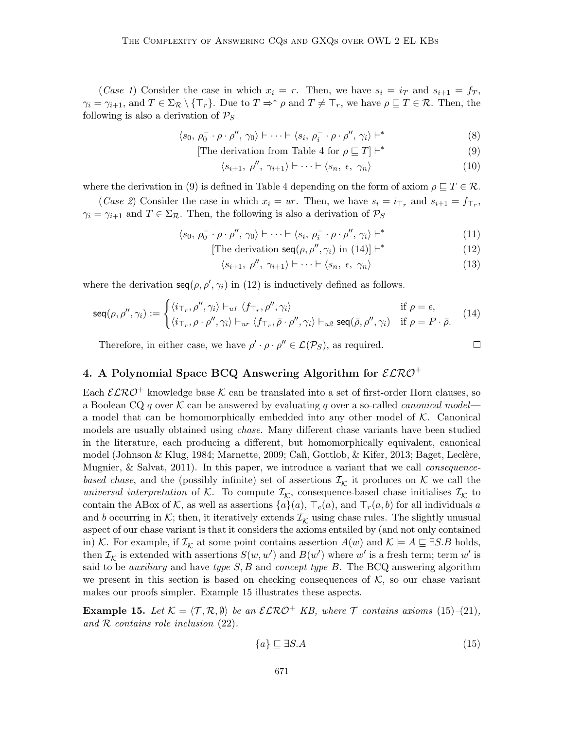(*Case 1*) Consider the case in which $x_i = r$. Then, we have $s_i = i_T$ and $s_{i+1} = f_T$, $\gamma_i = \gamma_{i+1}$, and $T \in \Sigma_\mathcal{R} \setminus \{\top_r\}$. Due to $T \Rightarrow^* \rho$ and $T \neq \top_r$, we have $\rho \sqsubseteq T \in \mathcal{R}$. Then, the following is also a derivation of $\mathcal{P}_S$

$$\langle s_0,\, \rho_0^- \cdot \rho \cdot \rho'',\, \gamma_0\rangle \vdash \cdots \vdash \langle s_i,\, \rho_i^- \cdot \rho \cdot \rho'',\, \gamma_i\rangle \vdash^* \tag{8}$$

$$[\text{The derivation from Table 4 for } \rho \sqsubseteq T] \vdash^* \tag{9}$$

$$\langle s_{i+1},\, \rho'',\, \gamma_{i+1}\rangle \vdash \cdots \vdash \langle s_n,\, \epsilon,\, \gamma_n\rangle \tag{10}$$

where the derivation in (9) is defined in Table 4 depending on the form of axiom $\rho \sqsubseteq T \in \mathcal{R}$.

(*Case 2*) Consider the case in which $x_i = ur$. Then, we have $s_i = i_{\top_r}$ and $s_{i+1} = f_{\top_r}$, $\gamma_i = \gamma_{i+1}$ and $T \in \Sigma_\mathcal{R}$. Then, the following is also a derivation of $\mathcal{P}_S$

$$\langle s_0,\, \rho_0^- \cdot \rho \cdot \rho'',\, \gamma_0\rangle \vdash \cdots \vdash \langle s_i,\, \rho_i^- \cdot \rho \cdot \rho'',\, \gamma_i\rangle \vdash^* \tag{11}$$

$$[\text{The derivation } \mathsf{seq}(\rho, \rho'', \gamma_i) \text{ in (14)}] \vdash^* \tag{12}$$

$$\langle s_{i+1},\, \rho'',\, \gamma_{i+1}\rangle \vdash \cdots \vdash \langle s_n,\, \epsilon,\, \gamma_n\rangle \tag{13}$$

where the derivation $\mathsf{seq}(\rho, \rho', \gamma_i)$ in (12) is inductively defined as follows.

$$\mathsf{seq}(\rho, \rho'', \gamma_i) := \begin{cases} \langle i_{\top_r}, \rho'', \gamma_i\rangle \vdash_{u1} \langle f_{\top_r}, \rho'', \gamma_i\rangle & \text{if } \rho = \epsilon, \\ \langle i_{\top_r}, \rho \cdot \rho'', \gamma_i\rangle \vdash_{ur} \langle f_{\top_r}, \bar{\rho} \cdot \rho'', \gamma_i\rangle \vdash_{u2} \mathsf{seq}(\bar{\rho}, \rho'', \gamma_i) & \text{if } \rho = P \cdot \bar{\rho}. \end{cases} \tag{14}$$

Therefore, in either case, we have $\rho' \cdot \rho \cdot \rho'' \in \mathcal{L}(\mathcal{P}_S)$, as required. □

## 4. A Polynomial Space BCQ Answering Algorithm for $\mathcal{ELRO}^+$

Each $\mathcal{ELRO}^+$ knowledge base $\mathcal{K}$ can be translated into a set of first-order Horn clauses, so a Boolean CQ $q$ over $\mathcal{K}$ can be answered by evaluating $q$ over a so-called *canonical model*—a model that can be homomorphically embedded into any other model of $\mathcal{K}$. Canonical models are usually obtained using *chase*. Many different chase variants have been studied in the literature, each producing a different, but homomorphically equivalent, canonical model (Johnson & Klug, 1984; Marnette, 2009; Calì, Gottlob, & Kifer, 2013; Baget, Leclère, Mugnier, & Salvat, 2011). In this paper, we introduce a variant that we call *consequence-based chase*, and the (possibly infinite) set of assertions $\mathcal{I}_\mathcal{K}$ it produces on $\mathcal{K}$ we call the *universal interpretation* of $\mathcal{K}$. To compute $\mathcal{I}_\mathcal{K}$, consequence-based chase initialises $\mathcal{I}_\mathcal{K}$ to contain the ABox of $\mathcal{K}$, as well as assertions $\{a\}(a)$, $\top_c(a)$, and $\top_r(a, b)$ for all individuals $a$ and $b$ occurring in $\mathcal{K}$; then, it iteratively extends $\mathcal{I}_\mathcal{K}$ using chase rules. The slightly unusual aspect of our chase variant is that it considers the axioms entailed by (and not only contained in) $\mathcal{K}$. For example, if $\mathcal{I}_\mathcal{K}$ at some point contains assertion $A(w)$ and $\mathcal{K} \models A \sqsubseteq \exists S.B$ holds, then $\mathcal{I}_\mathcal{K}$ is extended with assertions $S(w, w')$ and $B(w')$ where $w'$ is a fresh term; term $w'$ is said to be *auxiliary* and have *type* $S, B$ and *concept type* $B$. The BCQ answering algorithm we present in this section is based on checking consequences of $\mathcal{K}$, so our chase variant makes our proofs simpler. Example 15 illustrates these aspects.

**Example 15.** *Let $\mathcal{K} = \langle \mathcal{T}, \mathcal{R}, \emptyset\rangle$ be an $\mathcal{ELRO}^+$ KB, where $\mathcal{T}$ contains axioms (15)–(21), and $\mathcal{R}$ contains role inclusion (22).*

$$\{a\} \sqsubseteq \exists S.A \tag{15}$$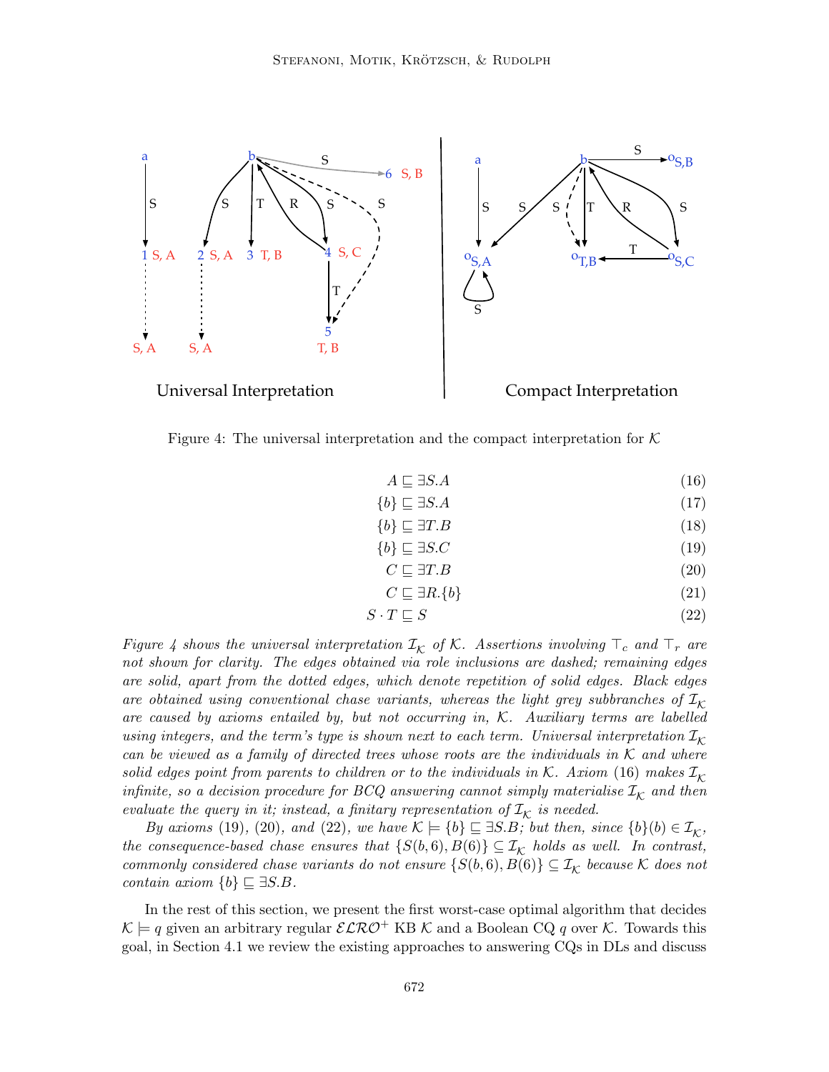Figure 4: The universal interpretation and the compact interpretation for $\mathcal{K}$

$$A \sqsubseteq \exists S.A \tag{16}$$

$$\{b\} \sqsubseteq \exists S.A \tag{17}$$

$$\{b\} \sqsubseteq \exists T.B \tag{18}$$

$$\{b\} \sqsubseteq \exists S.C \tag{19}$$

$$C \sqsubseteq \exists T.B \tag{20}$$

$$C \sqsubseteq \exists R.\{b\} \tag{21}$$

$$S \cdot T \sqsubseteq S \tag{22}$$

*Figure 4 shows the universal interpretation $\mathcal{I}_\mathcal{K}$ of $\mathcal{K}$. Assertions involving $\top_c$ and $\top_r$ are not shown for clarity. The edges obtained via role inclusions are dashed; remaining edges are solid, apart from the dotted edges, which denote repetition of solid edges. Black edges are obtained using conventional chase variants, whereas the light grey subbranches of $\mathcal{I}_\mathcal{K}$ are caused by axioms entailed by, but not occurring in, $\mathcal{K}$. Auxiliary terms are labelled using integers, and the term's type is shown next to each term. Universal interpretation $\mathcal{I}_\mathcal{K}$ can be viewed as a family of directed trees whose roots are the individuals in $\mathcal{K}$ and where solid edges point from parents to children or to the individuals in $\mathcal{K}$. Axiom (16) makes $\mathcal{I}_\mathcal{K}$ infinite, so a decision procedure for BCQ answering cannot simply materialise $\mathcal{I}_\mathcal{K}$ and then evaluate the query in it; instead, a finitary representation of $\mathcal{I}_\mathcal{K}$ is needed.*

*By axioms (19), (20), and (22), we have $\mathcal{K} \models \{b\} \sqsubseteq \exists S.B$; but then, since $\{b\}(b) \in \mathcal{I}_\mathcal{K}$, the consequence-based chase ensures that $\{S(b,6), B(6)\} \subseteq \mathcal{I}_\mathcal{K}$ holds as well. In contrast, commonly considered chase variants do not ensure $\{S(b,6), B(6)\} \subseteq \mathcal{I}_\mathcal{K}$ because $\mathcal{K}$ does not contain axiom $\{b\} \sqsubseteq \exists S.B$.*

In the rest of this section, we present the first worst-case optimal algorithm that decides $\mathcal{K} \models q$ given an arbitrary regular $\mathcal{ELRO}^+$ KB $\mathcal{K}$ and a Boolean CQ $q$ over $\mathcal{K}$. Towards this goal, in Section 4.1 we review the existing approaches to answering CQs in DLs and discuss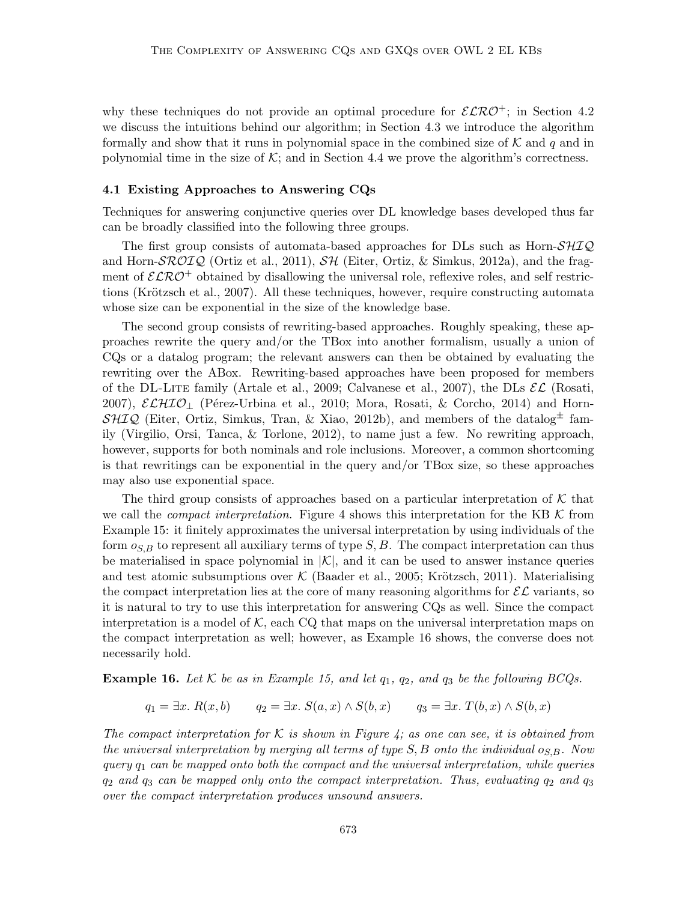why these techniques do not provide an optimal procedure for $\mathcal{ELRO}^+$; in Section 4.2 we discuss the intuitions behind our algorithm; in Section 4.3 we introduce the algorithm formally and show that it runs in polynomial space in the combined size of $\mathcal{K}$ and $q$ and in polynomial time in the size of $\mathcal{K}$; and in Section 4.4 we prove the algorithm's correctness.

### 4.1 Existing Approaches to Answering CQs

Techniques for answering conjunctive queries over DL knowledge bases developed thus far can be broadly classified into the following three groups.

The first group consists of automata-based approaches for DLs such as Horn-$\mathcal{SHIQ}$ and Horn-$\mathcal{SROIQ}$ (Ortiz et al., 2011), $\mathcal{SH}$ (Eiter, Ortiz, & Simkus, 2012a), and the fragment of $\mathcal{ELRO}^+$ obtained by disallowing the universal role, reflexive roles, and self restrictions (Krötzsch et al., 2007). All these techniques, however, require constructing automata whose size can be exponential in the size of the knowledge base.

The second group consists of rewriting-based approaches. Roughly speaking, these approaches rewrite the query and/or the TBox into another formalism, usually a union of CQs or a datalog program; the relevant answers can then be obtained by evaluating the rewriting over the ABox. Rewriting-based approaches have been proposed for members of the DL-Lite family (Artale et al., 2009; Calvanese et al., 2007), the DLs $\mathcal{EL}$ (Rosati, 2007), $\mathcal{ELHIO}_\bot$ (Pérez-Urbina et al., 2010; Mora, Rosati, & Corcho, 2014) and Horn-$\mathcal{SHIQ}$ (Eiter, Ortiz, Simkus, Tran, & Xiao, 2012b), and members of the datalog$^\pm$ family (Virgilio, Orsi, Tanca, & Torlone, 2012), to name just a few. No rewriting approach, however, supports for both nominals and role inclusions. Moreover, a common shortcoming is that rewritings can be exponential in the query and/or TBox size, so these approaches may also use exponential space.

The third group consists of approaches based on a particular interpretation of $\mathcal{K}$ that we call the *compact interpretation*. Figure 4 shows this interpretation for the KB $\mathcal{K}$ from Example 15: it finitely approximates the universal interpretation by using individuals of the form $o_{S,B}$ to represent all auxiliary terms of type $S, B$. The compact interpretation can thus be materialised in space polynomial in $|\mathcal{K}|$, and it can be used to answer instance queries and test atomic subsumptions over $\mathcal{K}$ (Baader et al., 2005; Krötzsch, 2011). Materialising the compact interpretation lies at the core of many reasoning algorithms for $\mathcal{EL}$ variants, so it is natural to try to use this interpretation for answering CQs as well. Since the compact interpretation is a model of $\mathcal{K}$, each CQ that maps on the universal interpretation maps on the compact interpretation as well; however, as Example 16 shows, the converse does not necessarily hold.

**Example 16.** *Let $\mathcal{K}$ be as in Example 15, and let $q_1$, $q_2$, and $q_3$ be the following BCQs.*

$$q_1 = \exists x.\, R(x, b) \qquad q_2 = \exists x.\, S(a, x) \wedge S(b, x) \qquad q_3 = \exists x.\, T(b, x) \wedge S(b, x)$$

*The compact interpretation for $\mathcal{K}$ is shown in Figure 4; as one can see, it is obtained from the universal interpretation by merging all terms of type $S, B$ onto the individual $o_{S,B}$. Now query $q_1$ can be mapped onto both the compact and the universal interpretation, while queries $q_2$ and $q_3$ can be mapped only onto the compact interpretation. Thus, evaluating $q_2$ and $q_3$ over the compact interpretation produces unsound answers.*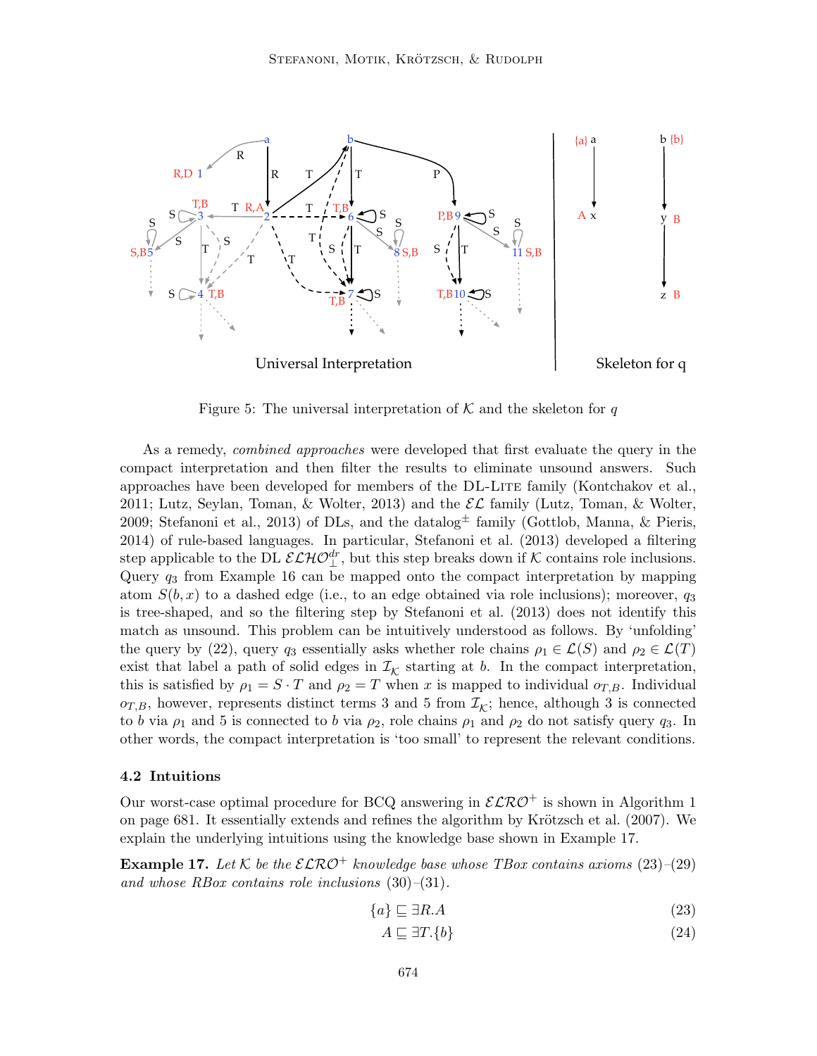Figure 5: The universal interpretation of $\mathcal{K}$ and the skeleton for $q$

As a remedy, *combined approaches* were developed that first evaluate the query in the compact interpretation and then filter the results to eliminate unsound answers. Such approaches have been developed for members of the DL-Lite family (Kontchakov et al., 2011; Lutz, Seylan, Toman, & Wolter, 2013) and the $\mathcal{EL}$ family (Lutz, Toman, & Wolter, 2009; Stefanoni et al., 2013) of DLs, and the datalog$^{\pm}$ family (Gottlob, Manna, & Pieris, 2014) of rule-based languages. In particular, Stefanoni et al. (2013) developed a filtering step applicable to the DL $\mathcal{ELHO}_{\bot}^{dr}$, but this step breaks down if $\mathcal{K}$ contains role inclusions. Query $q_3$ from Example 16 can be mapped onto the compact interpretation by mapping atom $S(b, x)$ to a dashed edge (i.e., to an edge obtained via role inclusions); moreover, $q_3$ is tree-shaped, and so the filtering step by Stefanoni et al. (2013) does not identify this match as unsound. This problem can be intuitively understood as follows. By 'unfolding' the query by (22), query $q_3$ essentially asks whether role chains $\rho_1 \in \mathcal{L}(S)$ and $\rho_2 \in \mathcal{L}(T)$ exist that label a path of solid edges in $\mathcal{I}_{\mathcal{K}}$ starting at $b$. In the compact interpretation, this is satisfied by $\rho_1 = S \cdot T$ and $\rho_2 = T$ when $x$ is mapped to individual $o_{T,B}$. Individual $o_{T,B}$, however, represents distinct terms 3 and 5 from $\mathcal{I}_{\mathcal{K}}$; hence, although 3 is connected to $b$ via $\rho_1$ and 5 is connected to $b$ via $\rho_2$, role chains $\rho_1$ and $\rho_2$ do not satisfy query $q_3$. In other words, the compact interpretation is 'too small' to represent the relevant conditions.

### 4.2 Intuitions

Our worst-case optimal procedure for BCQ answering in $\mathcal{ELRO}^+$ is shown in Algorithm 1 on page 681. It essentially extends and refines the algorithm by Krötzsch et al. (2007). We explain the underlying intuitions using the knowledge base shown in Example 17.

**Example 17.** *Let $\mathcal{K}$ be the $\mathcal{ELRO}^+$ knowledge base whose TBox contains axioms* (23)–(29) *and whose RBox contains role inclusions* (30)–(31).

$$\{a\} \sqsubseteq \exists R.A \tag{23}$$

$$A \sqsubseteq \exists T.\{b\} \tag{24}$$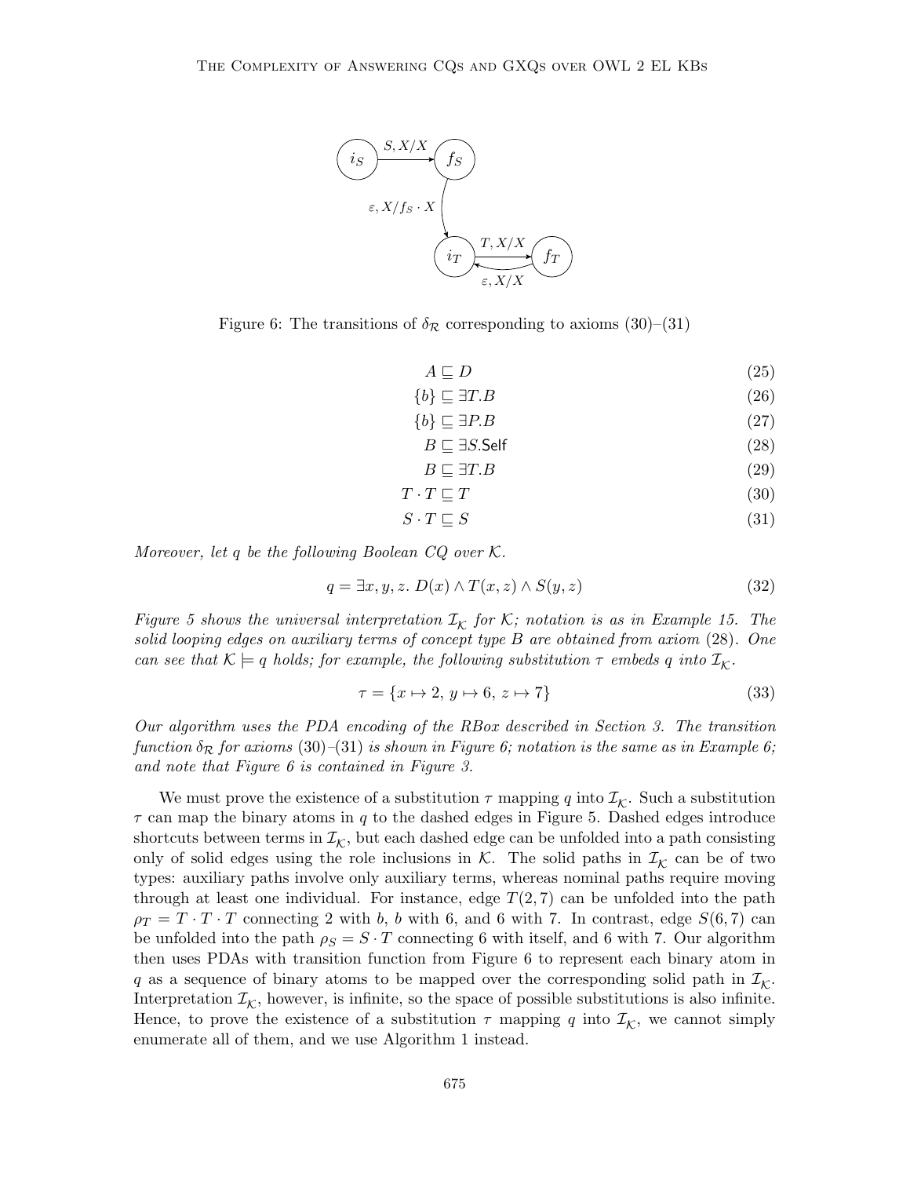Figure 6: The transitions of $\delta_{\mathcal{R}}$ corresponding to axioms (30)–(31)

$$A \sqsubseteq D \tag{25}$$

$$\{b\} \sqsubseteq \exists T.B \tag{26}$$

$$\{b\} \sqsubseteq \exists P.B \tag{27}$$

$$B \sqsubseteq \exists S.\mathsf{Self} \tag{28}$$

$$B \sqsubseteq \exists T.B \tag{29}$$

$$T \cdot T \sqsubseteq T \tag{30}$$

$$S \cdot T \sqsubseteq S \tag{31}$$

*Moreover, let $q$ be the following Boolean CQ over $\mathcal{K}$.*

$$q = \exists x, y, z.\ D(x) \wedge T(x, z) \wedge S(y, z) \tag{32}$$

*Figure 5 shows the universal interpretation $\mathcal{I}_{\mathcal{K}}$ for $\mathcal{K}$; notation is as in Example 15. The solid looping edges on auxiliary terms of concept type $B$ are obtained from axiom (28). One can see that $\mathcal{K} \models q$ holds; for example, the following substitution $\tau$ embeds $q$ into $\mathcal{I}_{\mathcal{K}}$.*

$$\tau = \{x \mapsto 2,\ y \mapsto 6,\ z \mapsto 7\} \tag{33}$$

*Our algorithm uses the PDA encoding of the RBox described in Section 3. The transition function $\delta_{\mathcal{R}}$ for axioms (30)–(31) is shown in Figure 6; notation is the same as in Example 6; and note that Figure 6 is contained in Figure 3.*

We must prove the existence of a substitution $\tau$ mapping $q$ into $\mathcal{I}_{\mathcal{K}}$. Such a substitution $\tau$ can map the binary atoms in $q$ to the dashed edges in Figure 5. Dashed edges introduce shortcuts between terms in $\mathcal{I}_{\mathcal{K}}$, but each dashed edge can be unfolded into a path consisting only of solid edges using the role inclusions in $\mathcal{K}$. The solid paths in $\mathcal{I}_{\mathcal{K}}$ can be of two types: auxiliary paths involve only auxiliary terms, whereas nominal paths require moving through at least one individual. For instance, edge $T(2, 7)$ can be unfolded into the path $\rho_T = T \cdot T \cdot T$ connecting 2 with $b$, $b$ with 6, and 6 with 7. In contrast, edge $S(6, 7)$ can be unfolded into the path $\rho_S = S \cdot T$ connecting 6 with itself, and 6 with 7. Our algorithm then uses PDAs with transition function from Figure 6 to represent each binary atom in $q$ as a sequence of binary atoms to be mapped over the corresponding solid path in $\mathcal{I}_{\mathcal{K}}$. Interpretation $\mathcal{I}_{\mathcal{K}}$, however, is infinite, so the space of possible substitutions is also infinite. Hence, to prove the existence of a substitution $\tau$ mapping $q$ into $\mathcal{I}_{\mathcal{K}}$, we cannot simply enumerate all of them, and we use Algorithm 1 instead.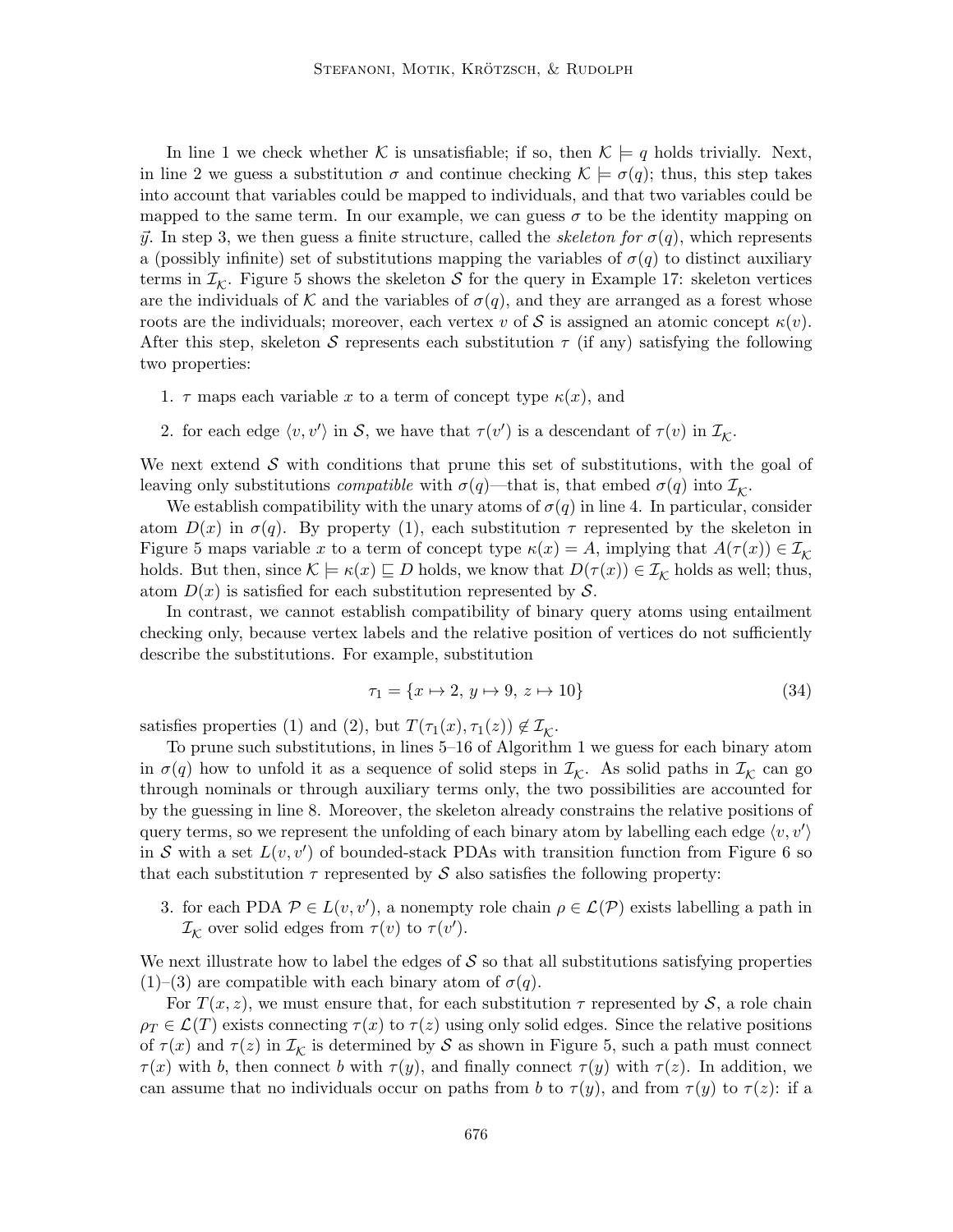In line 1 we check whether $\mathcal{K}$ is unsatisfiable; if so, then $\mathcal{K} \models q$ holds trivially. Next, in line 2 we guess a substitution $\sigma$ and continue checking $\mathcal{K} \models \sigma(q)$; thus, this step takes into account that variables could be mapped to individuals, and that two variables could be mapped to the same term. In our example, we can guess $\sigma$ to be the identity mapping on $\vec{y}$. In step 3, we then guess a finite structure, called the *skeleton for* $\sigma(q)$, which represents a (possibly infinite) set of substitutions mapping the variables of $\sigma(q)$ to distinct auxiliary terms in $\mathcal{I}_\mathcal{K}$. Figure 5 shows the skeleton $\mathcal{S}$ for the query in Example 17: skeleton vertices are the individuals of $\mathcal{K}$ and the variables of $\sigma(q)$, and they are arranged as a forest whose roots are the individuals; moreover, each vertex $v$ of $\mathcal{S}$ is assigned an atomic concept $\kappa(v)$. After this step, skeleton $\mathcal{S}$ represents each substitution $\tau$ (if any) satisfying the following two properties:

1. $\tau$ maps each variable $x$ to a term of concept type $\kappa(x)$, and
2. for each edge $\langle v, v' \rangle$ in $\mathcal{S}$, we have that $\tau(v')$ is a descendant of $\tau(v)$ in $\mathcal{I}_\mathcal{K}$.

We next extend $\mathcal{S}$ with conditions that prune this set of substitutions, with the goal of leaving only substitutions *compatible* with $\sigma(q)$—that is, that embed $\sigma(q)$ into $\mathcal{I}_\mathcal{K}$.

We establish compatibility with the unary atoms of $\sigma(q)$ in line 4. In particular, consider atom $D(x)$ in $\sigma(q)$. By property (1), each substitution $\tau$ represented by the skeleton in Figure 5 maps variable $x$ to a term of concept type $\kappa(x) = A$, implying that $A(\tau(x)) \in \mathcal{I}_\mathcal{K}$ holds. But then, since $\mathcal{K} \models \kappa(x) \sqsubseteq D$ holds, we know that $D(\tau(x)) \in \mathcal{I}_\mathcal{K}$ holds as well; thus, atom $D(x)$ is satisfied for each substitution represented by $\mathcal{S}$.

In contrast, we cannot establish compatibility of binary query atoms using entailment checking only, because vertex labels and the relative position of vertices do not sufficiently describe the substitutions. For example, substitution

$$\tau_1 = \{x \mapsto 2,\ y \mapsto 9,\ z \mapsto 10\} \tag{34}$$

satisfies properties (1) and (2), but $T(\tau_1(x), \tau_1(z)) \notin \mathcal{I}_\mathcal{K}$.

To prune such substitutions, in lines 5–16 of Algorithm 1 we guess for each binary atom in $\sigma(q)$ how to unfold it as a sequence of solid steps in $\mathcal{I}_\mathcal{K}$. As solid paths in $\mathcal{I}_\mathcal{K}$ can go through nominals or through auxiliary terms only, the two possibilities are accounted for by the guessing in line 8. Moreover, the skeleton already constrains the relative positions of query terms, so we represent the unfolding of each binary atom by labelling each edge $\langle v, v' \rangle$ in $\mathcal{S}$ with a set $L(v, v')$ of bounded-stack PDAs with transition function from Figure 6 so that each substitution $\tau$ represented by $\mathcal{S}$ also satisfies the following property:

3. for each PDA $\mathcal{P} \in L(v, v')$, a nonempty role chain $\rho \in \mathcal{L}(\mathcal{P})$ exists labelling a path in $\mathcal{I}_\mathcal{K}$ over solid edges from $\tau(v)$ to $\tau(v')$.

We next illustrate how to label the edges of $\mathcal{S}$ so that all substitutions satisfying properties (1)–(3) are compatible with each binary atom of $\sigma(q)$.

For $T(x, z)$, we must ensure that, for each substitution $\tau$ represented by $\mathcal{S}$, a role chain $\rho_T \in \mathcal{L}(T)$ exists connecting $\tau(x)$ to $\tau(z)$ using only solid edges. Since the relative positions of $\tau(x)$ and $\tau(z)$ in $\mathcal{I}_\mathcal{K}$ is determined by $\mathcal{S}$ as shown in Figure 5, such a path must connect $\tau(x)$ with $b$, then connect $b$ with $\tau(y)$, and finally connect $\tau(y)$ with $\tau(z)$. In addition, we can assume that no individuals occur on paths from $b$ to $\tau(y)$, and from $\tau(y)$ to $\tau(z)$: if a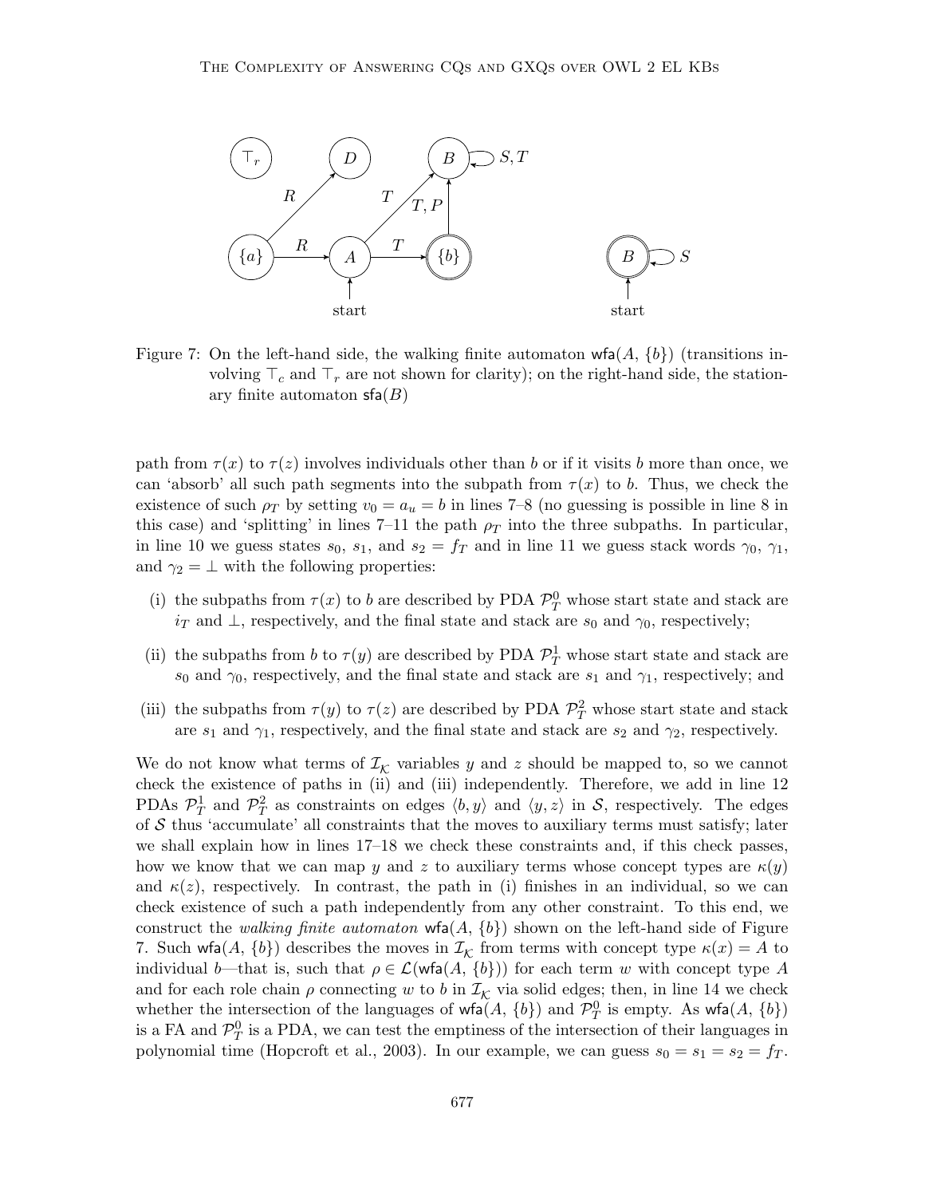Figure 7: On the left-hand side, the walking finite automaton $\mathsf{wfa}(A, \{b\})$ (transitions involving $\top_c$ and $\top_r$ are not shown for clarity); on the right-hand side, the stationary finite automaton $\mathsf{sfa}(B)$

path from $\tau(x)$ to $\tau(z)$ involves individuals other than $b$ or if it visits $b$ more than once, we can 'absorb' all such path segments into the subpath from $\tau(x)$ to $b$. Thus, we check the existence of such $\rho_T$ by setting $v_0 = a_u = b$ in lines 7–8 (no guessing is possible in line 8 in this case) and 'splitting' in lines 7–11 the path $\rho_T$ into the three subpaths. In particular, in line 10 we guess states $s_0$, $s_1$, and $s_2 = f_T$ and in line 11 we guess stack words $\gamma_0$, $\gamma_1$, and $\gamma_2 = \perp$ with the following properties:

(i) the subpaths from $\tau(x)$ to $b$ are described by PDA $\mathcal{P}_T^0$ whose start state and stack are $i_T$ and $\perp$, respectively, and the final state and stack are $s_0$ and $\gamma_0$, respectively;

(ii) the subpaths from $b$ to $\tau(y)$ are described by PDA $\mathcal{P}_T^1$ whose start state and stack are $s_0$ and $\gamma_0$, respectively, and the final state and stack are $s_1$ and $\gamma_1$, respectively; and

(iii) the subpaths from $\tau(y)$ to $\tau(z)$ are described by PDA $\mathcal{P}_T^2$ whose start state and stack are $s_1$ and $\gamma_1$, respectively, and the final state and stack are $s_2$ and $\gamma_2$, respectively.

We do not know what terms of $\mathcal{I}_\mathcal{K}$ variables $y$ and $z$ should be mapped to, so we cannot check the existence of paths in (ii) and (iii) independently. Therefore, we add in line 12 PDAs $\mathcal{P}_T^1$ and $\mathcal{P}_T^2$ as constraints on edges $\langle b, y\rangle$ and $\langle y, z\rangle$ in $\mathcal{S}$, respectively. The edges of $\mathcal{S}$ thus 'accumulate' all constraints that the moves to auxiliary terms must satisfy; later we shall explain how in lines 17–18 we check these constraints and, if this check passes, how we know that we can map $y$ and $z$ to auxiliary terms whose concept types are $\kappa(y)$ and $\kappa(z)$, respectively. In contrast, the path in (i) finishes in an individual, so we can check existence of such a path independently from any other constraint. To this end, we construct the *walking finite automaton* $\mathsf{wfa}(A, \{b\})$ shown on the left-hand side of Figure 7. Such $\mathsf{wfa}(A, \{b\})$ describes the moves in $\mathcal{I}_\mathcal{K}$ from terms with concept type $\kappa(x) = A$ to individual $b$—that is, such that $\rho \in \mathcal{L}(\mathsf{wfa}(A, \{b\}))$ for each term $w$ with concept type $A$ and for each role chain $\rho$ connecting $w$ to $b$ in $\mathcal{I}_\mathcal{K}$ via solid edges; then, in line 14 we check whether the intersection of the languages of $\mathsf{wfa}(A, \{b\})$ and $\mathcal{P}_T^0$ is empty. As $\mathsf{wfa}(A, \{b\})$ is a FA and $\mathcal{P}_T^0$ is a PDA, we can test the emptiness of the intersection of their languages in polynomial time (Hopcroft et al., 2003). In our example, we can guess $s_0 = s_1 = s_2 = f_T$.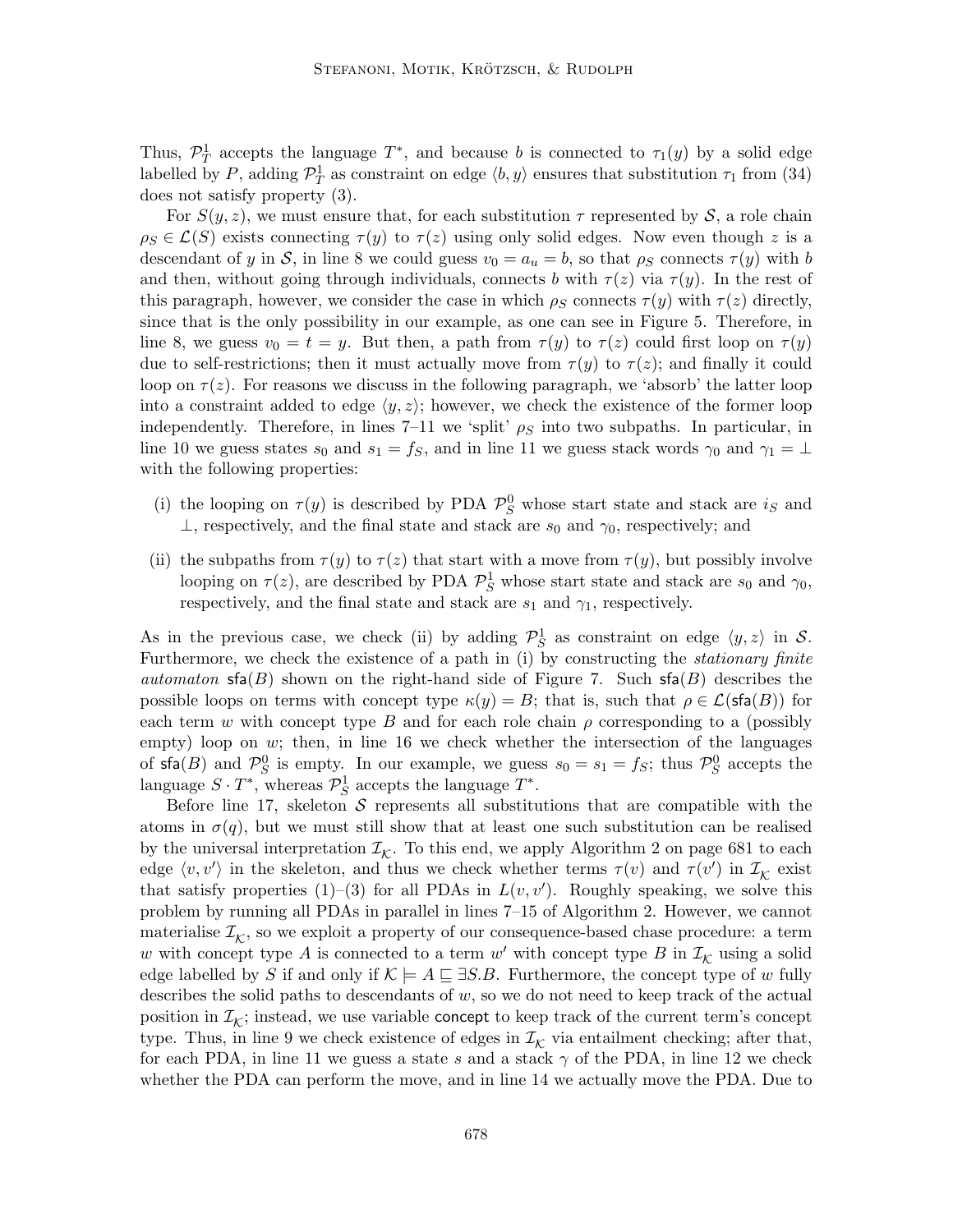Thus, $\mathcal{P}^1_T$ accepts the language $T^*$, and because $b$ is connected to $\tau_1(y)$ by a solid edge labelled by $P$, adding $\mathcal{P}^1_T$ as constraint on edge $\langle b, y\rangle$ ensures that substitution $\tau_1$ from (34) does not satisfy property (3).

For $S(y, z)$, we must ensure that, for each substitution $\tau$ represented by $\mathcal{S}$, a role chain $\rho_S \in \mathcal{L}(S)$ exists connecting $\tau(y)$ to $\tau(z)$ using only solid edges. Now even though $z$ is a descendant of $y$ in $\mathcal{S}$, in line 8 we could guess $v_0 = a_u = b$, so that $\rho_S$ connects $\tau(y)$ with $b$ and then, without going through individuals, connects $b$ with $\tau(z)$ via $\tau(y)$. In the rest of this paragraph, however, we consider the case in which $\rho_S$ connects $\tau(y)$ with $\tau(z)$ directly, since that is the only possibility in our example, as one can see in Figure 5. Therefore, in line 8, we guess $v_0 = t = y$. But then, a path from $\tau(y)$ to $\tau(z)$ could first loop on $\tau(y)$ due to self-restrictions; then it must actually move from $\tau(y)$ to $\tau(z)$; and finally it could loop on $\tau(z)$. For reasons we discuss in the following paragraph, we 'absorb' the latter loop into a constraint added to edge $\langle y, z\rangle$; however, we check the existence of the former loop independently. Therefore, in lines 7–11 we 'split' $\rho_S$ into two subpaths. In particular, in line 10 we guess states $s_0$ and $s_1 = f_S$, and in line 11 we guess stack words $\gamma_0$ and $\gamma_1 = \bot$ with the following properties:

(i) the looping on $\tau(y)$ is described by PDA $\mathcal{P}^0_S$ whose start state and stack are $i_S$ and $\bot$, respectively, and the final state and stack are $s_0$ and $\gamma_0$, respectively; and

(ii) the subpaths from $\tau(y)$ to $\tau(z)$ that start with a move from $\tau(y)$, but possibly involve looping on $\tau(z)$, are described by PDA $\mathcal{P}^1_S$ whose start state and stack are $s_0$ and $\gamma_0$, respectively, and the final state and stack are $s_1$ and $\gamma_1$, respectively.

As in the previous case, we check (ii) by adding $\mathcal{P}^1_S$ as constraint on edge $\langle y, z\rangle$ in $\mathcal{S}$. Furthermore, we check the existence of a path in (i) by constructing the *stationary finite automaton* $\mathsf{sfa}(B)$ shown on the right-hand side of Figure 7. Such $\mathsf{sfa}(B)$ describes the possible loops on terms with concept type $\kappa(y) = B$; that is, such that $\rho \in \mathcal{L}(\mathsf{sfa}(B))$ for each term $w$ with concept type $B$ and for each role chain $\rho$ corresponding to a (possibly empty) loop on $w$; then, in line 16 we check whether the intersection of the languages of $\mathsf{sfa}(B)$ and $\mathcal{P}^0_S$ is empty. In our example, we guess $s_0 = s_1 = f_S$; thus $\mathcal{P}^0_S$ accepts the language $S \cdot T^*$, whereas $\mathcal{P}^1_S$ accepts the language $T^*$.

Before line 17, skeleton $\mathcal{S}$ represents all substitutions that are compatible with the atoms in $\sigma(q)$, but we must still show that at least one such substitution can be realised by the universal interpretation $\mathcal{I}_\mathcal{K}$. To this end, we apply Algorithm 2 on page 681 to each edge $\langle v, v'\rangle$ in the skeleton, and thus we check whether terms $\tau(v)$ and $\tau(v')$ in $\mathcal{I}_\mathcal{K}$ exist that satisfy properties (1)–(3) for all PDAs in $L(v, v')$. Roughly speaking, we solve this problem by running all PDAs in parallel in lines 7–15 of Algorithm 2. However, we cannot materialise $\mathcal{I}_\mathcal{K}$, so we exploit a property of our consequence-based chase procedure: a term $w$ with concept type $A$ is connected to a term $w'$ with concept type $B$ in $\mathcal{I}_\mathcal{K}$ using a solid edge labelled by $S$ if and only if $\mathcal{K} \models A \sqsubseteq \exists S.B$. Furthermore, the concept type of $w$ fully describes the solid paths to descendants of $w$, so we do not need to keep track of the actual position in $\mathcal{I}_\mathcal{K}$; instead, we use variable $\mathsf{concept}$ to keep track of the current term's concept type. Thus, in line 9 we check existence of edges in $\mathcal{I}_\mathcal{K}$ via entailment checking; after that, for each PDA, in line 11 we guess a state $s$ and a stack $\gamma$ of the PDA, in line 12 we check whether the PDA can perform the move, and in line 14 we actually move the PDA. Due to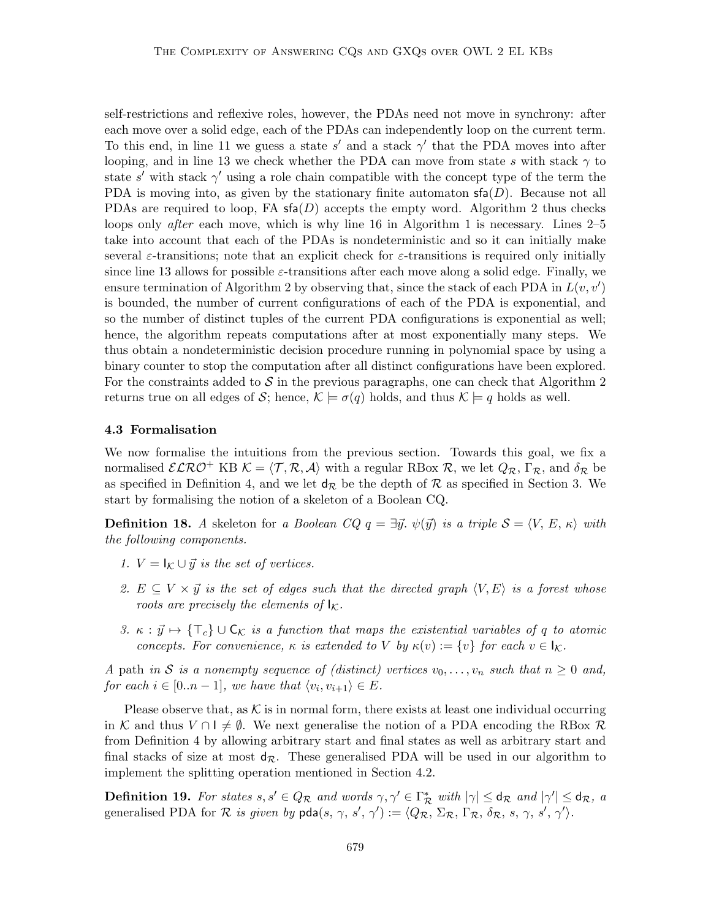self-restrictions and reflexive roles, however, the PDAs need not move in synchrony: after each move over a solid edge, each of the PDAs can independently loop on the current term. To this end, in line 11 we guess a state $s'$ and a stack $\gamma'$ that the PDA moves into after looping, and in line 13 we check whether the PDA can move from state $s$ with stack $\gamma$ to state $s'$ with stack $\gamma'$ using a role chain compatible with the concept type of the term the PDA is moving into, as given by the stationary finite automaton $\mathsf{sfa}(D)$. Because not all PDAs are required to loop, FA $\mathsf{sfa}(D)$ accepts the empty word. Algorithm 2 thus checks loops only *after* each move, which is why line 16 in Algorithm 1 is necessary. Lines 2–5 take into account that each of the PDAs is nondeterministic and so it can initially make several $\varepsilon$-transitions; note that an explicit check for $\varepsilon$-transitions is required only initially since line 13 allows for possible $\varepsilon$-transitions after each move along a solid edge. Finally, we ensure termination of Algorithm 2 by observing that, since the stack of each PDA in $L(v, v')$ is bounded, the number of current configurations of each of the PDA is exponential, and so the number of distinct tuples of the current PDA configurations is exponential as well; hence, the algorithm repeats computations after at most exponentially many steps. We thus obtain a nondeterministic decision procedure running in polynomial space by using a binary counter to stop the computation after all distinct configurations have been explored. For the constraints added to $\mathcal{S}$ in the previous paragraphs, one can check that Algorithm 2 returns true on all edges of $\mathcal{S}$; hence, $\mathcal{K} \models \sigma(q)$ holds, and thus $\mathcal{K} \models q$ holds as well.

### 4.3 Formalisation

We now formalise the intuitions from the previous section. Towards this goal, we fix a normalised $\mathcal{ELRO}^+$ KB $\mathcal{K} = \langle \mathcal{T}, \mathcal{R}, \mathcal{A} \rangle$ with a regular RBox $\mathcal{R}$, we let $Q_\mathcal{R}$, $\Gamma_\mathcal{R}$, and $\delta_\mathcal{R}$ be as specified in Definition 4, and we let $\mathsf{d}_\mathcal{R}$ be the depth of $\mathcal{R}$ as specified in Section 3. We start by formalising the notion of a skeleton of a Boolean CQ.

**Definition 18.** *A* skeleton *for a Boolean CQ $q = \exists \vec{y}.\ \psi(\vec{y})$ is a triple $\mathcal{S} = \langle V, E, \kappa \rangle$ with the following components.*

1. *$V = \mathsf{I}_\mathcal{K} \cup \vec{y}$ is the set of vertices.*
2. *$E \subseteq V \times \vec{y}$ is the set of edges such that the directed graph $\langle V, E \rangle$ is a forest whose roots are precisely the elements of $\mathsf{I}_\mathcal{K}$.*
3. *$\kappa : \vec{y} \mapsto \{\top_c\} \cup \mathsf{C}_\mathcal{K}$ is a function that maps the existential variables of $q$ to atomic concepts. For convenience, $\kappa$ is extended to $V$ by $\kappa(v) := \{v\}$ for each $v \in \mathsf{I}_\mathcal{K}$.*

*A* path *in $\mathcal{S}$ is a nonempty sequence of (distinct) vertices $v_0, \ldots, v_n$ such that $n \geq 0$ and, for each $i \in [0..n-1]$, we have that $\langle v_i, v_{i+1} \rangle \in E$.*

Please observe that, as $\mathcal{K}$ is in normal form, there exists at least one individual occurring in $\mathcal{K}$ and thus $V \cap \mathsf{I} \neq \emptyset$. We next generalise the notion of a PDA encoding the RBox $\mathcal{R}$ from Definition 4 by allowing arbitrary start and final states as well as arbitrary start and final stacks of size at most $\mathsf{d}_\mathcal{R}$. These generalised PDA will be used in our algorithm to implement the splitting operation mentioned in Section 4.2.

**Definition 19.** *For states $s, s' \in Q_\mathcal{R}$ and words $\gamma, \gamma' \in \Gamma_\mathcal{R}^*$ with $|\gamma| \leq \mathsf{d}_\mathcal{R}$ and $|\gamma'| \leq \mathsf{d}_\mathcal{R}$, a* generalised PDA *for $\mathcal{R}$ is given by $\mathsf{pda}(s, \gamma, s', \gamma') := \langle Q_\mathcal{R}, \Sigma_\mathcal{R}, \Gamma_\mathcal{R}, \delta_\mathcal{R}, s, \gamma, s', \gamma' \rangle$.*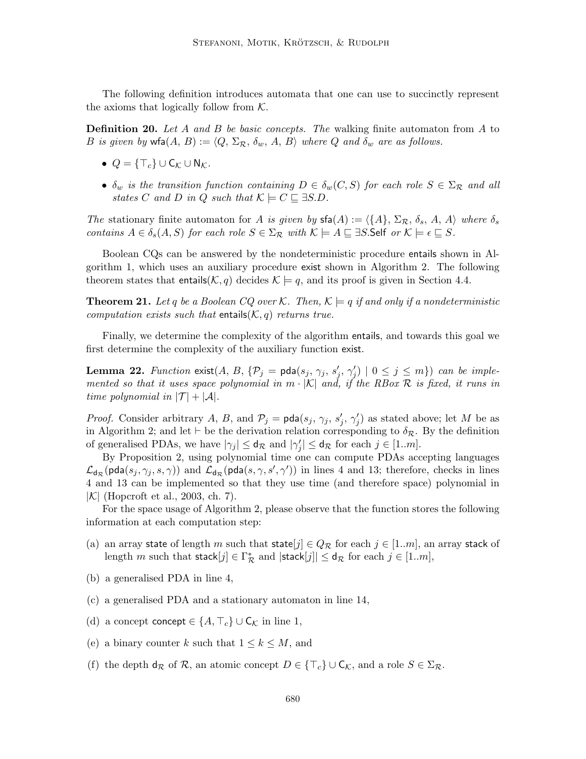The following definition introduces automata that one can use to succinctly represent the axioms that logically follow from $\mathcal{K}$.

**Definition 20.** *Let $A$ and $B$ be basic concepts. The* walking finite automaton *from $A$ to $B$ is given by $\mathsf{wfa}(A, B) := \langle Q, \Sigma_\mathcal{R}, \delta_w, A, B\rangle$ where $Q$ and $\delta_w$ are as follows.*

- $Q = \{\top_c\} \cup \mathsf{C}_\mathcal{K} \cup \mathsf{N}_\mathcal{K}$.
- *$\delta_w$ is the transition function containing $D \in \delta_w(C, S)$ for each role $S \in \Sigma_\mathcal{R}$ and all states $C$ and $D$ in $Q$ such that $\mathcal{K} \models C \sqsubseteq \exists S.D$.*

*The* stationary finite automaton *for $A$ is given by $\mathsf{sfa}(A) := \langle \{A\}, \Sigma_\mathcal{R}, \delta_s, A, A\rangle$ where $\delta_s$ contains $A \in \delta_s(A, S)$ for each role $S \in \Sigma_\mathcal{R}$ with $\mathcal{K} \models A \sqsubseteq \exists S.\mathsf{Self}$ or $\mathcal{K} \models \epsilon \sqsubseteq S$.*

Boolean CQs can be answered by the nondeterministic procedure $\mathsf{entails}$ shown in Algorithm 1, which uses an auxiliary procedure $\mathsf{exist}$ shown in Algorithm 2. The following theorem states that $\mathsf{entails}(\mathcal{K}, q)$ decides $\mathcal{K} \models q$, and its proof is given in Section 4.4.

**Theorem 21.** *Let $q$ be a Boolean CQ over $\mathcal{K}$. Then, $\mathcal{K} \models q$ if and only if a nondeterministic computation exists such that $\mathsf{entails}(\mathcal{K}, q)$ returns true.*

Finally, we determine the complexity of the algorithm $\mathsf{entails}$, and towards this goal we first determine the complexity of the auxiliary function $\mathsf{exist}$.

**Lemma 22.** *Function $\mathsf{exist}(A, B, \{\mathcal{P}_j = \mathsf{pda}(s_j, \gamma_j, s'_j, \gamma'_j) \mid 0 \leq j \leq m\})$ can be implemented so that it uses space polynomial in $m \cdot |\mathcal{K}|$ and, if the RBox $\mathcal{R}$ is fixed, it runs in time polynomial in $|\mathcal{T}| + |\mathcal{A}|$.*

*Proof.* Consider arbitrary $A$, $B$, and $\mathcal{P}_j = \mathsf{pda}(s_j, \gamma_j, s'_j, \gamma'_j)$ as stated above; let $M$ be as in Algorithm 2; and let $\vdash$ be the derivation relation corresponding to $\delta_\mathcal{R}$. By the definition of generalised PDAs, we have $|\gamma_j| \leq \mathsf{d}_\mathcal{R}$ and $|\gamma'_j| \leq \mathsf{d}_\mathcal{R}$ for each $j \in [1..m]$.

By Proposition 2, using polynomial time one can compute PDAs accepting languages $\mathcal{L}_{\mathsf{d}_\mathcal{R}}(\mathsf{pda}(s_j, \gamma_j, s, \gamma))$ and $\mathcal{L}_{\mathsf{d}_\mathcal{R}}(\mathsf{pda}(s, \gamma, s', \gamma'))$ in lines 4 and 13; therefore, checks in lines 4 and 13 can be implemented so that they use time (and therefore space) polynomial in $|\mathcal{K}|$ (Hopcroft et al., 2003, ch. 7).

For the space usage of Algorithm 2, please observe that the function stores the following information at each computation step:

(a) an array $\mathsf{state}$ of length $m$ such that $\mathsf{state}[j] \in Q_\mathcal{R}$ for each $j \in [1..m]$, an array $\mathsf{stack}$ of length $m$ such that $\mathsf{stack}[j] \in \Gamma^*_\mathcal{R}$ and $|\mathsf{stack}[j]| \leq \mathsf{d}_\mathcal{R}$ for each $j \in [1..m]$,

(b) a generalised PDA in line 4,

(c) a generalised PDA and a stationary automaton in line 14,

(d) a concept $\mathsf{concept} \in \{A, \top_c\} \cup \mathsf{C}_\mathcal{K}$ in line 1,

(e) a binary counter $k$ such that $1 \leq k \leq M$, and

(f) the depth $\mathsf{d}_\mathcal{R}$ of $\mathcal{R}$, an atomic concept $D \in \{\top_c\} \cup \mathsf{C}_\mathcal{K}$, and a role $S \in \Sigma_\mathcal{R}$.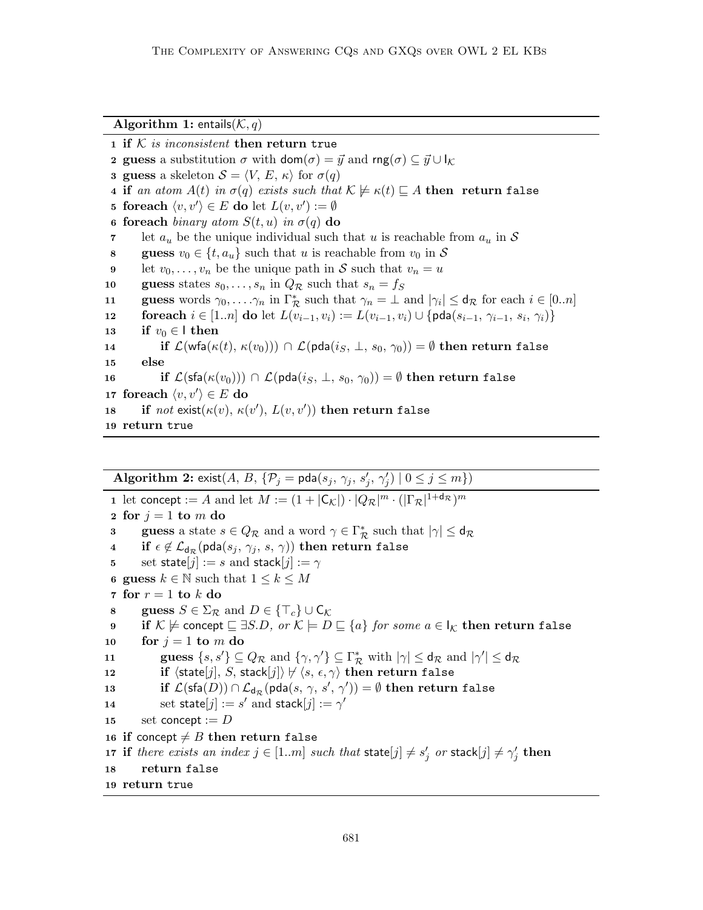**Algorithm 1:** $\mathsf{entails}(\mathcal{K}, q)$

```
1  if K is inconsistent then return true
2  guess a substitution σ with dom(σ) = y⃗ and rng(σ) ⊆ y⃗ ∪ I_K
3  guess a skeleton S = ⟨V, E, κ⟩ for σ(q)
4  if an atom A(t) in σ(q) exists such that K ⊭ κ(t) ⊑ A then return false
5  foreach ⟨v, v'⟩ ∈ E do let L(v, v') := ∅
6  foreach binary atom S(t, u) in σ(q) do
7      let a_u be the unique individual such that u is reachable from a_u in S
8      guess v_0 ∈ {t, a_u} such that u is reachable from v_0 in S
9      let v_0, ..., v_n be the unique path in S such that v_n = u
10     guess states s_0, ..., s_n in Q_R such that s_n = f_S
11     guess words γ_0, ..., γ_n in Γ_R^* such that γ_n = ⊥ and |γ_i| ≤ d_R for each i ∈ [0..n]
12     foreach i ∈ [1..n] do let L(v_{i-1}, v_i) := L(v_{i-1}, v_i) ∪ {pda(s_{i-1}, γ_{i-1}, s_i, γ_i)}
13     if v_0 ∈ I then
14         if L(wfa(κ(t), κ(v_0))) ∩ L(pda(i_S, ⊥, s_0, γ_0)) = ∅ then return false
15     else
16         if L(sfa(κ(v_0))) ∩ L(pda(i_S, ⊥, s_0, γ_0)) = ∅ then return false
17 foreach ⟨v, v'⟩ ∈ E do
18     if not exist(κ(v), κ(v'), L(v, v')) then return false
19 return true
```

**Algorithm 2:** $\mathsf{exist}(A,\, B,\, \{\mathcal{P}_j = \mathsf{pda}(s_j,\, \gamma_j,\, s'_j,\, \gamma'_j) \mid 0 \leq j \leq m\})$

```
1  let concept := A and let M := (1 + |C_K|) · |Q_R|^m · (|Γ_R|^{1+d_R})^m
2  for j = 1 to m do
3      guess a state s ∈ Q_R and a word γ ∈ Γ_R^* such that |γ| ≤ d_R
4      if ε ∉ L_{d_R}(pda(s_j, γ_j, s, γ)) then return false
5      set state[j] := s and stack[j] := γ
6  guess k ∈ ℕ such that 1 ≤ k ≤ M
7  for r = 1 to k do
8      guess S ∈ Σ_R and D ∈ {⊤_c} ∪ C_K
9      if K ⊭ concept ⊑ ∃S.D, or K ⊨ D ⊑ {a} for some a ∈ I_K then return false
10     for j = 1 to m do
11         guess {s, s'} ⊆ Q_R and {γ, γ'} ⊆ Γ_R^* with |γ| ≤ d_R and |γ'| ≤ d_R
12         if ⟨state[j], S, stack[j]⟩ ⊬ ⟨s, ε, γ⟩ then return false
13         if L(sfa(D)) ∩ L_{d_R}(pda(s, γ, s', γ')) = ∅ then return false
14         set state[j] := s' and stack[j] := γ'
15     set concept := D
16 if concept ≠ B then return false
17 if there exists an index j ∈ [1..m] such that state[j] ≠ s'_j or stack[j] ≠ γ'_j then
18     return false
19 return true
```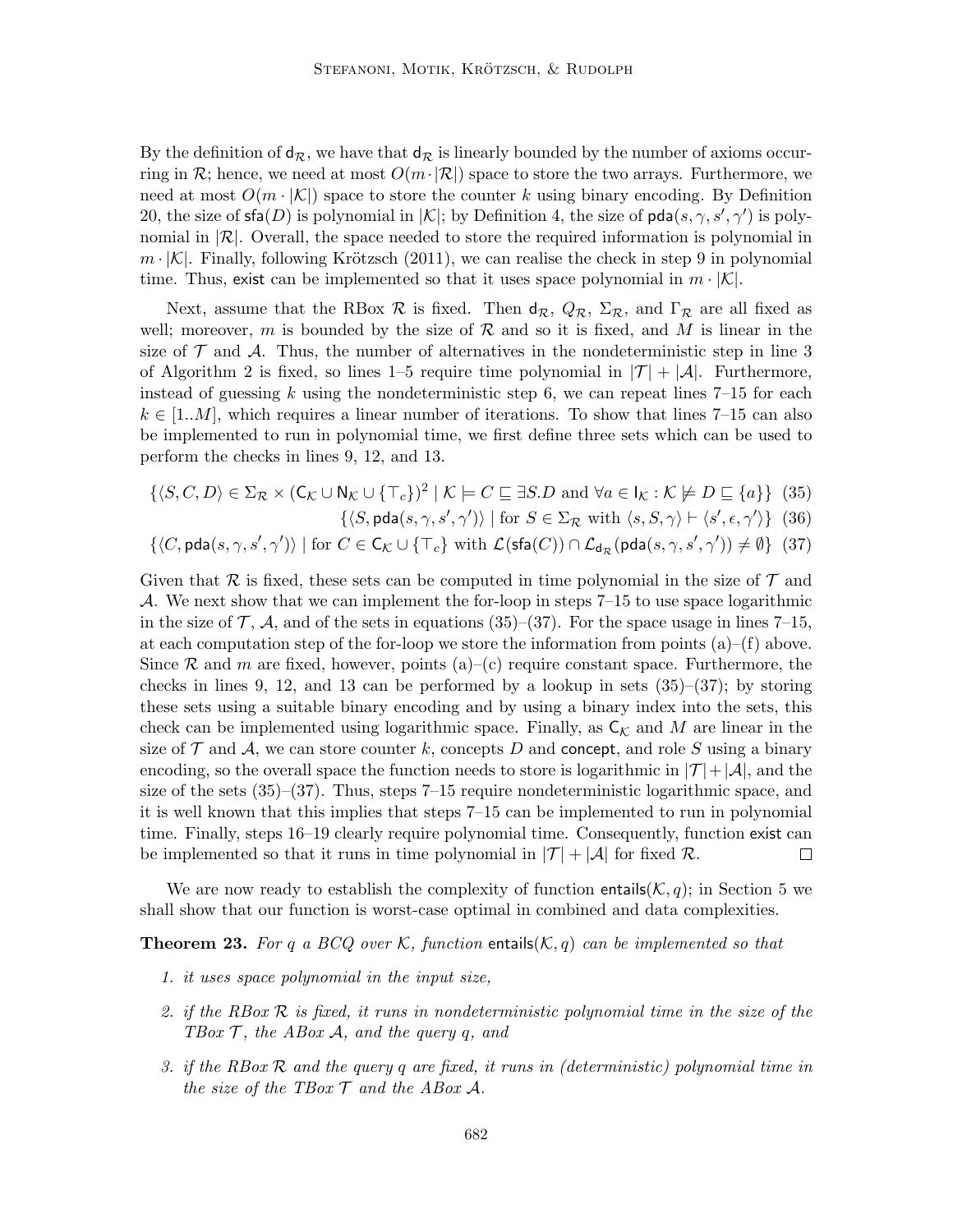By the definition of $\mathsf{d}_\mathcal{R}$, we have that $\mathsf{d}_\mathcal{R}$ is linearly bounded by the number of axioms occurring in $\mathcal{R}$; hence, we need at most $O(m \cdot |\mathcal{R}|)$ space to store the two arrays. Furthermore, we need at most $O(m \cdot |\mathcal{K}|)$ space to store the counter $k$ using binary encoding. By Definition 20, the size of $\mathsf{sfa}(D)$ is polynomial in $|\mathcal{K}|$; by Definition 4, the size of $\mathsf{pda}(s, \gamma, s', \gamma')$ is polynomial in $|\mathcal{R}|$. Overall, the space needed to store the required information is polynomial in $m \cdot |\mathcal{K}|$. Finally, following Krötzsch (2011), we can realise the check in step 9 in polynomial time. Thus, exist can be implemented so that it uses space polynomial in $m \cdot |\mathcal{K}|$.

Next, assume that the RBox $\mathcal{R}$ is fixed. Then $\mathsf{d}_\mathcal{R}$, $Q_\mathcal{R}$, $\Sigma_\mathcal{R}$, and $\Gamma_\mathcal{R}$ are all fixed as well; moreover, $m$ is bounded by the size of $\mathcal{R}$ and so it is fixed, and $M$ is linear in the size of $\mathcal{T}$ and $\mathcal{A}$. Thus, the number of alternatives in the nondeterministic step in line 3 of Algorithm 2 is fixed, so lines 1–5 require time polynomial in $|\mathcal{T}| + |\mathcal{A}|$. Furthermore, instead of guessing $k$ using the nondeterministic step 6, we can repeat lines 7–15 for each $k \in [1..M]$, which requires a linear number of iterations. To show that lines 7–15 can also be implemented to run in polynomial time, we first define three sets which can be used to perform the checks in lines 9, 12, and 13.

$$\{\langle S, C, D\rangle \in \Sigma_\mathcal{R} \times (\mathsf{C}_\mathcal{K} \cup \mathsf{N}_\mathcal{K} \cup \{\top_c\})^2 \mid \mathcal{K} \models C \sqsubseteq \exists S.D \text{ and } \forall a \in \mathsf{I}_\mathcal{K} : \mathcal{K} \not\models D \sqsubseteq \{a\}\} \quad (35)$$

$$\{\langle S, \mathsf{pda}(s, \gamma, s', \gamma')\rangle \mid \text{for } S \in \Sigma_\mathcal{R} \text{ with } \langle s, S, \gamma\rangle \vdash \langle s', \epsilon, \gamma'\rangle\} \quad (36)$$

$$\{\langle C, \mathsf{pda}(s, \gamma, s', \gamma')\rangle \mid \text{for } C \in \mathsf{C}_\mathcal{K} \cup \{\top_c\} \text{ with } \mathcal{L}(\mathsf{sfa}(C)) \cap \mathcal{L}_{\mathsf{d}_\mathcal{R}}(\mathsf{pda}(s, \gamma, s', \gamma')) \neq \emptyset\} \quad (37)$$

Given that $\mathcal{R}$ is fixed, these sets can be computed in time polynomial in the size of $\mathcal{T}$ and $\mathcal{A}$. We next show that we can implement the for-loop in steps 7–15 to use space logarithmic in the size of $\mathcal{T}$, $\mathcal{A}$, and of the sets in equations (35)–(37). For the space usage in lines 7–15, at each computation step of the for-loop we store the information from points (a)–(f) above. Since $\mathcal{R}$ and $m$ are fixed, however, points (a)–(c) require constant space. Furthermore, the checks in lines 9, 12, and 13 can be performed by a lookup in sets (35)–(37); by storing these sets using a suitable binary encoding and by using a binary index into the sets, this check can be implemented using logarithmic space. Finally, as $\mathsf{C}_\mathcal{K}$ and $M$ are linear in the size of $\mathcal{T}$ and $\mathcal{A}$, we can store counter $k$, concepts $D$ and concept, and role $S$ using a binary encoding, so the overall space the function needs to store is logarithmic in $|\mathcal{T}| + |\mathcal{A}|$, and the size of the sets (35)–(37). Thus, steps 7–15 require nondeterministic logarithmic space, and it is well known that this implies that steps 7–15 can be implemented to run in polynomial time. Finally, steps 16–19 clearly require polynomial time. Consequently, function exist can be implemented so that it runs in time polynomial in $|\mathcal{T}| + |\mathcal{A}|$ for fixed $\mathcal{R}$. □

We are now ready to establish the complexity of function $\mathsf{entails}(\mathcal{K}, q)$; in Section 5 we shall show that our function is worst-case optimal in combined and data complexities.

**Theorem 23.** *For $q$ a BCQ over $\mathcal{K}$, function $\mathsf{entails}(\mathcal{K}, q)$ can be implemented so that*

1. *it uses space polynomial in the input size,*
2. *if the RBox $\mathcal{R}$ is fixed, it runs in nondeterministic polynomial time in the size of the TBox $\mathcal{T}$, the ABox $\mathcal{A}$, and the query $q$, and*
3. *if the RBox $\mathcal{R}$ and the query $q$ are fixed, it runs in (deterministic) polynomial time in the size of the TBox $\mathcal{T}$ and the ABox $\mathcal{A}$.*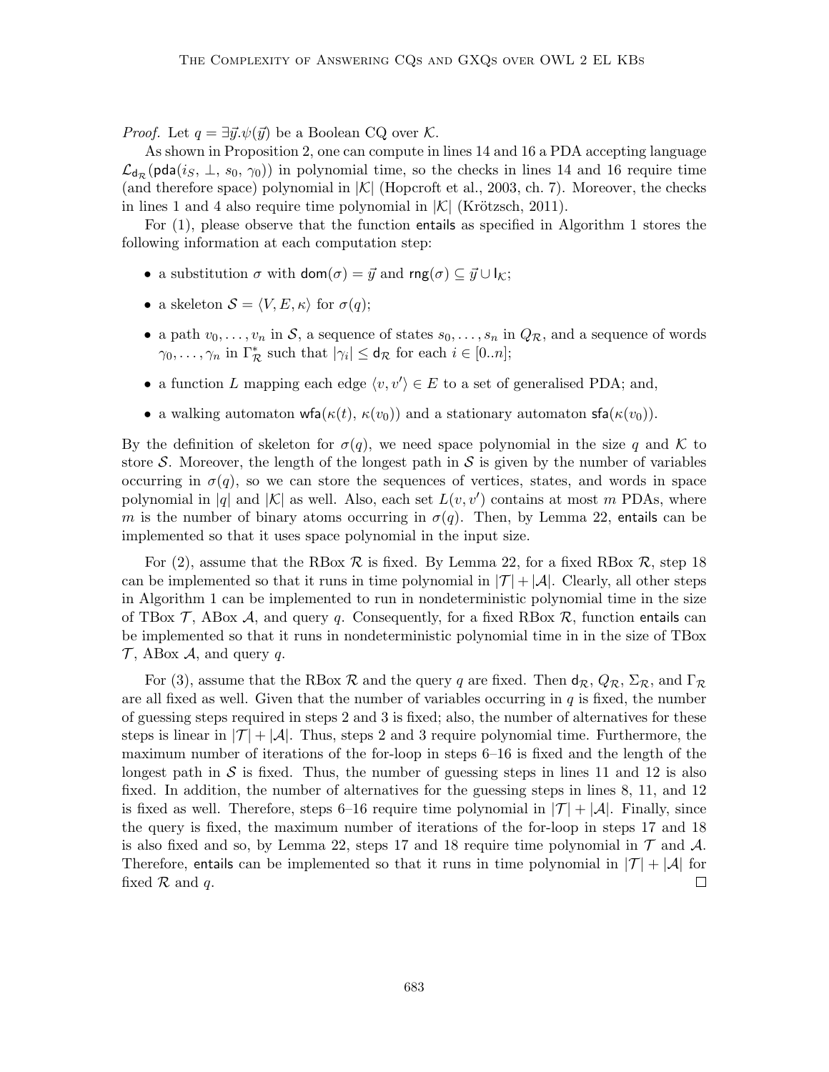*Proof.* Let $q = \exists \vec{y}.\psi(\vec{y})$ be a Boolean CQ over $\mathcal{K}$.

As shown in Proposition 2, one can compute in lines 14 and 16 a PDA accepting language $\mathcal{L}_{\mathsf{d}_\mathcal{R}}(\mathsf{pda}(i_S,\, \bot,\, s_0,\, \gamma_0))$ in polynomial time, so the checks in lines 14 and 16 require time (and therefore space) polynomial in $|\mathcal{K}|$ (Hopcroft et al., 2003, ch. 7). Moreover, the checks in lines 1 and 4 also require time polynomial in $|\mathcal{K}|$ (Krötzsch, 2011).

For (1), please observe that the function $\mathsf{entails}$ as specified in Algorithm 1 stores the following information at each computation step:

- a substitution $\sigma$ with $\mathsf{dom}(\sigma) = \vec{y}$ and $\mathsf{rng}(\sigma) \subseteq \vec{y} \cup \mathsf{I}_\mathcal{K}$;
- a skeleton $\mathcal{S} = \langle V, E, \kappa \rangle$ for $\sigma(q)$;
- a path $v_0, \ldots, v_n$ in $\mathcal{S}$, a sequence of states $s_0, \ldots, s_n$ in $Q_\mathcal{R}$, and a sequence of words $\gamma_0, \ldots, \gamma_n$ in $\Gamma_\mathcal{R}^*$ such that $|\gamma_i| \leq \mathsf{d}_\mathcal{R}$ for each $i \in [0..n]$;
- a function $L$ mapping each edge $\langle v, v' \rangle \in E$ to a set of generalised PDA; and,
- a walking automaton $\mathsf{wfa}(\kappa(t),\, \kappa(v_0))$ and a stationary automaton $\mathsf{sfa}(\kappa(v_0))$.

By the definition of skeleton for $\sigma(q)$, we need space polynomial in the size $q$ and $\mathcal{K}$ to store $\mathcal{S}$. Moreover, the length of the longest path in $\mathcal{S}$ is given by the number of variables occurring in $\sigma(q)$, so we can store the sequences of vertices, states, and words in space polynomial in $|q|$ and $|\mathcal{K}|$ as well. Also, each set $L(v, v')$ contains at most $m$ PDAs, where $m$ is the number of binary atoms occurring in $\sigma(q)$. Then, by Lemma 22, $\mathsf{entails}$ can be implemented so that it uses space polynomial in the input size.

For (2), assume that the RBox $\mathcal{R}$ is fixed. By Lemma 22, for a fixed RBox $\mathcal{R}$, step 18 can be implemented so that it runs in time polynomial in $|\mathcal{T}| + |\mathcal{A}|$. Clearly, all other steps in Algorithm 1 can be implemented to run in nondeterministic polynomial time in the size of TBox $\mathcal{T}$, ABox $\mathcal{A}$, and query $q$. Consequently, for a fixed RBox $\mathcal{R}$, function $\mathsf{entails}$ can be implemented so that it runs in nondeterministic polynomial time in in the size of TBox $\mathcal{T}$, ABox $\mathcal{A}$, and query $q$.

For (3), assume that the RBox $\mathcal{R}$ and the query $q$ are fixed. Then $\mathsf{d}_\mathcal{R}$, $Q_\mathcal{R}$, $\Sigma_\mathcal{R}$, and $\Gamma_\mathcal{R}$ are all fixed as well. Given that the number of variables occurring in $q$ is fixed, the number of guessing steps required in steps 2 and 3 is fixed; also, the number of alternatives for these steps is linear in $|\mathcal{T}| + |\mathcal{A}|$. Thus, steps 2 and 3 require polynomial time. Furthermore, the maximum number of iterations of the for-loop in steps 6–16 is fixed and the length of the longest path in $\mathcal{S}$ is fixed. Thus, the number of guessing steps in lines 11 and 12 is also fixed. In addition, the number of alternatives for the guessing steps in lines 8, 11, and 12 is fixed as well. Therefore, steps 6–16 require time polynomial in $|\mathcal{T}| + |\mathcal{A}|$. Finally, since the query is fixed, the maximum number of iterations of the for-loop in steps 17 and 18 is also fixed and so, by Lemma 22, steps 17 and 18 require time polynomial in $\mathcal{T}$ and $\mathcal{A}$. Therefore, $\mathsf{entails}$ can be implemented so that it runs in time polynomial in $|\mathcal{T}| + |\mathcal{A}|$ for fixed $\mathcal{R}$ and $q$. □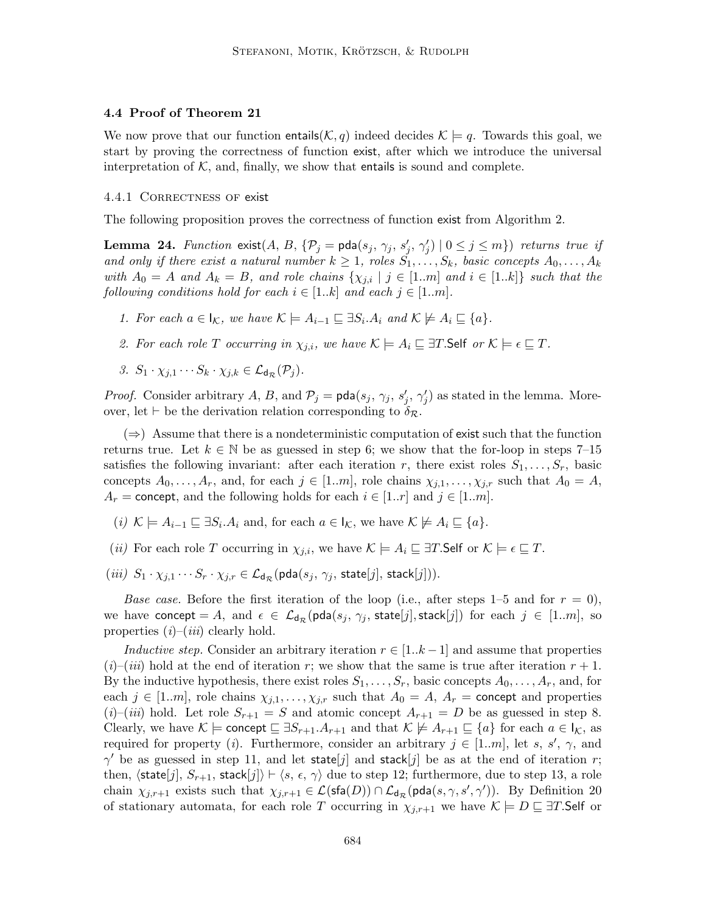### 4.4 Proof of Theorem 21

We now prove that our function $\mathsf{entails}(\mathcal{K}, q)$ indeed decides $\mathcal{K} \models q$. Towards this goal, we start by proving the correctness of function $\mathsf{exist}$, after which we introduce the universal interpretation of $\mathcal{K}$, and, finally, we show that $\mathsf{entails}$ is sound and complete.

#### 4.4.1 Correctness of exist

The following proposition proves the correctness of function $\mathsf{exist}$ from Algorithm 2.

**Lemma 24.** *Function $\mathsf{exist}(A, B, \{\mathcal{P}_j = \mathsf{pda}(s_j, \gamma_j, s'_j, \gamma'_j) \mid 0 \leq j \leq m\})$ returns true if and only if there exist a natural number $k \geq 1$, roles $S_1, \ldots, S_k$, basic concepts $A_0, \ldots, A_k$ with $A_0 = A$ and $A_k = B$, and role chains $\{\chi_{j,i} \mid j \in [1..m] \text{ and } i \in [1..k]\}$ such that the following conditions hold for each $i \in [1..k]$ and each $j \in [1..m]$.*

1. *For each $a \in \mathsf{I}_\mathcal{K}$, we have $\mathcal{K} \models A_{i-1} \sqsubseteq \exists S_i.A_i$ and $\mathcal{K} \not\models A_i \sqsubseteq \{a\}$.*
2. *For each role $T$ occurring in $\chi_{j,i}$, we have $\mathcal{K} \models A_i \sqsubseteq \exists T.\mathsf{Self}$ or $\mathcal{K} \models \epsilon \sqsubseteq T$.*
3. *$S_1 \cdot \chi_{j,1} \cdots S_k \cdot \chi_{j,k} \in \mathcal{L}_{\mathsf{d}_\mathcal{R}}(\mathcal{P}_j)$.*

*Proof.* Consider arbitrary $A$, $B$, and $\mathcal{P}_j = \mathsf{pda}(s_j, \gamma_j, s'_j, \gamma'_j)$ as stated in the lemma. Moreover, let $\vdash$ be the derivation relation corresponding to $\delta_\mathcal{R}$.

($\Rightarrow$) Assume that there is a nondeterministic computation of $\mathsf{exist}$ such that the function returns true. Let $k \in \mathbb{N}$ be as guessed in step 6; we show that the for-loop in steps 7–15 satisfies the following invariant: after each iteration $r$, there exist roles $S_1, \ldots, S_r$, basic concepts $A_0, \ldots, A_r$, and, for each $j \in [1..m]$, role chains $\chi_{j,1}, \ldots, \chi_{j,r}$ such that $A_0 = A$, $A_r = \mathsf{concept}$, and the following holds for each $i \in [1..r]$ and $j \in [1..m]$.

($i$) $\mathcal{K} \models A_{i-1} \sqsubseteq \exists S_i.A_i$ and, for each $a \in \mathsf{I}_\mathcal{K}$, we have $\mathcal{K} \not\models A_i \sqsubseteq \{a\}$.

($ii$) For each role $T$ occurring in $\chi_{j,i}$, we have $\mathcal{K} \models A_i \sqsubseteq \exists T.\mathsf{Self}$ or $\mathcal{K} \models \epsilon \sqsubseteq T$.

($iii$) $S_1 \cdot \chi_{j,1} \cdots S_r \cdot \chi_{j,r} \in \mathcal{L}_{\mathsf{d}_\mathcal{R}}(\mathsf{pda}(s_j, \gamma_j, \mathsf{state}[j], \mathsf{stack}[j]))$.

*Base case.* Before the first iteration of the loop (i.e., after steps 1–5 and for $r = 0$), we have $\mathsf{concept} = A$, and $\epsilon \in \mathcal{L}_{\mathsf{d}_\mathcal{R}}(\mathsf{pda}(s_j, \gamma_j, \mathsf{state}[j], \mathsf{stack}[j])$ for each $j \in [1..m]$, so properties ($i$)–($iii$) clearly hold.

*Inductive step.* Consider an arbitrary iteration $r \in [1..k-1]$ and assume that properties ($i$)–($iii$) hold at the end of iteration $r$; we show that the same is true after iteration $r+1$. By the inductive hypothesis, there exist roles $S_1, \ldots, S_r$, basic concepts $A_0, \ldots, A_r$, and, for each $j \in [1..m]$, role chains $\chi_{j,1}, \ldots, \chi_{j,r}$ such that $A_0 = A$, $A_r = \mathsf{concept}$ and properties ($i$)–($iii$) hold. Let role $S_{r+1} = S$ and atomic concept $A_{r+1} = D$ be as guessed in step 8. Clearly, we have $\mathcal{K} \models \mathsf{concept} \sqsubseteq \exists S_{r+1}.A_{r+1}$ and that $\mathcal{K} \not\models A_{r+1} \sqsubseteq \{a\}$ for each $a \in \mathsf{I}_\mathcal{K}$, as required for property ($i$). Furthermore, consider an arbitrary $j \in [1..m]$, let $s$, $s'$, $\gamma$, and $\gamma'$ be as guessed in step 11, and let $\mathsf{state}[j]$ and $\mathsf{stack}[j]$ be as at the end of iteration $r$; then, $\langle \mathsf{state}[j], S_{r+1}, \mathsf{stack}[j] \rangle \vdash \langle s, \epsilon, \gamma \rangle$ due to step 12; furthermore, due to step 13, a role chain $\chi_{j,r+1}$ exists such that $\chi_{j,r+1} \in \mathcal{L}(\mathsf{sfa}(D)) \cap \mathcal{L}_{\mathsf{d}_\mathcal{R}}(\mathsf{pda}(s, \gamma, s', \gamma'))$. By Definition 20 of stationary automata, for each role $T$ occurring in $\chi_{j,r+1}$ we have $\mathcal{K} \models D \sqsubseteq \exists T.\mathsf{Self}$ or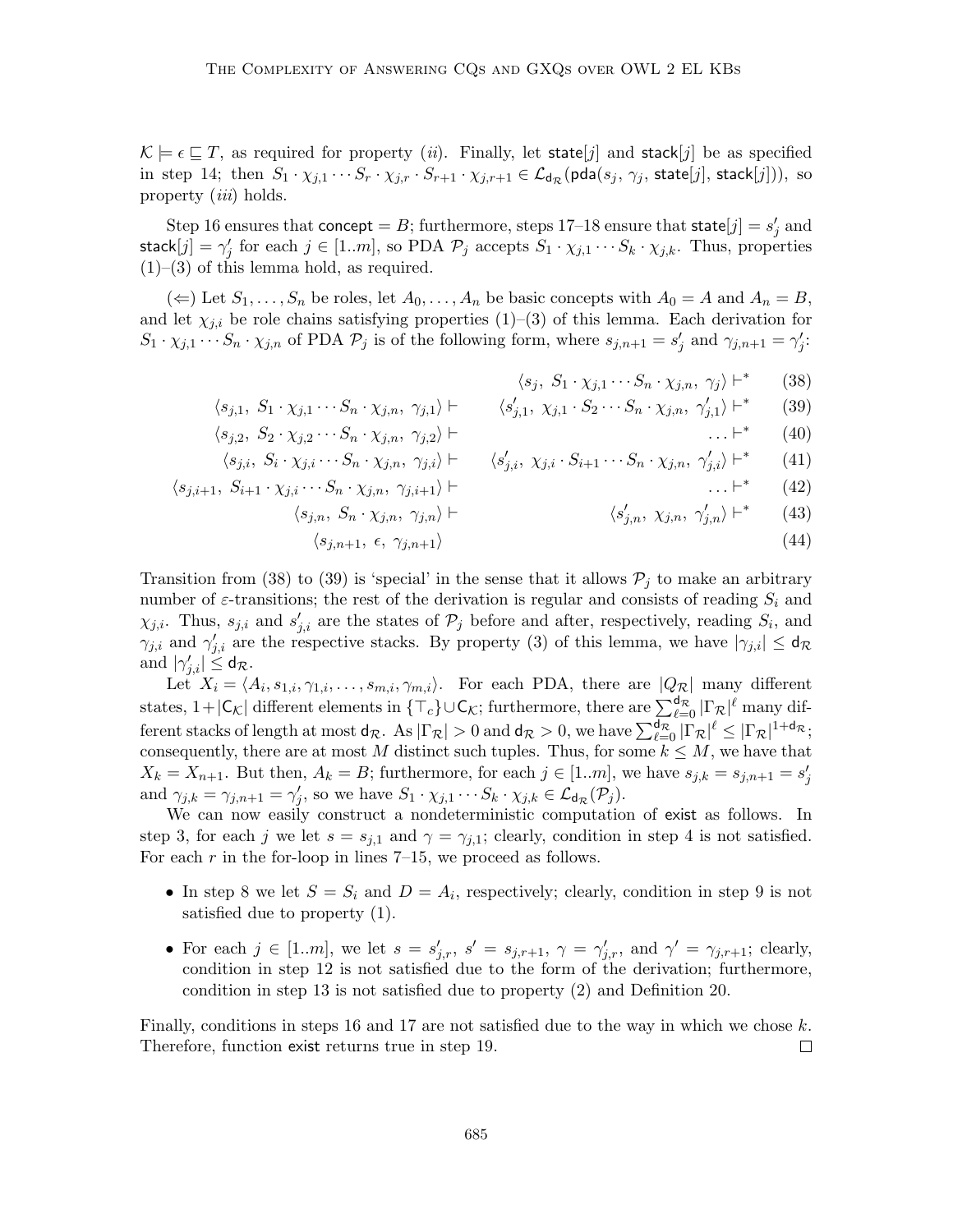$\mathcal{K} \models \epsilon \sqsubseteq T$, as required for property (*ii*). Finally, let $\mathsf{state}[j]$ and $\mathsf{stack}[j]$ be as specified in step 14; then $S_1 \cdot \chi_{j,1} \cdots S_r \cdot \chi_{j,r} \cdot S_{r+1} \cdot \chi_{j,r+1} \in \mathcal{L}_{\mathsf{d}_\mathcal{R}}(\mathsf{pda}(s_j, \gamma_j, \mathsf{state}[j], \mathsf{stack}[j]))$, so property (*iii*) holds.

Step 16 ensures that $\mathsf{concept} = B$; furthermore, steps 17–18 ensure that $\mathsf{state}[j] = s'_j$ and $\mathsf{stack}[j] = \gamma'_j$ for each $j \in [1..m]$, so PDA $\mathcal{P}_j$ accepts $S_1 \cdot \chi_{j,1} \cdots S_k \cdot \chi_{j,k}$. Thus, properties (1)–(3) of this lemma hold, as required.

($\Leftarrow$) Let $S_1, \ldots, S_n$ be roles, let $A_0, \ldots, A_n$ be basic concepts with $A_0 = A$ and $A_n = B$, and let $\chi_{j,i}$ be role chains satisfying properties (1)–(3) of this lemma. Each derivation for $S_1 \cdot \chi_{j,1} \cdots S_n \cdot \chi_{j,n}$ of PDA $\mathcal{P}_j$ is of the following form, where $s_{j,n+1} = s'_j$ and $\gamma_{j,n+1} = \gamma'_j$:

$$
\begin{aligned}
& & \langle s_j,\ S_1 \cdot \chi_{j,1} \cdots S_n \cdot \chi_{j,n},\ \gamma_j \rangle \vdash^* \quad & (38)\\
\langle s_{j,1},\ S_1 \cdot \chi_{j,1} \cdots S_n \cdot \chi_{j,n},\ \gamma_{j,1} \rangle \vdash & & \langle s'_{j,1},\ \chi_{j,1} \cdot S_2 \cdots S_n \cdot \chi_{j,n},\ \gamma'_{j,1} \rangle \vdash^* \quad & (39)\\
\langle s_{j,2},\ S_2 \cdot \chi_{j,2} \cdots S_n \cdot \chi_{j,n},\ \gamma_{j,2} \rangle \vdash & & \ldots \vdash^* \quad & (40)\\
\langle s_{j,i},\ S_i \cdot \chi_{j,i} \cdots S_n \cdot \chi_{j,n},\ \gamma_{j,i} \rangle \vdash & & \langle s'_{j,i},\ \chi_{j,i} \cdot S_{i+1} \cdots S_n \cdot \chi_{j,n},\ \gamma'_{j,i} \rangle \vdash^* \quad & (41)\\
\langle s_{j,i+1},\ S_{i+1} \cdot \chi_{j,i} \cdots S_n \cdot \chi_{j,n},\ \gamma_{j,i+1} \rangle \vdash & & \ldots \vdash^* \quad & (42)\\
\langle s_{j,n},\ S_n \cdot \chi_{j,n},\ \gamma_{j,n} \rangle \vdash & & \langle s'_{j,n},\ \chi_{j,n},\ \gamma'_{j,n} \rangle \vdash^* \quad & (43)\\
\langle s_{j,n+1},\ \epsilon,\ \gamma_{j,n+1} \rangle & & & (44)
\end{aligned}
$$

Transition from (38) to (39) is 'special' in the sense that it allows $\mathcal{P}_j$ to make an arbitrary number of $\varepsilon$-transitions; the rest of the derivation is regular and consists of reading $S_i$ and $\chi_{j,i}$. Thus, $s_{j,i}$ and $s'_{j,i}$ are the states of $\mathcal{P}_j$ before and after, respectively, reading $S_i$, and $\gamma_{j,i}$ and $\gamma'_{j,i}$ are the respective stacks. By property (3) of this lemma, we have $|\gamma_{j,i}| \leq \mathsf{d}_\mathcal{R}$ and $|\gamma'_{j,i}| \leq \mathsf{d}_\mathcal{R}$.

Let $X_i = \langle A_i, s_{1,i}, \gamma_{1,i}, \ldots, s_{m,i}, \gamma_{m,i} \rangle$. For each PDA, there are $|Q_\mathcal{R}|$ many different states, $1 + |\mathsf{C}_\mathcal{K}|$ different elements in $\{\top_c\} \cup \mathsf{C}_\mathcal{K}$; furthermore, there are $\sum_{\ell=0}^{\mathsf{d}_\mathcal{R}} |\Gamma_\mathcal{R}|^\ell$ many different stacks of length at most $\mathsf{d}_\mathcal{R}$. As $|\Gamma_\mathcal{R}| > 0$ and $\mathsf{d}_\mathcal{R} > 0$, we have $\sum_{\ell=0}^{\mathsf{d}_\mathcal{R}} |\Gamma_\mathcal{R}|^\ell \leq |\Gamma_\mathcal{R}|^{1+\mathsf{d}_\mathcal{R}}$; consequently, there are at most $M$ distinct such tuples. Thus, for some $k \leq M$, we have that $X_k = X_{n+1}$. But then, $A_k = B$; furthermore, for each $j \in [1..m]$, we have $s_{j,k} = s_{j,n+1} = s'_j$ and $\gamma_{j,k} = \gamma_{j,n+1} = \gamma'_j$, so we have $S_1 \cdot \chi_{j,1} \cdots S_k \cdot \chi_{j,k} \in \mathcal{L}_{\mathsf{d}_\mathcal{R}}(\mathcal{P}_j)$.

We can now easily construct a nondeterministic computation of $\mathsf{exist}$ as follows. In step 3, for each $j$ we let $s = s_{j,1}$ and $\gamma = \gamma_{j,1}$; clearly, condition in step 4 is not satisfied. For each $r$ in the for-loop in lines 7–15, we proceed as follows.

- In step 8 we let $S = S_i$ and $D = A_i$, respectively; clearly, condition in step 9 is not satisfied due to property (1).
- For each $j \in [1..m]$, we let $s = s'_{j,r}$, $s' = s_{j,r+1}$, $\gamma = \gamma'_{j,r}$, and $\gamma' = \gamma_{j,r+1}$; clearly, condition in step 12 is not satisfied due to the form of the derivation; furthermore, condition in step 13 is not satisfied due to property (2) and Definition 20.

Finally, conditions in steps 16 and 17 are not satisfied due to the way in which we chose $k$. Therefore, function $\mathsf{exist}$ returns true in step 19. $\square$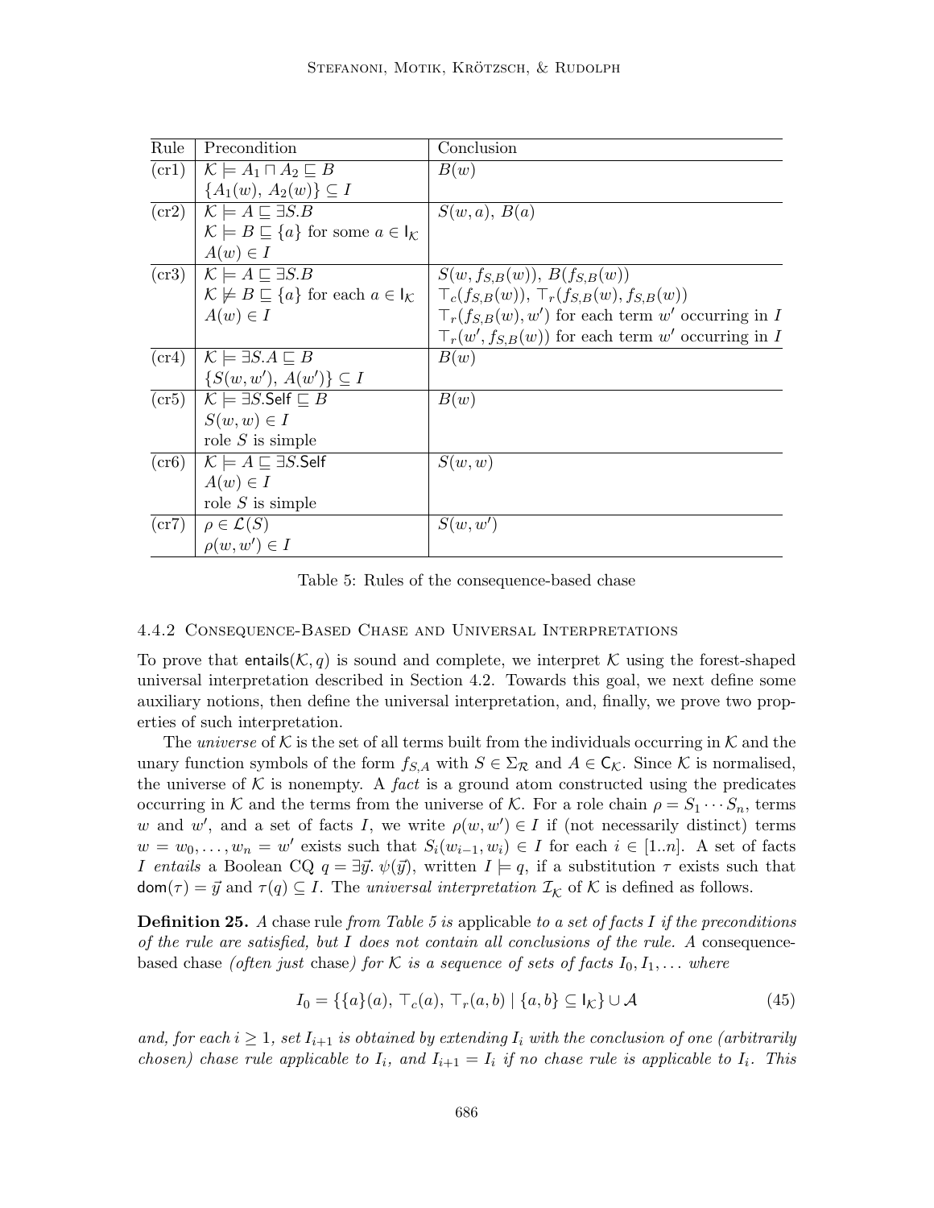| Rule | Precondition | Conclusion |
|---|---|---|
| (cr1) | $\mathcal{K} \models A_1 \sqcap A_2 \sqsubseteq B$ <br> $\{A_1(w),\, A_2(w)\} \subseteq I$ | $B(w)$ |
| (cr2) | $\mathcal{K} \models A \sqsubseteq \exists S.B$ <br> $\mathcal{K} \models B \sqsubseteq \{a\}$ for some $a \in \mathsf{I}_{\mathcal{K}}$ <br> $A(w) \in I$ | $S(w, a),\, B(a)$ |
| (cr3) | $\mathcal{K} \models A \sqsubseteq \exists S.B$ <br> $\mathcal{K} \not\models B \sqsubseteq \{a\}$ for each $a \in \mathsf{I}_{\mathcal{K}}$ <br> $A(w) \in I$ | $S(w, f_{S,B}(w)),\, B(f_{S,B}(w))$ <br> $\top_c(f_{S,B}(w)),\, \top_r(f_{S,B}(w), f_{S,B}(w))$ <br> $\top_r(f_{S,B}(w), w')$ for each term $w'$ occurring in $I$ <br> $\top_r(w', f_{S,B}(w))$ for each term $w'$ occurring in $I$ |
| (cr4) | $\mathcal{K} \models \exists S.A \sqsubseteq B$ <br> $\{S(w, w'),\, A(w')\} \subseteq I$ | $B(w)$ |
| (cr5) | $\mathcal{K} \models \exists S.\mathsf{Self} \sqsubseteq B$ <br> $S(w, w) \in I$ <br> role $S$ is simple | $B(w)$ |
| (cr6) | $\mathcal{K} \models A \sqsubseteq \exists S.\mathsf{Self}$ <br> $A(w) \in I$ <br> role $S$ is simple | $S(w, w)$ |
| (cr7) | $\rho \in \mathcal{L}(S)$ <br> $\rho(w, w') \in I$ | $S(w, w')$ |

Table 5: Rules of the consequence-based chase

### 4.4.2 Consequence-Based Chase and Universal Interpretations

To prove that $\mathsf{entails}(\mathcal{K}, q)$ is sound and complete, we interpret $\mathcal{K}$ using the forest-shaped universal interpretation described in Section 4.2. Towards this goal, we next define some auxiliary notions, then define the universal interpretation, and, finally, we prove two properties of such interpretation.

The *universe* of $\mathcal{K}$ is the set of all terms built from the individuals occurring in $\mathcal{K}$ and the unary function symbols of the form $f_{S,A}$ with $S \in \Sigma_{\mathcal{R}}$ and $A \in \mathsf{C}_{\mathcal{K}}$. Since $\mathcal{K}$ is normalised, the universe of $\mathcal{K}$ is nonempty. A *fact* is a ground atom constructed using the predicates occurring in $\mathcal{K}$ and the terms from the universe of $\mathcal{K}$. For a role chain $\rho = S_1 \cdots S_n$, terms $w$ and $w'$, and a set of facts $I$, we write $\rho(w, w') \in I$ if (not necessarily distinct) terms $w = w_0, \ldots, w_n = w'$ exists such that $S_i(w_{i-1}, w_i) \in I$ for each $i \in [1..n]$. A set of facts $I$ *entails* a Boolean CQ $q = \exists \vec{y}.\, \psi(\vec{y})$, written $I \models q$, if a substitution $\tau$ exists such that $\mathsf{dom}(\tau) = \vec{y}$ and $\tau(q) \subseteq I$. The *universal interpretation* $\mathcal{I}_{\mathcal{K}}$ of $\mathcal{K}$ is defined as follows.

**Definition 25.** *A* chase rule *from Table 5 is* applicable *to a set of facts $I$ if the preconditions of the rule are satisfied, but $I$ does not contain all conclusions of the rule. A* consequence-based chase *(often just* chase*) for $\mathcal{K}$ is a sequence of sets of facts $I_0, I_1, \ldots$ where*

$$I_0 = \{\{a\}(a),\, \top_c(a),\, \top_r(a, b) \mid \{a, b\} \subseteq \mathsf{I}_{\mathcal{K}}\} \cup \mathcal{A} \tag{45}$$

*and, for each $i \geq 1$, set $I_{i+1}$ is obtained by extending $I_i$ with the conclusion of one (arbitrarily chosen) chase rule applicable to $I_i$, and $I_{i+1} = I_i$ if no chase rule is applicable to $I_i$. This*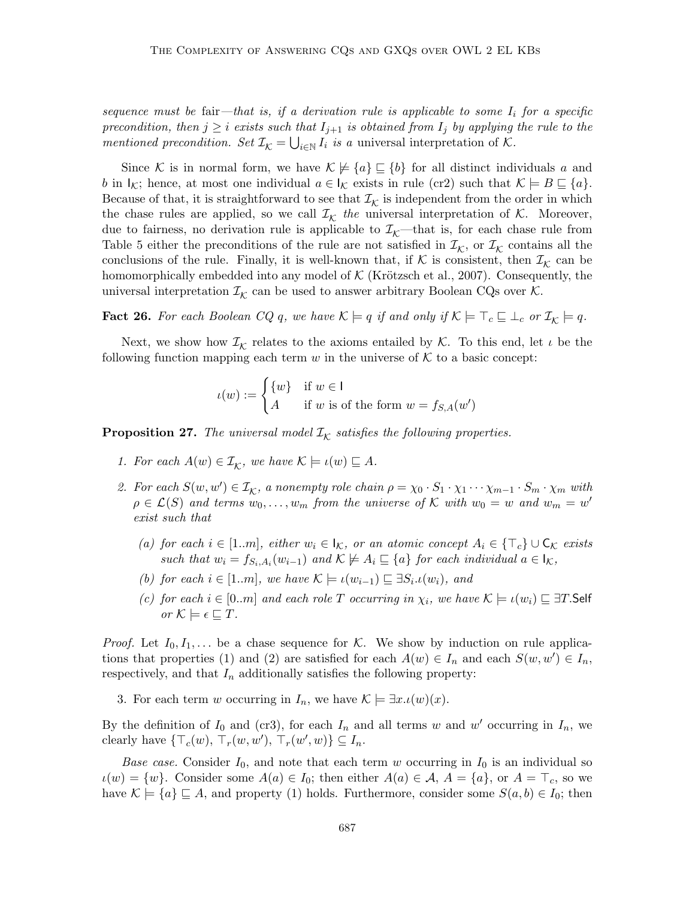*sequence must be* fair*—that is, if a derivation rule is applicable to some $I_i$ for a specific precondition, then $j \geq i$ exists such that $I_{j+1}$ is obtained from $I_j$ by applying the rule to the mentioned precondition. Set $\mathcal{I}_\mathcal{K} = \bigcup_{i \in \mathbb{N}} I_i$ is a* universal interpretation *of $\mathcal{K}$.*

Since $\mathcal{K}$ is in normal form, we have $\mathcal{K} \not\models \{a\} \sqsubseteq \{b\}$ for all distinct individuals $a$ and $b$ in $\mathsf{I}_\mathcal{K}$; hence, at most one individual $a \in \mathsf{I}_\mathcal{K}$ exists in rule (cr2) such that $\mathcal{K} \models B \sqsubseteq \{a\}$. Because of that, it is straightforward to see that $\mathcal{I}_\mathcal{K}$ is independent from the order in which the chase rules are applied, so we call $\mathcal{I}_\mathcal{K}$ *the* universal interpretation of $\mathcal{K}$. Moreover, due to fairness, no derivation rule is applicable to $\mathcal{I}_\mathcal{K}$—that is, for each chase rule from Table 5 either the preconditions of the rule are not satisfied in $\mathcal{I}_\mathcal{K}$, or $\mathcal{I}_\mathcal{K}$ contains all the conclusions of the rule. Finally, it is well-known that, if $\mathcal{K}$ is consistent, then $\mathcal{I}_\mathcal{K}$ can be homomorphically embedded into any model of $\mathcal{K}$ (Krötzsch et al., 2007). Consequently, the universal interpretation $\mathcal{I}_\mathcal{K}$ can be used to answer arbitrary Boolean CQs over $\mathcal{K}$.

**Fact 26.** *For each Boolean CQ $q$, we have $\mathcal{K} \models q$ if and only if $\mathcal{K} \models \top_c \sqsubseteq \bot_c$ or $\mathcal{I}_\mathcal{K} \models q$.*

Next, we show how $\mathcal{I}_\mathcal{K}$ relates to the axioms entailed by $\mathcal{K}$. To this end, let $\iota$ be the following function mapping each term $w$ in the universe of $\mathcal{K}$ to a basic concept:

$$\iota(w) := \begin{cases} \{w\} & \text{if } w \in \mathsf{I} \\ A & \text{if } w \text{ is of the form } w = f_{S,A}(w') \end{cases}$$

**Proposition 27.** *The universal model $\mathcal{I}_\mathcal{K}$ satisfies the following properties.*

1. *For each $A(w) \in \mathcal{I}_\mathcal{K}$, we have $\mathcal{K} \models \iota(w) \sqsubseteq A$.*
2. *For each $S(w, w') \in \mathcal{I}_\mathcal{K}$, a nonempty role chain $\rho = \chi_0 \cdot S_1 \cdot \chi_1 \cdots \chi_{m-1} \cdot S_m \cdot \chi_m$ with $\rho \in \mathcal{L}(S)$ and terms $w_0, \ldots, w_m$ from the universe of $\mathcal{K}$ with $w_0 = w$ and $w_m = w'$ exist such that*
   - (a) *for each $i \in [1..m]$, either $w_i \in \mathsf{I}_\mathcal{K}$, or an atomic concept $A_i \in \{\top_c\} \cup \mathsf{C}_\mathcal{K}$ exists such that $w_i = f_{S_i,A_i}(w_{i-1})$ and $\mathcal{K} \not\models A_i \sqsubseteq \{a\}$ for each individual $a \in \mathsf{I}_\mathcal{K}$,*
   - (b) *for each $i \in [1..m]$, we have $\mathcal{K} \models \iota(w_{i-1}) \sqsubseteq \exists S_i.\iota(w_i)$, and*
   - (c) *for each $i \in [0..m]$ and each role $T$ occurring in $\chi_i$, we have $\mathcal{K} \models \iota(w_i) \sqsubseteq \exists T.\mathsf{Self}$ or $\mathcal{K} \models \epsilon \sqsubseteq T$.*

*Proof.* Let $I_0, I_1, \ldots$ be a chase sequence for $\mathcal{K}$. We show by induction on rule applications that properties (1) and (2) are satisfied for each $A(w) \in I_n$ and each $S(w, w') \in I_n$, respectively, and that $I_n$ additionally satisfies the following property:

3. For each term $w$ occurring in $I_n$, we have $\mathcal{K} \models \exists x.\iota(w)(x)$.

By the definition of $I_0$ and (cr3), for each $I_n$ and all terms $w$ and $w'$ occurring in $I_n$, we clearly have $\{\top_c(w), \top_r(w, w'), \top_r(w', w)\} \subseteq I_n$.

*Base case.* Consider $I_0$, and note that each term $w$ occurring in $I_0$ is an individual so $\iota(w) = \{w\}$. Consider some $A(a) \in I_0$; then either $A(a) \in \mathcal{A}$, $A = \{a\}$, or $A = \top_c$, so we have $\mathcal{K} \models \{a\} \sqsubseteq A$, and property (1) holds. Furthermore, consider some $S(a, b) \in I_0$; then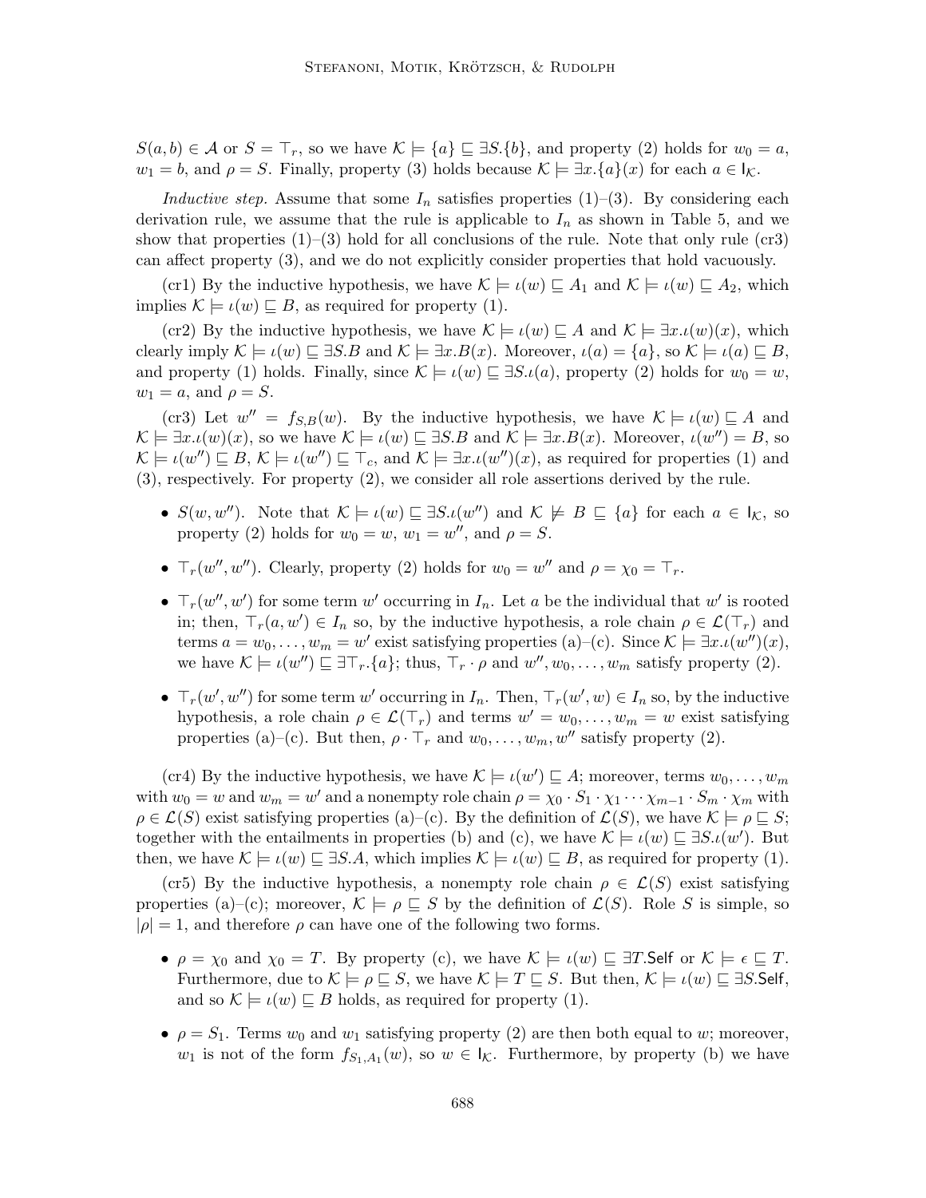$S(a,b) \in \mathcal{A}$ or $S = \top_r$, so we have $\mathcal{K} \models \{a\} \sqsubseteq \exists S.\{b\}$, and property (2) holds for $w_0 = a$, $w_1 = b$, and $\rho = S$. Finally, property (3) holds because $\mathcal{K} \models \exists x.\{a\}(x)$ for each $a \in \mathsf{I}_\mathcal{K}$.

*Inductive step.* Assume that some $I_n$ satisfies properties (1)–(3). By considering each derivation rule, we assume that the rule is applicable to $I_n$ as shown in Table 5, and we show that properties (1)–(3) hold for all conclusions of the rule. Note that only rule (cr3) can affect property (3), and we do not explicitly consider properties that hold vacuously.

(cr1) By the inductive hypothesis, we have $\mathcal{K} \models \iota(w) \sqsubseteq A_1$ and $\mathcal{K} \models \iota(w) \sqsubseteq A_2$, which implies $\mathcal{K} \models \iota(w) \sqsubseteq B$, as required for property (1).

(cr2) By the inductive hypothesis, we have $\mathcal{K} \models \iota(w) \sqsubseteq A$ and $\mathcal{K} \models \exists x.\iota(w)(x)$, which clearly imply $\mathcal{K} \models \iota(w) \sqsubseteq \exists S.B$ and $\mathcal{K} \models \exists x.B(x)$. Moreover, $\iota(a) = \{a\}$, so $\mathcal{K} \models \iota(a) \sqsubseteq B$, and property (1) holds. Finally, since $\mathcal{K} \models \iota(w) \sqsubseteq \exists S.\iota(a)$, property (2) holds for $w_0 = w$, $w_1 = a$, and $\rho = S$.

(cr3) Let $w'' = f_{S,B}(w)$. By the inductive hypothesis, we have $\mathcal{K} \models \iota(w) \sqsubseteq A$ and $\mathcal{K} \models \exists x.\iota(w)(x)$, so we have $\mathcal{K} \models \iota(w) \sqsubseteq \exists S.B$ and $\mathcal{K} \models \exists x.B(x)$. Moreover, $\iota(w'') = B$, so $\mathcal{K} \models \iota(w'') \sqsubseteq B$, $\mathcal{K} \models \iota(w'') \sqsubseteq \top_c$, and $\mathcal{K} \models \exists x.\iota(w'')(x)$, as required for properties (1) and (3), respectively. For property (2), we consider all role assertions derived by the rule.

- $S(w, w'')$. Note that $\mathcal{K} \models \iota(w) \sqsubseteq \exists S.\iota(w'')$ and $\mathcal{K} \not\models B \sqsubseteq \{a\}$ for each $a \in \mathsf{I}_\mathcal{K}$, so property (2) holds for $w_0 = w$, $w_1 = w''$, and $\rho = S$.
- $\top_r(w'', w'')$. Clearly, property (2) holds for $w_0 = w''$ and $\rho = \chi_0 = \top_r$.
- $\top_r(w'', w')$ for some term $w'$ occurring in $I_n$. Let $a$ be the individual that $w'$ is rooted in; then, $\top_r(a, w') \in I_n$ so, by the inductive hypothesis, a role chain $\rho \in \mathcal{L}(\top_r)$ and terms $a = w_0, \ldots, w_m = w'$ exist satisfying properties (a)–(c). Since $\mathcal{K} \models \exists x.\iota(w'')(x)$, we have $\mathcal{K} \models \iota(w'') \sqsubseteq \exists \top_r.\{a\}$; thus, $\top_r \cdot \rho$ and $w'', w_0, \ldots, w_m$ satisfy property (2).
- $\top_r(w', w'')$ for some term $w'$ occurring in $I_n$. Then, $\top_r(w', w) \in I_n$ so, by the inductive hypothesis, a role chain $\rho \in \mathcal{L}(\top_r)$ and terms $w' = w_0, \ldots, w_m = w$ exist satisfying properties (a)–(c). But then, $\rho \cdot \top_r$ and $w_0, \ldots, w_m, w''$ satisfy property (2).

(cr4) By the inductive hypothesis, we have $\mathcal{K} \models \iota(w') \sqsubseteq A$; moreover, terms $w_0, \ldots, w_m$ with $w_0 = w$ and $w_m = w'$ and a nonempty role chain $\rho = \chi_0 \cdot S_1 \cdot \chi_1 \cdots \chi_{m-1} \cdot S_m \cdot \chi_m$ with $\rho \in \mathcal{L}(S)$ exist satisfying properties (a)–(c). By the definition of $\mathcal{L}(S)$, we have $\mathcal{K} \models \rho \sqsubseteq S$; together with the entailments in properties (b) and (c), we have $\mathcal{K} \models \iota(w) \sqsubseteq \exists S.\iota(w')$. But then, we have $\mathcal{K} \models \iota(w) \sqsubseteq \exists S.A$, which implies $\mathcal{K} \models \iota(w) \sqsubseteq B$, as required for property (1).

(cr5) By the inductive hypothesis, a nonempty role chain $\rho \in \mathcal{L}(S)$ exist satisfying properties (a)–(c); moreover, $\mathcal{K} \models \rho \sqsubseteq S$ by the definition of $\mathcal{L}(S)$. Role $S$ is simple, so $|\rho| = 1$, and therefore $\rho$ can have one of the following two forms.

- $\rho = \chi_0$ and $\chi_0 = T$. By property (c), we have $\mathcal{K} \models \iota(w) \sqsubseteq \exists T.\mathsf{Self}$ or $\mathcal{K} \models \epsilon \sqsubseteq T$. Furthermore, due to $\mathcal{K} \models \rho \sqsubseteq S$, we have $\mathcal{K} \models T \sqsubseteq S$. But then, $\mathcal{K} \models \iota(w) \sqsubseteq \exists S.\mathsf{Self}$, and so $\mathcal{K} \models \iota(w) \sqsubseteq B$ holds, as required for property (1).
- $\rho = S_1$. Terms $w_0$ and $w_1$ satisfying property (2) are then both equal to $w$; moreover, $w_1$ is not of the form $f_{S_1,A_1}(w)$, so $w \in \mathsf{I}_\mathcal{K}$. Furthermore, by property (b) we have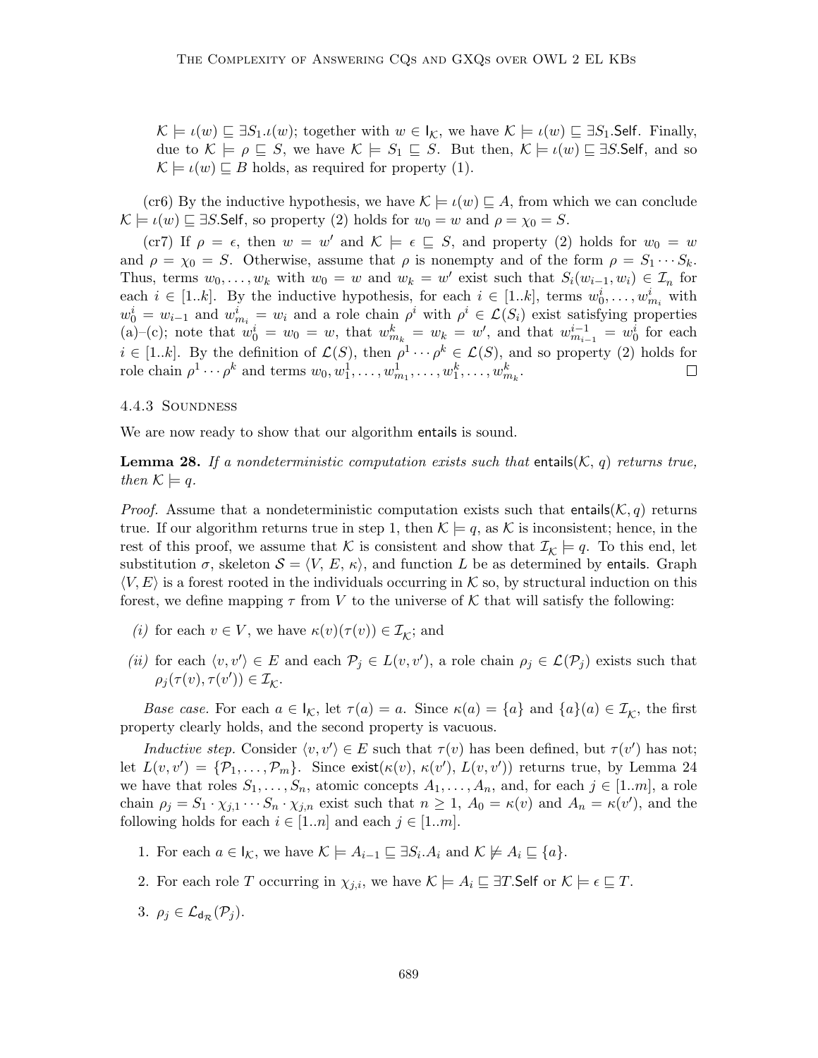$\mathcal{K} \models \iota(w) \sqsubseteq \exists S_1.\iota(w)$; together with $w \in \mathsf{I}_\mathcal{K}$, we have $\mathcal{K} \models \iota(w) \sqsubseteq \exists S_1.\mathsf{Self}$. Finally, due to $\mathcal{K} \models \rho \sqsubseteq S$, we have $\mathcal{K} \models S_1 \sqsubseteq S$. But then, $\mathcal{K} \models \iota(w) \sqsubseteq \exists S.\mathsf{Self}$, and so $\mathcal{K} \models \iota(w) \sqsubseteq B$ holds, as required for property (1).

(cr6) By the inductive hypothesis, we have $\mathcal{K} \models \iota(w) \sqsubseteq A$, from which we can conclude $\mathcal{K} \models \iota(w) \sqsubseteq \exists S.\mathsf{Self}$, so property (2) holds for $w_0 = w$ and $\rho = \chi_0 = S$.

(cr7) If $\rho = \epsilon$, then $w = w'$ and $\mathcal{K} \models \epsilon \sqsubseteq S$, and property (2) holds for $w_0 = w$ and $\rho = \chi_0 = S$. Otherwise, assume that $\rho$ is nonempty and of the form $\rho = S_1 \cdots S_k$. Thus, terms $w_0, \ldots, w_k$ with $w_0 = w$ and $w_k = w'$ exist such that $S_i(w_{i-1}, w_i) \in \mathcal{I}_n$ for each $i \in [1..k]$. By the inductive hypothesis, for each $i \in [1..k]$, terms $w_0^i, \ldots, w_{m_i}^i$ with $w_0^i = w_{i-1}$ and $w_{m_i}^i = w_i$ and a role chain $\rho^i$ with $\rho^i \in \mathcal{L}(S_i)$ exist satisfying properties (a)–(c); note that $w_0^i = w_0 = w$, that $w_{m_k}^k = w_k = w'$, and that $w_{m_{i-1}}^{i-1} = w_0^i$ for each $i \in [1..k]$. By the definition of $\mathcal{L}(S)$, then $\rho^1 \cdots \rho^k \in \mathcal{L}(S)$, and so property (2) holds for role chain $\rho^1 \cdots \rho^k$ and terms $w_0, w_1^1, \ldots, w_{m_1}^1, \ldots, w_1^k, \ldots, w_{m_k}^k$. □

### 4.4.3 Soundness

We are now ready to show that our algorithm $\mathsf{entails}$ is sound.

**Lemma 28.** *If a nondeterministic computation exists such that* $\mathsf{entails}(\mathcal{K}, q)$ *returns true, then* $\mathcal{K} \models q$.

*Proof.* Assume that a nondeterministic computation exists such that $\mathsf{entails}(\mathcal{K}, q)$ returns true. If our algorithm returns true in step 1, then $\mathcal{K} \models q$, as $\mathcal{K}$ is inconsistent; hence, in the rest of this proof, we assume that $\mathcal{K}$ is consistent and show that $\mathcal{I}_\mathcal{K} \models q$. To this end, let substitution $\sigma$, skeleton $\mathcal{S} = \langle V, E, \kappa \rangle$, and function $L$ be as determined by $\mathsf{entails}$. Graph $\langle V, E \rangle$ is a forest rooted in the individuals occurring in $\mathcal{K}$ so, by structural induction on this forest, we define mapping $\tau$ from $V$ to the universe of $\mathcal{K}$ that will satisfy the following:

*(i)* for each $v \in V$, we have $\kappa(v)(\tau(v)) \in \mathcal{I}_\mathcal{K}$; and

*(ii)* for each $\langle v, v' \rangle \in E$ and each $\mathcal{P}_j \in L(v, v')$, a role chain $\rho_j \in \mathcal{L}(\mathcal{P}_j)$ exists such that $\rho_j(\tau(v), \tau(v')) \in \mathcal{I}_\mathcal{K}$.

*Base case.* For each $a \in \mathsf{I}_\mathcal{K}$, let $\tau(a) = a$. Since $\kappa(a) = \{a\}$ and $\{a\}(a) \in \mathcal{I}_\mathcal{K}$, the first property clearly holds, and the second property is vacuous.

*Inductive step.* Consider $\langle v, v' \rangle \in E$ such that $\tau(v)$ has been defined, but $\tau(v')$ has not; let $L(v, v') = \{\mathcal{P}_1, \ldots, \mathcal{P}_m\}$. Since $\mathsf{exist}(\kappa(v), \kappa(v'), L(v, v'))$ returns true, by Lemma 24 we have that roles $S_1, \ldots, S_n$, atomic concepts $A_1, \ldots, A_n$, and, for each $j \in [1..m]$, a role chain $\rho_j = S_1 \cdot \chi_{j,1} \cdots S_n \cdot \chi_{j,n}$ exist such that $n \geq 1$, $A_0 = \kappa(v)$ and $A_n = \kappa(v')$, and the following holds for each $i \in [1..n]$ and each $j \in [1..m]$.

1. For each $a \in \mathsf{I}_\mathcal{K}$, we have $\mathcal{K} \models A_{i-1} \sqsubseteq \exists S_i.A_i$ and $\mathcal{K} \not\models A_i \sqsubseteq \{a\}$.
2. For each role $T$ occurring in $\chi_{j,i}$, we have $\mathcal{K} \models A_i \sqsubseteq \exists T.\mathsf{Self}$ or $\mathcal{K} \models \epsilon \sqsubseteq T$.
3. $\rho_j \in \mathcal{L}_{\mathsf{d}_\mathcal{R}}(\mathcal{P}_j)$.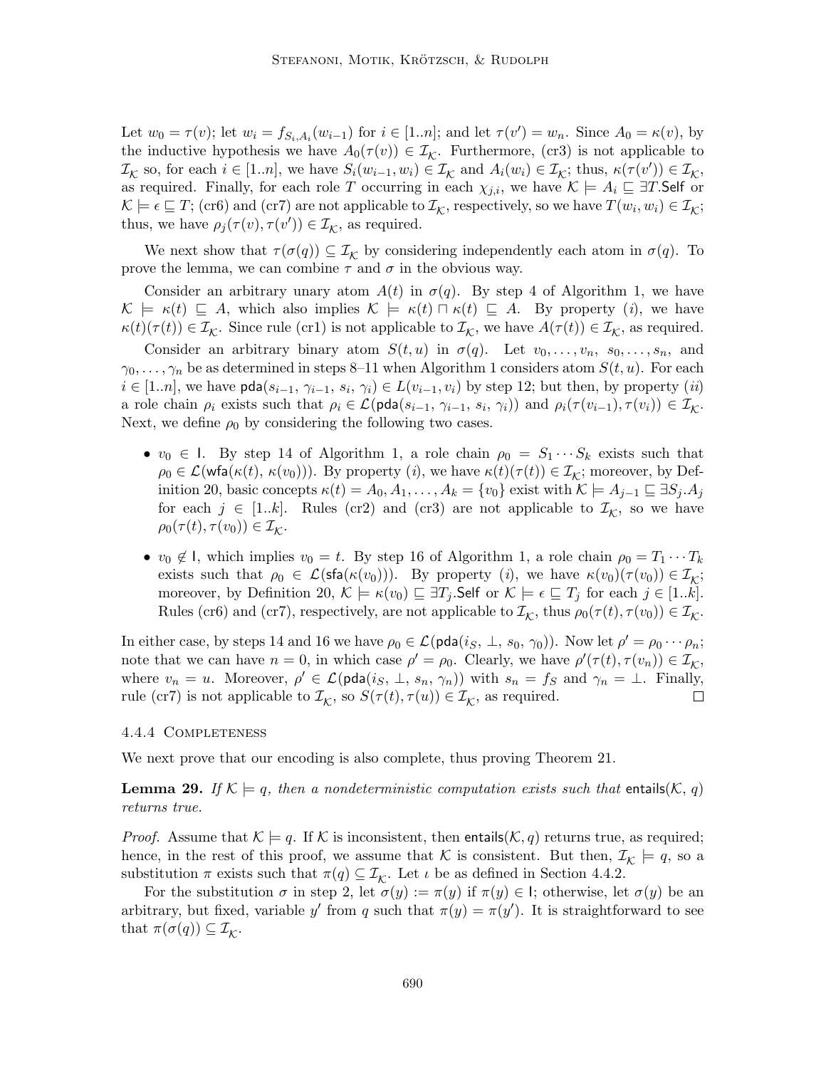Let $w_0 = \tau(v)$; let $w_i = f_{S_i,A_i}(w_{i-1})$ for $i \in [1..n]$; and let $\tau(v') = w_n$. Since $A_0 = \kappa(v)$, by the inductive hypothesis we have $A_0(\tau(v)) \in \mathcal{I}_\mathcal{K}$. Furthermore, (cr3) is not applicable to $\mathcal{I}_\mathcal{K}$ so, for each $i \in [1..n]$, we have $S_i(w_{i-1}, w_i) \in \mathcal{I}_\mathcal{K}$ and $A_i(w_i) \in \mathcal{I}_\mathcal{K}$; thus, $\kappa(\tau(v')) \in \mathcal{I}_\mathcal{K}$, as required. Finally, for each role $T$ occurring in each $\chi_{j,i}$, we have $\mathcal{K} \models A_i \sqsubseteq \exists T.\mathsf{Self}$ or $\mathcal{K} \models \epsilon \sqsubseteq T$; (cr6) and (cr7) are not applicable to $\mathcal{I}_\mathcal{K}$, respectively, so we have $T(w_i, w_i) \in \mathcal{I}_\mathcal{K}$; thus, we have $\rho_j(\tau(v), \tau(v')) \in \mathcal{I}_\mathcal{K}$, as required.

We next show that $\tau(\sigma(q)) \subseteq \mathcal{I}_\mathcal{K}$ by considering independently each atom in $\sigma(q)$. To prove the lemma, we can combine $\tau$ and $\sigma$ in the obvious way.

Consider an arbitrary unary atom $A(t)$ in $\sigma(q)$. By step 4 of Algorithm 1, we have $\mathcal{K} \models \kappa(t) \sqsubseteq A$, which also implies $\mathcal{K} \models \kappa(t) \sqcap \kappa(t) \sqsubseteq A$. By property $(i)$, we have $\kappa(t)(\tau(t)) \in \mathcal{I}_\mathcal{K}$. Since rule (cr1) is not applicable to $\mathcal{I}_\mathcal{K}$, we have $A(\tau(t)) \in \mathcal{I}_\mathcal{K}$, as required.

Consider an arbitrary binary atom $S(t, u)$ in $\sigma(q)$. Let $v_0, \ldots, v_n$, $s_0, \ldots, s_n$, and $\gamma_0, \ldots, \gamma_n$ be as determined in steps 8–11 when Algorithm 1 considers atom $S(t, u)$. For each $i \in [1..n]$, we have $\mathsf{pda}(s_{i-1}, \gamma_{i-1}, s_i, \gamma_i) \in L(v_{i-1}, v_i)$ by step 12; but then, by property $(ii)$ a role chain $\rho_i$ exists such that $\rho_i \in \mathcal{L}(\mathsf{pda}(s_{i-1}, \gamma_{i-1}, s_i, \gamma_i))$ and $\rho_i(\tau(v_{i-1}), \tau(v_i)) \in \mathcal{I}_\mathcal{K}$. Next, we define $\rho_0$ by considering the following two cases.

- $v_0 \in \mathsf{I}$. By step 14 of Algorithm 1, a role chain $\rho_0 = S_1 \cdots S_k$ exists such that $\rho_0 \in \mathcal{L}(\mathsf{wfa}(\kappa(t), \kappa(v_0)))$. By property $(i)$, we have $\kappa(t)(\tau(t)) \in \mathcal{I}_\mathcal{K}$; moreover, by Definition 20, basic concepts $\kappa(t) = A_0, A_1, \ldots, A_k = \{v_0\}$ exist with $\mathcal{K} \models A_{j-1} \sqsubseteq \exists S_j.A_j$ for each $j \in [1..k]$. Rules (cr2) and (cr3) are not applicable to $\mathcal{I}_\mathcal{K}$, so we have $\rho_0(\tau(t), \tau(v_0)) \in \mathcal{I}_\mathcal{K}$.
- $v_0 \notin \mathsf{I}$, which implies $v_0 = t$. By step 16 of Algorithm 1, a role chain $\rho_0 = T_1 \cdots T_k$ exists such that $\rho_0 \in \mathcal{L}(\mathsf{sfa}(\kappa(v_0)))$. By property $(i)$, we have $\kappa(v_0)(\tau(v_0)) \in \mathcal{I}_\mathcal{K}$; moreover, by Definition 20, $\mathcal{K} \models \kappa(v_0) \sqsubseteq \exists T_j.\mathsf{Self}$ or $\mathcal{K} \models \epsilon \sqsubseteq T_j$ for each $j \in [1..k]$. Rules (cr6) and (cr7), respectively, are not applicable to $\mathcal{I}_\mathcal{K}$, thus $\rho_0(\tau(t), \tau(v_0)) \in \mathcal{I}_\mathcal{K}$.

In either case, by steps 14 and 16 we have $\rho_0 \in \mathcal{L}(\mathsf{pda}(i_S, \bot, s_0, \gamma_0))$. Now let $\rho' = \rho_0 \cdots \rho_n$; note that we can have $n = 0$, in which case $\rho' = \rho_0$. Clearly, we have $\rho'(\tau(t), \tau(v_n)) \in \mathcal{I}_\mathcal{K}$, where $v_n = u$. Moreover, $\rho' \in \mathcal{L}(\mathsf{pda}(i_S, \bot, s_n, \gamma_n))$ with $s_n = f_S$ and $\gamma_n = \bot$. Finally, rule (cr7) is not applicable to $\mathcal{I}_\mathcal{K}$, so $S(\tau(t), \tau(u)) \in \mathcal{I}_\mathcal{K}$, as required. □

#### 4.4.4 Completeness

We next prove that our encoding is also complete, thus proving Theorem 21.

**Lemma 29.** *If $\mathcal{K} \models q$, then a nondeterministic computation exists such that $\mathsf{entails}(\mathcal{K}, q)$ returns true.*

*Proof.* Assume that $\mathcal{K} \models q$. If $\mathcal{K}$ is inconsistent, then $\mathsf{entails}(\mathcal{K}, q)$ returns true, as required; hence, in the rest of this proof, we assume that $\mathcal{K}$ is consistent. But then, $\mathcal{I}_\mathcal{K} \models q$, so a substitution $\pi$ exists such that $\pi(q) \subseteq \mathcal{I}_\mathcal{K}$. Let $\iota$ be as defined in Section 4.4.2.

For the substitution $\sigma$ in step 2, let $\sigma(y) := \pi(y)$ if $\pi(y) \in \mathsf{I}$; otherwise, let $\sigma(y)$ be an arbitrary, but fixed, variable $y'$ from $q$ such that $\pi(y) = \pi(y')$. It is straightforward to see that $\pi(\sigma(q)) \subseteq \mathcal{I}_\mathcal{K}$.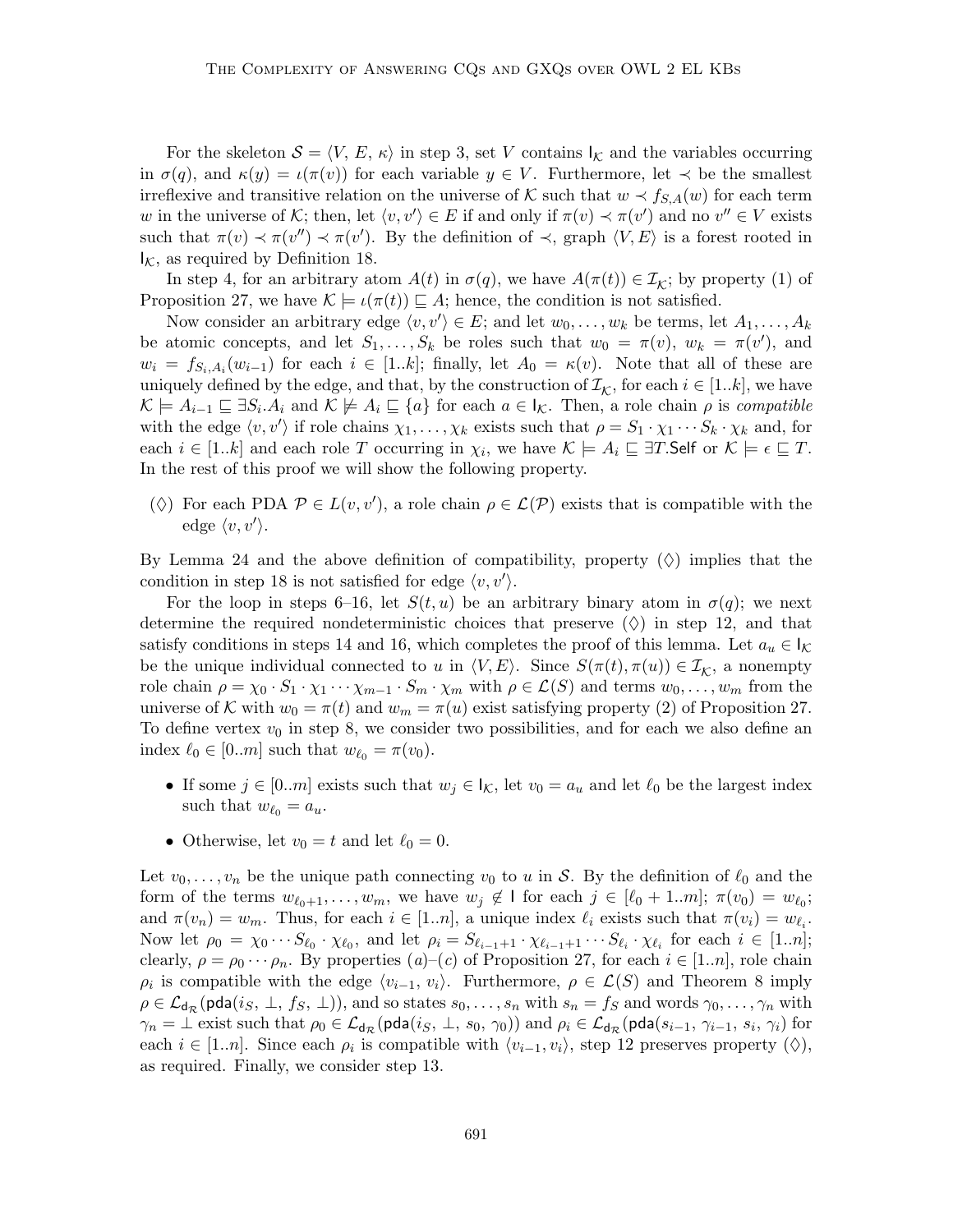For the skeleton $\mathcal{S} = \langle V, E, \kappa \rangle$ in step 3, set $V$ contains $\mathsf{I}_\mathcal{K}$ and the variables occurring in $\sigma(q)$, and $\kappa(y) = \iota(\pi(v))$ for each variable $y \in V$. Furthermore, let $\prec$ be the smallest irreflexive and transitive relation on the universe of $\mathcal{K}$ such that $w \prec f_{S,A}(w)$ for each term $w$ in the universe of $\mathcal{K}$; then, let $\langle v, v' \rangle \in E$ if and only if $\pi(v) \prec \pi(v')$ and no $v'' \in V$ exists such that $\pi(v) \prec \pi(v'') \prec \pi(v')$. By the definition of $\prec$, graph $\langle V, E \rangle$ is a forest rooted in $\mathsf{I}_\mathcal{K}$, as required by Definition 18.

In step 4, for an arbitrary atom $A(t)$ in $\sigma(q)$, we have $A(\pi(t)) \in \mathcal{I}_\mathcal{K}$; by property (1) of Proposition 27, we have $\mathcal{K} \models \iota(\pi(t)) \sqsubseteq A$; hence, the condition is not satisfied.

Now consider an arbitrary edge $\langle v, v' \rangle \in E$; and let $w_0, \ldots, w_k$ be terms, let $A_1, \ldots, A_k$ be atomic concepts, and let $S_1, \ldots, S_k$ be roles such that $w_0 = \pi(v)$, $w_k = \pi(v')$, and $w_i = f_{S_i,A_i}(w_{i-1})$ for each $i \in [1..k]$; finally, let $A_0 = \kappa(v)$. Note that all of these are uniquely defined by the edge, and that, by the construction of $\mathcal{I}_\mathcal{K}$, for each $i \in [1..k]$, we have $\mathcal{K} \models A_{i-1} \sqsubseteq \exists S_i.A_i$ and $\mathcal{K} \not\models A_i \sqsubseteq \{a\}$ for each $a \in \mathsf{I}_\mathcal{K}$. Then, a role chain $\rho$ is *compatible* with the edge $\langle v, v' \rangle$ if role chains $\chi_1, \ldots, \chi_k$ exists such that $\rho = S_1 \cdot \chi_1 \cdots S_k \cdot \chi_k$ and, for each $i \in [1..k]$ and each role $T$ occurring in $\chi_i$, we have $\mathcal{K} \models A_i \sqsubseteq \exists T.\mathsf{Self}$ or $\mathcal{K} \models \epsilon \sqsubseteq T$. In the rest of this proof we will show the following property.

($\Diamond$) For each PDA $\mathcal{P} \in L(v, v')$, a role chain $\rho \in \mathcal{L}(\mathcal{P})$ exists that is compatible with the edge $\langle v, v' \rangle$.

By Lemma 24 and the above definition of compatibility, property ($\Diamond$) implies that the condition in step 18 is not satisfied for edge $\langle v, v' \rangle$.

For the loop in steps 6–16, let $S(t, u)$ be an arbitrary binary atom in $\sigma(q)$; we next determine the required nondeterministic choices that preserve ($\Diamond$) in step 12, and that satisfy conditions in steps 14 and 16, which completes the proof of this lemma. Let $a_u \in \mathsf{I}_\mathcal{K}$ be the unique individual connected to $u$ in $\langle V, E \rangle$. Since $S(\pi(t), \pi(u)) \in \mathcal{I}_\mathcal{K}$, a nonempty role chain $\rho = \chi_0 \cdot S_1 \cdot \chi_1 \cdots \chi_{m-1} \cdot S_m \cdot \chi_m$ with $\rho \in \mathcal{L}(S)$ and terms $w_0, \ldots, w_m$ from the universe of $\mathcal{K}$ with $w_0 = \pi(t)$ and $w_m = \pi(u)$ exist satisfying property (2) of Proposition 27. To define vertex $v_0$ in step 8, we consider two possibilities, and for each we also define an index $\ell_0 \in [0..m]$ such that $w_{\ell_0} = \pi(v_0)$.

- If some $j \in [0..m]$ exists such that $w_j \in \mathsf{I}_\mathcal{K}$, let $v_0 = a_u$ and let $\ell_0$ be the largest index such that $w_{\ell_0} = a_u$.
- Otherwise, let $v_0 = t$ and let $\ell_0 = 0$.

Let $v_0, \ldots, v_n$ be the unique path connecting $v_0$ to $u$ in $\mathcal{S}$. By the definition of $\ell_0$ and the form of the terms $w_{\ell_0+1}, \ldots, w_m$, we have $w_j \notin \mathsf{I}$ for each $j \in [\ell_0 + 1..m]$; $\pi(v_0) = w_{\ell_0}$; and $\pi(v_n) = w_m$. Thus, for each $i \in [1..n]$, a unique index $\ell_i$ exists such that $\pi(v_i) = w_{\ell_i}$. Now let $\rho_0 = \chi_0 \cdots S_{\ell_0} \cdot \chi_{\ell_0}$, and let $\rho_i = S_{\ell_{i-1}+1} \cdot \chi_{\ell_{i-1}+1} \cdots S_{\ell_i} \cdot \chi_{\ell_i}$ for each $i \in [1..n]$; clearly, $\rho = \rho_0 \cdots \rho_n$. By properties $(a)$–$(c)$ of Proposition 27, for each $i \in [1..n]$, role chain $\rho_i$ is compatible with the edge $\langle v_{i-1}, v_i \rangle$. Furthermore, $\rho \in \mathcal{L}(S)$ and Theorem 8 imply $\rho \in \mathcal{L}_{\mathsf{d}_\mathcal{R}}(\mathsf{pda}(i_S, \perp, f_S, \perp))$, and so states $s_0, \ldots, s_n$ with $s_n = f_S$ and words $\gamma_0, \ldots, \gamma_n$ with $\gamma_n = \perp$ exist such that $\rho_0 \in \mathcal{L}_{\mathsf{d}_\mathcal{R}}(\mathsf{pda}(i_S, \perp, s_0, \gamma_0))$ and $\rho_i \in \mathcal{L}_{\mathsf{d}_\mathcal{R}}(\mathsf{pda}(s_{i-1}, \gamma_{i-1}, s_i, \gamma_i)$ for each $i \in [1..n]$. Since each $\rho_i$ is compatible with $\langle v_{i-1}, v_i \rangle$, step 12 preserves property ($\Diamond$), as required. Finally, we consider step 13.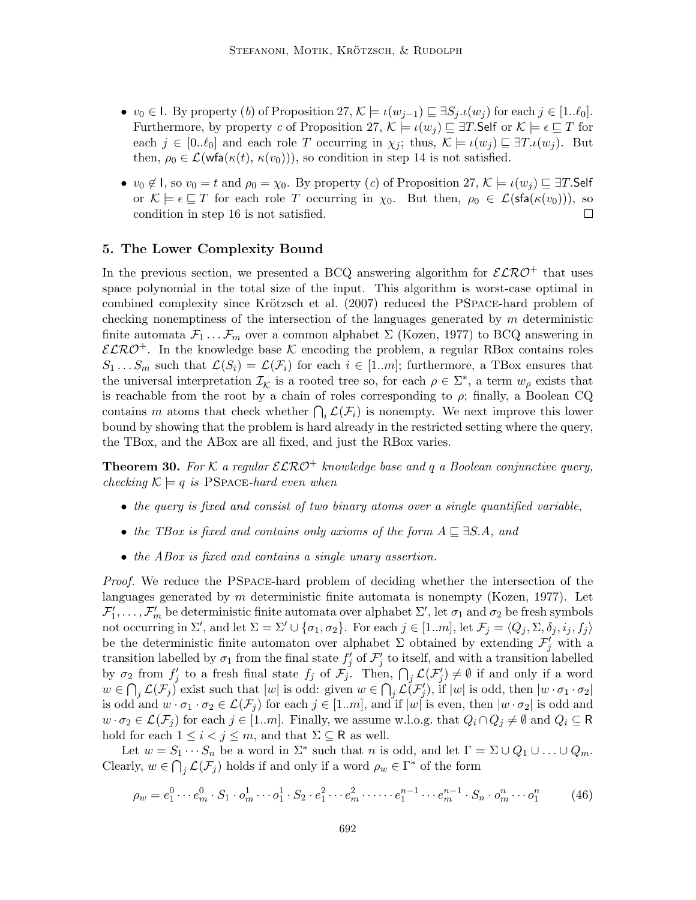- $v_0 \in \mathsf{I}$. By property $(b)$ of Proposition 27, $\mathcal{K} \models \iota(w_{j-1}) \sqsubseteq \exists S_j.\iota(w_j)$ for each $j \in [1..\ell_0]$. Furthermore, by property $c$ of Proposition 27, $\mathcal{K} \models \iota(w_j) \sqsubseteq \exists T.\mathsf{Self}$ or $\mathcal{K} \models \epsilon \sqsubseteq T$ for each $j \in [0..\ell_0]$ and each role $T$ occurring in $\chi_j$; thus, $\mathcal{K} \models \iota(w_j) \sqsubseteq \exists T.\iota(w_j)$. But then, $\rho_0 \in \mathcal{L}(\mathsf{wfa}(\kappa(t), \kappa(v_0)))$, so condition in step 14 is not satisfied.
- $v_0 \notin \mathsf{I}$, so $v_0 = t$ and $\rho_0 = \chi_0$. By property $(c)$ of Proposition 27, $\mathcal{K} \models \iota(w_j) \sqsubseteq \exists T.\mathsf{Self}$ or $\mathcal{K} \models \epsilon \sqsubseteq T$ for each role $T$ occurring in $\chi_0$. But then, $\rho_0 \in \mathcal{L}(\mathsf{sfa}(\kappa(v_0)))$, so condition in step 16 is not satisfied. □

## 5. The Lower Complexity Bound

In the previous section, we presented a BCQ answering algorithm for $\mathcal{ELRO}^+$ that uses space polynomial in the total size of the input. This algorithm is worst-case optimal in combined complexity since Krötzsch et al. (2007) reduced the PSpace-hard problem of checking nonemptiness of the intersection of the languages generated by $m$ deterministic finite automata $\mathcal{F}_1 \dots \mathcal{F}_m$ over a common alphabet $\Sigma$ (Kozen, 1977) to BCQ answering in $\mathcal{ELRO}^+$. In the knowledge base $\mathcal{K}$ encoding the problem, a regular RBox contains roles $S_1 \dots S_m$ such that $\mathcal{L}(S_i) = \mathcal{L}(\mathcal{F}_i)$ for each $i \in [1..m]$; furthermore, a TBox ensures that the universal interpretation $\mathcal{I}_{\mathcal{K}}$ is a rooted tree so, for each $\rho \in \Sigma^*$, a term $w_\rho$ exists that is reachable from the root by a chain of roles corresponding to $\rho$; finally, a Boolean CQ contains $m$ atoms that check whether $\bigcap_i \mathcal{L}(\mathcal{F}_i)$ is nonempty. We next improve this lower bound by showing that the problem is hard already in the restricted setting where the query, the TBox, and the ABox are all fixed, and just the RBox varies.

**Theorem 30.** *For $\mathcal{K}$ a regular $\mathcal{ELRO}^+$ knowledge base and $q$ a Boolean conjunctive query, checking $\mathcal{K} \models q$ is PSpace-hard even when*

- *the query is fixed and consist of two binary atoms over a single quantified variable,*
- *the TBox is fixed and contains only axioms of the form $A \sqsubseteq \exists S.A$, and*
- *the ABox is fixed and contains a single unary assertion.*

*Proof.* We reduce the PSpace-hard problem of deciding whether the intersection of the languages generated by $m$ deterministic finite automata is nonempty (Kozen, 1977). Let $\mathcal{F}'_1, \dots, \mathcal{F}'_m$ be deterministic finite automata over alphabet $\Sigma'$, let $\sigma_1$ and $\sigma_2$ be fresh symbols not occurring in $\Sigma'$, and let $\Sigma = \Sigma' \cup \{\sigma_1, \sigma_2\}$. For each $j \in [1..m]$, let $\mathcal{F}_j = \langle Q_j, \Sigma, \delta_j, i_j, f_j \rangle$ be the deterministic finite automaton over alphabet $\Sigma$ obtained by extending $\mathcal{F}'_j$ with a transition labelled by $\sigma_1$ from the final state $f'_j$ of $\mathcal{F}'_j$ to itself, and with a transition labelled by $\sigma_2$ from $f'_j$ to a fresh final state $f_j$ of $\mathcal{F}_j$. Then, $\bigcap_j \mathcal{L}(\mathcal{F}'_j) \neq \emptyset$ if and only if a word $w \in \bigcap_j \mathcal{L}(\mathcal{F}_j)$ exist such that $|w|$ is odd: given $w \in \bigcap_j \mathcal{L}(\mathcal{F}'_j)$, if $|w|$ is odd, then $|w \cdot \sigma_1 \cdot \sigma_2|$ is odd and $w \cdot \sigma_1 \cdot \sigma_2 \in \mathcal{L}(\mathcal{F}_j)$ for each $j \in [1..m]$, and if $|w|$ is even, then $|w \cdot \sigma_2|$ is odd and $w \cdot \sigma_2 \in \mathcal{L}(\mathcal{F}_j)$ for each $j \in [1..m]$. Finally, we assume w.l.o.g. that $Q_i \cap Q_j \neq \emptyset$ and $Q_i \subseteq \mathsf{R}$ hold for each $1 \leq i < j \leq m$, and that $\Sigma \subseteq \mathsf{R}$ as well.

Let $w = S_1 \cdots S_n$ be a word in $\Sigma^*$ such that $n$ is odd, and let $\Gamma = \Sigma \cup Q_1 \cup \ldots \cup Q_m$. Clearly, $w \in \bigcap_j \mathcal{L}(\mathcal{F}_j)$ holds if and only if a word $\rho_w \in \Gamma^*$ of the form

$$\rho_w = e_1^0 \cdots e_m^0 \cdot S_1 \cdot o_m^1 \cdots o_1^1 \cdot S_2 \cdot e_1^2 \cdots e_m^2 \cdot \cdots \cdot e_1^{n-1} \cdots e_m^{n-1} \cdot S_n \cdot o_m^n \cdots o_1^n \tag{46}$$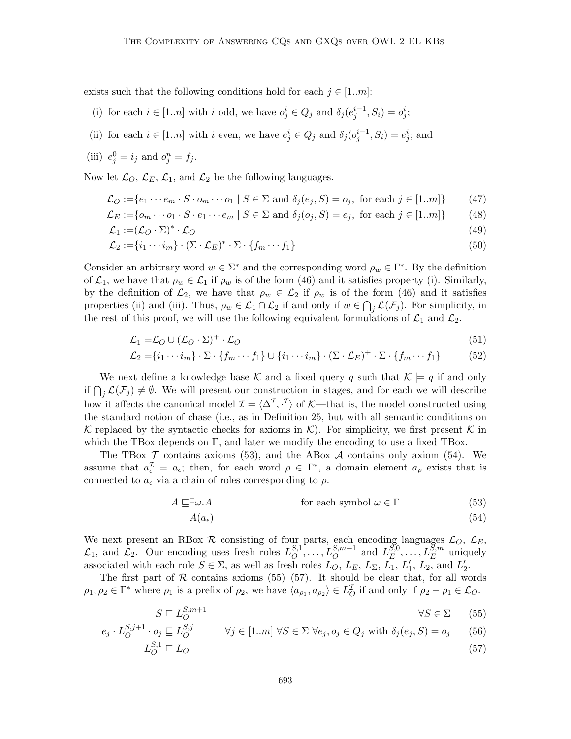exists such that the following conditions hold for each $j \in [1..m]$:

(i) for each $i \in [1..n]$ with $i$ odd, we have $o^i_j \in Q_j$ and $\delta_j(e^{i-1}_j, S_i) = o^i_j$;

(ii) for each $i \in [1..n]$ with $i$ even, we have $e^i_j \in Q_j$ and $\delta_j(o^{i-1}_j, S_i) = e^i_j$; and

(iii) $e^0_j = i_j$ and $o^n_j = f_j$.

Now let $\mathcal{L}_O$, $\mathcal{L}_E$, $\mathcal{L}_1$, and $\mathcal{L}_2$ be the following languages.

$$\mathcal{L}_O := \{e_1 \cdots e_m \cdot S \cdot o_m \cdots o_1 \mid S \in \Sigma \text{ and } \delta_j(e_j, S) = o_j, \text{ for each } j \in [1..m]\} \tag{47}$$

$$\mathcal{L}_E := \{o_m \cdots o_1 \cdot S \cdot e_1 \cdots e_m \mid S \in \Sigma \text{ and } \delta_j(o_j, S) = e_j, \text{ for each } j \in [1..m]\} \tag{48}$$

$$\mathcal{L}_1 := (\mathcal{L}_O \cdot \Sigma)^* \cdot \mathcal{L}_O \tag{49}$$

$$\mathcal{L}_2 := \{i_1 \cdots i_m\} \cdot (\Sigma \cdot \mathcal{L}_E)^* \cdot \Sigma \cdot \{f_m \cdots f_1\} \tag{50}$$

Consider an arbitrary word $w \in \Sigma^*$ and the corresponding word $\rho_w \in \Gamma^*$. By the definition of $\mathcal{L}_1$, we have that $\rho_w \in \mathcal{L}_1$ if $\rho_w$ is of the form (46) and it satisfies property (i). Similarly, by the definition of $\mathcal{L}_2$, we have that $\rho_w \in \mathcal{L}_2$ if $\rho_w$ is of the form (46) and it satisfies properties (ii) and (iii). Thus, $\rho_w \in \mathcal{L}_1 \cap \mathcal{L}_2$ if and only if $w \in \bigcap_j \mathcal{L}(\mathcal{F}_j)$. For simplicity, in the rest of this proof, we will use the following equivalent formulations of $\mathcal{L}_1$ and $\mathcal{L}_2$.

$$\mathcal{L}_1 = \mathcal{L}_O \cup (\mathcal{L}_O \cdot \Sigma)^+ \cdot \mathcal{L}_O \tag{51}$$

$$\mathcal{L}_2 = \{i_1 \cdots i_m\} \cdot \Sigma \cdot \{f_m \cdots f_1\} \cup \{i_1 \cdots i_m\} \cdot (\Sigma \cdot \mathcal{L}_E)^+ \cdot \Sigma \cdot \{f_m \cdots f_1\} \tag{52}$$

We next define a knowledge base $\mathcal{K}$ and a fixed query $q$ such that $\mathcal{K} \models q$ if and only if $\bigcap_j \mathcal{L}(\mathcal{F}_j) \neq \emptyset$. We will present our construction in stages, and for each we will describe how it affects the canonical model $\mathcal{I} = \langle \Delta^\mathcal{I}, \cdot^\mathcal{I} \rangle$ of $\mathcal{K}$—that is, the model constructed using the standard notion of chase (i.e., as in Definition 25, but with all semantic conditions on $\mathcal{K}$ replaced by the syntactic checks for axioms in $\mathcal{K}$). For simplicity, we first present $\mathcal{K}$ in which the TBox depends on $\Gamma$, and later we modify the encoding to use a fixed TBox.

The TBox $\mathcal{T}$ contains axioms (53), and the ABox $\mathcal{A}$ contains only axiom (54). We assume that $a^\mathcal{I}_\epsilon = a_\epsilon$; then, for each word $\rho \in \Gamma^*$, a domain element $a_\rho$ exists that is connected to $a_\epsilon$ via a chain of roles corresponding to $\rho$.

$$A \sqsubseteq \exists \omega.A \qquad \text{for each symbol } \omega \in \Gamma \tag{53}$$

$$A(a_\epsilon) \tag{54}$$

We next present an RBox $\mathcal{R}$ consisting of four parts, each encoding languages $\mathcal{L}_O$, $\mathcal{L}_E$, $\mathcal{L}_1$, and $\mathcal{L}_2$. Our encoding uses fresh roles $L^{S,1}_O, \ldots, L^{S,m+1}_O$ and $L^{S,0}_E, \ldots, L^{S,m}_E$ uniquely associated with each role $S \in \Sigma$, as well as fresh roles $L_O$, $L_E$, $L_\Sigma$, $L_1$, $L'_1$, $L_2$, and $L'_2$.

The first part of $\mathcal{R}$ contains axioms (55)–(57). It should be clear that, for all words $\rho_1, \rho_2 \in \Gamma^*$ where $\rho_1$ is a prefix of $\rho_2$, we have $\langle a_{\rho_1}, a_{\rho_2} \rangle \in L^\mathcal{I}_O$ if and only if $\rho_2 - \rho_1 \in \mathcal{L}_O$.

$$S \sqsubseteq L^{S,m+1}_O \qquad \forall S \in \Sigma \tag{55}$$

$$e_j \cdot L^{S,j+1}_O \cdot o_j \sqsubseteq L^{S,j}_O \qquad \forall j \in [1..m]\ \forall S \in \Sigma\ \forall e_j, o_j \in Q_j \text{ with } \delta_j(e_j, S) = o_j \tag{56}$$

$$L^{S,1}_O \sqsubseteq L_O \tag{57}$$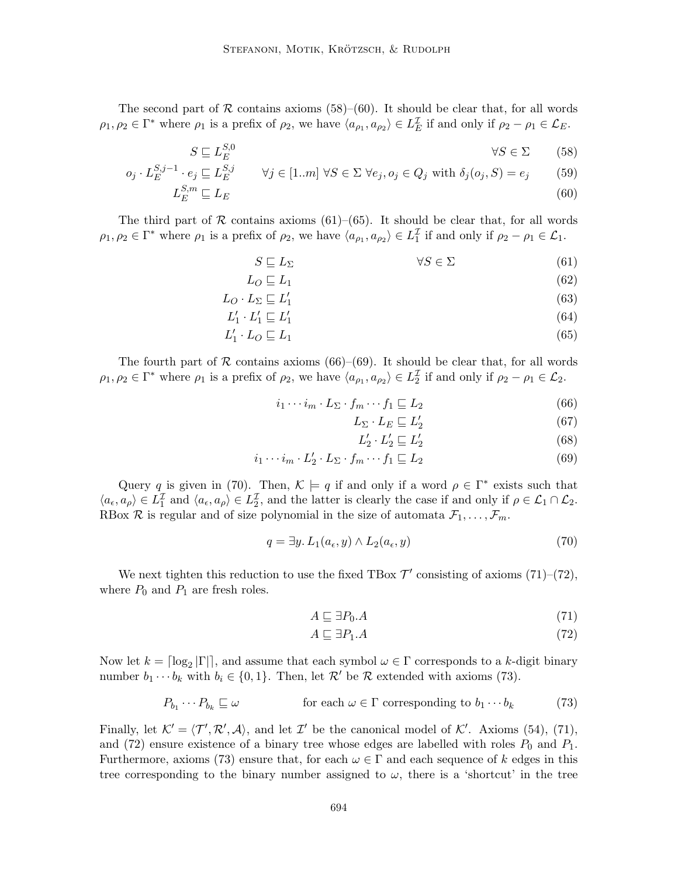The second part of $\mathcal{R}$ contains axioms (58)–(60). It should be clear that, for all words $\rho_1, \rho_2 \in \Gamma^*$ where $\rho_1$ is a prefix of $\rho_2$, we have $\langle a_{\rho_1}, a_{\rho_2} \rangle \in L_E^{\mathcal{I}}$ if and only if $\rho_2 - \rho_1 \in \mathcal{L}_E$.

$$S \sqsubseteq L_E^{S,0} \qquad \forall S \in \Sigma \tag{58}$$

$$o_j \cdot L_E^{S,j-1} \cdot e_j \sqsubseteq L_E^{S,j} \qquad \forall j \in [1..m]\ \forall S \in \Sigma\ \forall e_j, o_j \in Q_j \text{ with } \delta_j(o_j, S) = e_j \tag{59}$$

$$L_E^{S,m} \sqsubseteq L_E \tag{60}$$

The third part of $\mathcal{R}$ contains axioms (61)–(65). It should be clear that, for all words $\rho_1, \rho_2 \in \Gamma^*$ where $\rho_1$ is a prefix of $\rho_2$, we have $\langle a_{\rho_1}, a_{\rho_2} \rangle \in L_1^{\mathcal{I}}$ if and only if $\rho_2 - \rho_1 \in \mathcal{L}_1$.

$$S \sqsubseteq L_\Sigma \qquad \forall S \in \Sigma \tag{61}$$

$$L_O \sqsubseteq L_1 \tag{62}$$

$$L_O \cdot L_\Sigma \sqsubseteq L_1' \tag{63}$$

$$L_1' \cdot L_1' \sqsubseteq L_1' \tag{64}$$

$$L_1' \cdot L_O \sqsubseteq L_1 \tag{65}$$

The fourth part of $\mathcal{R}$ contains axioms (66)–(69). It should be clear that, for all words $\rho_1, \rho_2 \in \Gamma^*$ where $\rho_1$ is a prefix of $\rho_2$, we have $\langle a_{\rho_1}, a_{\rho_2} \rangle \in L_2^{\mathcal{I}}$ if and only if $\rho_2 - \rho_1 \in \mathcal{L}_2$.

$$i_1 \cdots i_m \cdot L_\Sigma \cdot f_m \cdots f_1 \sqsubseteq L_2 \tag{66}$$

$$L_\Sigma \cdot L_E \sqsubseteq L_2' \tag{67}$$

$$L_2' \cdot L_2' \sqsubseteq L_2' \tag{68}$$

$$i_1 \cdots i_m \cdot L_2' \cdot L_\Sigma \cdot f_m \cdots f_1 \sqsubseteq L_2 \tag{69}$$

Query $q$ is given in (70). Then, $\mathcal{K} \models q$ if and only if a word $\rho \in \Gamma^*$ exists such that $\langle a_\epsilon, a_\rho \rangle \in L_1^{\mathcal{I}}$ and $\langle a_\epsilon, a_\rho \rangle \in L_2^{\mathcal{I}}$, and the latter is clearly the case if and only if $\rho \in \mathcal{L}_1 \cap \mathcal{L}_2$. RBox $\mathcal{R}$ is regular and of size polynomial in the size of automata $\mathcal{F}_1, \ldots, \mathcal{F}_m$.

$$q = \exists y.\, L_1(a_\epsilon, y) \wedge L_2(a_\epsilon, y) \tag{70}$$

We next tighten this reduction to use the fixed TBox $\mathcal{T}'$ consisting of axioms (71)–(72), where $P_0$ and $P_1$ are fresh roles.

$$A \sqsubseteq \exists P_0.A \tag{71}$$

$$A \sqsubseteq \exists P_1.A \tag{72}$$

Now let $k = \lceil \log_2 |\Gamma| \rceil$, and assume that each symbol $\omega \in \Gamma$ corresponds to a $k$-digit binary number $b_1 \cdots b_k$ with $b_i \in \{0, 1\}$. Then, let $\mathcal{R}'$ be $\mathcal{R}$ extended with axioms (73).

$$P_{b_1} \cdots P_{b_k} \sqsubseteq \omega \qquad \text{for each } \omega \in \Gamma \text{ corresponding to } b_1 \cdots b_k \tag{73}$$

Finally, let $\mathcal{K}' = \langle \mathcal{T}', \mathcal{R}', \mathcal{A} \rangle$, and let $\mathcal{I}'$ be the canonical model of $\mathcal{K}'$. Axioms (54), (71), and (72) ensure existence of a binary tree whose edges are labelled with roles $P_0$ and $P_1$. Furthermore, axioms (73) ensure that, for each $\omega \in \Gamma$ and each sequence of $k$ edges in this tree corresponding to the binary number assigned to $\omega$, there is a 'shortcut' in the tree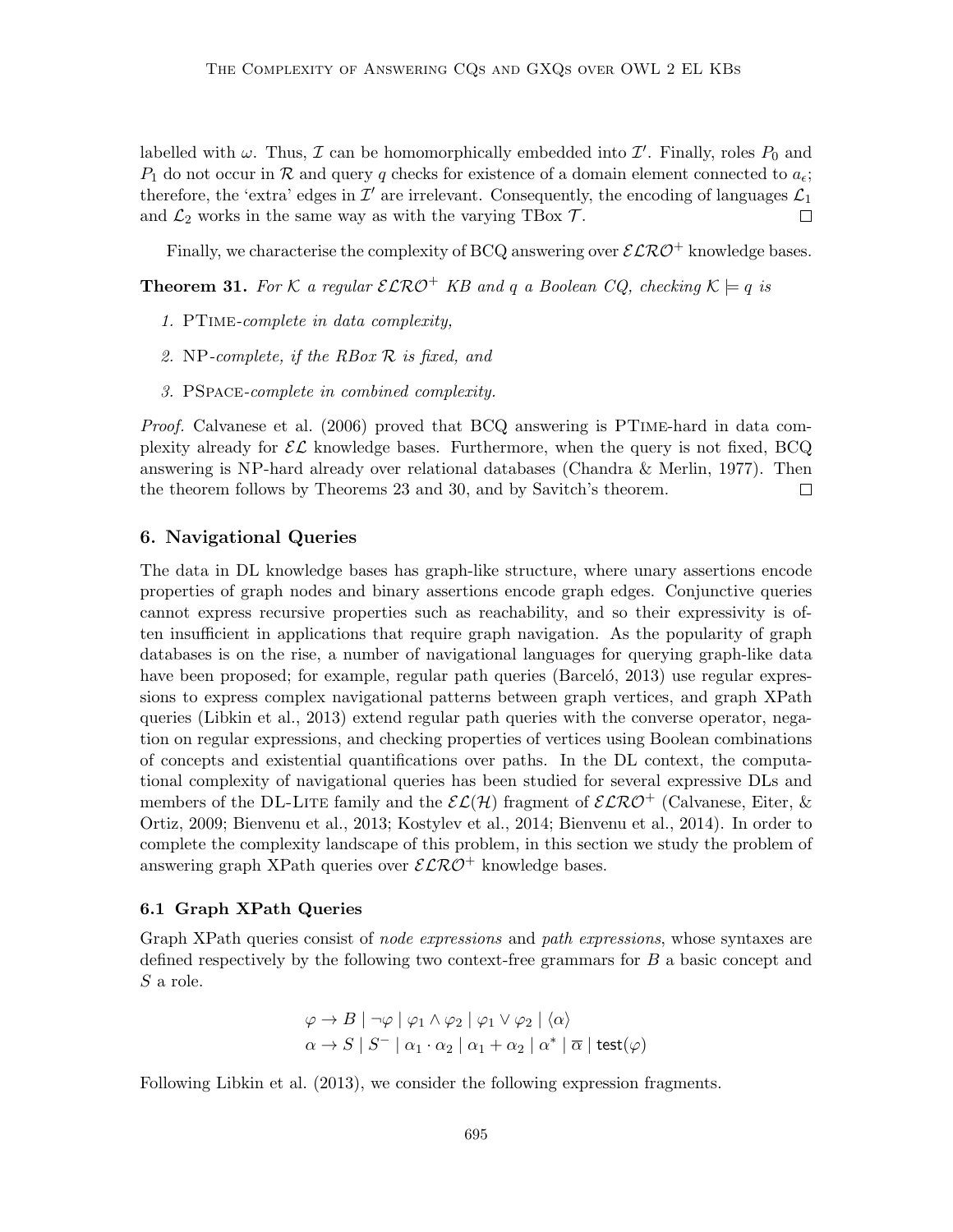labelled with $\omega$. Thus, $\mathcal{I}$ can be homomorphically embedded into $\mathcal{I}'$. Finally, roles $P_0$ and $P_1$ do not occur in $\mathcal{R}$ and query $q$ checks for existence of a domain element connected to $a_\epsilon$; therefore, the 'extra' edges in $\mathcal{I}'$ are irrelevant. Consequently, the encoding of languages $\mathcal{L}_1$ and $\mathcal{L}_2$ works in the same way as with the varying TBox $\mathcal{T}$. □

Finally, we characterise the complexity of BCQ answering over $\mathcal{ELRO}^+$ knowledge bases.

**Theorem 31.** *For $\mathcal{K}$ a regular $\mathcal{ELRO}^+$ KB and $q$ a Boolean CQ, checking $\mathcal{K} \models q$ is*

1. *PTime-complete in data complexity,*
2. *NP-complete, if the RBox $\mathcal{R}$ is fixed, and*
3. *PSpace-complete in combined complexity.*

*Proof.* Calvanese et al. (2006) proved that BCQ answering is PTime-hard in data complexity already for $\mathcal{EL}$ knowledge bases. Furthermore, when the query is not fixed, BCQ answering is NP-hard already over relational databases (Chandra & Merlin, 1977). Then the theorem follows by Theorems 23 and 30, and by Savitch's theorem. □

## 6. Navigational Queries

The data in DL knowledge bases has graph-like structure, where unary assertions encode properties of graph nodes and binary assertions encode graph edges. Conjunctive queries cannot express recursive properties such as reachability, and so their expressivity is often insufficient in applications that require graph navigation. As the popularity of graph databases is on the rise, a number of navigational languages for querying graph-like data have been proposed; for example, regular path queries (Barceló, 2013) use regular expressions to express complex navigational patterns between graph vertices, and graph XPath queries (Libkin et al., 2013) extend regular path queries with the converse operator, negation on regular expressions, and checking properties of vertices using Boolean combinations of concepts and existential quantifications over paths. In the DL context, the computational complexity of navigational queries has been studied for several expressive DLs and members of the DL-Lite family and the $\mathcal{EL}(\mathcal{H})$ fragment of $\mathcal{ELRO}^+$ (Calvanese, Eiter, & Ortiz, 2009; Bienvenu et al., 2013; Kostylev et al., 2014; Bienvenu et al., 2014). In order to complete the complexity landscape of this problem, in this section we study the problem of answering graph XPath queries over $\mathcal{ELRO}^+$ knowledge bases.

### 6.1 Graph XPath Queries

Graph XPath queries consist of *node expressions* and *path expressions*, whose syntaxes are defined respectively by the following two context-free grammars for $B$ a basic concept and $S$ a role.

$$\varphi \rightarrow B \mid \neg\varphi \mid \varphi_1 \wedge \varphi_2 \mid \varphi_1 \vee \varphi_2 \mid \langle\alpha\rangle$$
$$\alpha \rightarrow S \mid S^- \mid \alpha_1 \cdot \alpha_2 \mid \alpha_1 + \alpha_2 \mid \alpha^* \mid \overline{\alpha} \mid \mathsf{test}(\varphi)$$

Following Libkin et al. (2013), we consider the following expression fragments.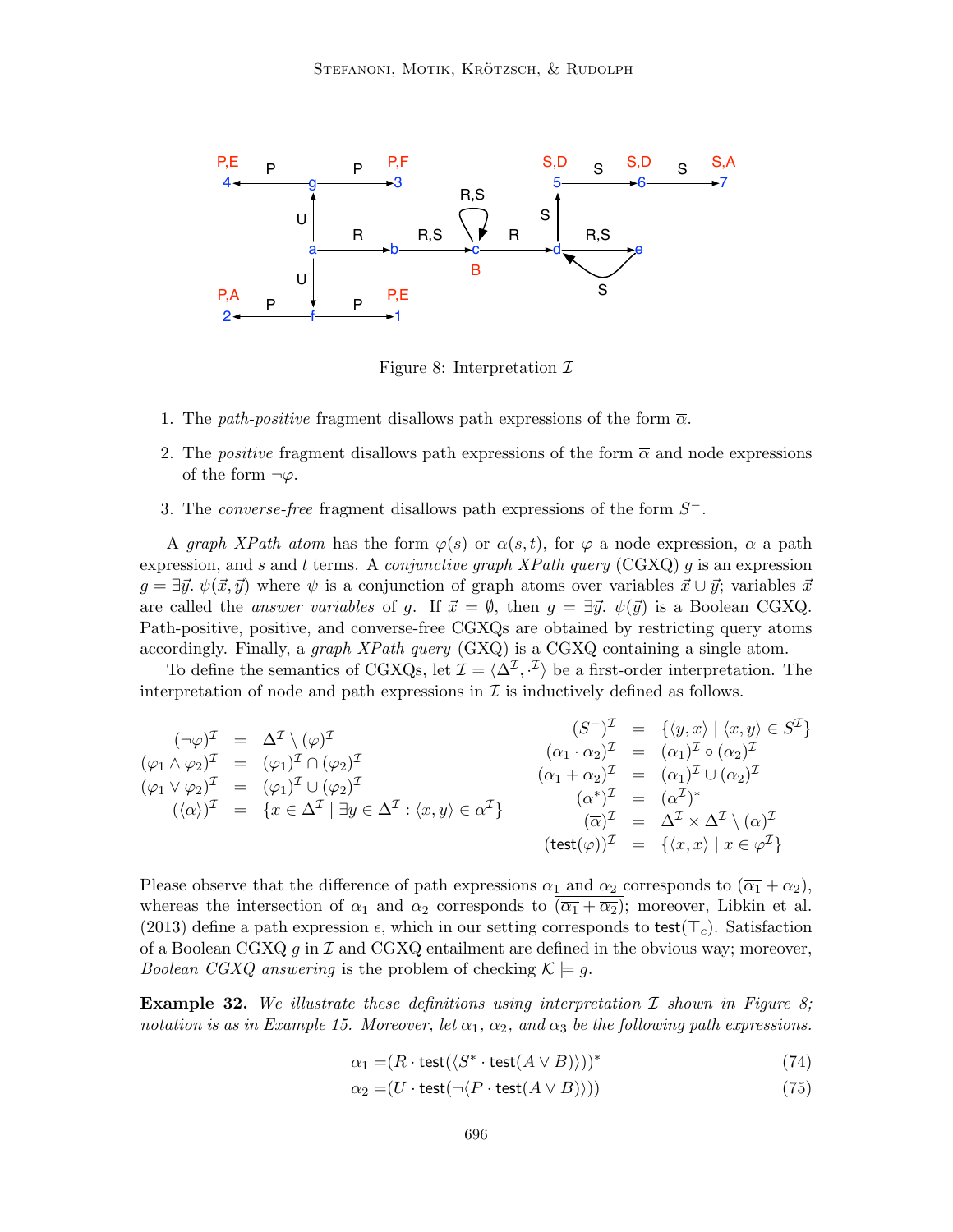Figure 8: Interpretation $\mathcal{I}$

1. The *path-positive* fragment disallows path expressions of the form $\overline{\alpha}$.
2. The *positive* fragment disallows path expressions of the form $\overline{\alpha}$ and node expressions of the form $\neg\varphi$.
3. The *converse-free* fragment disallows path expressions of the form $S^-$.

A *graph XPath atom* has the form $\varphi(s)$ or $\alpha(s,t)$, for $\varphi$ a node expression, $\alpha$ a path expression, and $s$ and $t$ terms. A *conjunctive graph XPath query* (CGXQ) $g$ is an expression $g = \exists \vec{y}.\ \psi(\vec{x}, \vec{y})$ where $\psi$ is a conjunction of graph atoms over variables $\vec{x} \cup \vec{y}$; variables $\vec{x}$ are called the *answer variables* of $g$. If $\vec{x} = \emptyset$, then $g = \exists \vec{y}.\ \psi(\vec{y})$ is a Boolean CGXQ. Path-positive, positive, and converse-free CGXQs are obtained by restricting query atoms accordingly. Finally, a *graph XPath query* (GXQ) is a CGXQ containing a single atom.

To define the semantics of CGXQs, let $\mathcal{I} = \langle \Delta^{\mathcal{I}}, \cdot^{\mathcal{I}} \rangle$ be a first-order interpretation. The interpretation of node and path expressions in $\mathcal{I}$ is inductively defined as follows.

$$
\begin{aligned}
(\neg\varphi)^{\mathcal{I}} &= \Delta^{\mathcal{I}} \setminus (\varphi)^{\mathcal{I}} \\
(\varphi_1 \wedge \varphi_2)^{\mathcal{I}} &= (\varphi_1)^{\mathcal{I}} \cap (\varphi_2)^{\mathcal{I}} \\
(\varphi_1 \vee \varphi_2)^{\mathcal{I}} &= (\varphi_1)^{\mathcal{I}} \cup (\varphi_2)^{\mathcal{I}} \\
(\langle \alpha \rangle)^{\mathcal{I}} &= \{x \in \Delta^{\mathcal{I}} \mid \exists y \in \Delta^{\mathcal{I}} : \langle x, y \rangle \in \alpha^{\mathcal{I}}\}
\end{aligned}
\qquad
\begin{aligned}
(S^-)^{\mathcal{I}} &= \{\langle y, x \rangle \mid \langle x, y \rangle \in S^{\mathcal{I}}\} \\
(\alpha_1 \cdot \alpha_2)^{\mathcal{I}} &= (\alpha_1)^{\mathcal{I}} \circ (\alpha_2)^{\mathcal{I}} \\
(\alpha_1 + \alpha_2)^{\mathcal{I}} &= (\alpha_1)^{\mathcal{I}} \cup (\alpha_2)^{\mathcal{I}} \\
(\alpha^*)^{\mathcal{I}} &= (\alpha^{\mathcal{I}})^* \\
(\overline{\alpha})^{\mathcal{I}} &= \Delta^{\mathcal{I}} \times \Delta^{\mathcal{I}} \setminus (\alpha)^{\mathcal{I}} \\
(\mathsf{test}(\varphi))^{\mathcal{I}} &= \{\langle x, x \rangle \mid x \in \varphi^{\mathcal{I}}\}
\end{aligned}
$$

Please observe that the difference of path expressions $\alpha_1$ and $\alpha_2$ corresponds to $\overline{(\overline{\alpha_1} + \alpha_2)}$, whereas the intersection of $\alpha_1$ and $\alpha_2$ corresponds to $\overline{(\overline{\alpha_1} + \overline{\alpha_2})}$; moreover, Libkin et al. (2013) define a path expression $\epsilon$, which in our setting corresponds to $\mathsf{test}(\top_c)$. Satisfaction of a Boolean CGXQ $g$ in $\mathcal{I}$ and CGXQ entailment are defined in the obvious way; moreover, *Boolean CGXQ answering* is the problem of checking $\mathcal{K} \models g$.

**Example 32.** *We illustrate these definitions using interpretation $\mathcal{I}$ shown in Figure 8; notation is as in Example 15. Moreover, let $\alpha_1$, $\alpha_2$, and $\alpha_3$ be the following path expressions.*

$$\alpha_1 = (R \cdot \mathsf{test}(\langle S^* \cdot \mathsf{test}(A \vee B) \rangle))^* \tag{74}$$

$$\alpha_2 = (U \cdot \mathsf{test}(\neg \langle P \cdot \mathsf{test}(A \vee B) \rangle)) \tag{75}$$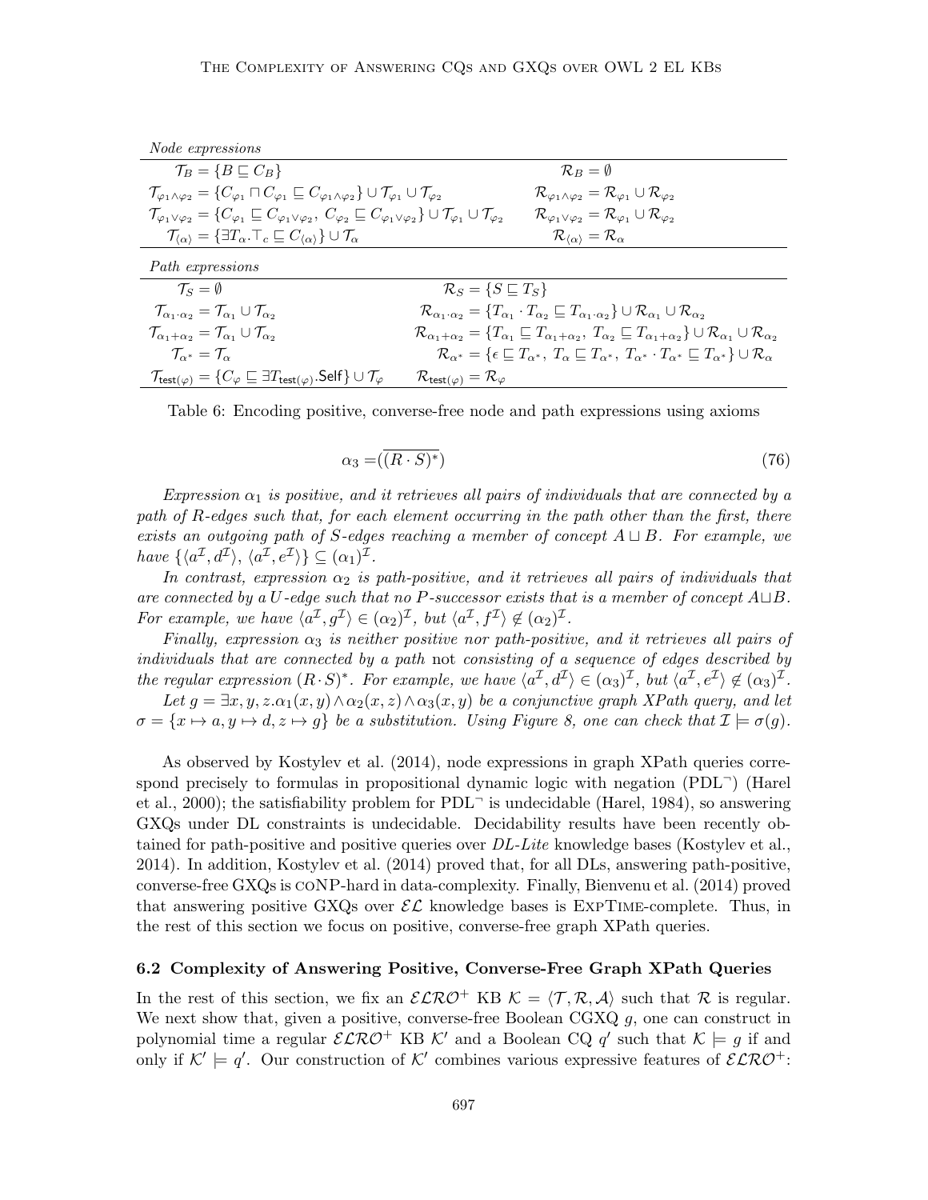| *Node expressions* | |
|---|---|
| $\mathcal{T}_B = \{B \sqsubseteq C_B\}$ | $\mathcal{R}_B = \emptyset$ |
| $\mathcal{T}_{\varphi_1 \wedge \varphi_2} = \{C_{\varphi_1} \sqcap C_{\varphi_1} \sqsubseteq C_{\varphi_1 \wedge \varphi_2}\} \cup \mathcal{T}_{\varphi_1} \cup \mathcal{T}_{\varphi_2}$ | $\mathcal{R}_{\varphi_1 \wedge \varphi_2} = \mathcal{R}_{\varphi_1} \cup \mathcal{R}_{\varphi_2}$ |
| $\mathcal{T}_{\varphi_1 \vee \varphi_2} = \{C_{\varphi_1} \sqsubseteq C_{\varphi_1 \vee \varphi_2},\ C_{\varphi_2} \sqsubseteq C_{\varphi_1 \vee \varphi_2}\} \cup \mathcal{T}_{\varphi_1} \cup \mathcal{T}_{\varphi_2}$ | $\mathcal{R}_{\varphi_1 \vee \varphi_2} = \mathcal{R}_{\varphi_1} \cup \mathcal{R}_{\varphi_2}$ |
| $\mathcal{T}_{\langle \alpha \rangle} = \{\exists T_\alpha . \top_c \sqsubseteq C_{\langle \alpha \rangle}\} \cup \mathcal{T}_\alpha$ | $\mathcal{R}_{\langle \alpha \rangle} = \mathcal{R}_\alpha$ |
| *Path expressions* | |
| $\mathcal{T}_S = \emptyset$ | $\mathcal{R}_S = \{S \sqsubseteq T_S\}$ |
| $\mathcal{T}_{\alpha_1 \cdot \alpha_2} = \mathcal{T}_{\alpha_1} \cup \mathcal{T}_{\alpha_2}$ | $\mathcal{R}_{\alpha_1 \cdot \alpha_2} = \{T_{\alpha_1} \cdot T_{\alpha_2} \sqsubseteq T_{\alpha_1 \cdot \alpha_2}\} \cup \mathcal{R}_{\alpha_1} \cup \mathcal{R}_{\alpha_2}$ |
| $\mathcal{T}_{\alpha_1 + \alpha_2} = \mathcal{T}_{\alpha_1} \cup \mathcal{T}_{\alpha_2}$ | $\mathcal{R}_{\alpha_1 + \alpha_2} = \{T_{\alpha_1} \sqsubseteq T_{\alpha_1 + \alpha_2},\ T_{\alpha_2} \sqsubseteq T_{\alpha_1 + \alpha_2}\} \cup \mathcal{R}_{\alpha_1} \cup \mathcal{R}_{\alpha_2}$ |
| $\mathcal{T}_{\alpha^*} = \mathcal{T}_\alpha$ | $\mathcal{R}_{\alpha^*} = \{\epsilon \sqsubseteq T_{\alpha^*},\ T_\alpha \sqsubseteq T_{\alpha^*},\ T_{\alpha^*} \cdot T_{\alpha^*} \sqsubseteq T_{\alpha^*}\} \cup \mathcal{R}_\alpha$ |
| $\mathcal{T}_{\mathsf{test}(\varphi)} = \{C_\varphi \sqsubseteq \exists T_{\mathsf{test}(\varphi)}.\mathsf{Self}\} \cup \mathcal{T}_\varphi$ | $\mathcal{R}_{\mathsf{test}(\varphi)} = \mathcal{R}_\varphi$ |

Table 6: Encoding positive, converse-free node and path expressions using axioms

$$\alpha_3 = (\overline{(R \cdot S)^*}) \tag{76}$$

*Expression $\alpha_1$ is positive, and it retrieves all pairs of individuals that are connected by a path of $R$-edges such that, for each element occurring in the path other than the first, there exists an outgoing path of $S$-edges reaching a member of concept $A \sqcup B$. For example, we have $\{\langle a^\mathcal{I}, d^\mathcal{I}\rangle, \langle a^\mathcal{I}, e^\mathcal{I}\rangle\} \subseteq (\alpha_1)^\mathcal{I}$.*

*In contrast, expression $\alpha_2$ is path-positive, and it retrieves all pairs of individuals that are connected by a $U$-edge such that no $P$-successor exists that is a member of concept $A \sqcup B$. For example, we have $\langle a^\mathcal{I}, g^\mathcal{I}\rangle \in (\alpha_2)^\mathcal{I}$, but $\langle a^\mathcal{I}, f^\mathcal{I}\rangle \notin (\alpha_2)^\mathcal{I}$.*

*Finally, expression $\alpha_3$ is neither positive nor path-positive, and it retrieves all pairs of individuals that are connected by a path* not *consisting of a sequence of edges described by the regular expression $(R \cdot S)^*$. For example, we have $\langle a^\mathcal{I}, d^\mathcal{I}\rangle \in (\alpha_3)^\mathcal{I}$, but $\langle a^\mathcal{I}, e^\mathcal{I}\rangle \notin (\alpha_3)^\mathcal{I}$.*

*Let $g = \exists x, y, z.\alpha_1(x, y) \wedge \alpha_2(x, z) \wedge \alpha_3(x, y)$ be a conjunctive graph XPath query, and let $\sigma = \{x \mapsto a, y \mapsto d, z \mapsto g\}$ be a substitution. Using Figure 8, one can check that $\mathcal{I} \models \sigma(g)$.*

As observed by Kostylev et al. (2014), node expressions in graph XPath queries correspond precisely to formulas in propositional dynamic logic with negation (PDL$^\neg$) (Harel et al., 2000); the satisfiability problem for PDL$^\neg$ is undecidable (Harel, 1984), so answering GXQs under DL constraints is undecidable. Decidability results have been recently obtained for path-positive and positive queries over *DL-Lite* knowledge bases (Kostylev et al., 2014). In addition, Kostylev et al. (2014) proved that, for all DLs, answering path-positive, converse-free GXQs is coNP-hard in data-complexity. Finally, Bienvenu et al. (2014) proved that answering positive GXQs over $\mathcal{EL}$ knowledge bases is ExpTime-complete. Thus, in the rest of this section we focus on positive, converse-free graph XPath queries.

### 6.2 Complexity of Answering Positive, Converse-Free Graph XPath Queries

In the rest of this section, we fix an $\mathcal{ELRO}^+$ KB $\mathcal{K} = \langle \mathcal{T}, \mathcal{R}, \mathcal{A}\rangle$ such that $\mathcal{R}$ is regular. We next show that, given a positive, converse-free Boolean CGXQ $g$, one can construct in polynomial time a regular $\mathcal{ELRO}^+$ KB $\mathcal{K}'$ and a Boolean CQ $q'$ such that $\mathcal{K} \models g$ if and only if $\mathcal{K}' \models q'$. Our construction of $\mathcal{K}'$ combines various expressive features of $\mathcal{ELRO}^+$: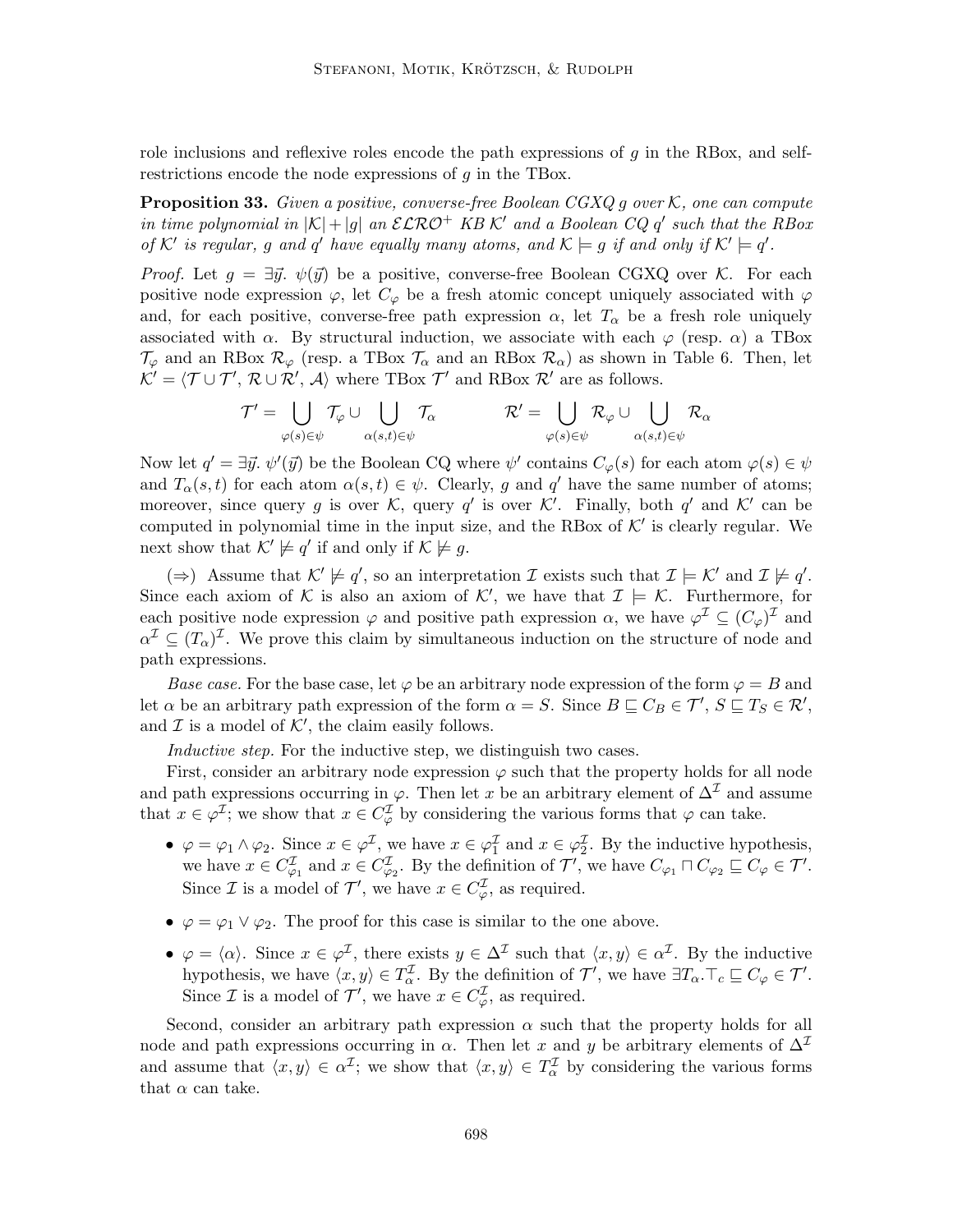role inclusions and reflexive roles encode the path expressions of $g$ in the RBox, and self-restrictions encode the node expressions of $g$ in the TBox.

**Proposition 33.** *Given a positive, converse-free Boolean CGXQ $g$ over $\mathcal{K}$, one can compute in time polynomial in $|\mathcal{K}| + |g|$ an $\mathcal{ELRO}^+$ KB $\mathcal{K}'$ and a Boolean CQ $q'$ such that the RBox of $\mathcal{K}'$ is regular, $g$ and $q'$ have equally many atoms, and $\mathcal{K} \models g$ if and only if $\mathcal{K}' \models q'$.*

*Proof.* Let $g = \exists \vec{y}.\ \psi(\vec{y})$ be a positive, converse-free Boolean CGXQ over $\mathcal{K}$. For each positive node expression $\varphi$, let $C_\varphi$ be a fresh atomic concept uniquely associated with $\varphi$ and, for each positive, converse-free path expression $\alpha$, let $T_\alpha$ be a fresh role uniquely associated with $\alpha$. By structural induction, we associate with each $\varphi$ (resp. $\alpha$) a TBox $\mathcal{T}_\varphi$ and an RBox $\mathcal{R}_\varphi$ (resp. a TBox $\mathcal{T}_\alpha$ and an RBox $\mathcal{R}_\alpha$) as shown in Table 6. Then, let $\mathcal{K}' = \langle \mathcal{T} \cup \mathcal{T}',\ \mathcal{R} \cup \mathcal{R}',\ \mathcal{A} \rangle$ where TBox $\mathcal{T}'$ and RBox $\mathcal{R}'$ are as follows.

$$\mathcal{T}' = \bigcup_{\varphi(s) \in \psi} \mathcal{T}_\varphi \cup \bigcup_{\alpha(s,t) \in \psi} \mathcal{T}_\alpha \qquad\qquad \mathcal{R}' = \bigcup_{\varphi(s) \in \psi} \mathcal{R}_\varphi \cup \bigcup_{\alpha(s,t) \in \psi} \mathcal{R}_\alpha$$

Now let $q' = \exists \vec{y}.\ \psi'(\vec{y})$ be the Boolean CQ where $\psi'$ contains $C_\varphi(s)$ for each atom $\varphi(s) \in \psi$ and $T_\alpha(s,t)$ for each atom $\alpha(s,t) \in \psi$. Clearly, $g$ and $q'$ have the same number of atoms; moreover, since query $g$ is over $\mathcal{K}$, query $q'$ is over $\mathcal{K}'$. Finally, both $q'$ and $\mathcal{K}'$ can be computed in polynomial time in the input size, and the RBox of $\mathcal{K}'$ is clearly regular. We next show that $\mathcal{K}' \not\models q'$ if and only if $\mathcal{K} \not\models g$.

($\Rightarrow$) Assume that $\mathcal{K}' \not\models q'$, so an interpretation $\mathcal{I}$ exists such that $\mathcal{I} \models \mathcal{K}'$ and $\mathcal{I} \not\models q'$. Since each axiom of $\mathcal{K}$ is also an axiom of $\mathcal{K}'$, we have that $\mathcal{I} \models \mathcal{K}$. Furthermore, for each positive node expression $\varphi$ and positive path expression $\alpha$, we have $\varphi^\mathcal{I} \subseteq (C_\varphi)^\mathcal{I}$ and $\alpha^\mathcal{I} \subseteq (T_\alpha)^\mathcal{I}$. We prove this claim by simultaneous induction on the structure of node and path expressions.

*Base case.* For the base case, let $\varphi$ be an arbitrary node expression of the form $\varphi = B$ and let $\alpha$ be an arbitrary path expression of the form $\alpha = S$. Since $B \sqsubseteq C_B \in \mathcal{T}'$, $S \sqsubseteq T_S \in \mathcal{R}'$, and $\mathcal{I}$ is a model of $\mathcal{K}'$, the claim easily follows.

*Inductive step.* For the inductive step, we distinguish two cases.

First, consider an arbitrary node expression $\varphi$ such that the property holds for all node and path expressions occurring in $\varphi$. Then let $x$ be an arbitrary element of $\Delta^\mathcal{I}$ and assume that $x \in \varphi^\mathcal{I}$; we show that $x \in C_\varphi^\mathcal{I}$ by considering the various forms that $\varphi$ can take.

- $\varphi = \varphi_1 \wedge \varphi_2$. Since $x \in \varphi^\mathcal{I}$, we have $x \in \varphi_1^\mathcal{I}$ and $x \in \varphi_2^\mathcal{I}$. By the inductive hypothesis, we have $x \in C_{\varphi_1}^\mathcal{I}$ and $x \in C_{\varphi_2}^\mathcal{I}$. By the definition of $\mathcal{T}'$, we have $C_{\varphi_1} \sqcap C_{\varphi_2} \sqsubseteq C_\varphi \in \mathcal{T}'$. Since $\mathcal{I}$ is a model of $\mathcal{T}'$, we have $x \in C_\varphi^\mathcal{I}$, as required.
- $\varphi = \varphi_1 \vee \varphi_2$. The proof for this case is similar to the one above.
- $\varphi = \langle \alpha \rangle$. Since $x \in \varphi^\mathcal{I}$, there exists $y \in \Delta^\mathcal{I}$ such that $\langle x, y \rangle \in \alpha^\mathcal{I}$. By the inductive hypothesis, we have $\langle x, y \rangle \in T_\alpha^\mathcal{I}$. By the definition of $\mathcal{T}'$, we have $\exists T_\alpha.\top_c \sqsubseteq C_\varphi \in \mathcal{T}'$. Since $\mathcal{I}$ is a model of $\mathcal{T}'$, we have $x \in C_\varphi^\mathcal{I}$, as required.

Second, consider an arbitrary path expression $\alpha$ such that the property holds for all node and path expressions occurring in $\alpha$. Then let $x$ and $y$ be arbitrary elements of $\Delta^\mathcal{I}$ and assume that $\langle x, y \rangle \in \alpha^\mathcal{I}$; we show that $\langle x, y \rangle \in T_\alpha^\mathcal{I}$ by considering the various forms that $\alpha$ can take.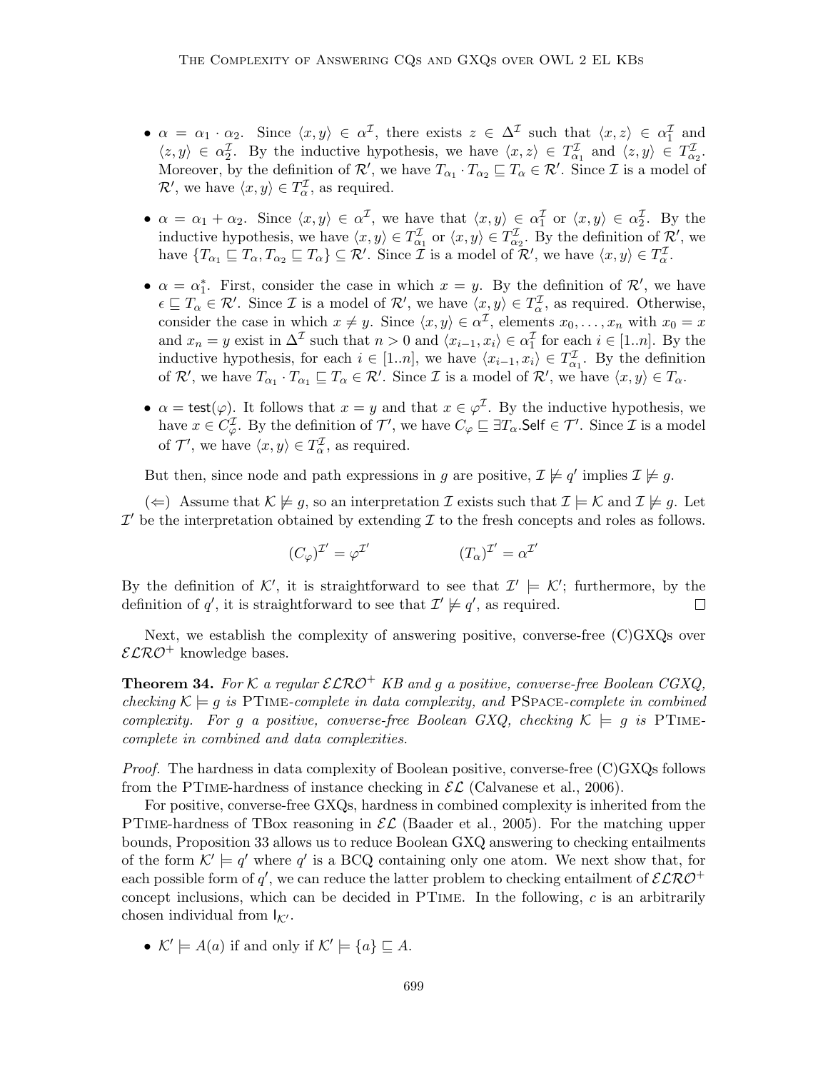- $\alpha = \alpha_1 \cdot \alpha_2$. Since $\langle x, y\rangle \in \alpha^{\mathcal{I}}$, there exists $z \in \Delta^{\mathcal{I}}$ such that $\langle x, z\rangle \in \alpha_1^{\mathcal{I}}$ and $\langle z, y\rangle \in \alpha_2^{\mathcal{I}}$. By the inductive hypothesis, we have $\langle x, z\rangle \in T_{\alpha_1}^{\mathcal{I}}$ and $\langle z, y\rangle \in T_{\alpha_2}^{\mathcal{I}}$. Moreover, by the definition of $\mathcal{R}'$, we have $T_{\alpha_1} \cdot T_{\alpha_2} \sqsubseteq T_\alpha \in \mathcal{R}'$. Since $\mathcal{I}$ is a model of $\mathcal{R}'$, we have $\langle x, y\rangle \in T_\alpha^{\mathcal{I}}$, as required.

- $\alpha = \alpha_1 + \alpha_2$. Since $\langle x, y\rangle \in \alpha^{\mathcal{I}}$, we have that $\langle x, y\rangle \in \alpha_1^{\mathcal{I}}$ or $\langle x, y\rangle \in \alpha_2^{\mathcal{I}}$. By the inductive hypothesis, we have $\langle x, y\rangle \in T_{\alpha_1}^{\mathcal{I}}$ or $\langle x, y\rangle \in T_{\alpha_2}^{\mathcal{I}}$. By the definition of $\mathcal{R}'$, we have $\{T_{\alpha_1} \sqsubseteq T_\alpha, T_{\alpha_2} \sqsubseteq T_\alpha\} \subseteq \mathcal{R}'$. Since $\mathcal{I}$ is a model of $\mathcal{R}'$, we have $\langle x, y\rangle \in T_\alpha^{\mathcal{I}}$.

- $\alpha = \alpha_1^*$. First, consider the case in which $x = y$. By the definition of $\mathcal{R}'$, we have $\epsilon \sqsubseteq T_\alpha \in \mathcal{R}'$. Since $\mathcal{I}$ is a model of $\mathcal{R}'$, we have $\langle x, y\rangle \in T_\alpha^{\mathcal{I}}$, as required. Otherwise, consider the case in which $x \neq y$. Since $\langle x, y\rangle \in \alpha^{\mathcal{I}}$, elements $x_0, \ldots, x_n$ with $x_0 = x$ and $x_n = y$ exist in $\Delta^{\mathcal{I}}$ such that $n > 0$ and $\langle x_{i-1}, x_i\rangle \in \alpha_1^{\mathcal{I}}$ for each $i \in [1..n]$. By the inductive hypothesis, for each $i \in [1..n]$, we have $\langle x_{i-1}, x_i\rangle \in T_{\alpha_1}^{\mathcal{I}}$. By the definition of $\mathcal{R}'$, we have $T_\alpha \cdot T_{\alpha_1} \sqsubseteq T_\alpha \in \mathcal{R}'$. Since $\mathcal{I}$ is a model of $\mathcal{R}'$, we have $\langle x, y\rangle \in T_\alpha$.

- $\alpha = \mathsf{test}(\varphi)$. It follows that $x = y$ and that $x \in \varphi^{\mathcal{I}}$. By the inductive hypothesis, we have $x \in C_\varphi^{\mathcal{I}}$. By the definition of $\mathcal{T}'$, we have $C_\varphi \sqsubseteq \exists T_\alpha.\mathsf{Self} \in \mathcal{T}'$. Since $\mathcal{I}$ is a model of $\mathcal{T}'$, we have $\langle x, y\rangle \in T_\alpha^{\mathcal{I}}$, as required.

But then, since node and path expressions in $g$ are positive, $\mathcal{I} \not\models q'$ implies $\mathcal{I} \not\models g$.

($\Leftarrow$) Assume that $\mathcal{K} \not\models g$, so an interpretation $\mathcal{I}$ exists such that $\mathcal{I} \models \mathcal{K}$ and $\mathcal{I} \not\models g$. Let $\mathcal{I}'$ be the interpretation obtained by extending $\mathcal{I}$ to the fresh concepts and roles as follows.

$$(C_\varphi)^{\mathcal{I}'} = \varphi^{\mathcal{I}'} \qquad\qquad (T_\alpha)^{\mathcal{I}'} = \alpha^{\mathcal{I}'}$$

By the definition of $\mathcal{K}'$, it is straightforward to see that $\mathcal{I}' \models \mathcal{K}'$; furthermore, by the definition of $q'$, it is straightforward to see that $\mathcal{I}' \not\models q'$, as required. □

Next, we establish the complexity of answering positive, converse-free (C)GXQs over $\mathcal{ELRO}^+$ knowledge bases.

**Theorem 34.** *For $\mathcal{K}$ a regular $\mathcal{ELRO}^+$ KB and $g$ a positive, converse-free Boolean CGXQ, checking $\mathcal{K} \models g$ is* PTime*-complete in data complexity, and* PSpace*-complete in combined complexity. For $g$ a positive, converse-free Boolean GXQ, checking $\mathcal{K} \models g$ is* PTime*-complete in combined and data complexities.*

*Proof.* The hardness in data complexity of Boolean positive, converse-free (C)GXQs follows from the PTime-hardness of instance checking in $\mathcal{EL}$ (Calvanese et al., 2006).

For positive, converse-free GXQs, hardness in combined complexity is inherited from the PTime-hardness of TBox reasoning in $\mathcal{EL}$ (Baader et al., 2005). For the matching upper bounds, Proposition 33 allows us to reduce Boolean GXQ answering to checking entailments of the form $\mathcal{K}' \models q'$ where $q'$ is a BCQ containing only one atom. We next show that, for each possible form of $q'$, we can reduce the latter problem to checking entailment of $\mathcal{ELRO}^+$ concept inclusions, which can be decided in PTime. In the following, $c$ is an arbitrarily chosen individual from $\mathsf{I}_{\mathcal{K}'}$.

- $\mathcal{K}' \models A(a)$ if and only if $\mathcal{K}' \models \{a\} \sqsubseteq A$.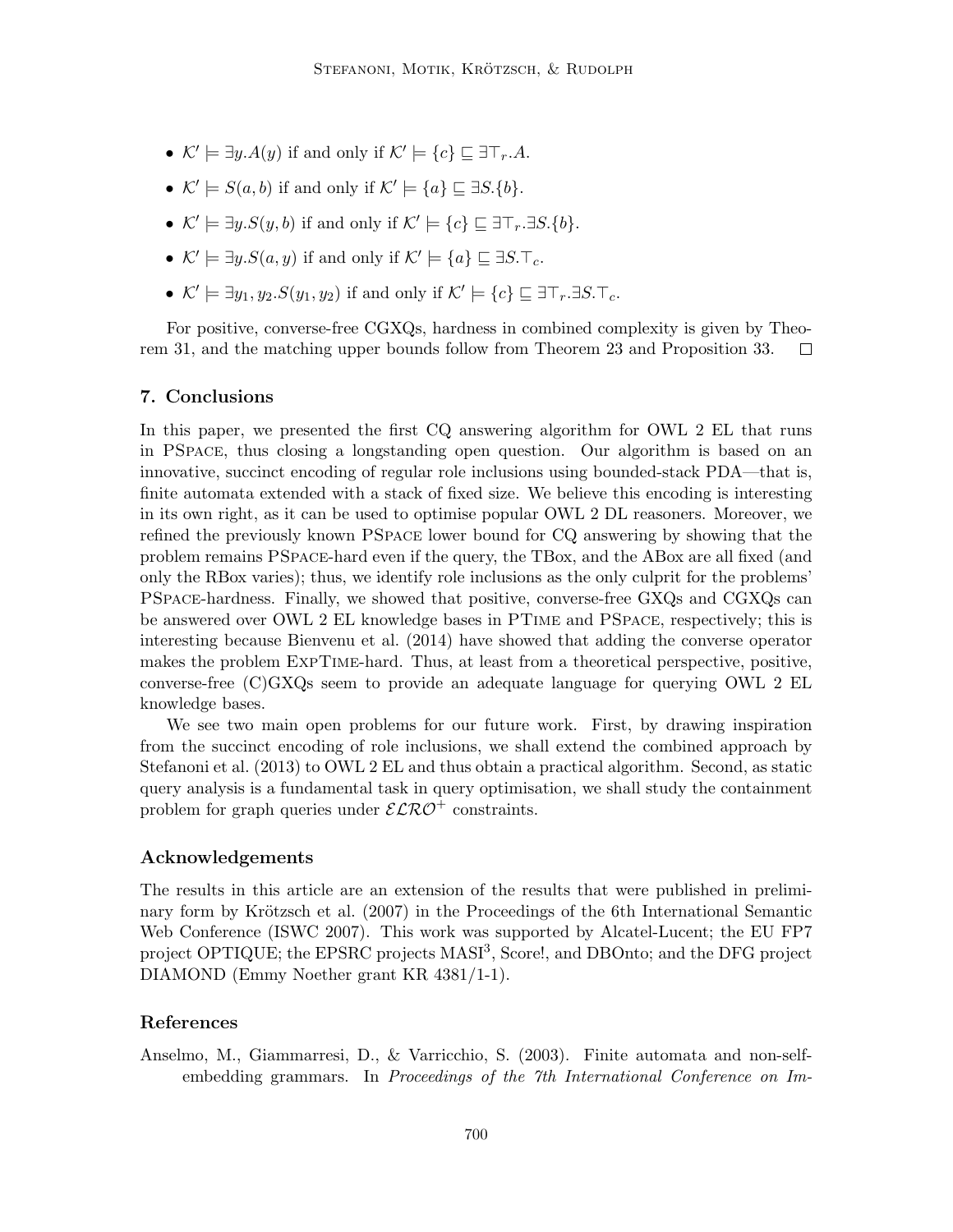- $\mathcal{K}' \models \exists y.A(y)$ if and only if $\mathcal{K}' \models \{c\} \sqsubseteq \exists \top_r.A$.
- $\mathcal{K}' \models S(a, b)$ if and only if $\mathcal{K}' \models \{a\} \sqsubseteq \exists S.\{b\}$.
- $\mathcal{K}' \models \exists y.S(y, b)$ if and only if $\mathcal{K}' \models \{c\} \sqsubseteq \exists \top_r.\exists S.\{b\}$.
- $\mathcal{K}' \models \exists y.S(a, y)$ if and only if $\mathcal{K}' \models \{a\} \sqsubseteq \exists S.\top_c$.
- $\mathcal{K}' \models \exists y_1, y_2.S(y_1, y_2)$ if and only if $\mathcal{K}' \models \{c\} \sqsubseteq \exists \top_r.\exists S.\top_c$.

For positive, converse-free CGXQs, hardness in combined complexity is given by Theorem 31, and the matching upper bounds follow from Theorem 23 and Proposition 33. □

## 7. Conclusions

In this paper, we presented the first CQ answering algorithm for OWL 2 EL that runs in PSpace, thus closing a longstanding open question. Our algorithm is based on an innovative, succinct encoding of regular role inclusions using bounded-stack PDA—that is, finite automata extended with a stack of fixed size. We believe this encoding is interesting in its own right, as it can be used to optimise popular OWL 2 DL reasoners. Moreover, we refined the previously known PSpace lower bound for CQ answering by showing that the problem remains PSpace-hard even if the query, the TBox, and the ABox are all fixed (and only the RBox varies); thus, we identify role inclusions as the only culprit for the problems' PSpace-hardness. Finally, we showed that positive, converse-free GXQs and CGXQs can be answered over OWL 2 EL knowledge bases in PTime and PSpace, respectively; this is interesting because Bienvenu et al. (2014) have showed that adding the converse operator makes the problem ExpTime-hard. Thus, at least from a theoretical perspective, positive, converse-free (C)GXQs seem to provide an adequate language for querying OWL 2 EL knowledge bases.

We see two main open problems for our future work. First, by drawing inspiration from the succinct encoding of role inclusions, we shall extend the combined approach by Stefanoni et al. (2013) to OWL 2 EL and thus obtain a practical algorithm. Second, as static query analysis is a fundamental task in query optimisation, we shall study the containment problem for graph queries under $\mathcal{ELRO}^+$ constraints.

### Acknowledgements

The results in this article are an extension of the results that were published in preliminary form by Krötzsch et al. (2007) in the Proceedings of the 6th International Semantic Web Conference (ISWC 2007). This work was supported by Alcatel-Lucent; the EU FP7 project OPTIQUE; the EPSRC projects MASI[3], Score!, and DBOnto; and the DFG project DIAMOND (Emmy Noether grant KR 4381/1-1).

### References

Anselmo, M., Giammarresi, D., & Varricchio, S. (2003). Finite automata and non-self-embedding grammars. In *Proceedings of the 7th International Conference on Im-*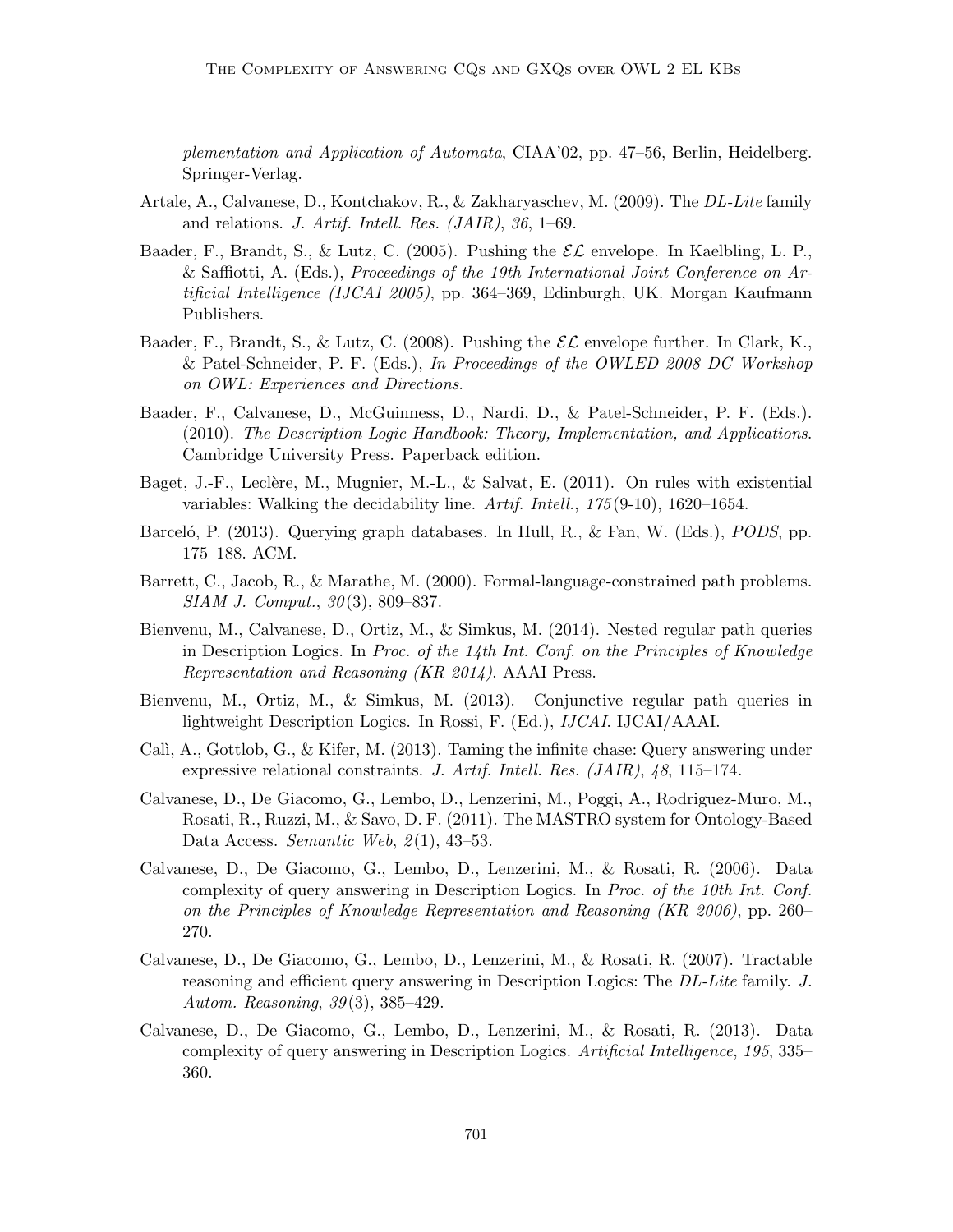*plementation and Application of Automata*, CIAA'02, pp. 47–56, Berlin, Heidelberg. Springer-Verlag.

Artale, A., Calvanese, D., Kontchakov, R., & Zakharyaschev, M. (2009). The *DL-Lite* family and relations. *J. Artif. Intell. Res. (JAIR)*, *36*, 1–69.

Baader, F., Brandt, S., & Lutz, C. (2005). Pushing the $\mathcal{EL}$ envelope. In Kaelbling, L. P., & Saffiotti, A. (Eds.), *Proceedings of the 19th International Joint Conference on Artificial Intelligence (IJCAI 2005)*, pp. 364–369, Edinburgh, UK. Morgan Kaufmann Publishers.

Baader, F., Brandt, S., & Lutz, C. (2008). Pushing the $\mathcal{EL}$ envelope further. In Clark, K., & Patel-Schneider, P. F. (Eds.), *In Proceedings of the OWLED 2008 DC Workshop on OWL: Experiences and Directions*.

Baader, F., Calvanese, D., McGuinness, D., Nardi, D., & Patel-Schneider, P. F. (Eds.). (2010). *The Description Logic Handbook: Theory, Implementation, and Applications*. Cambridge University Press. Paperback edition.

Baget, J.-F., Leclère, M., Mugnier, M.-L., & Salvat, E. (2011). On rules with existential variables: Walking the decidability line. *Artif. Intell.*, *175*(9-10), 1620–1654.

Barceló, P. (2013). Querying graph databases. In Hull, R., & Fan, W. (Eds.), *PODS*, pp. 175–188. ACM.

Barrett, C., Jacob, R., & Marathe, M. (2000). Formal-language-constrained path problems. *SIAM J. Comput.*, *30*(3), 809–837.

Bienvenu, M., Calvanese, D., Ortiz, M., & Simkus, M. (2014). Nested regular path queries in Description Logics. In *Proc. of the 14th Int. Conf. on the Principles of Knowledge Representation and Reasoning (KR 2014)*. AAAI Press.

Bienvenu, M., Ortiz, M., & Simkus, M. (2013). Conjunctive regular path queries in lightweight Description Logics. In Rossi, F. (Ed.), *IJCAI*. IJCAI/AAAI.

Calì, A., Gottlob, G., & Kifer, M. (2013). Taming the infinite chase: Query answering under expressive relational constraints. *J. Artif. Intell. Res. (JAIR)*, *48*, 115–174.

Calvanese, D., De Giacomo, G., Lembo, D., Lenzerini, M., Poggi, A., Rodriguez-Muro, M., Rosati, R., Ruzzi, M., & Savo, D. F. (2011). The MASTRO system for Ontology-Based Data Access. *Semantic Web*, *2*(1), 43–53.

Calvanese, D., De Giacomo, G., Lembo, D., Lenzerini, M., & Rosati, R. (2006). Data complexity of query answering in Description Logics. In *Proc. of the 10th Int. Conf. on the Principles of Knowledge Representation and Reasoning (KR 2006)*, pp. 260–270.

Calvanese, D., De Giacomo, G., Lembo, D., Lenzerini, M., & Rosati, R. (2007). Tractable reasoning and efficient query answering in Description Logics: The *DL-Lite* family. *J. Autom. Reasoning*, *39*(3), 385–429.

Calvanese, D., De Giacomo, G., Lembo, D., Lenzerini, M., & Rosati, R. (2013). Data complexity of query answering in Description Logics. *Artificial Intelligence*, *195*, 335–360.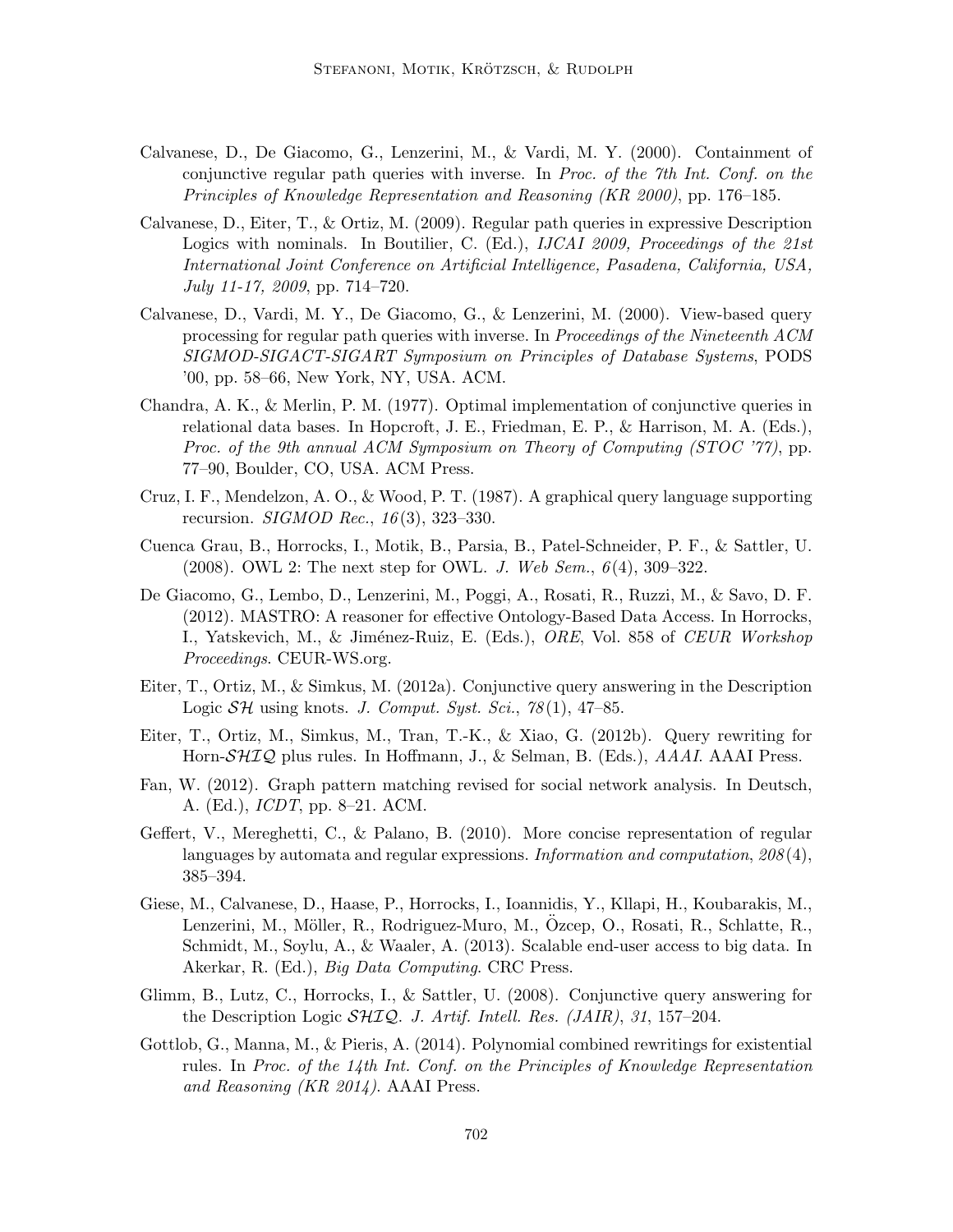Calvanese, D., De Giacomo, G., Lenzerini, M., & Vardi, M. Y. (2000). Containment of conjunctive regular path queries with inverse. In *Proc. of the 7th Int. Conf. on the Principles of Knowledge Representation and Reasoning (KR 2000)*, pp. 176–185.

Calvanese, D., Eiter, T., & Ortiz, M. (2009). Regular path queries in expressive Description Logics with nominals. In Boutilier, C. (Ed.), *IJCAI 2009, Proceedings of the 21st International Joint Conference on Artificial Intelligence, Pasadena, California, USA, July 11-17, 2009*, pp. 714–720.

Calvanese, D., Vardi, M. Y., De Giacomo, G., & Lenzerini, M. (2000). View-based query processing for regular path queries with inverse. In *Proceedings of the Nineteenth ACM SIGMOD-SIGACT-SIGART Symposium on Principles of Database Systems*, PODS '00, pp. 58–66, New York, NY, USA. ACM.

Chandra, A. K., & Merlin, P. M. (1977). Optimal implementation of conjunctive queries in relational data bases. In Hopcroft, J. E., Friedman, E. P., & Harrison, M. A. (Eds.), *Proc. of the 9th annual ACM Symposium on Theory of Computing (STOC '77)*, pp. 77–90, Boulder, CO, USA. ACM Press.

Cruz, I. F., Mendelzon, A. O., & Wood, P. T. (1987). A graphical query language supporting recursion. *SIGMOD Rec.*, *16*(3), 323–330.

Cuenca Grau, B., Horrocks, I., Motik, B., Parsia, B., Patel-Schneider, P. F., & Sattler, U. (2008). OWL 2: The next step for OWL. *J. Web Sem.*, *6*(4), 309–322.

De Giacomo, G., Lembo, D., Lenzerini, M., Poggi, A., Rosati, R., Ruzzi, M., & Savo, D. F. (2012). MASTRO: A reasoner for effective Ontology-Based Data Access. In Horrocks, I., Yatskevich, M., & Jiménez-Ruiz, E. (Eds.), *ORE*, Vol. 858 of *CEUR Workshop Proceedings*. CEUR-WS.org.

Eiter, T., Ortiz, M., & Simkus, M. (2012a). Conjunctive query answering in the Description Logic $\mathcal{SH}$ using knots. *J. Comput. Syst. Sci.*, *78*(1), 47–85.

Eiter, T., Ortiz, M., Simkus, M., Tran, T.-K., & Xiao, G. (2012b). Query rewriting for Horn-$\mathcal{SHIQ}$ plus rules. In Hoffmann, J., & Selman, B. (Eds.), *AAAI*. AAAI Press.

Fan, W. (2012). Graph pattern matching revised for social network analysis. In Deutsch, A. (Ed.), *ICDT*, pp. 8–21. ACM.

Geffert, V., Mereghetti, C., & Palano, B. (2010). More concise representation of regular languages by automata and regular expressions. *Information and computation*, *208*(4), 385–394.

Giese, M., Calvanese, D., Haase, P., Horrocks, I., Ioannidis, Y., Kllapi, H., Koubarakis, M., Lenzerini, M., Möller, R., Rodriguez-Muro, M., Özcep, O., Rosati, R., Schlatte, R., Schmidt, M., Soylu, A., & Waaler, A. (2013). Scalable end-user access to big data. In Akerkar, R. (Ed.), *Big Data Computing*. CRC Press.

Glimm, B., Lutz, C., Horrocks, I., & Sattler, U. (2008). Conjunctive query answering for the Description Logic $\mathcal{SHIQ}$. *J. Artif. Intell. Res. (JAIR)*, *31*, 157–204.

Gottlob, G., Manna, M., & Pieris, A. (2014). Polynomial combined rewritings for existential rules. In *Proc. of the 14th Int. Conf. on the Principles of Knowledge Representation and Reasoning (KR 2014)*. AAAI Press.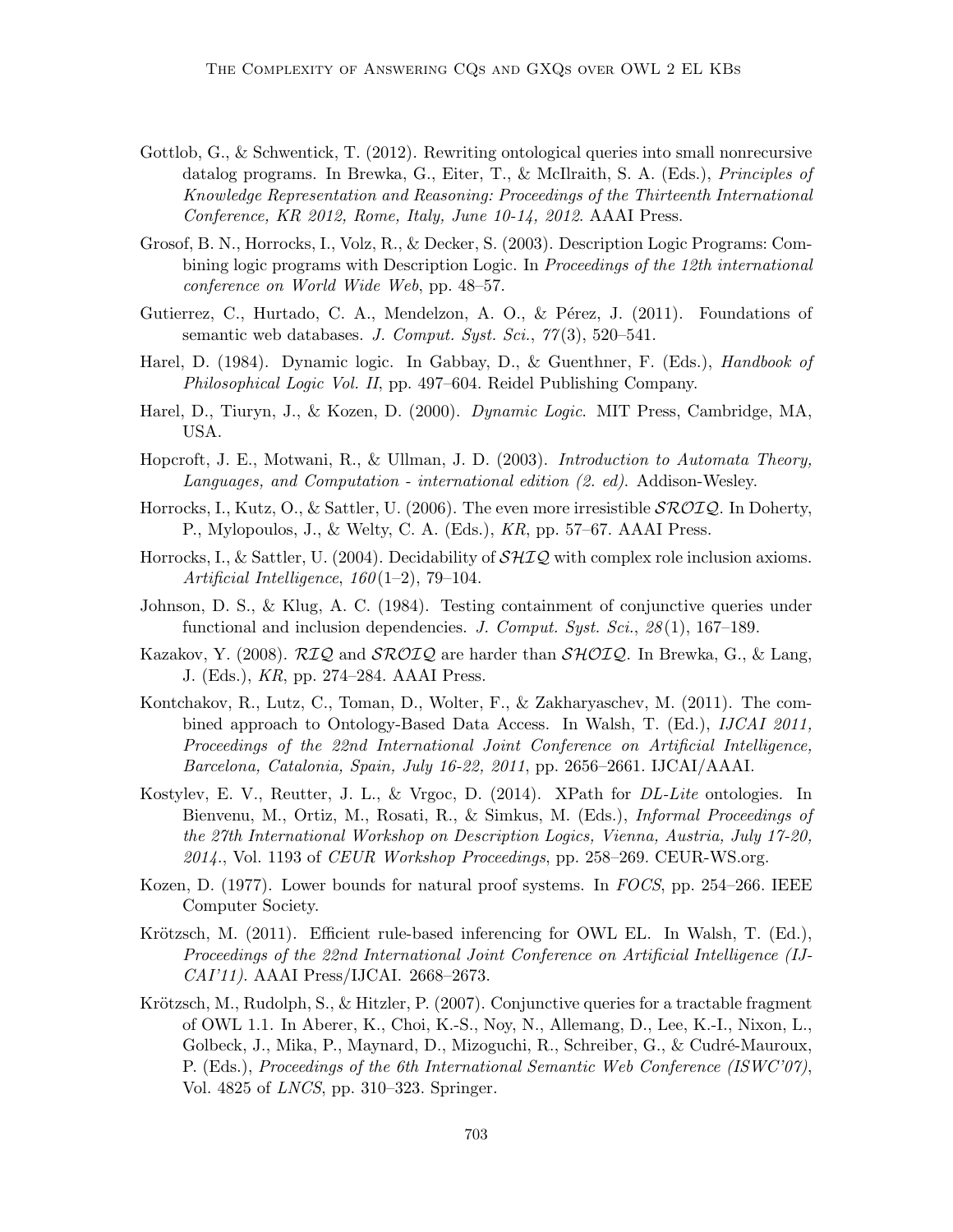Gottlob, G., & Schwentick, T. (2012). Rewriting ontological queries into small nonrecursive datalog programs. In Brewka, G., Eiter, T., & McIlraith, S. A. (Eds.), *Principles of Knowledge Representation and Reasoning: Proceedings of the Thirteenth International Conference, KR 2012, Rome, Italy, June 10-14, 2012*. AAAI Press.

Grosof, B. N., Horrocks, I., Volz, R., & Decker, S. (2003). Description Logic Programs: Combining logic programs with Description Logic. In *Proceedings of the 12th international conference on World Wide Web*, pp. 48–57.

Gutierrez, C., Hurtado, C. A., Mendelzon, A. O., & Pérez, J. (2011). Foundations of semantic web databases. *J. Comput. Syst. Sci.*, *77*(3), 520–541.

Harel, D. (1984). Dynamic logic. In Gabbay, D., & Guenthner, F. (Eds.), *Handbook of Philosophical Logic Vol. II*, pp. 497–604. Reidel Publishing Company.

Harel, D., Tiuryn, J., & Kozen, D. (2000). *Dynamic Logic.* MIT Press, Cambridge, MA, USA.

Hopcroft, J. E., Motwani, R., & Ullman, J. D. (2003). *Introduction to Automata Theory, Languages, and Computation - international edition (2. ed).* Addison-Wesley.

Horrocks, I., Kutz, O., & Sattler, U. (2006). The even more irresistible $\mathcal{SROIQ}$. In Doherty, P., Mylopoulos, J., & Welty, C. A. (Eds.), *KR*, pp. 57–67. AAAI Press.

Horrocks, I., & Sattler, U. (2004). Decidability of $\mathcal{SHIQ}$ with complex role inclusion axioms. *Artificial Intelligence*, *160*(1–2), 79–104.

Johnson, D. S., & Klug, A. C. (1984). Testing containment of conjunctive queries under functional and inclusion dependencies. *J. Comput. Syst. Sci.*, *28*(1), 167–189.

Kazakov, Y. (2008). $\mathcal{RIQ}$ and $\mathcal{SROIQ}$ are harder than $\mathcal{SHOIQ}$. In Brewka, G., & Lang, J. (Eds.), *KR*, pp. 274–284. AAAI Press.

Kontchakov, R., Lutz, C., Toman, D., Wolter, F., & Zakharyaschev, M. (2011). The combined approach to Ontology-Based Data Access. In Walsh, T. (Ed.), *IJCAI 2011, Proceedings of the 22nd International Joint Conference on Artificial Intelligence, Barcelona, Catalonia, Spain, July 16-22, 2011*, pp. 2656–2661. IJCAI/AAAI.

Kostylev, E. V., Reutter, J. L., & Vrgoc, D. (2014). XPath for *DL-Lite* ontologies. In Bienvenu, M., Ortiz, M., Rosati, R., & Simkus, M. (Eds.), *Informal Proceedings of the 27th International Workshop on Description Logics, Vienna, Austria, July 17-20, 2014.*, Vol. 1193 of *CEUR Workshop Proceedings*, pp. 258–269. CEUR-WS.org.

Kozen, D. (1977). Lower bounds for natural proof systems. In *FOCS*, pp. 254–266. IEEE Computer Society.

Krötzsch, M. (2011). Efficient rule-based inferencing for OWL EL. In Walsh, T. (Ed.), *Proceedings of the 22nd International Joint Conference on Artificial Intelligence (IJCAI'11).* AAAI Press/IJCAI. 2668–2673.

Krötzsch, M., Rudolph, S., & Hitzler, P. (2007). Conjunctive queries for a tractable fragment of OWL 1.1. In Aberer, K., Choi, K.-S., Noy, N., Allemang, D., Lee, K.-I., Nixon, L., Golbeck, J., Mika, P., Maynard, D., Mizoguchi, R., Schreiber, G., & Cudré-Mauroux, P. (Eds.), *Proceedings of the 6th International Semantic Web Conference (ISWC'07)*, Vol. 4825 of *LNCS*, pp. 310–323. Springer.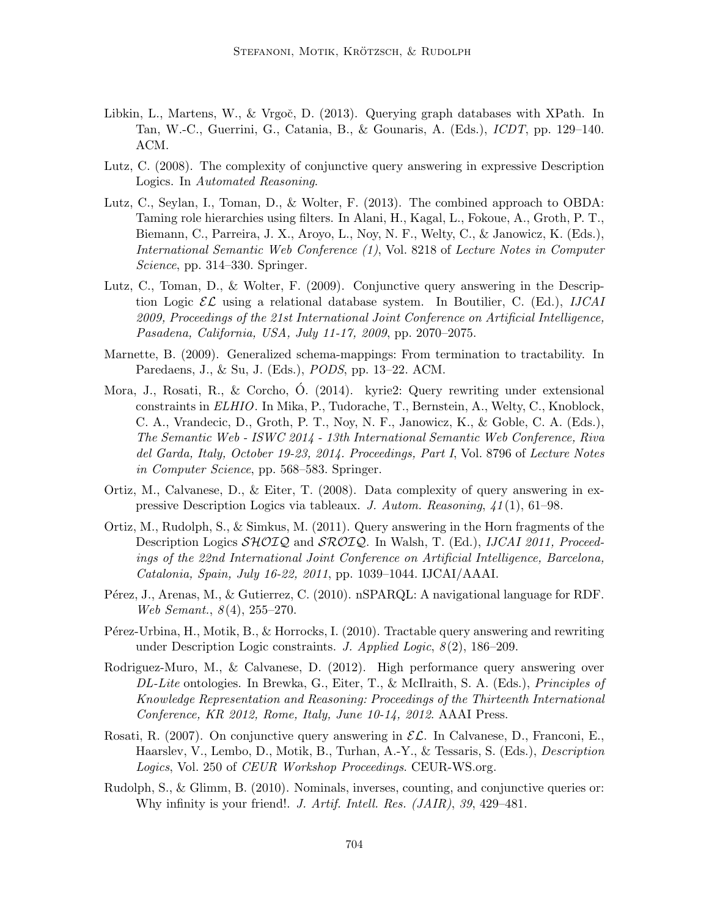Libkin, L., Martens, W., & Vrgoč, D. (2013). Querying graph databases with XPath. In Tan, W.-C., Guerrini, G., Catania, B., & Gounaris, A. (Eds.), *ICDT*, pp. 129–140. ACM.

Lutz, C. (2008). The complexity of conjunctive query answering in expressive Description Logics. In *Automated Reasoning*.

Lutz, C., Seylan, I., Toman, D., & Wolter, F. (2013). The combined approach to OBDA: Taming role hierarchies using filters. In Alani, H., Kagal, L., Fokoue, A., Groth, P. T., Biemann, C., Parreira, J. X., Aroyo, L., Noy, N. F., Welty, C., & Janowicz, K. (Eds.), *International Semantic Web Conference (1)*, Vol. 8218 of *Lecture Notes in Computer Science*, pp. 314–330. Springer.

Lutz, C., Toman, D., & Wolter, F. (2009). Conjunctive query answering in the Description Logic $\mathcal{EL}$ using a relational database system. In Boutilier, C. (Ed.), *IJCAI 2009, Proceedings of the 21st International Joint Conference on Artificial Intelligence, Pasadena, California, USA, July 11-17, 2009*, pp. 2070–2075.

Marnette, B. (2009). Generalized schema-mappings: From termination to tractability. In Paredaens, J., & Su, J. (Eds.), *PODS*, pp. 13–22. ACM.

Mora, J., Rosati, R., & Corcho, Ó. (2014). kyrie2: Query rewriting under extensional constraints in *ELHIO*. In Mika, P., Tudorache, T., Bernstein, A., Welty, C., Knoblock, C. A., Vrandecic, D., Groth, P. T., Noy, N. F., Janowicz, K., & Goble, C. A. (Eds.), *The Semantic Web - ISWC 2014 - 13th International Semantic Web Conference, Riva del Garda, Italy, October 19-23, 2014. Proceedings, Part I*, Vol. 8796 of *Lecture Notes in Computer Science*, pp. 568–583. Springer.

Ortiz, M., Calvanese, D., & Eiter, T. (2008). Data complexity of query answering in expressive Description Logics via tableaux. *J. Autom. Reasoning*, *41*(1), 61–98.

Ortiz, M., Rudolph, S., & Simkus, M. (2011). Query answering in the Horn fragments of the Description Logics $\mathcal{SHOIQ}$ and $\mathcal{SROIQ}$. In Walsh, T. (Ed.), *IJCAI 2011, Proceedings of the 22nd International Joint Conference on Artificial Intelligence, Barcelona, Catalonia, Spain, July 16-22, 2011*, pp. 1039–1044. IJCAI/AAAI.

Pérez, J., Arenas, M., & Gutierrez, C. (2010). nSPARQL: A navigational language for RDF. *Web Semant.*, *8*(4), 255–270.

Pérez-Urbina, H., Motik, B., & Horrocks, I. (2010). Tractable query answering and rewriting under Description Logic constraints. *J. Applied Logic*, *8*(2), 186–209.

Rodriguez-Muro, M., & Calvanese, D. (2012). High performance query answering over *DL-Lite* ontologies. In Brewka, G., Eiter, T., & McIlraith, S. A. (Eds.), *Principles of Knowledge Representation and Reasoning: Proceedings of the Thirteenth International Conference, KR 2012, Rome, Italy, June 10-14, 2012*. AAAI Press.

Rosati, R. (2007). On conjunctive query answering in $\mathcal{EL}$. In Calvanese, D., Franconi, E., Haarslev, V., Lembo, D., Motik, B., Turhan, A.-Y., & Tessaris, S. (Eds.), *Description Logics*, Vol. 250 of *CEUR Workshop Proceedings*. CEUR-WS.org.

Rudolph, S., & Glimm, B. (2010). Nominals, inverses, counting, and conjunctive queries or: Why infinity is your friend!. *J. Artif. Intell. Res. (JAIR)*, *39*, 429–481.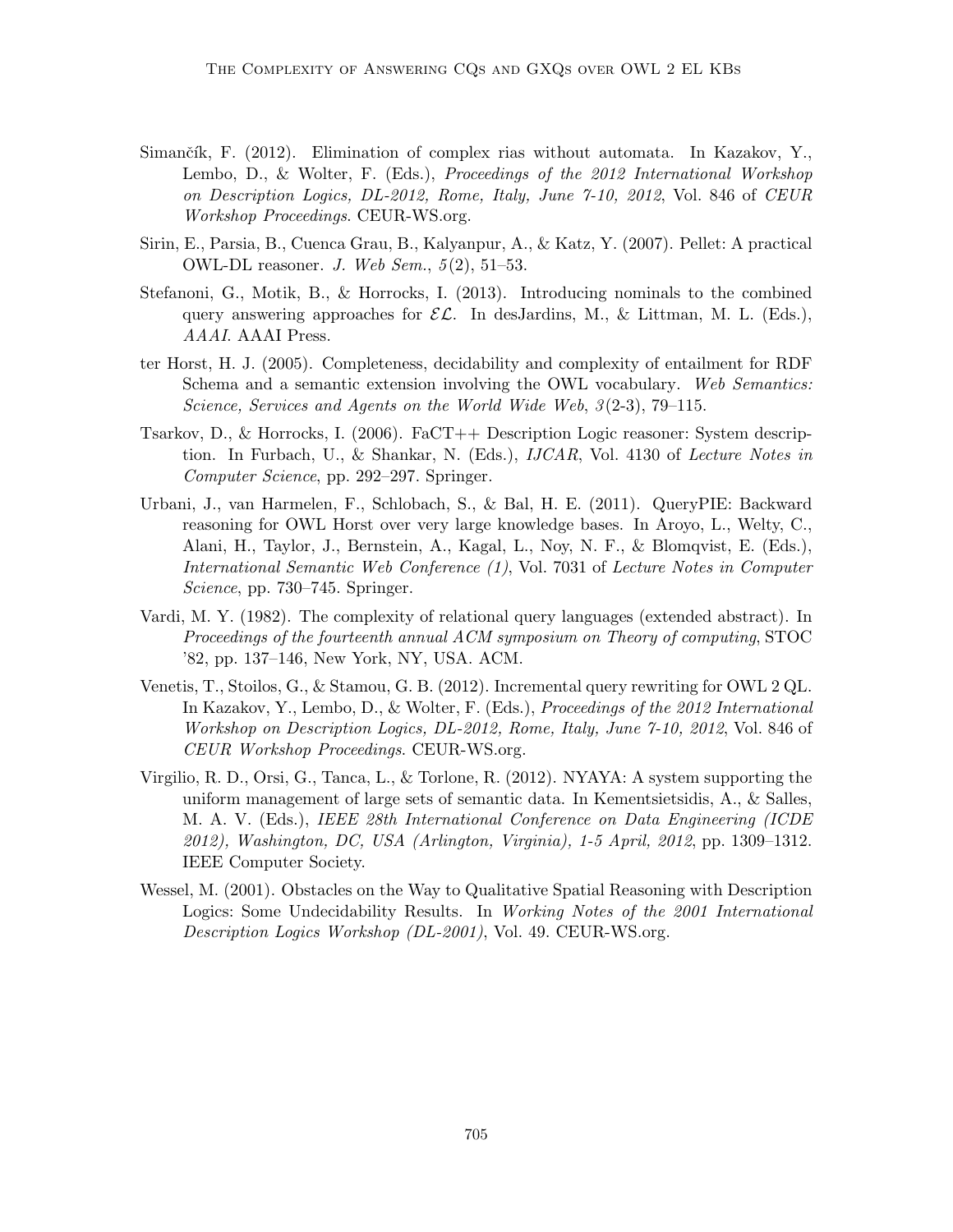Simančík, F. (2012). Elimination of complex rias without automata. In Kazakov, Y., Lembo, D., & Wolter, F. (Eds.), *Proceedings of the 2012 International Workshop on Description Logics, DL-2012, Rome, Italy, June 7-10, 2012*, Vol. 846 of *CEUR Workshop Proceedings*. CEUR-WS.org.

Sirin, E., Parsia, B., Cuenca Grau, B., Kalyanpur, A., & Katz, Y. (2007). Pellet: A practical OWL-DL reasoner. *J. Web Sem.*, *5*(2), 51–53.

Stefanoni, G., Motik, B., & Horrocks, I. (2013). Introducing nominals to the combined query answering approaches for $\mathcal{EL}$. In desJardins, M., & Littman, M. L. (Eds.), *AAAI*. AAAI Press.

ter Horst, H. J. (2005). Completeness, decidability and complexity of entailment for RDF Schema and a semantic extension involving the OWL vocabulary. *Web Semantics: Science, Services and Agents on the World Wide Web*, *3*(2-3), 79–115.

Tsarkov, D., & Horrocks, I. (2006). FaCT++ Description Logic reasoner: System description. In Furbach, U., & Shankar, N. (Eds.), *IJCAR*, Vol. 4130 of *Lecture Notes in Computer Science*, pp. 292–297. Springer.

Urbani, J., van Harmelen, F., Schlobach, S., & Bal, H. E. (2011). QueryPIE: Backward reasoning for OWL Horst over very large knowledge bases. In Aroyo, L., Welty, C., Alani, H., Taylor, J., Bernstein, A., Kagal, L., Noy, N. F., & Blomqvist, E. (Eds.), *International Semantic Web Conference (1)*, Vol. 7031 of *Lecture Notes in Computer Science*, pp. 730–745. Springer.

Vardi, M. Y. (1982). The complexity of relational query languages (extended abstract). In *Proceedings of the fourteenth annual ACM symposium on Theory of computing*, STOC '82, pp. 137–146, New York, NY, USA. ACM.

Venetis, T., Stoilos, G., & Stamou, G. B. (2012). Incremental query rewriting for OWL 2 QL. In Kazakov, Y., Lembo, D., & Wolter, F. (Eds.), *Proceedings of the 2012 International Workshop on Description Logics, DL-2012, Rome, Italy, June 7-10, 2012*, Vol. 846 of *CEUR Workshop Proceedings*. CEUR-WS.org.

Virgilio, R. D., Orsi, G., Tanca, L., & Torlone, R. (2012). NYAYA: A system supporting the uniform management of large sets of semantic data. In Kementsietsidis, A., & Salles, M. A. V. (Eds.), *IEEE 28th International Conference on Data Engineering (ICDE 2012), Washington, DC, USA (Arlington, Virginia), 1-5 April, 2012*, pp. 1309–1312. IEEE Computer Society.

Wessel, M. (2001). Obstacles on the Way to Qualitative Spatial Reasoning with Description Logics: Some Undecidability Results. In *Working Notes of the 2001 International Description Logics Workshop (DL-2001)*, Vol. 49. CEUR-WS.org.